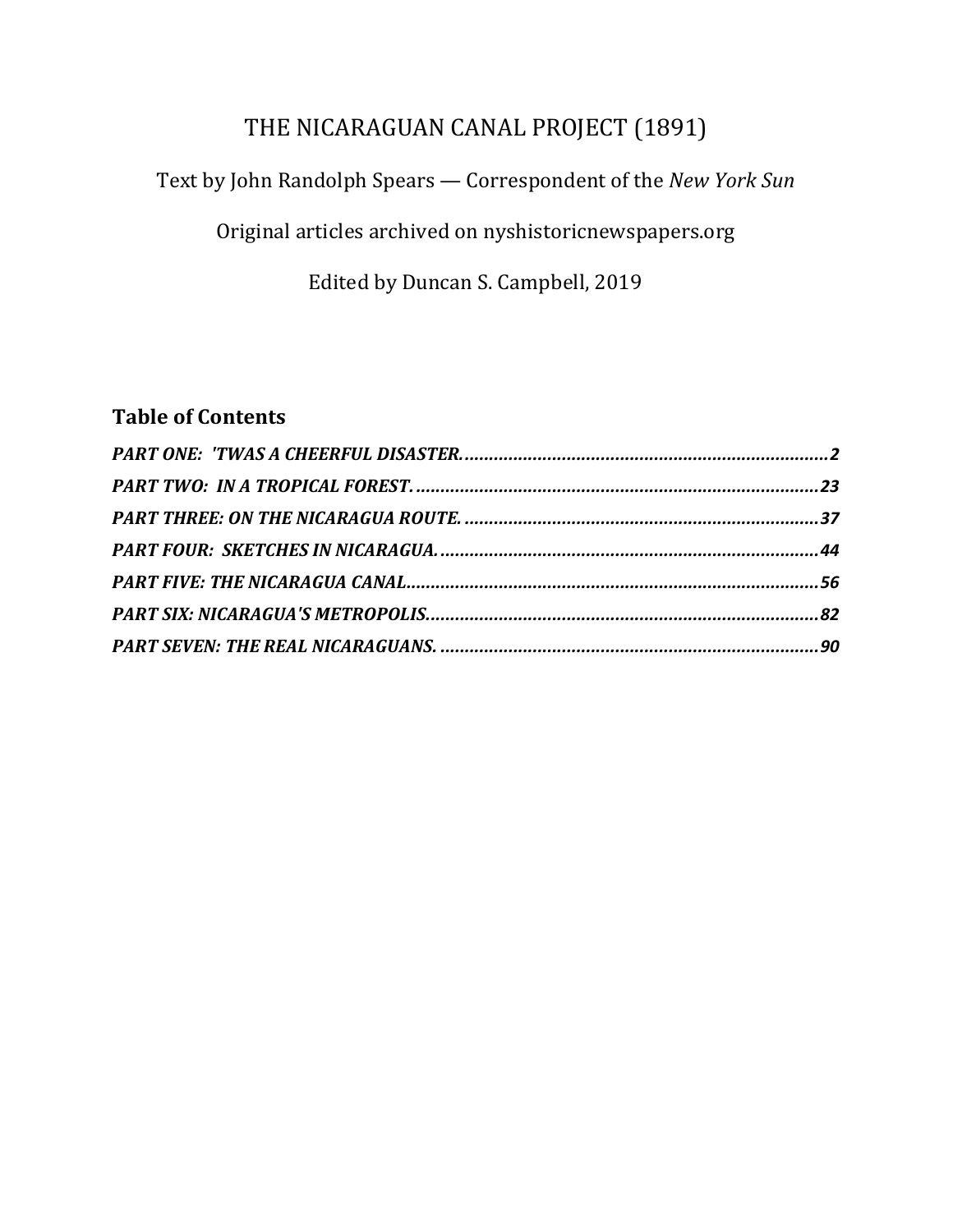# THE NICARAGUAN CANAL PROJECT (1891)

Text by John Randolph Spears — Correspondent of the *New York Sun*

Original articles archived on nyshistoricnewspapers.org

Edited by Duncan S. Campbell, 2019

## Table of Contents

***PART ONE: 'TWAS A CHEERFUL DISASTER.*** ........................................................................ **2**

***PART TWO: IN A TROPICAL FOREST.*** ................................................................................ **23**

***PART THREE: ON THE NICARAGUA ROUTE.*** ...................................................................... **37**

***PART FOUR: SKETCHES IN NICARAGUA.*** ........................................................................... **44**

***PART FIVE: THE NICARAGUA CANAL*** .................................................................................. **56**

***PART SIX: NICARAGUA'S METROPOLIS.*** ............................................................................. **82**

***PART SEVEN: THE REAL NICARAGUANS.*** ........................................................................... **90**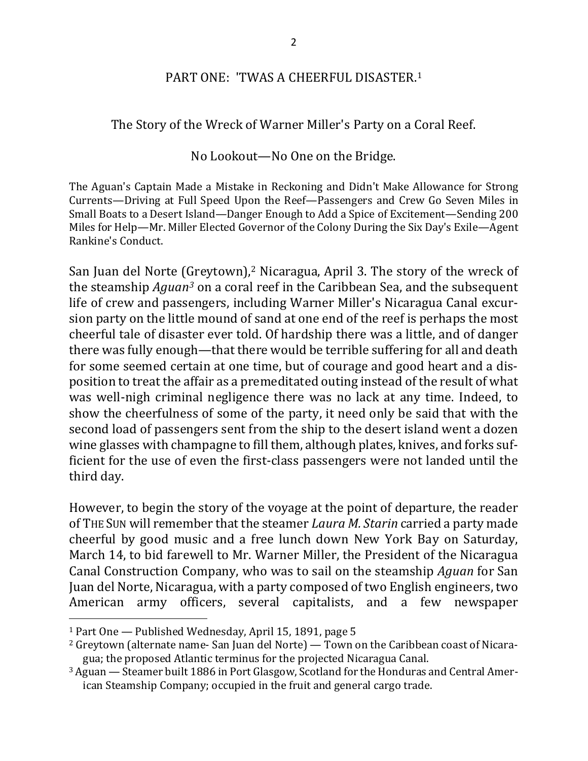## PART ONE: 'TWAS A CHEERFUL DISASTER.[1]

### The Story of the Wreck of Warner Miller's Party on a Coral Reef.

### No Lookout—No One on the Bridge.

The Aguan's Captain Made a Mistake in Reckoning and Didn't Make Allowance for Strong Currents—Driving at Full Speed Upon the Reef—Passengers and Crew Go Seven Miles in Small Boats to a Desert Island—Danger Enough to Add a Spice of Excitement—Sending 200 Miles for Help—Mr. Miller Elected Governor of the Colony During the Six Day's Exile—Agent Rankine's Conduct.

San Juan del Norte (Greytown),[2] Nicaragua, April 3. The story of the wreck of the steamship *Aguan*[3] on a coral reef in the Caribbean Sea, and the subsequent life of crew and passengers, including Warner Miller's Nicaragua Canal excursion party on the little mound of sand at one end of the reef is perhaps the most cheerful tale of disaster ever told. Of hardship there was a little, and of danger there was fully enough—that there would be terrible suffering for all and death for some seemed certain at one time, but of courage and good heart and a disposition to treat the affair as a premeditated outing instead of the result of what was well-nigh criminal negligence there was no lack at any time. Indeed, to show the cheerfulness of some of the party, it need only be said that with the second load of passengers sent from the ship to the desert island went a dozen wine glasses with champagne to fill them, although plates, knives, and forks sufficient for the use of even the first-class passengers were not landed until the third day.

However, to begin the story of the voyage at the point of departure, the reader of THE SUN will remember that the steamer *Laura M. Starin* carried a party made cheerful by good music and a free lunch down New York Bay on Saturday, March 14, to bid farewell to Mr. Warner Miller, the President of the Nicaragua Canal Construction Company, who was to sail on the steamship *Aguan* for San Juan del Norte, Nicaragua, with a party composed of two English engineers, two American army officers, several capitalists, and a few newspaper

---

[1] Part One — Published Wednesday, April 15, 1891, page 5

[2] Greytown (alternate name- San Juan del Norte) — Town on the Caribbean coast of Nicaragua; the proposed Atlantic terminus for the projected Nicaragua Canal.

[3] Aguan — Steamer built 1886 in Port Glasgow, Scotland for the Honduras and Central American Steamship Company; occupied in the fruit and general cargo trade.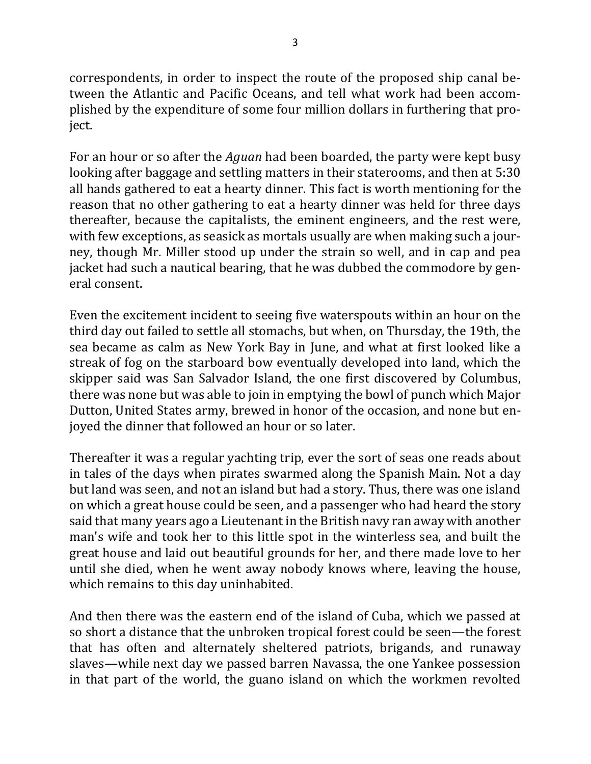correspondents, in order to inspect the route of the proposed ship canal between the Atlantic and Pacific Oceans, and tell what work had been accomplished by the expenditure of some four million dollars in furthering that project.

For an hour or so after the *Aguan* had been boarded, the party were kept busy looking after baggage and settling matters in their staterooms, and then at 5:30 all hands gathered to eat a hearty dinner. This fact is worth mentioning for the reason that no other gathering to eat a hearty dinner was held for three days thereafter, because the capitalists, the eminent engineers, and the rest were, with few exceptions, as seasick as mortals usually are when making such a journey, though Mr. Miller stood up under the strain so well, and in cap and pea jacket had such a nautical bearing, that he was dubbed the commodore by general consent.

Even the excitement incident to seeing five waterspouts within an hour on the third day out failed to settle all stomachs, but when, on Thursday, the 19th, the sea became as calm as New York Bay in June, and what at first looked like a streak of fog on the starboard bow eventually developed into land, which the skipper said was San Salvador Island, the one first discovered by Columbus, there was none but was able to join in emptying the bowl of punch which Major Dutton, United States army, brewed in honor of the occasion, and none but enjoyed the dinner that followed an hour or so later.

Thereafter it was a regular yachting trip, ever the sort of seas one reads about in tales of the days when pirates swarmed along the Spanish Main. Not a day but land was seen, and not an island but had a story. Thus, there was one island on which a great house could be seen, and a passenger who had heard the story said that many years ago a Lieutenant in the British navy ran away with another man's wife and took her to this little spot in the winterless sea, and built the great house and laid out beautiful grounds for her, and there made love to her until she died, when he went away nobody knows where, leaving the house, which remains to this day uninhabited.

And then there was the eastern end of the island of Cuba, which we passed at so short a distance that the unbroken tropical forest could be seen—the forest that has often and alternately sheltered patriots, brigands, and runaway slaves—while next day we passed barren Navassa, the one Yankee possession in that part of the world, the guano island on which the workmen revolted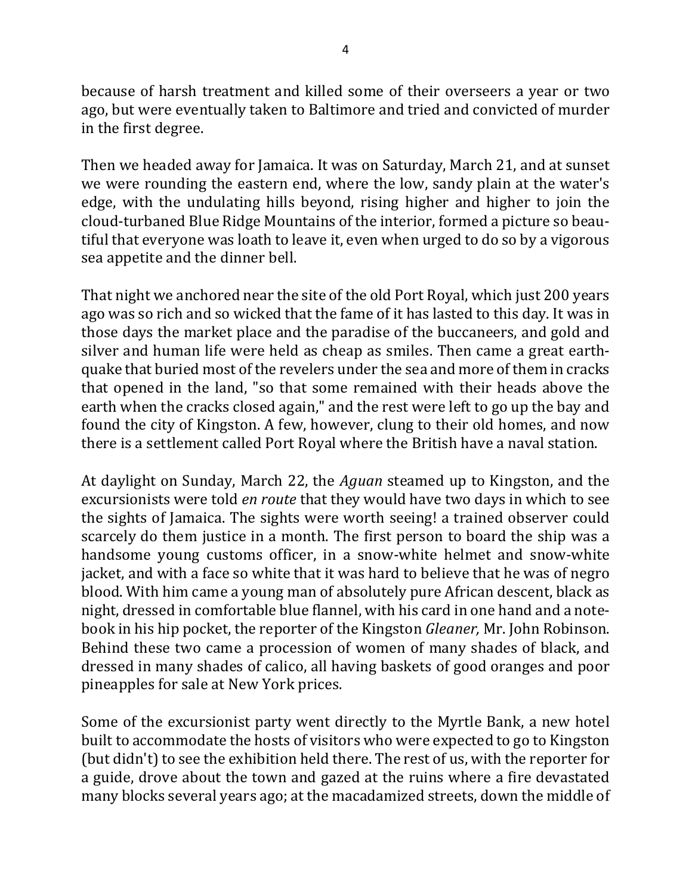because of harsh treatment and killed some of their overseers a year or two ago, but were eventually taken to Baltimore and tried and convicted of murder in the first degree.

Then we headed away for Jamaica. It was on Saturday, March 21, and at sunset we were rounding the eastern end, where the low, sandy plain at the water's edge, with the undulating hills beyond, rising higher and higher to join the cloud-turbaned Blue Ridge Mountains of the interior, formed a picture so beautiful that everyone was loath to leave it, even when urged to do so by a vigorous sea appetite and the dinner bell.

That night we anchored near the site of the old Port Royal, which just 200 years ago was so rich and so wicked that the fame of it has lasted to this day. It was in those days the market place and the paradise of the buccaneers, and gold and silver and human life were held as cheap as smiles. Then came a great earthquake that buried most of the revelers under the sea and more of them in cracks that opened in the land, "so that some remained with their heads above the earth when the cracks closed again," and the rest were left to go up the bay and found the city of Kingston. A few, however, clung to their old homes, and now there is a settlement called Port Royal where the British have a naval station.

At daylight on Sunday, March 22, the *Aguan* steamed up to Kingston, and the excursionists were told *en route* that they would have two days in which to see the sights of Jamaica. The sights were worth seeing! a trained observer could scarcely do them justice in a month. The first person to board the ship was a handsome young customs officer, in a snow-white helmet and snow-white jacket, and with a face so white that it was hard to believe that he was of negro blood. With him came a young man of absolutely pure African descent, black as night, dressed in comfortable blue flannel, with his card in one hand and a notebook in his hip pocket, the reporter of the Kingston *Gleaner,* Mr. John Robinson. Behind these two came a procession of women of many shades of black, and dressed in many shades of calico, all having baskets of good oranges and poor pineapples for sale at New York prices.

Some of the excursionist party went directly to the Myrtle Bank, a new hotel built to accommodate the hosts of visitors who were expected to go to Kingston (but didn't) to see the exhibition held there. The rest of us, with the reporter for a guide, drove about the town and gazed at the ruins where a fire devastated many blocks several years ago; at the macadamized streets, down the middle of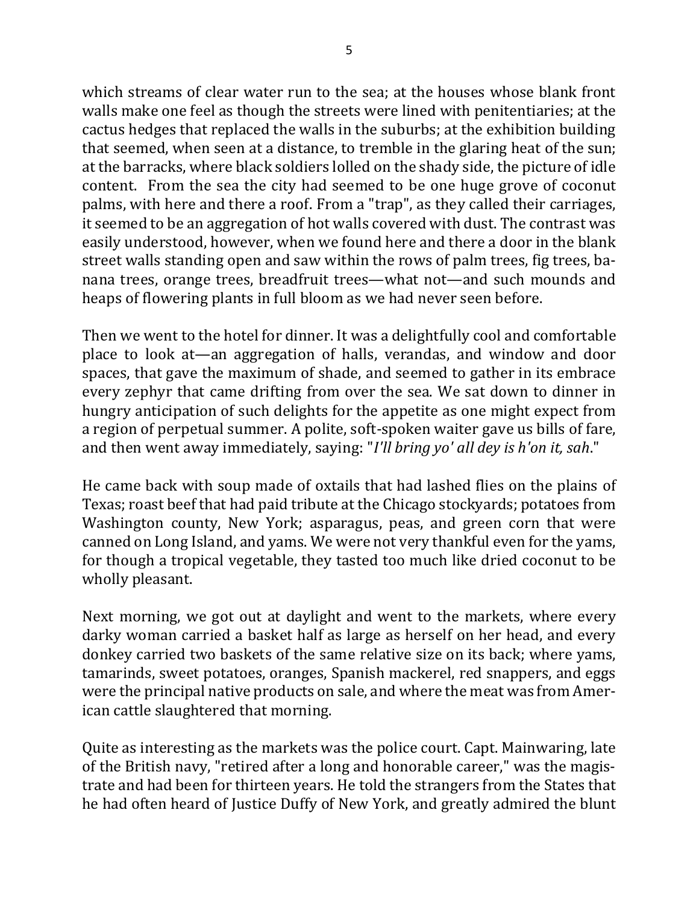which streams of clear water run to the sea; at the houses whose blank front walls make one feel as though the streets were lined with penitentiaries; at the cactus hedges that replaced the walls in the suburbs; at the exhibition building that seemed, when seen at a distance, to tremble in the glaring heat of the sun; at the barracks, where black soldiers lolled on the shady side, the picture of idle content. From the sea the city had seemed to be one huge grove of coconut palms, with here and there a roof. From a "trap", as they called their carriages, it seemed to be an aggregation of hot walls covered with dust. The contrast was easily understood, however, when we found here and there a door in the blank street walls standing open and saw within the rows of palm trees, fig trees, banana trees, orange trees, breadfruit trees—what not—and such mounds and heaps of flowering plants in full bloom as we had never seen before.

Then we went to the hotel for dinner. It was a delightfully cool and comfortable place to look at—an aggregation of halls, verandas, and window and door spaces, that gave the maximum of shade, and seemed to gather in its embrace every zephyr that came drifting from over the sea. We sat down to dinner in hungry anticipation of such delights for the appetite as one might expect from a region of perpetual summer. A polite, soft-spoken waiter gave us bills of fare, and then went away immediately, saying: "*I'll bring yo' all dey is h'on it, sah*."

He came back with soup made of oxtails that had lashed flies on the plains of Texas; roast beef that had paid tribute at the Chicago stockyards; potatoes from Washington county, New York; asparagus, peas, and green corn that were canned on Long Island, and yams. We were not very thankful even for the yams, for though a tropical vegetable, they tasted too much like dried coconut to be wholly pleasant.

Next morning, we got out at daylight and went to the markets, where every darky woman carried a basket half as large as herself on her head, and every donkey carried two baskets of the same relative size on its back; where yams, tamarinds, sweet potatoes, oranges, Spanish mackerel, red snappers, and eggs were the principal native products on sale, and where the meat was from American cattle slaughtered that morning.

Quite as interesting as the markets was the police court. Capt. Mainwaring, late of the British navy, "retired after a long and honorable career," was the magistrate and had been for thirteen years. He told the strangers from the States that he had often heard of Justice Duffy of New York, and greatly admired the blunt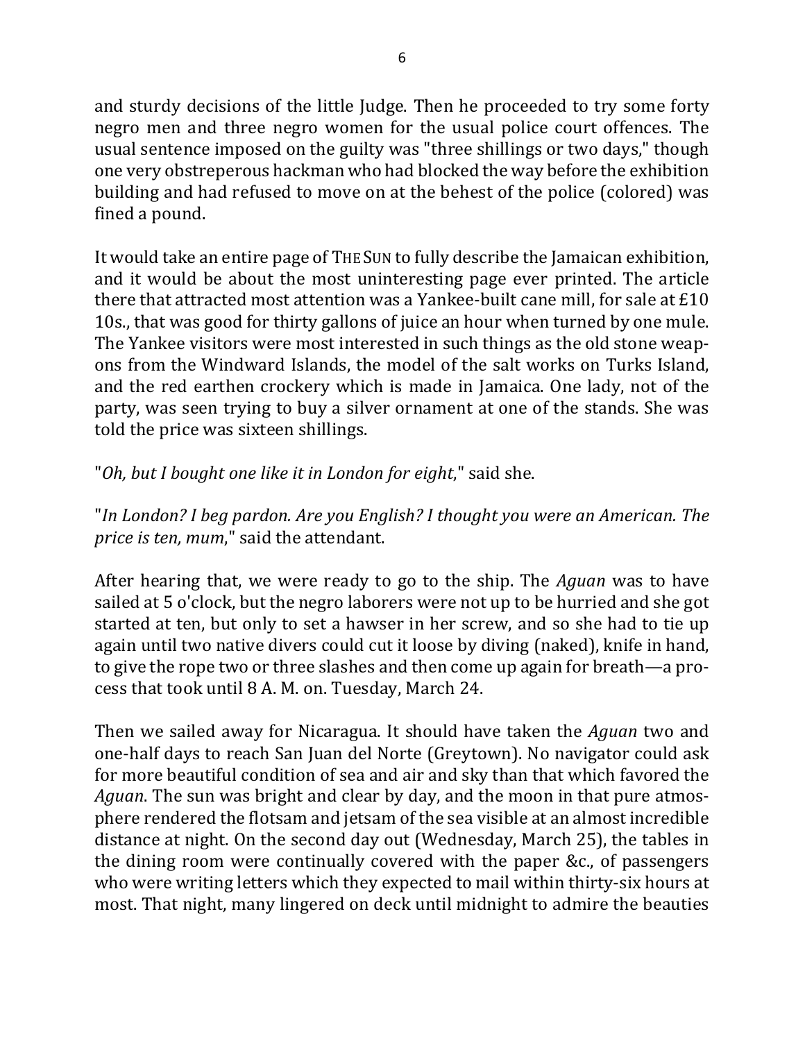and sturdy decisions of the little Judge. Then he proceeded to try some forty negro men and three negro women for the usual police court offences. The usual sentence imposed on the guilty was "three shillings or two days," though one very obstreperous hackman who had blocked the way before the exhibition building and had refused to move on at the behest of the police (colored) was fined a pound.

It would take an entire page of THE SUN to fully describe the Jamaican exhibition, and it would be about the most uninteresting page ever printed. The article there that attracted most attention was a Yankee-built cane mill, for sale at £10 10s., that was good for thirty gallons of juice an hour when turned by one mule. The Yankee visitors were most interested in such things as the old stone weapons from the Windward Islands, the model of the salt works on Turks Island, and the red earthen crockery which is made in Jamaica. One lady, not of the party, was seen trying to buy a silver ornament at one of the stands. She was told the price was sixteen shillings.

"*Oh, but I bought one like it in London for eight*," said she.

"*In London? I beg pardon. Are you English? I thought you were an American. The price is ten, mum*," said the attendant.

After hearing that, we were ready to go to the ship. The *Aguan* was to have sailed at 5 o'clock, but the negro laborers were not up to be hurried and she got started at ten, but only to set a hawser in her screw, and so she had to tie up again until two native divers could cut it loose by diving (naked), knife in hand, to give the rope two or three slashes and then come up again for breath—a process that took until 8 A. M. on. Tuesday, March 24.

Then we sailed away for Nicaragua. It should have taken the *Aguan* two and one-half days to reach San Juan del Norte (Greytown). No navigator could ask for more beautiful condition of sea and air and sky than that which favored the *Aguan*. The sun was bright and clear by day, and the moon in that pure atmosphere rendered the flotsam and jetsam of the sea visible at an almost incredible distance at night. On the second day out (Wednesday, March 25), the tables in the dining room were continually covered with the paper &c., of passengers who were writing letters which they expected to mail within thirty-six hours at most. That night, many lingered on deck until midnight to admire the beauties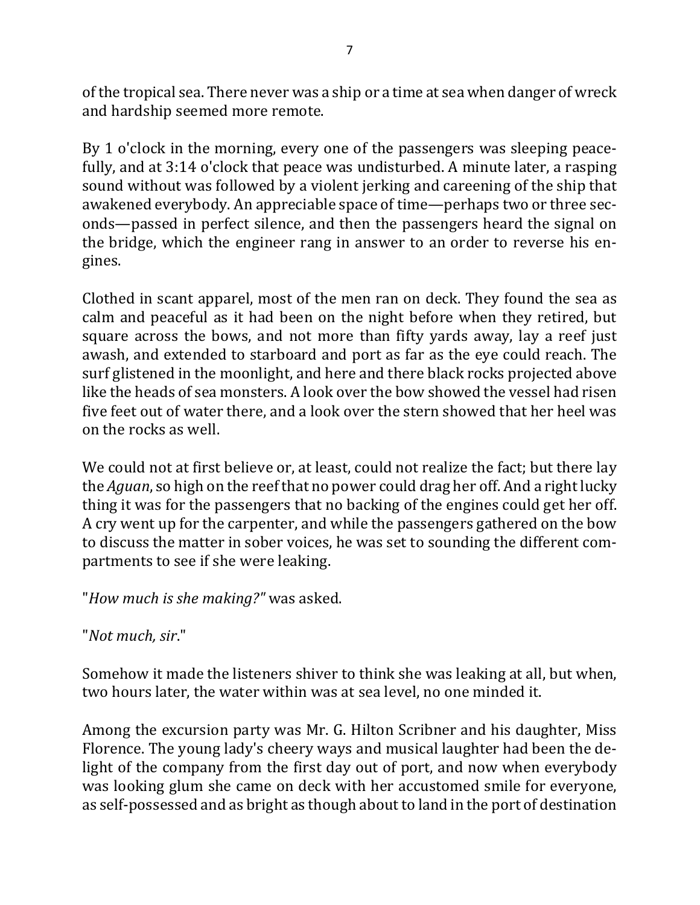of the tropical sea. There never was a ship or a time at sea when danger of wreck and hardship seemed more remote.

By 1 o'clock in the morning, every one of the passengers was sleeping peacefully, and at 3:14 o'clock that peace was undisturbed. A minute later, a rasping sound without was followed by a violent jerking and careening of the ship that awakened everybody. An appreciable space of time—perhaps two or three seconds—passed in perfect silence, and then the passengers heard the signal on the bridge, which the engineer rang in answer to an order to reverse his engines.

Clothed in scant apparel, most of the men ran on deck. They found the sea as calm and peaceful as it had been on the night before when they retired, but square across the bows, and not more than fifty yards away, lay a reef just awash, and extended to starboard and port as far as the eye could reach. The surf glistened in the moonlight, and here and there black rocks projected above like the heads of sea monsters. A look over the bow showed the vessel had risen five feet out of water there, and a look over the stern showed that her heel was on the rocks as well.

We could not at first believe or, at least, could not realize the fact; but there lay the *Aguan*, so high on the reef that no power could drag her off. And a right lucky thing it was for the passengers that no backing of the engines could get her off. A cry went up for the carpenter, and while the passengers gathered on the bow to discuss the matter in sober voices, he was set to sounding the different compartments to see if she were leaking.

"*How much is she making?*" was asked.

"*Not much, sir*."

Somehow it made the listeners shiver to think she was leaking at all, but when, two hours later, the water within was at sea level, no one minded it.

Among the excursion party was Mr. G. Hilton Scribner and his daughter, Miss Florence. The young lady's cheery ways and musical laughter had been the delight of the company from the first day out of port, and now when everybody was looking glum she came on deck with her accustomed smile for everyone, as self-possessed and as bright as though about to land in the port of destination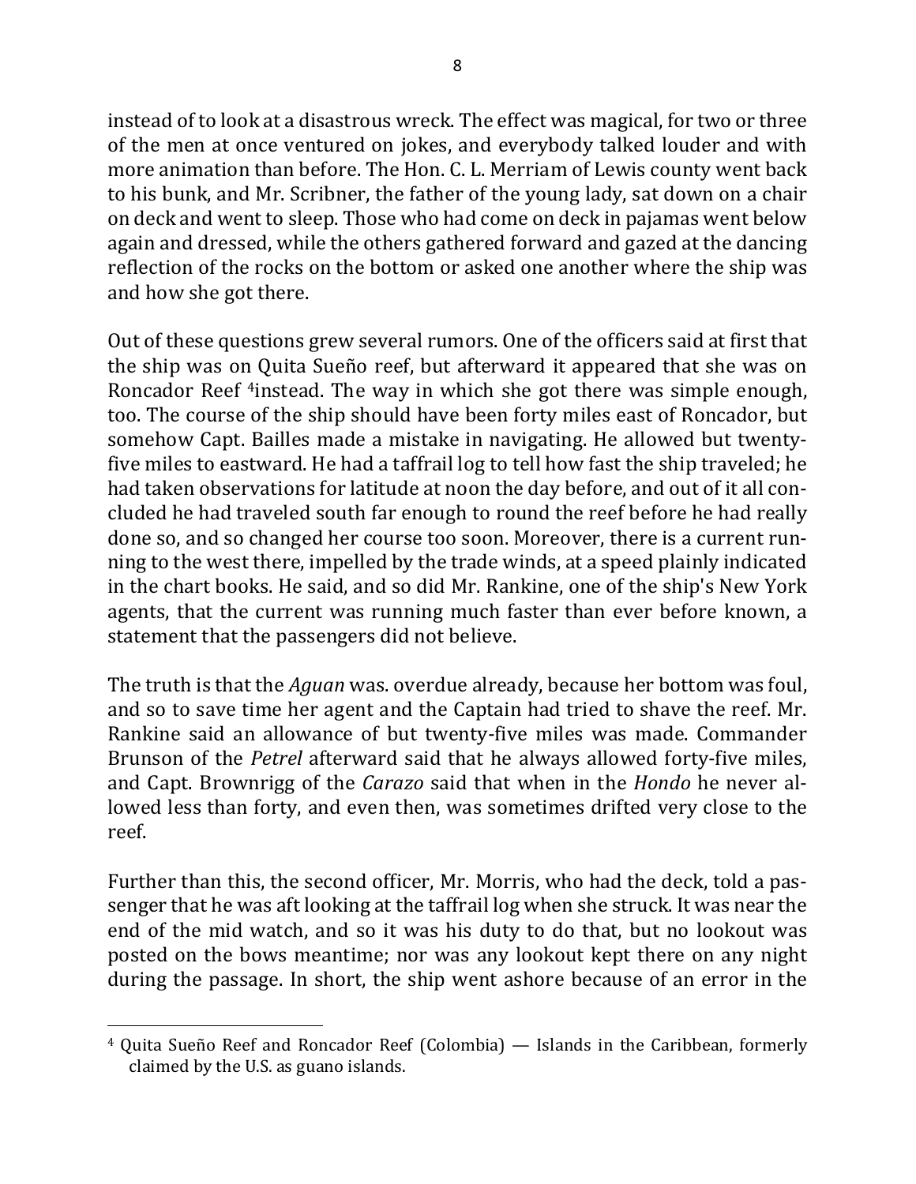instead of to look at a disastrous wreck. The effect was magical, for two or three of the men at once ventured on jokes, and everybody talked louder and with more animation than before. The Hon. C. L. Merriam of Lewis county went back to his bunk, and Mr. Scribner, the father of the young lady, sat down on a chair on deck and went to sleep. Those who had come on deck in pajamas went below again and dressed, while the others gathered forward and gazed at the dancing reflection of the rocks on the bottom or asked one another where the ship was and how she got there.

Out of these questions grew several rumors. One of the officers said at first that the ship was on Quita Sueño reef, but afterward it appeared that she was on Roncador Reef [4]instead. The way in which she got there was simple enough, too. The course of the ship should have been forty miles east of Roncador, but somehow Capt. Bailles made a mistake in navigating. He allowed but twenty-five miles to eastward. He had a taffrail log to tell how fast the ship traveled; he had taken observations for latitude at noon the day before, and out of it all concluded he had traveled south far enough to round the reef before he had really done so, and so changed her course too soon. Moreover, there is a current running to the west there, impelled by the trade winds, at a speed plainly indicated in the chart books. He said, and so did Mr. Rankine, one of the ship's New York agents, that the current was running much faster than ever before known, a statement that the passengers did not believe.

The truth is that the *Aguan* was. overdue already, because her bottom was foul, and so to save time her agent and the Captain had tried to shave the reef. Mr. Rankine said an allowance of but twenty-five miles was made. Commander Brunson of the *Petrel* afterward said that he always allowed forty-five miles, and Capt. Brownrigg of the *Carazo* said that when in the *Hondo* he never allowed less than forty, and even then, was sometimes drifted very close to the reef.

Further than this, the second officer, Mr. Morris, who had the deck, told a passenger that he was aft looking at the taffrail log when she struck. It was near the end of the mid watch, and so it was his duty to do that, but no lookout was posted on the bows meantime; nor was any lookout kept there on any night during the passage. In short, the ship went ashore because of an error in the

---

[4] Quita Sueño Reef and Roncador Reef (Colombia) — Islands in the Caribbean, formerly claimed by the U.S. as guano islands.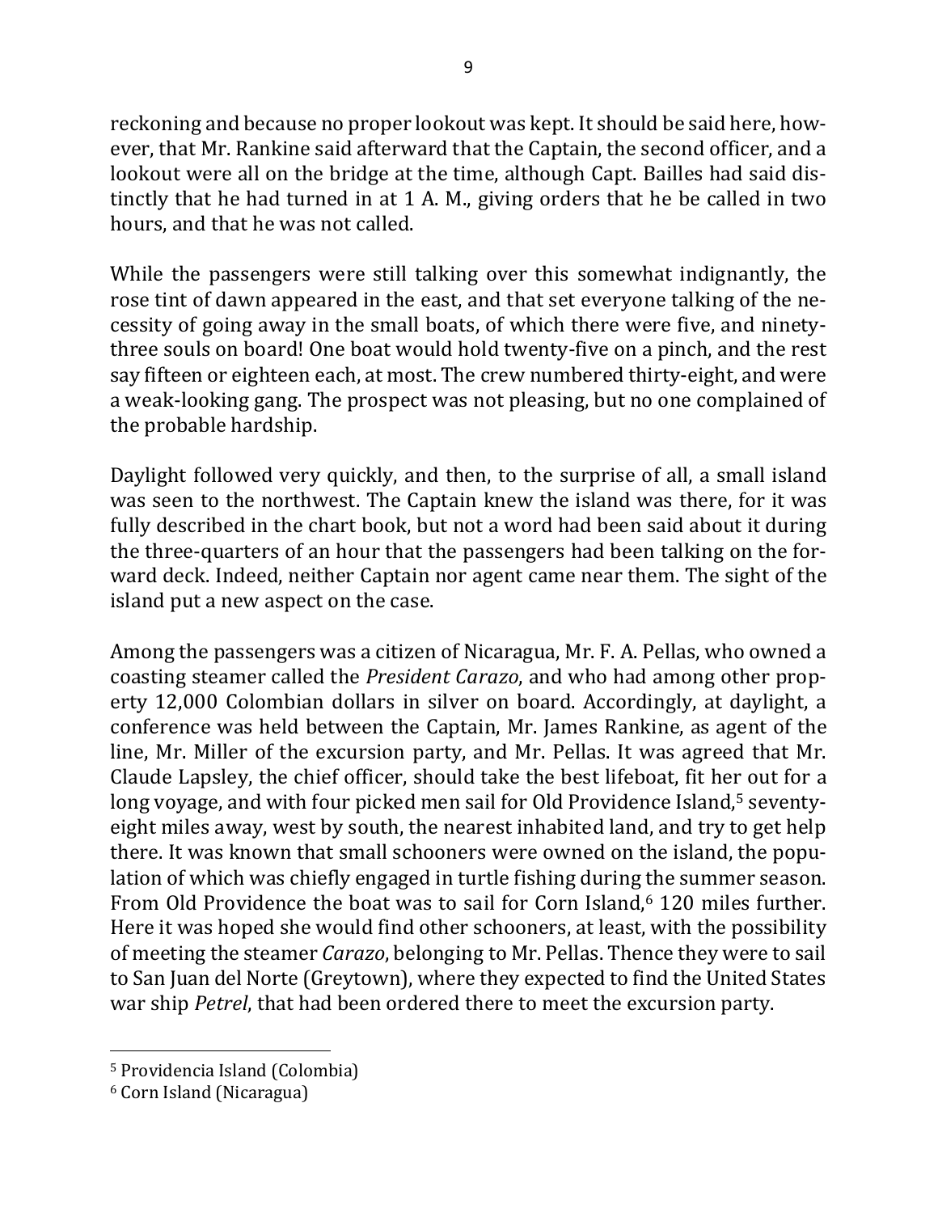reckoning and because no proper lookout was kept. It should be said here, however, that Mr. Rankine said afterward that the Captain, the second officer, and a lookout were all on the bridge at the time, although Capt. Bailles had said distinctly that he had turned in at 1 A. M., giving orders that he be called in two hours, and that he was not called.

While the passengers were still talking over this somewhat indignantly, the rose tint of dawn appeared in the east, and that set everyone talking of the necessity of going away in the small boats, of which there were five, and ninety-three souls on board! One boat would hold twenty-five on a pinch, and the rest say fifteen or eighteen each, at most. The crew numbered thirty-eight, and were a weak-looking gang. The prospect was not pleasing, but no one complained of the probable hardship.

Daylight followed very quickly, and then, to the surprise of all, a small island was seen to the northwest. The Captain knew the island was there, for it was fully described in the chart book, but not a word had been said about it during the three-quarters of an hour that the passengers had been talking on the forward deck. Indeed, neither Captain nor agent came near them. The sight of the island put a new aspect on the case.

Among the passengers was a citizen of Nicaragua, Mr. F. A. Pellas, who owned a coasting steamer called the *President Carazo*, and who had among other property 12,000 Colombian dollars in silver on board. Accordingly, at daylight, a conference was held between the Captain, Mr. James Rankine, as agent of the line, Mr. Miller of the excursion party, and Mr. Pellas. It was agreed that Mr. Claude Lapsley, the chief officer, should take the best lifeboat, fit her out for a long voyage, and with four picked men sail for Old Providence Island,[5] seventy-eight miles away, west by south, the nearest inhabited land, and try to get help there. It was known that small schooners were owned on the island, the population of which was chiefly engaged in turtle fishing during the summer season. From Old Providence the boat was to sail for Corn Island,[6] 120 miles further. Here it was hoped she would find other schooners, at least, with the possibility of meeting the steamer *Carazo*, belonging to Mr. Pellas. Thence they were to sail to San Juan del Norte (Greytown), where they expected to find the United States war ship *Petrel*, that had been ordered there to meet the excursion party.

---

[5] Providencia Island (Colombia)

[6] Corn Island (Nicaragua)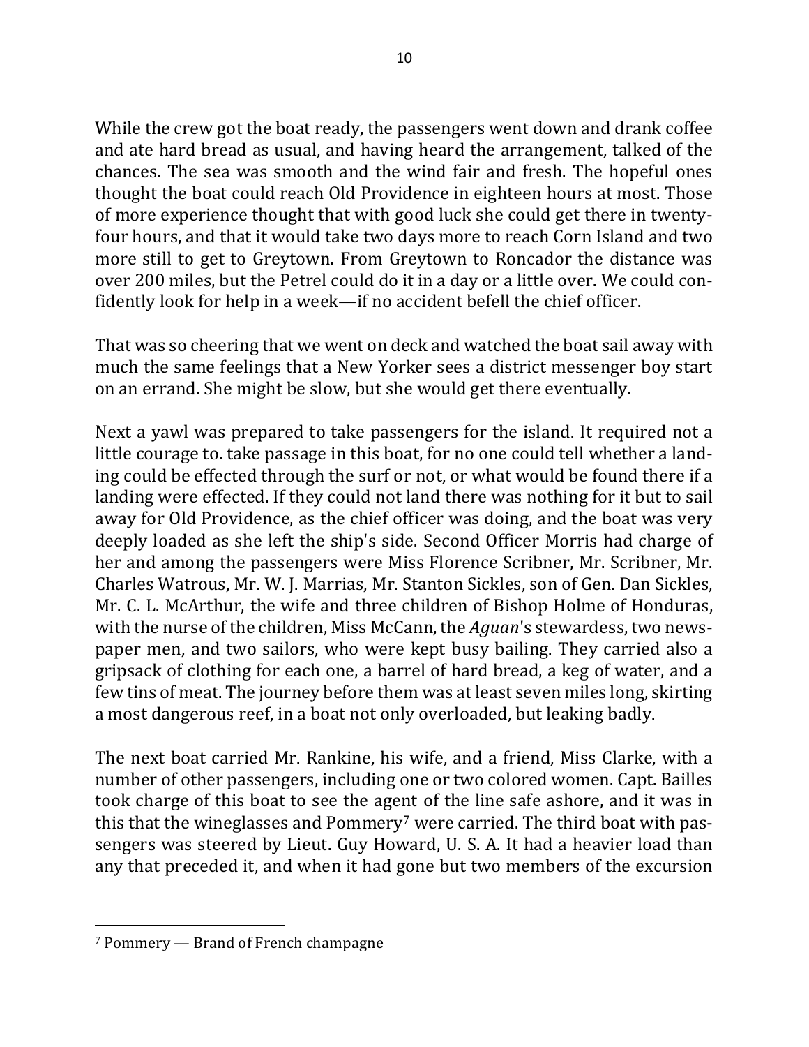While the crew got the boat ready, the passengers went down and drank coffee and ate hard bread as usual, and having heard the arrangement, talked of the chances. The sea was smooth and the wind fair and fresh. The hopeful ones thought the boat could reach Old Providence in eighteen hours at most. Those of more experience thought that with good luck she could get there in twenty-four hours, and that it would take two days more to reach Corn Island and two more still to get to Greytown. From Greytown to Roncador the distance was over 200 miles, but the Petrel could do it in a day or a little over. We could confidently look for help in a week—if no accident befell the chief officer.

That was so cheering that we went on deck and watched the boat sail away with much the same feelings that a New Yorker sees a district messenger boy start on an errand. She might be slow, but she would get there eventually.

Next a yawl was prepared to take passengers for the island. It required not a little courage to. take passage in this boat, for no one could tell whether a landing could be effected through the surf or not, or what would be found there if a landing were effected. If they could not land there was nothing for it but to sail away for Old Providence, as the chief officer was doing, and the boat was very deeply loaded as she left the ship's side. Second Officer Morris had charge of her and among the passengers were Miss Florence Scribner, Mr. Scribner, Mr. Charles Watrous, Mr. W. J. Marrias, Mr. Stanton Sickles, son of Gen. Dan Sickles, Mr. C. L. McArthur, the wife and three children of Bishop Holme of Honduras, with the nurse of the children, Miss McCann, the *Aguan*'s stewardess, two newspaper men, and two sailors, who were kept busy bailing. They carried also a gripsack of clothing for each one, a barrel of hard bread, a keg of water, and a few tins of meat. The journey before them was at least seven miles long, skirting a most dangerous reef, in a boat not only overloaded, but leaking badly.

The next boat carried Mr. Rankine, his wife, and a friend, Miss Clarke, with a number of other passengers, including one or two colored women. Capt. Bailles took charge of this boat to see the agent of the line safe ashore, and it was in this that the wineglasses and Pommery[7] were carried. The third boat with passengers was steered by Lieut. Guy Howard, U. S. A. It had a heavier load than any that preceded it, and when it had gone but two members of the excursion

[7] Pommery — Brand of French champagne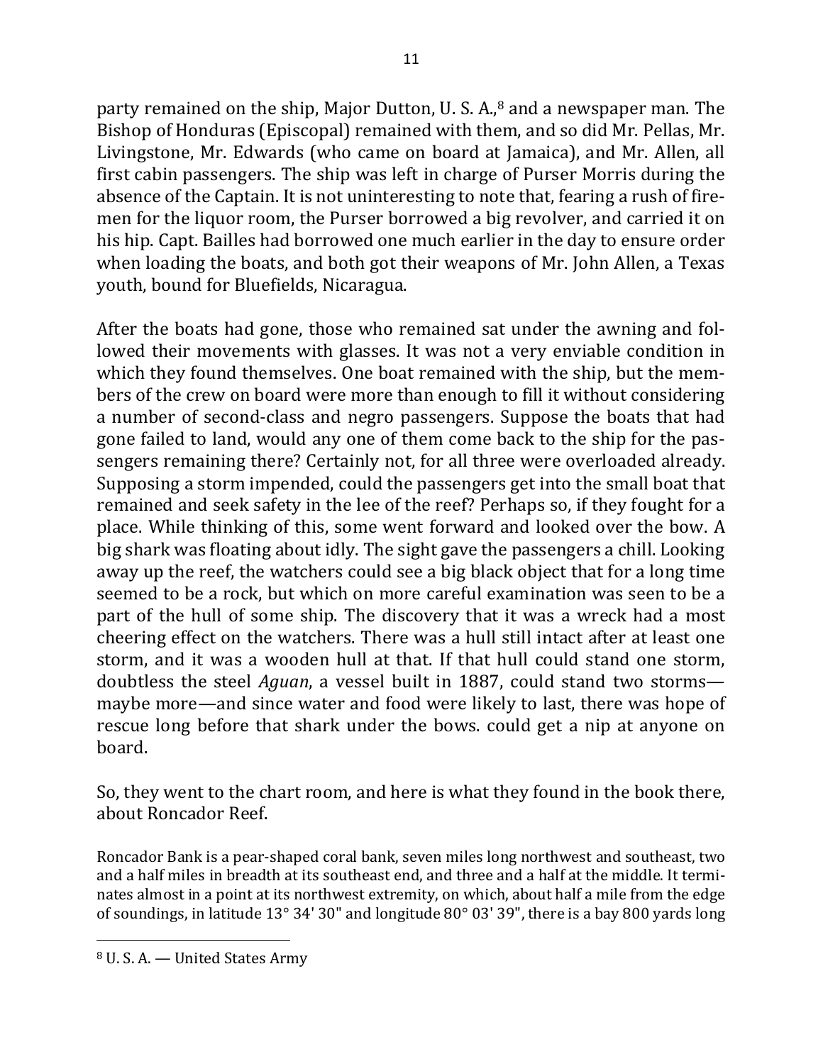party remained on the ship, Major Dutton, U. S. A.,[8] and a newspaper man. The Bishop of Honduras (Episcopal) remained with them, and so did Mr. Pellas, Mr. Livingstone, Mr. Edwards (who came on board at Jamaica), and Mr. Allen, all first cabin passengers. The ship was left in charge of Purser Morris during the absence of the Captain. It is not uninteresting to note that, fearing a rush of firemen for the liquor room, the Purser borrowed a big revolver, and carried it on his hip. Capt. Bailles had borrowed one much earlier in the day to ensure order when loading the boats, and both got their weapons of Mr. John Allen, a Texas youth, bound for Bluefields, Nicaragua.

After the boats had gone, those who remained sat under the awning and followed their movements with glasses. It was not a very enviable condition in which they found themselves. One boat remained with the ship, but the members of the crew on board were more than enough to fill it without considering a number of second-class and negro passengers. Suppose the boats that had gone failed to land, would any one of them come back to the ship for the passengers remaining there? Certainly not, for all three were overloaded already. Supposing a storm impended, could the passengers get into the small boat that remained and seek safety in the lee of the reef? Perhaps so, if they fought for a place. While thinking of this, some went forward and looked over the bow. A big shark was floating about idly. The sight gave the passengers a chill. Looking away up the reef, the watchers could see a big black object that for a long time seemed to be a rock, but which on more careful examination was seen to be a part of the hull of some ship. The discovery that it was a wreck had a most cheering effect on the watchers. There was a hull still intact after at least one storm, and it was a wooden hull at that. If that hull could stand one storm, doubtless the steel *Aguan*, a vessel built in 1887, could stand two storms—maybe more—and since water and food were likely to last, there was hope of rescue long before that shark under the bows. could get a nip at anyone on board.

So, they went to the chart room, and here is what they found in the book there, about Roncador Reef.

Roncador Bank is a pear-shaped coral bank, seven miles long northwest and southeast, two and a half miles in breadth at its southeast end, and three and a half at the middle. It terminates almost in a point at its northwest extremity, on which, about half a mile from the edge of soundings, in latitude 13° 34' 30" and longitude 80° 03' 39", there is a bay 800 yards long

---

[8] U. S. A. — United States Army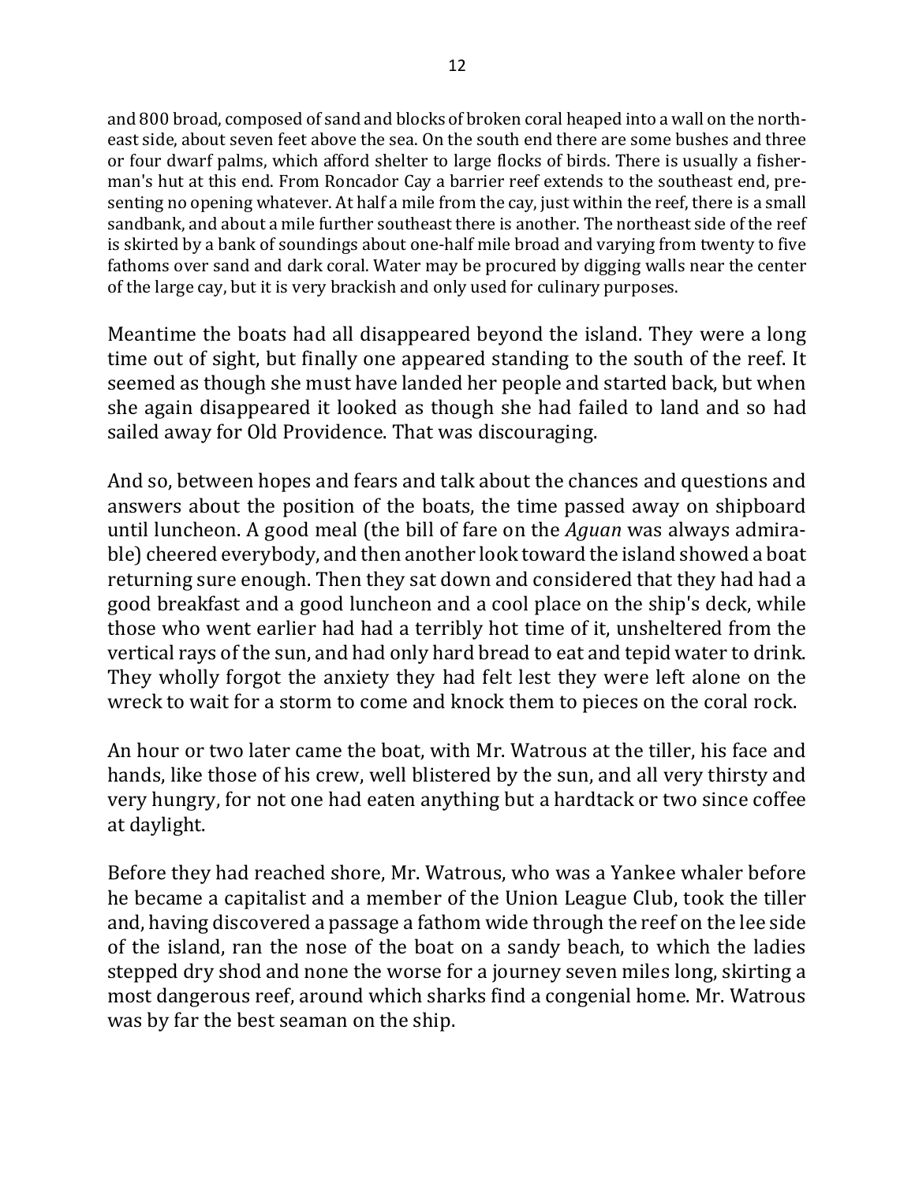and 800 broad, composed of sand and blocks of broken coral heaped into a wall on the northeast side, about seven feet above the sea. On the south end there are some bushes and three or four dwarf palms, which afford shelter to large flocks of birds. There is usually a fisherman's hut at this end. From Roncador Cay a barrier reef extends to the southeast end, presenting no opening whatever. At half a mile from the cay, just within the reef, there is a small sandbank, and about a mile further southeast there is another. The northeast side of the reef is skirted by a bank of soundings about one-half mile broad and varying from twenty to five fathoms over sand and dark coral. Water may be procured by digging walls near the center of the large cay, but it is very brackish and only used for culinary purposes.

Meantime the boats had all disappeared beyond the island. They were a long time out of sight, but finally one appeared standing to the south of the reef. It seemed as though she must have landed her people and started back, but when she again disappeared it looked as though she had failed to land and so had sailed away for Old Providence. That was discouraging.

And so, between hopes and fears and talk about the chances and questions and answers about the position of the boats, the time passed away on shipboard until luncheon. A good meal (the bill of fare on the *Aguan* was always admirable) cheered everybody, and then another look toward the island showed a boat returning sure enough. Then they sat down and considered that they had had a good breakfast and a good luncheon and a cool place on the ship's deck, while those who went earlier had had a terribly hot time of it, unsheltered from the vertical rays of the sun, and had only hard bread to eat and tepid water to drink. They wholly forgot the anxiety they had felt lest they were left alone on the wreck to wait for a storm to come and knock them to pieces on the coral rock.

An hour or two later came the boat, with Mr. Watrous at the tiller, his face and hands, like those of his crew, well blistered by the sun, and all very thirsty and very hungry, for not one had eaten anything but a hardtack or two since coffee at daylight.

Before they had reached shore, Mr. Watrous, who was a Yankee whaler before he became a capitalist and a member of the Union League Club, took the tiller and, having discovered a passage a fathom wide through the reef on the lee side of the island, ran the nose of the boat on a sandy beach, to which the ladies stepped dry shod and none the worse for a journey seven miles long, skirting a most dangerous reef, around which sharks find a congenial home. Mr. Watrous was by far the best seaman on the ship.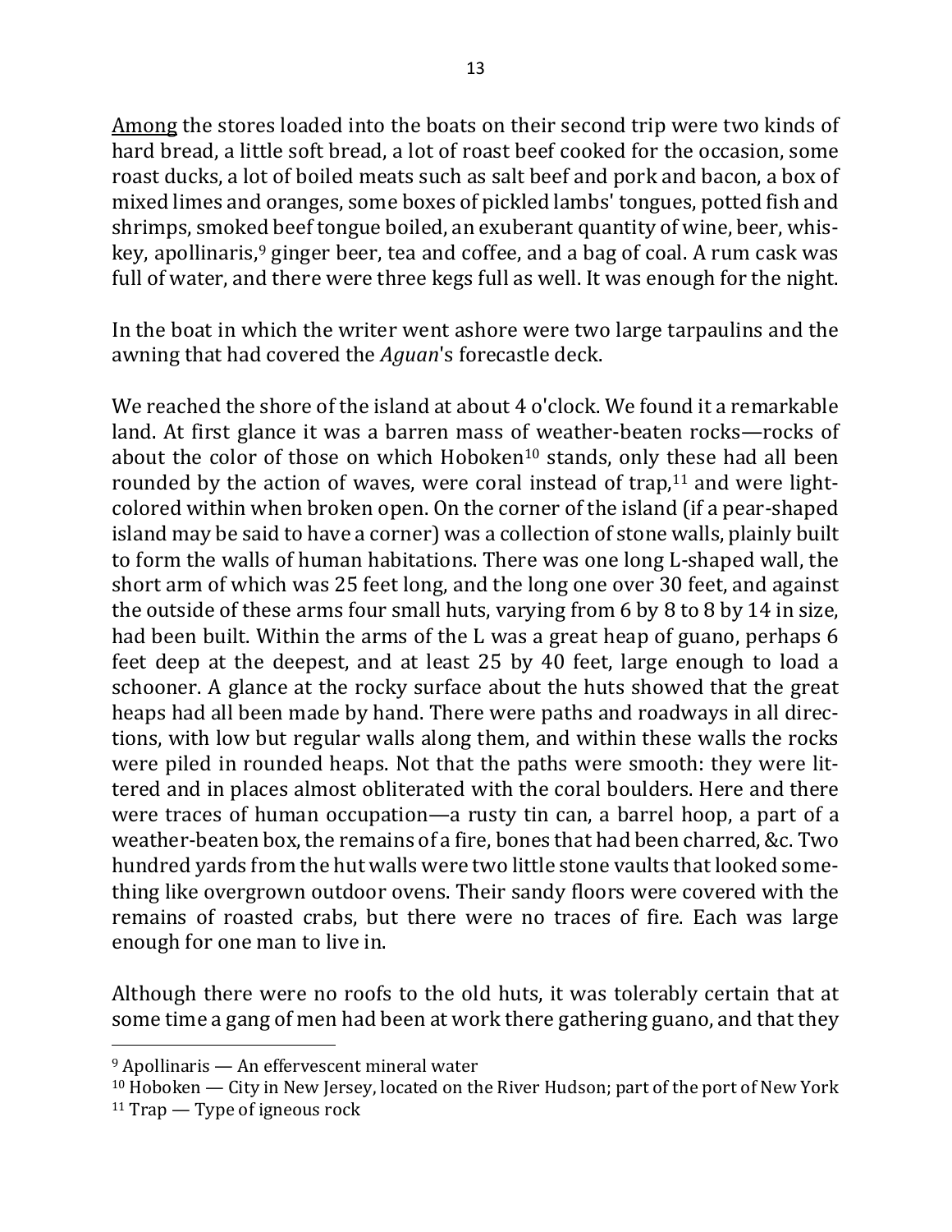Among the stores loaded into the boats on their second trip were two kinds of hard bread, a little soft bread, a lot of roast beef cooked for the occasion, some roast ducks, a lot of boiled meats such as salt beef and pork and bacon, a box of mixed limes and oranges, some boxes of pickled lambs' tongues, potted fish and shrimps, smoked beef tongue boiled, an exuberant quantity of wine, beer, whiskey, apollinaris,[9] ginger beer, tea and coffee, and a bag of coal. A rum cask was full of water, and there were three kegs full as well. It was enough for the night.

In the boat in which the writer went ashore were two large tarpaulins and the awning that had covered the *Aguan*'s forecastle deck.

We reached the shore of the island at about 4 o'clock. We found it a remarkable land. At first glance it was a barren mass of weather-beaten rocks—rocks of about the color of those on which Hoboken[10] stands, only these had all been rounded by the action of waves, were coral instead of trap,[11] and were light-colored within when broken open. On the corner of the island (if a pear-shaped island may be said to have a corner) was a collection of stone walls, plainly built to form the walls of human habitations. There was one long L-shaped wall, the short arm of which was 25 feet long, and the long one over 30 feet, and against the outside of these arms four small huts, varying from 6 by 8 to 8 by 14 in size, had been built. Within the arms of the L was a great heap of guano, perhaps 6 feet deep at the deepest, and at least 25 by 40 feet, large enough to load a schooner. A glance at the rocky surface about the huts showed that the great heaps had all been made by hand. There were paths and roadways in all directions, with low but regular walls along them, and within these walls the rocks were piled in rounded heaps. Not that the paths were smooth: they were littered and in places almost obliterated with the coral boulders. Here and there were traces of human occupation—a rusty tin can, a barrel hoop, a part of a weather-beaten box, the remains of a fire, bones that had been charred, &c. Two hundred yards from the hut walls were two little stone vaults that looked something like overgrown outdoor ovens. Their sandy floors were covered with the remains of roasted crabs, but there were no traces of fire. Each was large enough for one man to live in.

Although there were no roofs to the old huts, it was tolerably certain that at some time a gang of men had been at work there gathering guano, and that they

[9] Apollinaris — An effervescent mineral water

[10] Hoboken — City in New Jersey, located on the River Hudson; part of the port of New York

[11] Trap — Type of igneous rock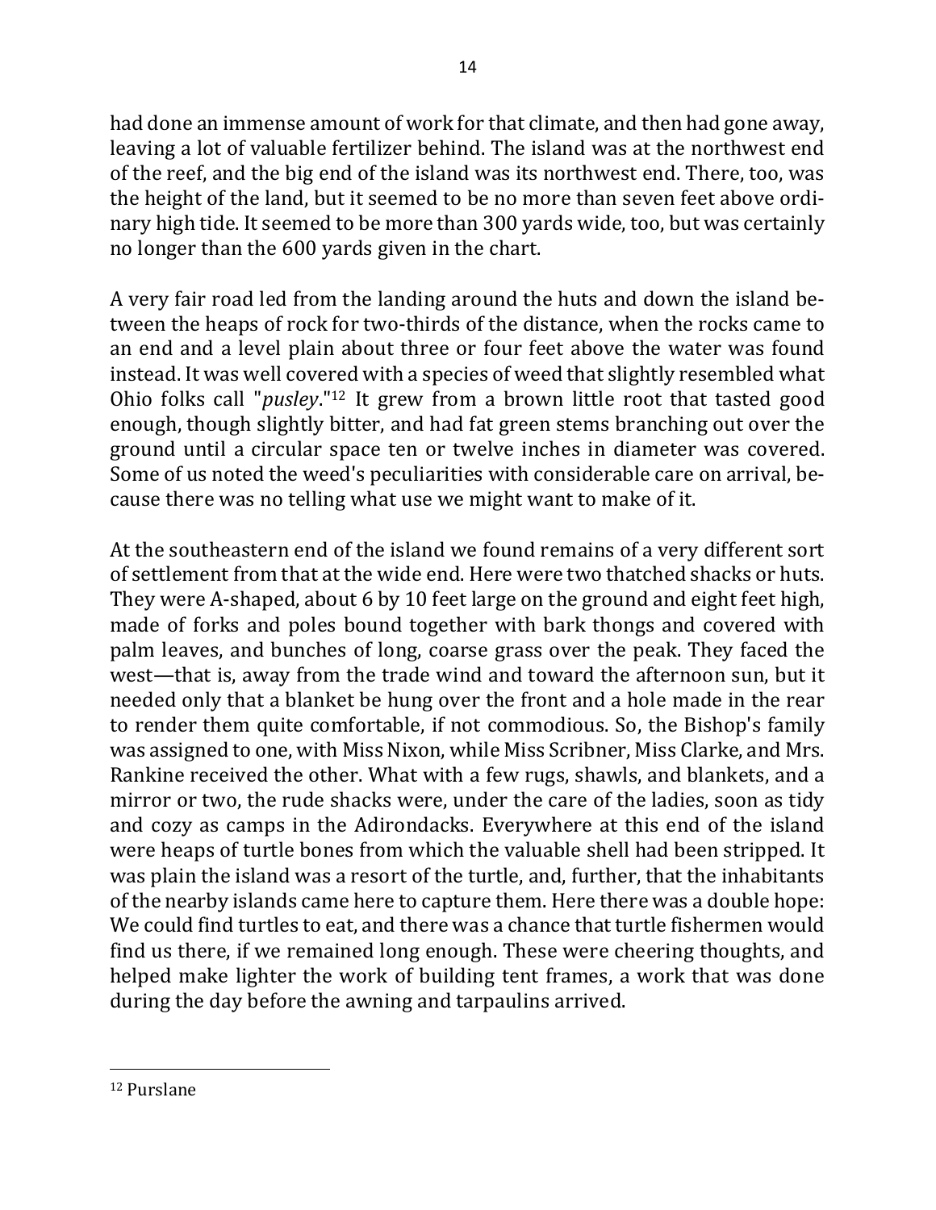had done an immense amount of work for that climate, and then had gone away, leaving a lot of valuable fertilizer behind. The island was at the northwest end of the reef, and the big end of the island was its northwest end. There, too, was the height of the land, but it seemed to be no more than seven feet above ordinary high tide. It seemed to be more than 300 yards wide, too, but was certainly no longer than the 600 yards given in the chart.

A very fair road led from the landing around the huts and down the island between the heaps of rock for two-thirds of the distance, when the rocks came to an end and a level plain about three or four feet above the water was found instead. It was well covered with a species of weed that slightly resembled what Ohio folks call "*pusley*."[12] It grew from a brown little root that tasted good enough, though slightly bitter, and had fat green stems branching out over the ground until a circular space ten or twelve inches in diameter was covered. Some of us noted the weed's peculiarities with considerable care on arrival, because there was no telling what use we might want to make of it.

At the southeastern end of the island we found remains of a very different sort of settlement from that at the wide end. Here were two thatched shacks or huts. They were A-shaped, about 6 by 10 feet large on the ground and eight feet high, made of forks and poles bound together with bark thongs and covered with palm leaves, and bunches of long, coarse grass over the peak. They faced the west—that is, away from the trade wind and toward the afternoon sun, but it needed only that a blanket be hung over the front and a hole made in the rear to render them quite comfortable, if not commodious. So, the Bishop's family was assigned to one, with Miss Nixon, while Miss Scribner, Miss Clarke, and Mrs. Rankine received the other. What with a few rugs, shawls, and blankets, and a mirror or two, the rude shacks were, under the care of the ladies, soon as tidy and cozy as camps in the Adirondacks. Everywhere at this end of the island were heaps of turtle bones from which the valuable shell had been stripped. It was plain the island was a resort of the turtle, and, further, that the inhabitants of the nearby islands came here to capture them. Here there was a double hope: We could find turtles to eat, and there was a chance that turtle fishermen would find us there, if we remained long enough. These were cheering thoughts, and helped make lighter the work of building tent frames, a work that was done during the day before the awning and tarpaulins arrived.

---

[12] Purslane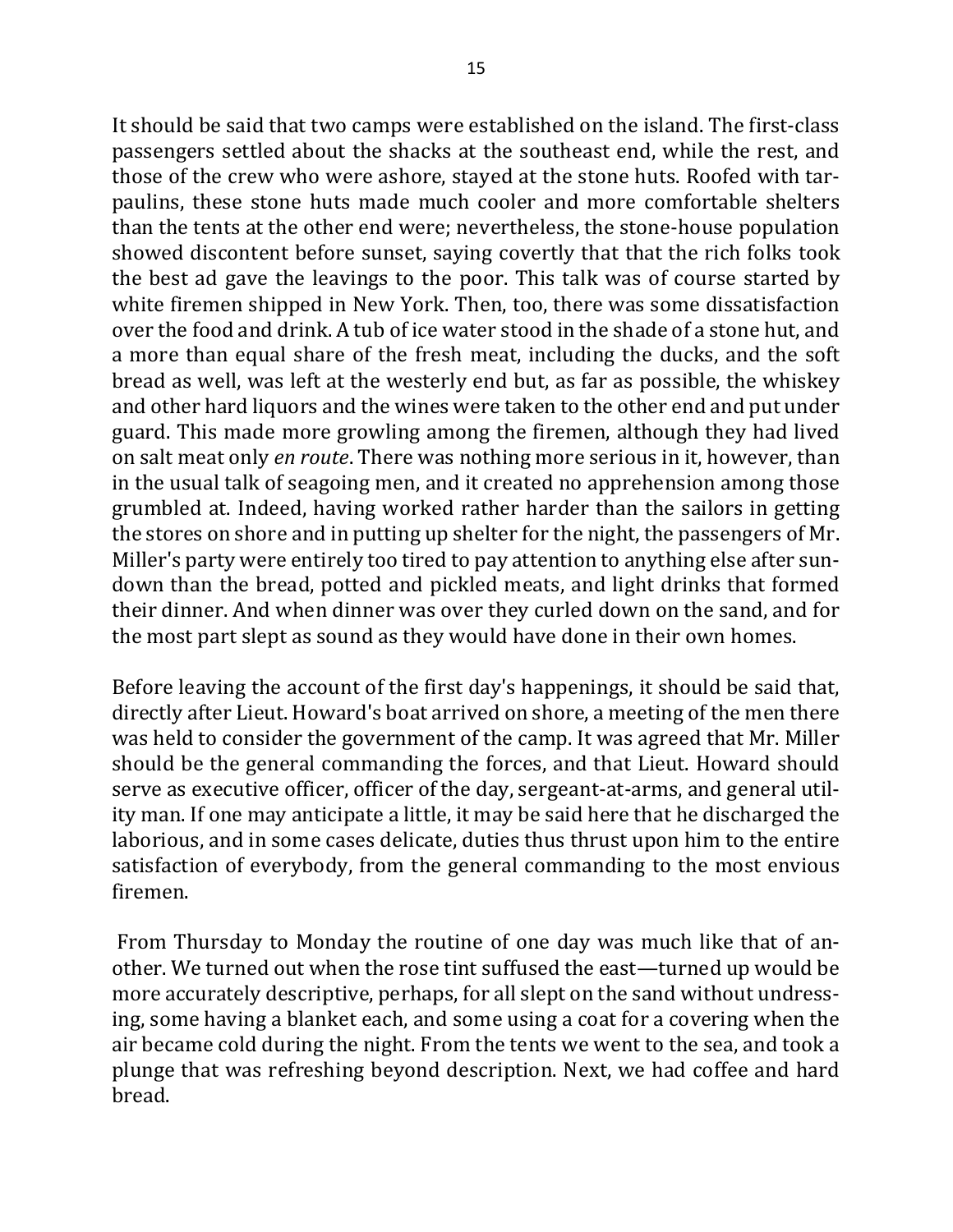It should be said that two camps were established on the island. The first-class passengers settled about the shacks at the southeast end, while the rest, and those of the crew who were ashore, stayed at the stone huts. Roofed with tarpaulins, these stone huts made much cooler and more comfortable shelters than the tents at the other end were; nevertheless, the stone-house population showed discontent before sunset, saying covertly that that the rich folks took the best ad gave the leavings to the poor. This talk was of course started by white firemen shipped in New York. Then, too, there was some dissatisfaction over the food and drink. A tub of ice water stood in the shade of a stone hut, and a more than equal share of the fresh meat, including the ducks, and the soft bread as well, was left at the westerly end but, as far as possible, the whiskey and other hard liquors and the wines were taken to the other end and put under guard. This made more growling among the firemen, although they had lived on salt meat only *en route*. There was nothing more serious in it, however, than in the usual talk of seagoing men, and it created no apprehension among those grumbled at. Indeed, having worked rather harder than the sailors in getting the stores on shore and in putting up shelter for the night, the passengers of Mr. Miller's party were entirely too tired to pay attention to anything else after sundown than the bread, potted and pickled meats, and light drinks that formed their dinner. And when dinner was over they curled down on the sand, and for the most part slept as sound as they would have done in their own homes.

Before leaving the account of the first day's happenings, it should be said that, directly after Lieut. Howard's boat arrived on shore, a meeting of the men there was held to consider the government of the camp. It was agreed that Mr. Miller should be the general commanding the forces, and that Lieut. Howard should serve as executive officer, officer of the day, sergeant-at-arms, and general utility man. If one may anticipate a little, it may be said here that he discharged the laborious, and in some cases delicate, duties thus thrust upon him to the entire satisfaction of everybody, from the general commanding to the most envious firemen.

From Thursday to Monday the routine of one day was much like that of another. We turned out when the rose tint suffused the east—turned up would be more accurately descriptive, perhaps, for all slept on the sand without undressing, some having a blanket each, and some using a coat for a covering when the air became cold during the night. From the tents we went to the sea, and took a plunge that was refreshing beyond description. Next, we had coffee and hard bread.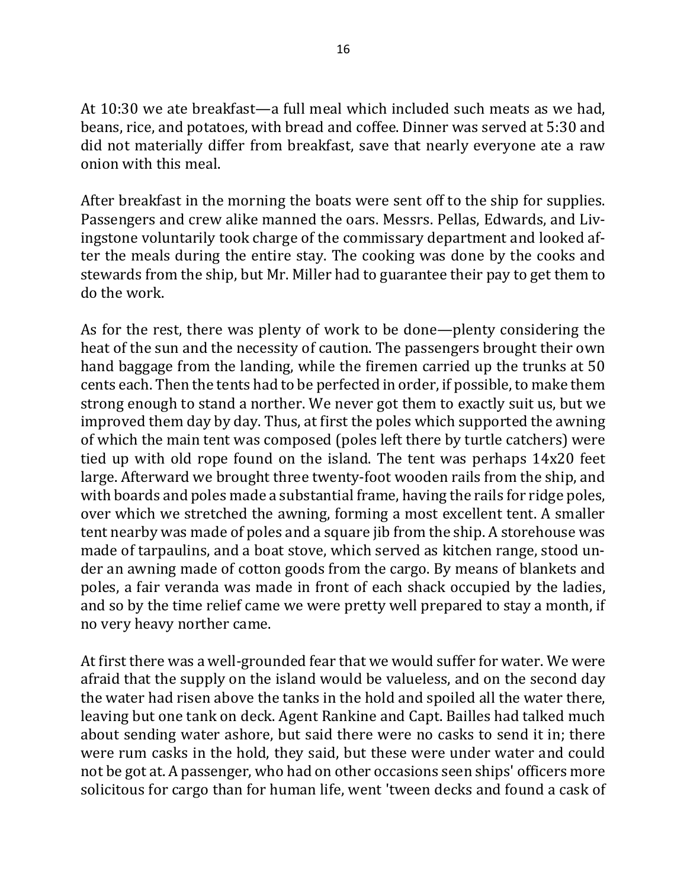At 10:30 we ate breakfast—a full meal which included such meats as we had, beans, rice, and potatoes, with bread and coffee. Dinner was served at 5:30 and did not materially differ from breakfast, save that nearly everyone ate a raw onion with this meal.

After breakfast in the morning the boats were sent off to the ship for supplies. Passengers and crew alike manned the oars. Messrs. Pellas, Edwards, and Livingstone voluntarily took charge of the commissary department and looked after the meals during the entire stay. The cooking was done by the cooks and stewards from the ship, but Mr. Miller had to guarantee their pay to get them to do the work.

As for the rest, there was plenty of work to be done—plenty considering the heat of the sun and the necessity of caution. The passengers brought their own hand baggage from the landing, while the firemen carried up the trunks at 50 cents each. Then the tents had to be perfected in order, if possible, to make them strong enough to stand a norther. We never got them to exactly suit us, but we improved them day by day. Thus, at first the poles which supported the awning of which the main tent was composed (poles left there by turtle catchers) were tied up with old rope found on the island. The tent was perhaps 14x20 feet large. Afterward we brought three twenty-foot wooden rails from the ship, and with boards and poles made a substantial frame, having the rails for ridge poles, over which we stretched the awning, forming a most excellent tent. A smaller tent nearby was made of poles and a square jib from the ship. A storehouse was made of tarpaulins, and a boat stove, which served as kitchen range, stood under an awning made of cotton goods from the cargo. By means of blankets and poles, a fair veranda was made in front of each shack occupied by the ladies, and so by the time relief came we were pretty well prepared to stay a month, if no very heavy norther came.

At first there was a well-grounded fear that we would suffer for water. We were afraid that the supply on the island would be valueless, and on the second day the water had risen above the tanks in the hold and spoiled all the water there, leaving but one tank on deck. Agent Rankine and Capt. Bailles had talked much about sending water ashore, but said there were no casks to send it in; there were rum casks in the hold, they said, but these were under water and could not be got at. A passenger, who had on other occasions seen ships' officers more solicitous for cargo than for human life, went 'tween decks and found a cask of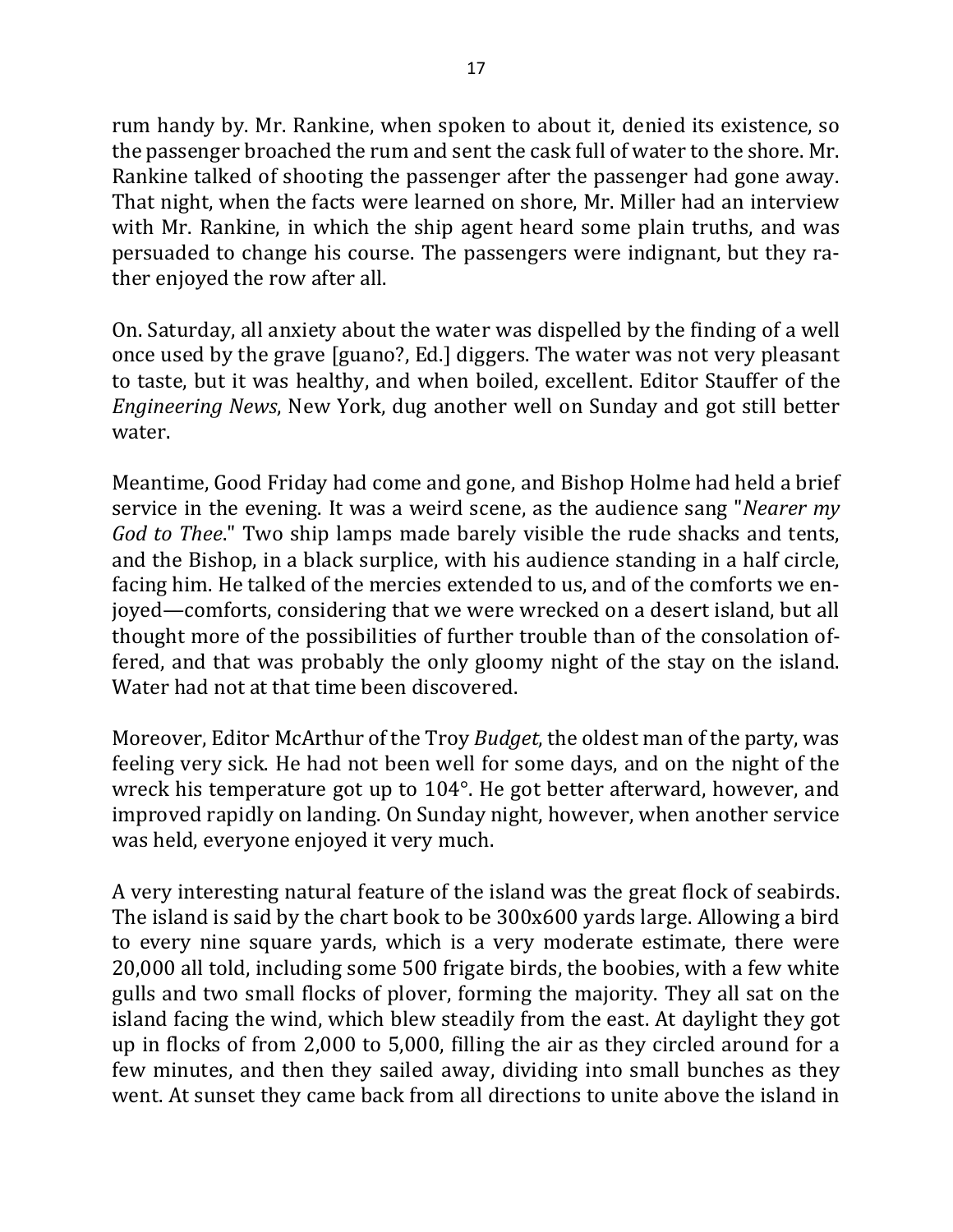rum handy by. Mr. Rankine, when spoken to about it, denied its existence, so the passenger broached the rum and sent the cask full of water to the shore. Mr. Rankine talked of shooting the passenger after the passenger had gone away. That night, when the facts were learned on shore, Mr. Miller had an interview with Mr. Rankine, in which the ship agent heard some plain truths, and was persuaded to change his course. The passengers were indignant, but they rather enjoyed the row after all.

On. Saturday, all anxiety about the water was dispelled by the finding of a well once used by the grave [guano?, Ed.] diggers. The water was not very pleasant to taste, but it was healthy, and when boiled, excellent. Editor Stauffer of the *Engineering News*, New York, dug another well on Sunday and got still better water.

Meantime, Good Friday had come and gone, and Bishop Holme had held a brief service in the evening. It was a weird scene, as the audience sang "*Nearer my God to Thee*." Two ship lamps made barely visible the rude shacks and tents, and the Bishop, in a black surplice, with his audience standing in a half circle, facing him. He talked of the mercies extended to us, and of the comforts we enjoyed—comforts, considering that we were wrecked on a desert island, but all thought more of the possibilities of further trouble than of the consolation offered, and that was probably the only gloomy night of the stay on the island. Water had not at that time been discovered.

Moreover, Editor McArthur of the Troy *Budget*, the oldest man of the party, was feeling very sick. He had not been well for some days, and on the night of the wreck his temperature got up to 104°. He got better afterward, however, and improved rapidly on landing. On Sunday night, however, when another service was held, everyone enjoyed it very much.

A very interesting natural feature of the island was the great flock of seabirds. The island is said by the chart book to be 300x600 yards large. Allowing a bird to every nine square yards, which is a very moderate estimate, there were 20,000 all told, including some 500 frigate birds, the boobies, with a few white gulls and two small flocks of plover, forming the majority. They all sat on the island facing the wind, which blew steadily from the east. At daylight they got up in flocks of from 2,000 to 5,000, filling the air as they circled around for a few minutes, and then they sailed away, dividing into small bunches as they went. At sunset they came back from all directions to unite above the island in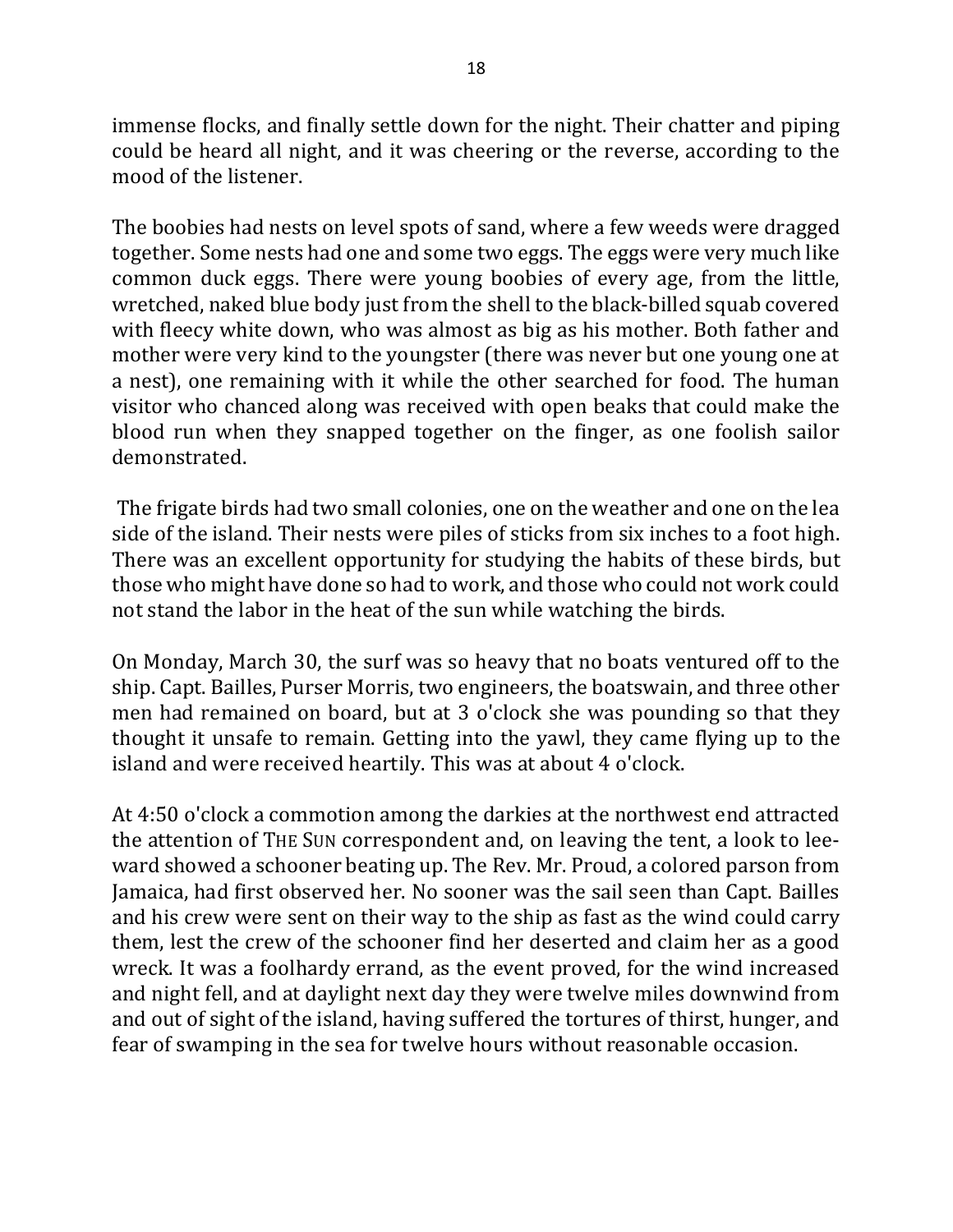immense flocks, and finally settle down for the night. Their chatter and piping could be heard all night, and it was cheering or the reverse, according to the mood of the listener.

The boobies had nests on level spots of sand, where a few weeds were dragged together. Some nests had one and some two eggs. The eggs were very much like common duck eggs. There were young boobies of every age, from the little, wretched, naked blue body just from the shell to the black-billed squab covered with fleecy white down, who was almost as big as his mother. Both father and mother were very kind to the youngster (there was never but one young one at a nest), one remaining with it while the other searched for food. The human visitor who chanced along was received with open beaks that could make the blood run when they snapped together on the finger, as one foolish sailor demonstrated.

The frigate birds had two small colonies, one on the weather and one on the lea side of the island. Their nests were piles of sticks from six inches to a foot high. There was an excellent opportunity for studying the habits of these birds, but those who might have done so had to work, and those who could not work could not stand the labor in the heat of the sun while watching the birds.

On Monday, March 30, the surf was so heavy that no boats ventured off to the ship. Capt. Bailles, Purser Morris, two engineers, the boatswain, and three other men had remained on board, but at 3 o'clock she was pounding so that they thought it unsafe to remain. Getting into the yawl, they came flying up to the island and were received heartily. This was at about 4 o'clock.

At 4:50 o'clock a commotion among the darkies at the northwest end attracted the attention of THE SUN correspondent and, on leaving the tent, a look to lee-ward showed a schooner beating up. The Rev. Mr. Proud, a colored parson from Jamaica, had first observed her. No sooner was the sail seen than Capt. Bailles and his crew were sent on their way to the ship as fast as the wind could carry them, lest the crew of the schooner find her deserted and claim her as a good wreck. It was a foolhardy errand, as the event proved, for the wind increased and night fell, and at daylight next day they were twelve miles downwind from and out of sight of the island, having suffered the tortures of thirst, hunger, and fear of swamping in the sea for twelve hours without reasonable occasion.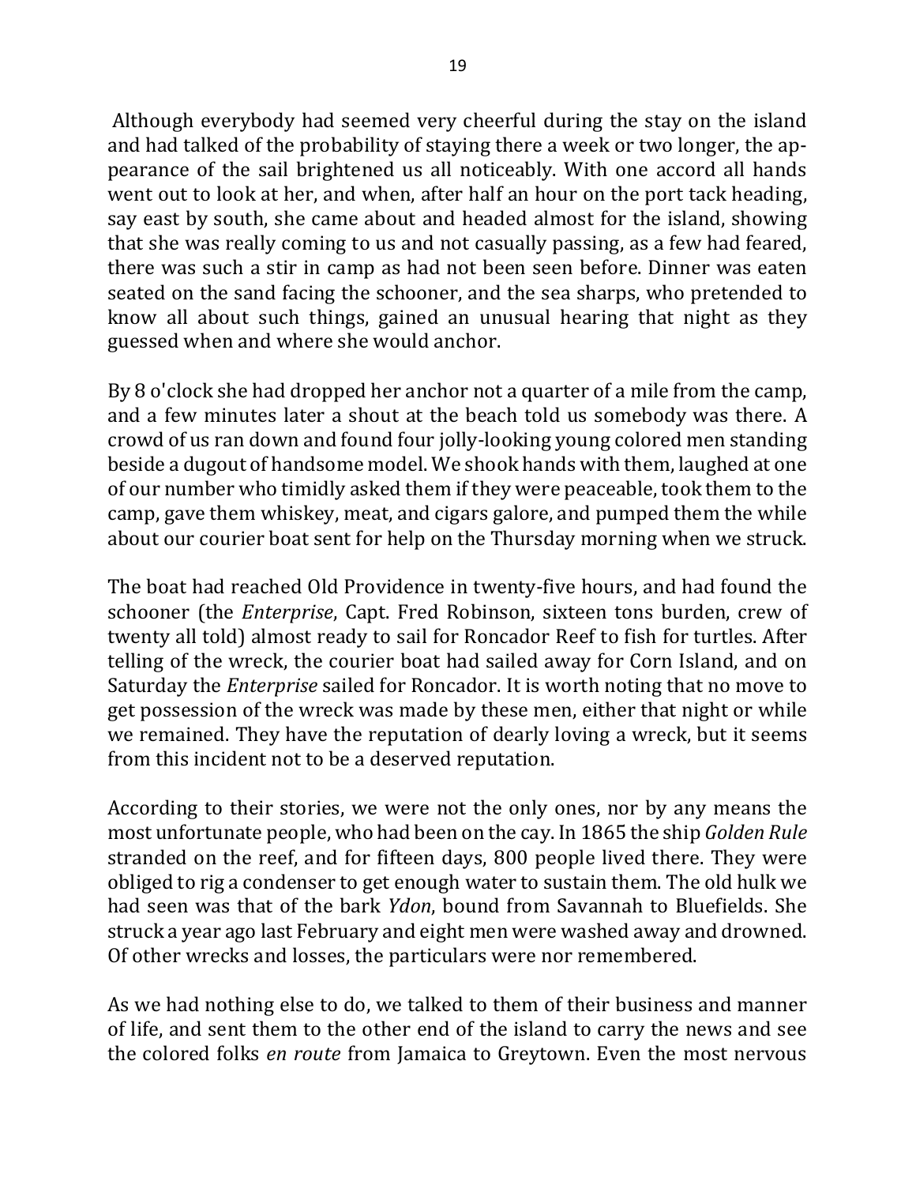Although everybody had seemed very cheerful during the stay on the island and had talked of the probability of staying there a week or two longer, the appearance of the sail brightened us all noticeably. With one accord all hands went out to look at her, and when, after half an hour on the port tack heading, say east by south, she came about and headed almost for the island, showing that she was really coming to us and not casually passing, as a few had feared, there was such a stir in camp as had not been seen before. Dinner was eaten seated on the sand facing the schooner, and the sea sharps, who pretended to know all about such things, gained an unusual hearing that night as they guessed when and where she would anchor.

By 8 o'clock she had dropped her anchor not a quarter of a mile from the camp, and a few minutes later a shout at the beach told us somebody was there. A crowd of us ran down and found four jolly-looking young colored men standing beside a dugout of handsome model. We shook hands with them, laughed at one of our number who timidly asked them if they were peaceable, took them to the camp, gave them whiskey, meat, and cigars galore, and pumped them the while about our courier boat sent for help on the Thursday morning when we struck.

The boat had reached Old Providence in twenty-five hours, and had found the schooner (the *Enterprise*, Capt. Fred Robinson, sixteen tons burden, crew of twenty all told) almost ready to sail for Roncador Reef to fish for turtles. After telling of the wreck, the courier boat had sailed away for Corn Island, and on Saturday the *Enterprise* sailed for Roncador. It is worth noting that no move to get possession of the wreck was made by these men, either that night or while we remained. They have the reputation of dearly loving a wreck, but it seems from this incident not to be a deserved reputation.

According to their stories, we were not the only ones, nor by any means the most unfortunate people, who had been on the cay. In 1865 the ship *Golden Rule* stranded on the reef, and for fifteen days, 800 people lived there. They were obliged to rig a condenser to get enough water to sustain them. The old hulk we had seen was that of the bark *Ydon*, bound from Savannah to Bluefields. She struck a year ago last February and eight men were washed away and drowned. Of other wrecks and losses, the particulars were nor remembered.

As we had nothing else to do, we talked to them of their business and manner of life, and sent them to the other end of the island to carry the news and see the colored folks *en route* from Jamaica to Greytown. Even the most nervous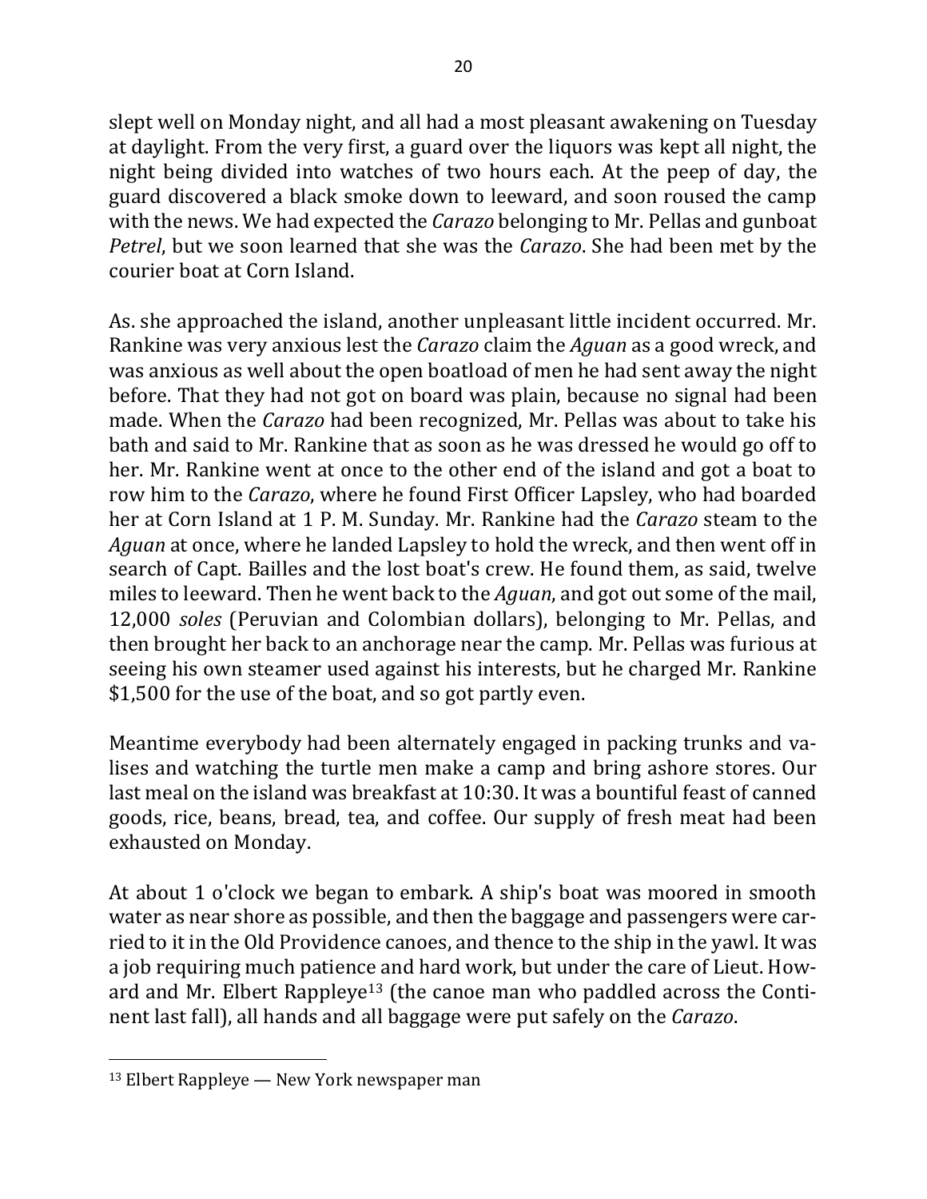slept well on Monday night, and all had a most pleasant awakening on Tuesday at daylight. From the very first, a guard over the liquors was kept all night, the night being divided into watches of two hours each. At the peep of day, the guard discovered a black smoke down to leeward, and soon roused the camp with the news. We had expected the *Carazo* belonging to Mr. Pellas and gunboat *Petrel*, but we soon learned that she was the *Carazo*. She had been met by the courier boat at Corn Island.

As. she approached the island, another unpleasant little incident occurred. Mr. Rankine was very anxious lest the *Carazo* claim the *Aguan* as a good wreck, and was anxious as well about the open boatload of men he had sent away the night before. That they had not got on board was plain, because no signal had been made. When the *Carazo* had been recognized, Mr. Pellas was about to take his bath and said to Mr. Rankine that as soon as he was dressed he would go off to her. Mr. Rankine went at once to the other end of the island and got a boat to row him to the *Carazo*, where he found First Officer Lapsley, who had boarded her at Corn Island at 1 P. M. Sunday. Mr. Rankine had the *Carazo* steam to the *Aguan* at once, where he landed Lapsley to hold the wreck, and then went off in search of Capt. Bailles and the lost boat's crew. He found them, as said, twelve miles to leeward. Then he went back to the *Aguan*, and got out some of the mail, 12,000 *soles* (Peruvian and Colombian dollars), belonging to Mr. Pellas, and then brought her back to an anchorage near the camp. Mr. Pellas was furious at seeing his own steamer used against his interests, but he charged Mr. Rankine $1,500 for the use of the boat, and so got partly even.

Meantime everybody had been alternately engaged in packing trunks and valises and watching the turtle men make a camp and bring ashore stores. Our last meal on the island was breakfast at 10:30. It was a bountiful feast of canned goods, rice, beans, bread, tea, and coffee. Our supply of fresh meat had been exhausted on Monday.

At about 1 o'clock we began to embark. A ship's boat was moored in smooth water as near shore as possible, and then the baggage and passengers were carried to it in the Old Providence canoes, and thence to the ship in the yawl. It was a job requiring much patience and hard work, but under the care of Lieut. Howard and Mr. Elbert Rappleye[13] (the canoe man who paddled across the Continent last fall), all hands and all baggage were put safely on the *Carazo*.

---

[13] Elbert Rappleye — New York newspaper man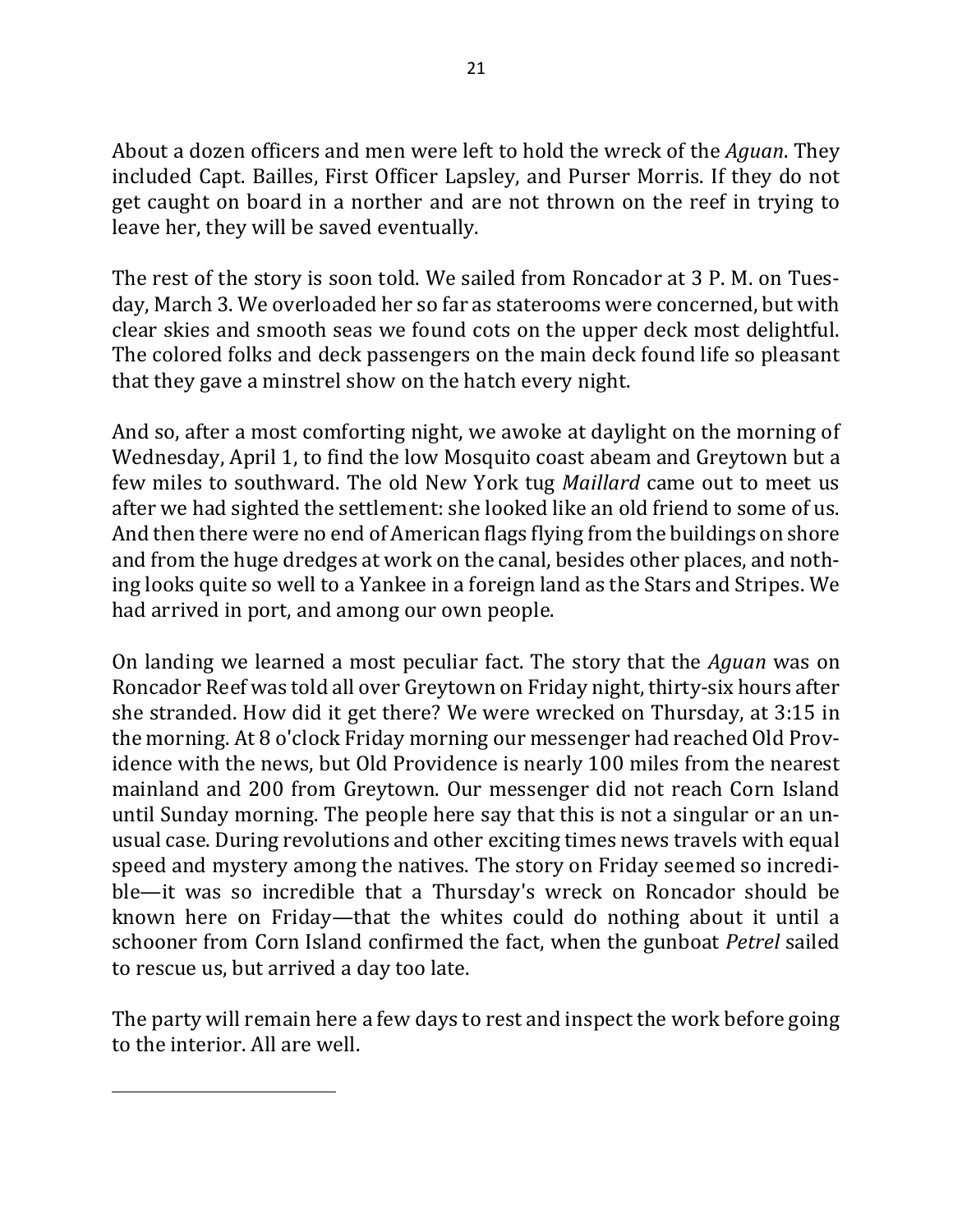About a dozen officers and men were left to hold the wreck of the *Aguan*. They included Capt. Bailles, First Officer Lapsley, and Purser Morris. If they do not get caught on board in a norther and are not thrown on the reef in trying to leave her, they will be saved eventually.

The rest of the story is soon told. We sailed from Roncador at 3 P. M. on Tuesday, March 3. We overloaded her so far as staterooms were concerned, but with clear skies and smooth seas we found cots on the upper deck most delightful. The colored folks and deck passengers on the main deck found life so pleasant that they gave a minstrel show on the hatch every night.

And so, after a most comforting night, we awoke at daylight on the morning of Wednesday, April 1, to find the low Mosquito coast abeam and Greytown but a few miles to southward. The old New York tug *Maillard* came out to meet us after we had sighted the settlement: she looked like an old friend to some of us. And then there were no end of American flags flying from the buildings on shore and from the huge dredges at work on the canal, besides other places, and nothing looks quite so well to a Yankee in a foreign land as the Stars and Stripes. We had arrived in port, and among our own people.

On landing we learned a most peculiar fact. The story that the *Aguan* was on Roncador Reef was told all over Greytown on Friday night, thirty-six hours after she stranded. How did it get there? We were wrecked on Thursday, at 3:15 in the morning. At 8 o'clock Friday morning our messenger had reached Old Providence with the news, but Old Providence is nearly 100 miles from the nearest mainland and 200 from Greytown. Our messenger did not reach Corn Island until Sunday morning. The people here say that this is not a singular or an unusual case. During revolutions and other exciting times news travels with equal speed and mystery among the natives. The story on Friday seemed so incredible—it was so incredible that a Thursday's wreck on Roncador should be known here on Friday—that the whites could do nothing about it until a schooner from Corn Island confirmed the fact, when the gunboat *Petrel* sailed to rescue us, but arrived a day too late.

The party will remain here a few days to rest and inspect the work before going to the interior. All are well.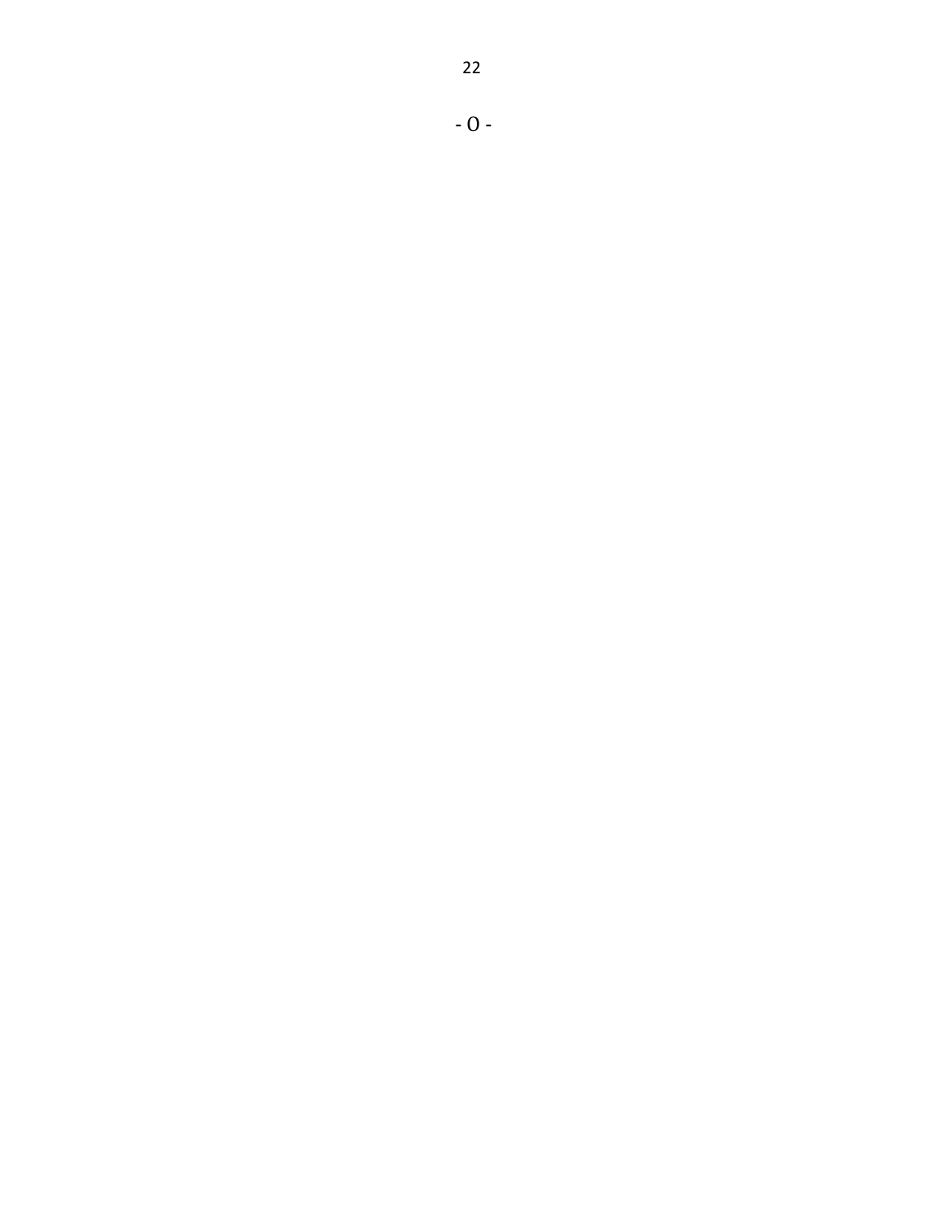- 0 -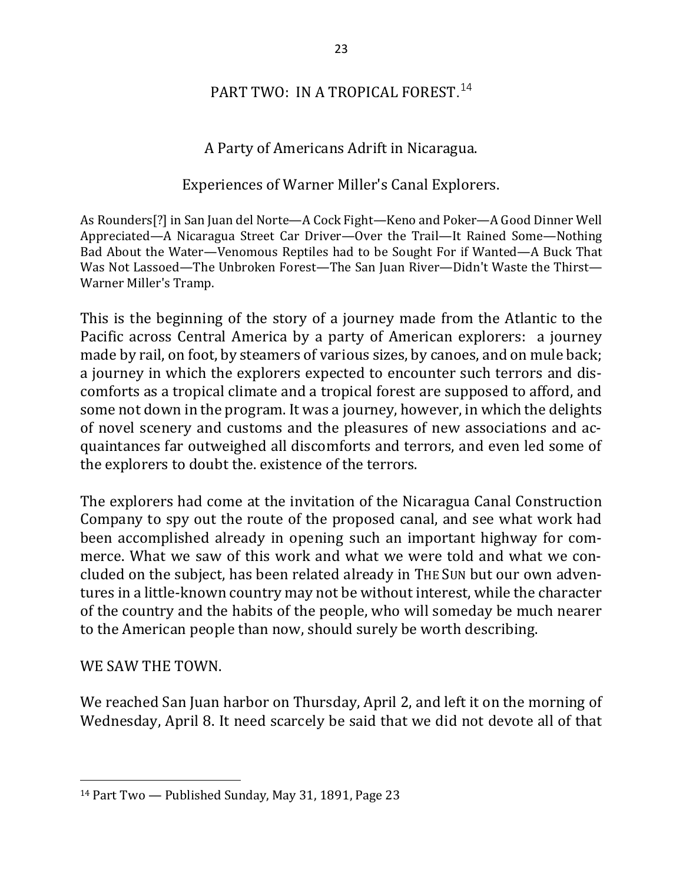## PART TWO: IN A TROPICAL FOREST.[14]

### A Party of Americans Adrift in Nicaragua.

### Experiences of Warner Miller's Canal Explorers.

As Rounders[?] in San Juan del Norte—A Cock Fight—Keno and Poker—A Good Dinner Well Appreciated—A Nicaragua Street Car Driver—Over the Trail—It Rained Some—Nothing Bad About the Water—Venomous Reptiles had to be Sought For if Wanted—A Buck That Was Not Lassoed—The Unbroken Forest—The San Juan River—Didn't Waste the Thirst—Warner Miller's Tramp.

This is the beginning of the story of a journey made from the Atlantic to the Pacific across Central America by a party of American explorers: a journey made by rail, on foot, by steamers of various sizes, by canoes, and on mule back; a journey in which the explorers expected to encounter such terrors and discomforts as a tropical climate and a tropical forest are supposed to afford, and some not down in the program. It was a journey, however, in which the delights of novel scenery and customs and the pleasures of new associations and acquaintances far outweighed all discomforts and terrors, and even led some of the explorers to doubt the. existence of the terrors.

The explorers had come at the invitation of the Nicaragua Canal Construction Company to spy out the route of the proposed canal, and see what work had been accomplished already in opening such an important highway for commerce. What we saw of this work and what we were told and what we concluded on the subject, has been related already in THE SUN but our own adventures in a little-known country may not be without interest, while the character of the country and the habits of the people, who will someday be much nearer to the American people than now, should surely be worth describing.

WE SAW THE TOWN.

We reached San Juan harbor on Thursday, April 2, and left it on the morning of Wednesday, April 8. It need scarcely be said that we did not devote all of that

---

[14] Part Two — Published Sunday, May 31, 1891, Page 23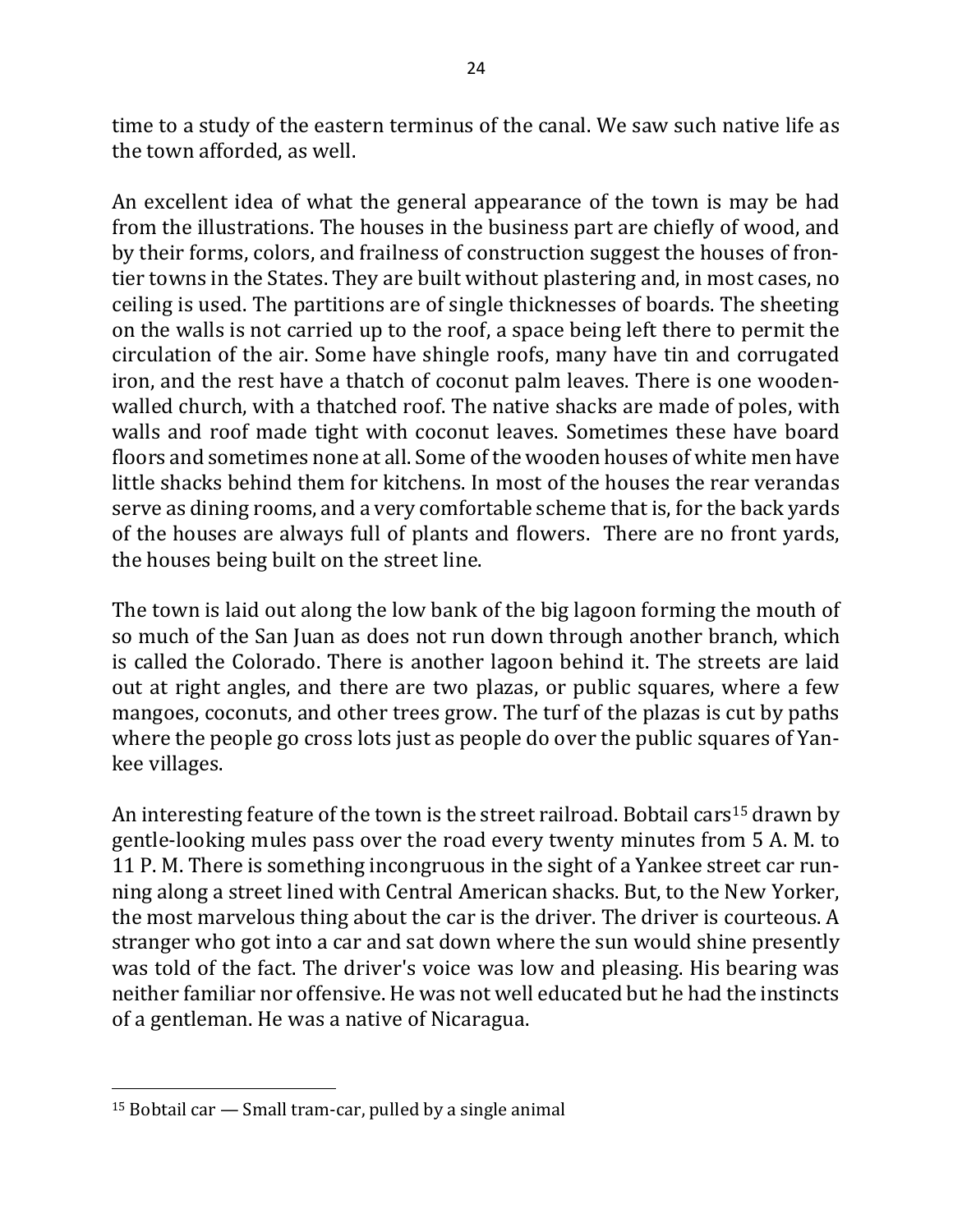time to a study of the eastern terminus of the canal. We saw such native life as the town afforded, as well.

An excellent idea of what the general appearance of the town is may be had from the illustrations. The houses in the business part are chiefly of wood, and by their forms, colors, and frailness of construction suggest the houses of frontier towns in the States. They are built without plastering and, in most cases, no ceiling is used. The partitions are of single thicknesses of boards. The sheeting on the walls is not carried up to the roof, a space being left there to permit the circulation of the air. Some have shingle roofs, many have tin and corrugated iron, and the rest have a thatch of coconut palm leaves. There is one wooden-walled church, with a thatched roof. The native shacks are made of poles, with walls and roof made tight with coconut leaves. Sometimes these have board floors and sometimes none at all. Some of the wooden houses of white men have little shacks behind them for kitchens. In most of the houses the rear verandas serve as dining rooms, and a very comfortable scheme that is, for the back yards of the houses are always full of plants and flowers. There are no front yards, the houses being built on the street line.

The town is laid out along the low bank of the big lagoon forming the mouth of so much of the San Juan as does not run down through another branch, which is called the Colorado. There is another lagoon behind it. The streets are laid out at right angles, and there are two plazas, or public squares, where a few mangoes, coconuts, and other trees grow. The turf of the plazas is cut by paths where the people go cross lots just as people do over the public squares of Yankee villages.

An interesting feature of the town is the street railroad. Bobtail cars[15] drawn by gentle-looking mules pass over the road every twenty minutes from 5 A. M. to 11 P. M. There is something incongruous in the sight of a Yankee street car running along a street lined with Central American shacks. But, to the New Yorker, the most marvelous thing about the car is the driver. The driver is courteous. A stranger who got into a car and sat down where the sun would shine presently was told of the fact. The driver's voice was low and pleasing. His bearing was neither familiar nor offensive. He was not well educated but he had the instincts of a gentleman. He was a native of Nicaragua.

---

[15] Bobtail car — Small tram-car, pulled by a single animal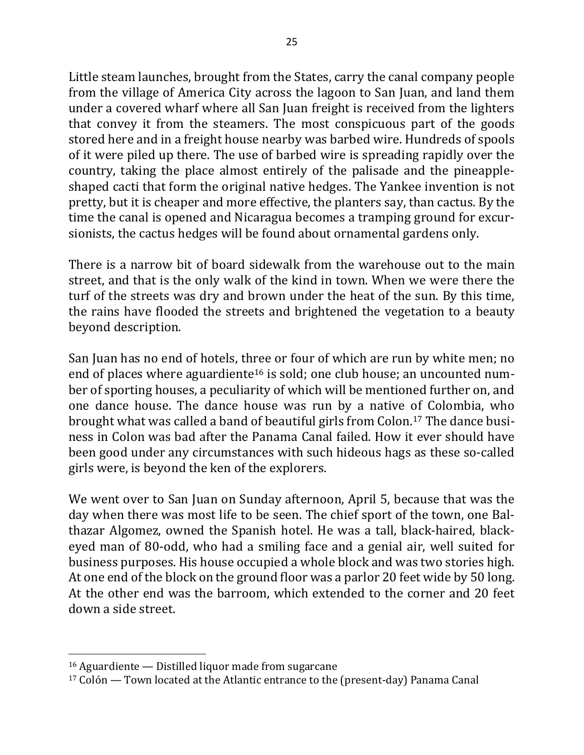Little steam launches, brought from the States, carry the canal company people from the village of America City across the lagoon to San Juan, and land them under a covered wharf where all San Juan freight is received from the lighters that convey it from the steamers. The most conspicuous part of the goods stored here and in a freight house nearby was barbed wire. Hundreds of spools of it were piled up there. The use of barbed wire is spreading rapidly over the country, taking the place almost entirely of the palisade and the pineapple-shaped cacti that form the original native hedges. The Yankee invention is not pretty, but it is cheaper and more effective, the planters say, than cactus. By the time the canal is opened and Nicaragua becomes a tramping ground for excursionists, the cactus hedges will be found about ornamental gardens only.

There is a narrow bit of board sidewalk from the warehouse out to the main street, and that is the only walk of the kind in town. When we were there the turf of the streets was dry and brown under the heat of the sun. By this time, the rains have flooded the streets and brightened the vegetation to a beauty beyond description.

San Juan has no end of hotels, three or four of which are run by white men; no end of places where aguardiente[16] is sold; one club house; an uncounted number of sporting houses, a peculiarity of which will be mentioned further on, and one dance house. The dance house was run by a native of Colombia, who brought what was called a band of beautiful girls from Colon.[17] The dance business in Colon was bad after the Panama Canal failed. How it ever should have been good under any circumstances with such hideous hags as these so-called girls were, is beyond the ken of the explorers.

We went over to San Juan on Sunday afternoon, April 5, because that was the day when there was most life to be seen. The chief sport of the town, one Balthazar Algomez, owned the Spanish hotel. He was a tall, black-haired, black-eyed man of 80-odd, who had a smiling face and a genial air, well suited for business purposes. His house occupied a whole block and was two stories high. At one end of the block on the ground floor was a parlor 20 feet wide by 50 long. At the other end was the barroom, which extended to the corner and 20 feet down a side street.

---

[16] Aguardiente — Distilled liquor made from sugarcane

[17] Colón — Town located at the Atlantic entrance to the (present-day) Panama Canal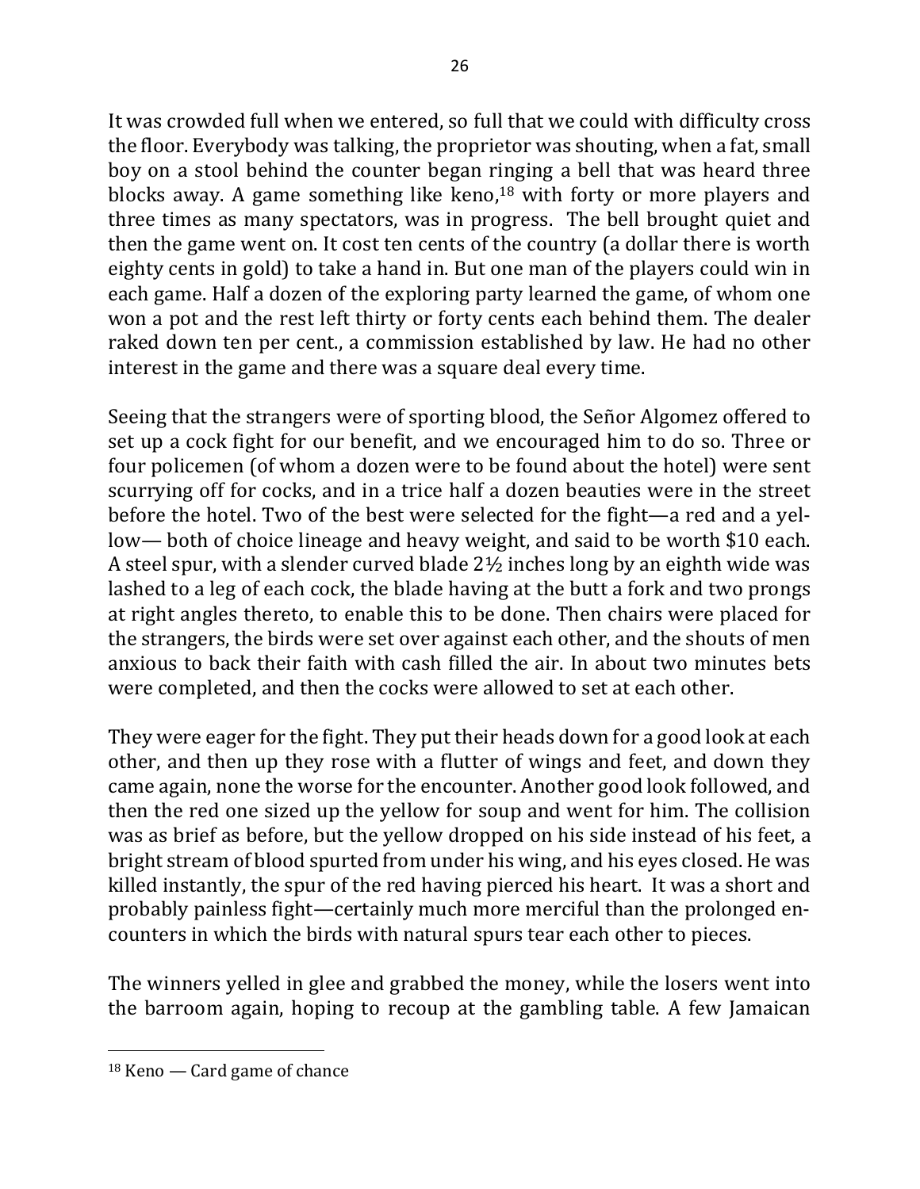It was crowded full when we entered, so full that we could with difficulty cross the floor. Everybody was talking, the proprietor was shouting, when a fat, small boy on a stool behind the counter began ringing a bell that was heard three blocks away. A game something like keno,[18] with forty or more players and three times as many spectators, was in progress. The bell brought quiet and then the game went on. It cost ten cents of the country (a dollar there is worth eighty cents in gold) to take a hand in. But one man of the players could win in each game. Half a dozen of the exploring party learned the game, of whom one won a pot and the rest left thirty or forty cents each behind them. The dealer raked down ten per cent., a commission established by law. He had no other interest in the game and there was a square deal every time.

Seeing that the strangers were of sporting blood, the Señor Algomez offered to set up a cock fight for our benefit, and we encouraged him to do so. Three or four policemen (of whom a dozen were to be found about the hotel) were sent scurrying off for cocks, and in a trice half a dozen beauties were in the street before the hotel. Two of the best were selected for the fight—a red and a yellow— both of choice lineage and heavy weight, and said to be worth $10 each. A steel spur, with a slender curved blade 2½ inches long by an eighth wide was lashed to a leg of each cock, the blade having at the butt a fork and two prongs at right angles thereto, to enable this to be done. Then chairs were placed for the strangers, the birds were set over against each other, and the shouts of men anxious to back their faith with cash filled the air. In about two minutes bets were completed, and then the cocks were allowed to set at each other.

They were eager for the fight. They put their heads down for a good look at each other, and then up they rose with a flutter of wings and feet, and down they came again, none the worse for the encounter. Another good look followed, and then the red one sized up the yellow for soup and went for him. The collision was as brief as before, but the yellow dropped on his side instead of his feet, a bright stream of blood spurted from under his wing, and his eyes closed. He was killed instantly, the spur of the red having pierced his heart. It was a short and probably painless fight—certainly much more merciful than the prolonged encounters in which the birds with natural spurs tear each other to pieces.

The winners yelled in glee and grabbed the money, while the losers went into the barroom again, hoping to recoup at the gambling table. A few Jamaican

---

[18] Keno — Card game of chance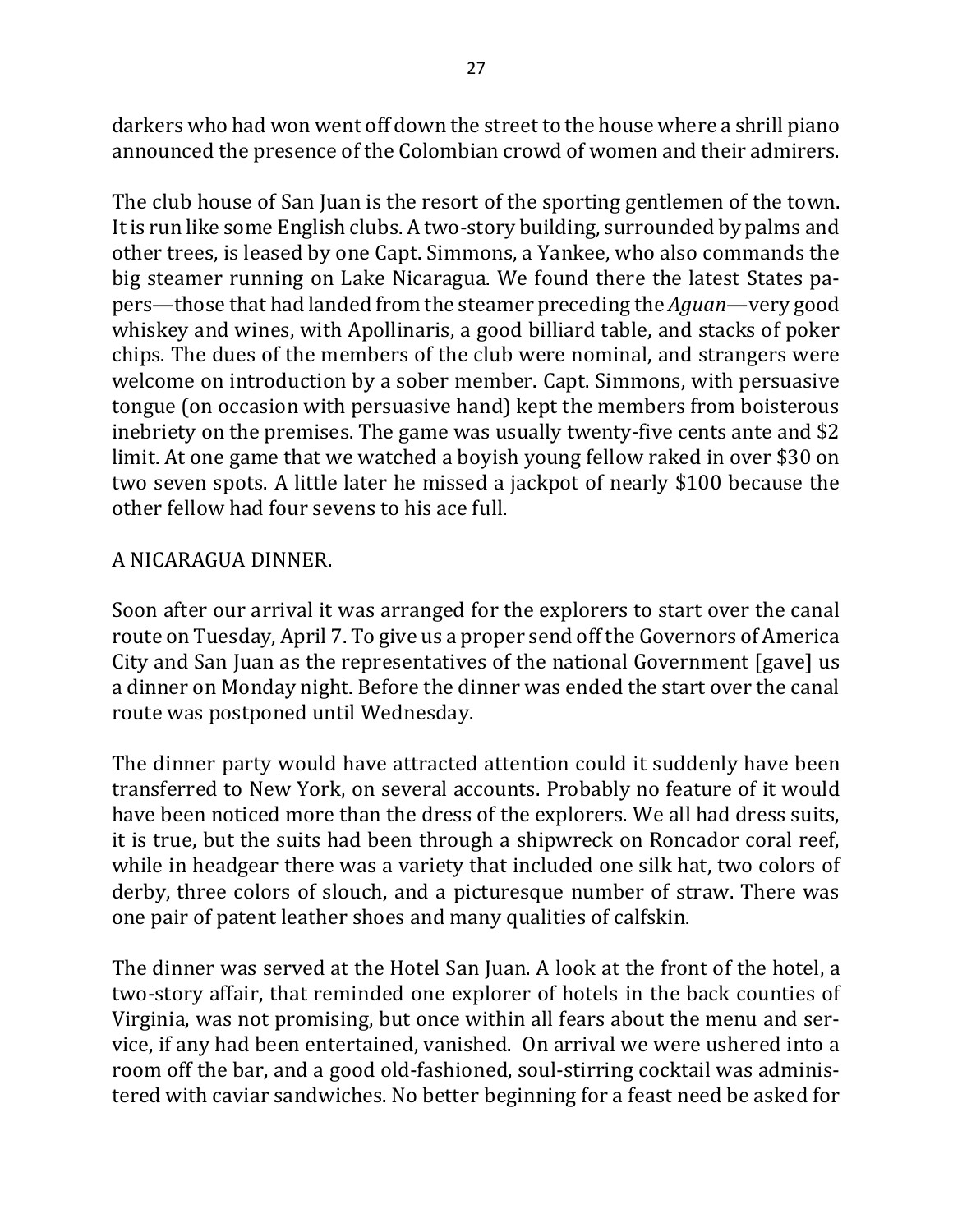darkers who had won went off down the street to the house where a shrill piano announced the presence of the Colombian crowd of women and their admirers.

The club house of San Juan is the resort of the sporting gentlemen of the town. It is run like some English clubs. A two-story building, surrounded by palms and other trees, is leased by one Capt. Simmons, a Yankee, who also commands the big steamer running on Lake Nicaragua. We found there the latest States papers—those that had landed from the steamer preceding the *Aguan*—very good whiskey and wines, with Apollinaris, a good billiard table, and stacks of poker chips. The dues of the members of the club were nominal, and strangers were welcome on introduction by a sober member. Capt. Simmons, with persuasive tongue (on occasion with persuasive hand) kept the members from boisterous inebriety on the premises. The game was usually twenty-five cents ante and $2 limit. At one game that we watched a boyish young fellow raked in over $30 on two seven spots. A little later he missed a jackpot of nearly $100 because the other fellow had four sevens to his ace full.

## A NICARAGUA DINNER.

Soon after our arrival it was arranged for the explorers to start over the canal route on Tuesday, April 7. To give us a proper send off the Governors of America City and San Juan as the representatives of the national Government [gave] us a dinner on Monday night. Before the dinner was ended the start over the canal route was postponed until Wednesday.

The dinner party would have attracted attention could it suddenly have been transferred to New York, on several accounts. Probably no feature of it would have been noticed more than the dress of the explorers. We all had dress suits, it is true, but the suits had been through a shipwreck on Roncador coral reef, while in headgear there was a variety that included one silk hat, two colors of derby, three colors of slouch, and a picturesque number of straw. There was one pair of patent leather shoes and many qualities of calfskin.

The dinner was served at the Hotel San Juan. A look at the front of the hotel, a two-story affair, that reminded one explorer of hotels in the back counties of Virginia, was not promising, but once within all fears about the menu and service, if any had been entertained, vanished. On arrival we were ushered into a room off the bar, and a good old-fashioned, soul-stirring cocktail was administered with caviar sandwiches. No better beginning for a feast need be asked for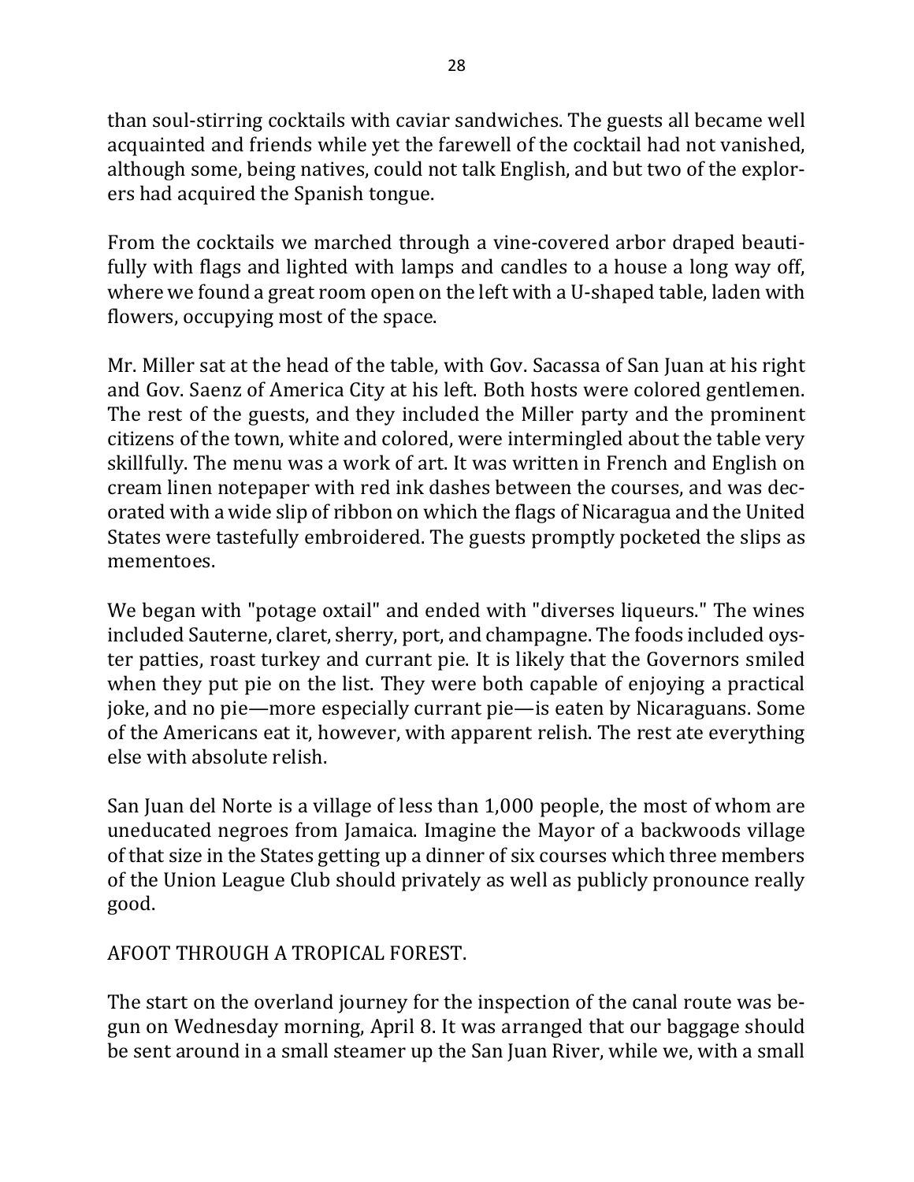than soul-stirring cocktails with caviar sandwiches. The guests all became well acquainted and friends while yet the farewell of the cocktail had not vanished, although some, being natives, could not talk English, and but two of the explorers had acquired the Spanish tongue.

From the cocktails we marched through a vine-covered arbor draped beautifully with flags and lighted with lamps and candles to a house a long way off, where we found a great room open on the left with a U-shaped table, laden with flowers, occupying most of the space.

Mr. Miller sat at the head of the table, with Gov. Sacassa of San Juan at his right and Gov. Saenz of America City at his left. Both hosts were colored gentlemen. The rest of the guests, and they included the Miller party and the prominent citizens of the town, white and colored, were intermingled about the table very skillfully. The menu was a work of art. It was written in French and English on cream linen notepaper with red ink dashes between the courses, and was decorated with a wide slip of ribbon on which the flags of Nicaragua and the United States were tastefully embroidered. The guests promptly pocketed the slips as mementoes.

We began with "potage oxtail" and ended with "diverses liqueurs." The wines included Sauterne, claret, sherry, port, and champagne. The foods included oyster patties, roast turkey and currant pie. It is likely that the Governors smiled when they put pie on the list. They were both capable of enjoying a practical joke, and no pie—more especially currant pie—is eaten by Nicaraguans. Some of the Americans eat it, however, with apparent relish. The rest ate everything else with absolute relish.

San Juan del Norte is a village of less than 1,000 people, the most of whom are uneducated negroes from Jamaica. Imagine the Mayor of a backwoods village of that size in the States getting up a dinner of six courses which three members of the Union League Club should privately as well as publicly pronounce really good.

## AFOOT THROUGH A TROPICAL FOREST.

The start on the overland journey for the inspection of the canal route was begun on Wednesday morning, April 8. It was arranged that our baggage should be sent around in a small steamer up the San Juan River, while we, with a small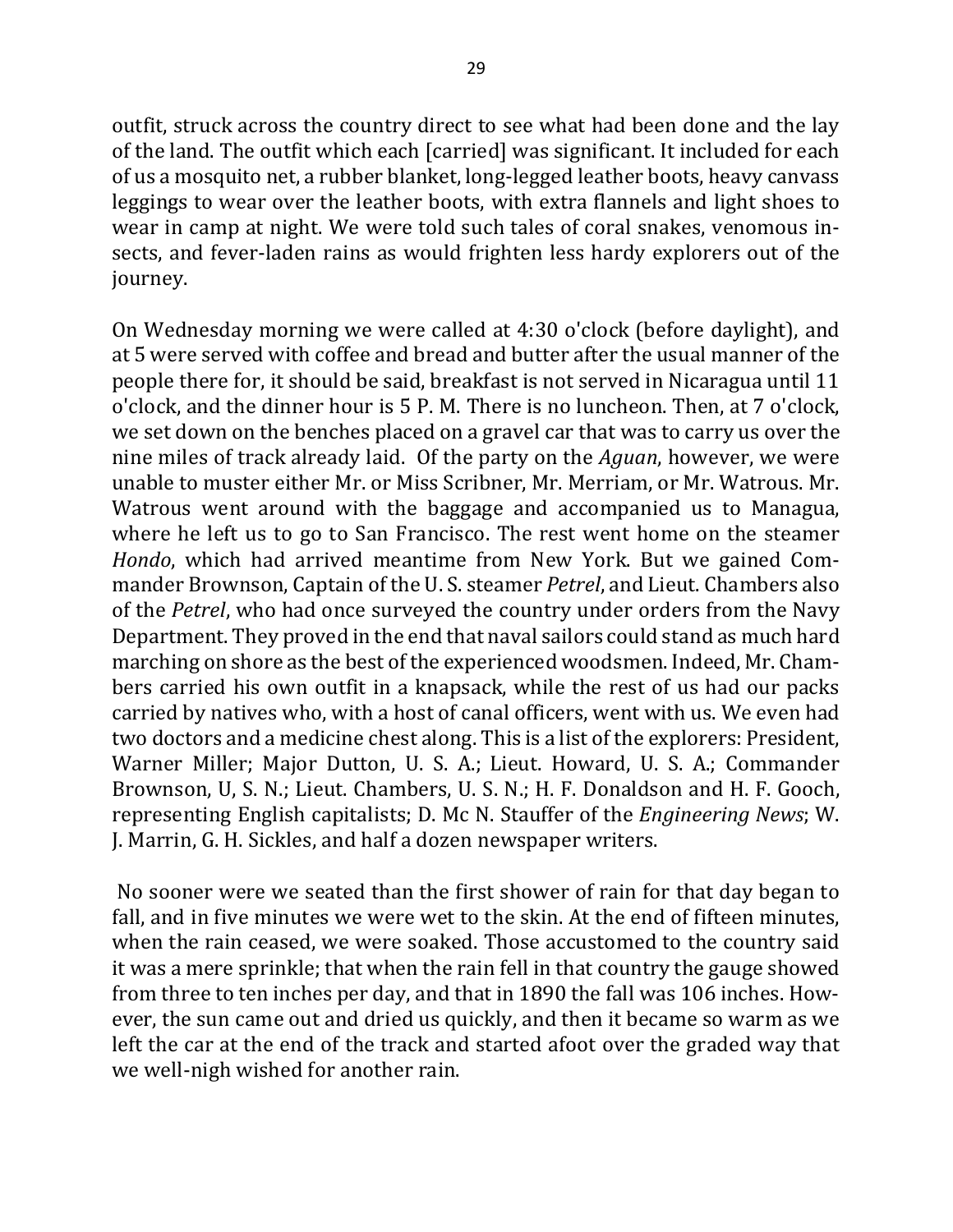outfit, struck across the country direct to see what had been done and the lay of the land. The outfit which each [carried] was significant. It included for each of us a mosquito net, a rubber blanket, long-legged leather boots, heavy canvass leggings to wear over the leather boots, with extra flannels and light shoes to wear in camp at night. We were told such tales of coral snakes, venomous insects, and fever-laden rains as would frighten less hardy explorers out of the journey.

On Wednesday morning we were called at 4:30 o'clock (before daylight), and at 5 were served with coffee and bread and butter after the usual manner of the people there for, it should be said, breakfast is not served in Nicaragua until 11 o'clock, and the dinner hour is 5 P. M. There is no luncheon. Then, at 7 o'clock, we set down on the benches placed on a gravel car that was to carry us over the nine miles of track already laid. Of the party on the *Aguan*, however, we were unable to muster either Mr. or Miss Scribner, Mr. Merriam, or Mr. Watrous. Mr. Watrous went around with the baggage and accompanied us to Managua, where he left us to go to San Francisco. The rest went home on the steamer *Hondo*, which had arrived meantime from New York. But we gained Commander Brownson, Captain of the U. S. steamer *Petrel*, and Lieut. Chambers also of the *Petrel*, who had once surveyed the country under orders from the Navy Department. They proved in the end that naval sailors could stand as much hard marching on shore as the best of the experienced woodsmen. Indeed, Mr. Chambers carried his own outfit in a knapsack, while the rest of us had our packs carried by natives who, with a host of canal officers, went with us. We even had two doctors and a medicine chest along. This is a list of the explorers: President, Warner Miller; Major Dutton, U. S. A.; Lieut. Howard, U. S. A.; Commander Brownson, U, S. N.; Lieut. Chambers, U. S. N.; H. F. Donaldson and H. F. Gooch, representing English capitalists; D. Mc N. Stauffer of the *Engineering News*; W. J. Marrin, G. H. Sickles, and half a dozen newspaper writers.

No sooner were we seated than the first shower of rain for that day began to fall, and in five minutes we were wet to the skin. At the end of fifteen minutes, when the rain ceased, we were soaked. Those accustomed to the country said it was a mere sprinkle; that when the rain fell in that country the gauge showed from three to ten inches per day, and that in 1890 the fall was 106 inches. However, the sun came out and dried us quickly, and then it became so warm as we left the car at the end of the track and started afoot over the graded way that we well-nigh wished for another rain.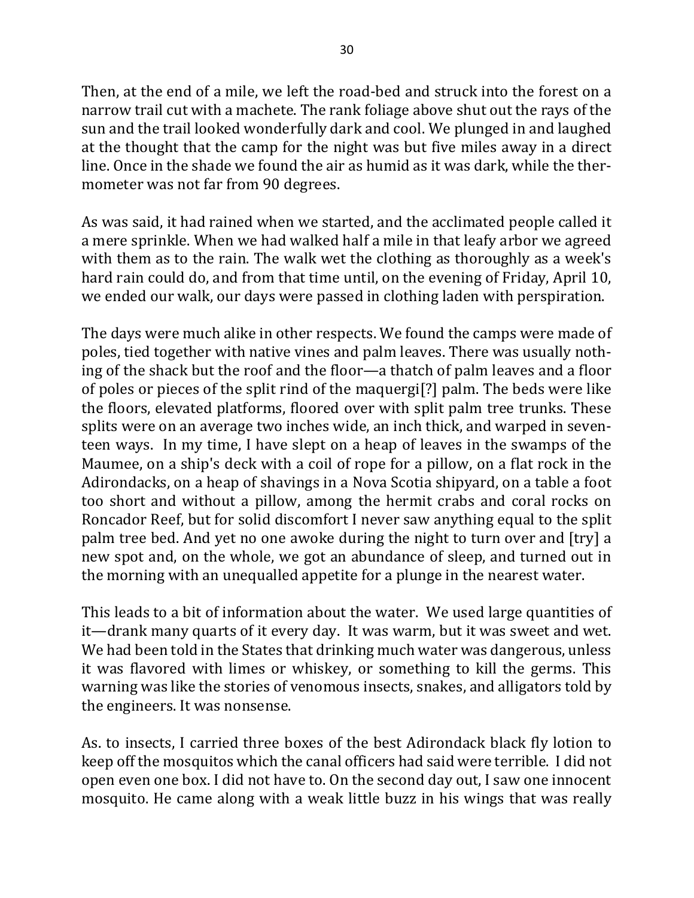Then, at the end of a mile, we left the road-bed and struck into the forest on a narrow trail cut with a machete. The rank foliage above shut out the rays of the sun and the trail looked wonderfully dark and cool. We plunged in and laughed at the thought that the camp for the night was but five miles away in a direct line. Once in the shade we found the air as humid as it was dark, while the thermometer was not far from 90 degrees.

As was said, it had rained when we started, and the acclimated people called it a mere sprinkle. When we had walked half a mile in that leafy arbor we agreed with them as to the rain. The walk wet the clothing as thoroughly as a week's hard rain could do, and from that time until, on the evening of Friday, April 10, we ended our walk, our days were passed in clothing laden with perspiration.

The days were much alike in other respects. We found the camps were made of poles, tied together with native vines and palm leaves. There was usually nothing of the shack but the roof and the floor—a thatch of palm leaves and a floor of poles or pieces of the split rind of the maquergi[?] palm. The beds were like the floors, elevated platforms, floored over with split palm tree trunks. These splits were on an average two inches wide, an inch thick, and warped in seventeen ways. In my time, I have slept on a heap of leaves in the swamps of the Maumee, on a ship's deck with a coil of rope for a pillow, on a flat rock in the Adirondacks, on a heap of shavings in a Nova Scotia shipyard, on a table a foot too short and without a pillow, among the hermit crabs and coral rocks on Roncador Reef, but for solid discomfort I never saw anything equal to the split palm tree bed. And yet no one awoke during the night to turn over and [try] a new spot and, on the whole, we got an abundance of sleep, and turned out in the morning with an unequalled appetite for a plunge in the nearest water.

This leads to a bit of information about the water. We used large quantities of it—drank many quarts of it every day. It was warm, but it was sweet and wet. We had been told in the States that drinking much water was dangerous, unless it was flavored with limes or whiskey, or something to kill the germs. This warning was like the stories of venomous insects, snakes, and alligators told by the engineers. It was nonsense.

As. to insects, I carried three boxes of the best Adirondack black fly lotion to keep off the mosquitos which the canal officers had said were terrible. I did not open even one box. I did not have to. On the second day out, I saw one innocent mosquito. He came along with a weak little buzz in his wings that was really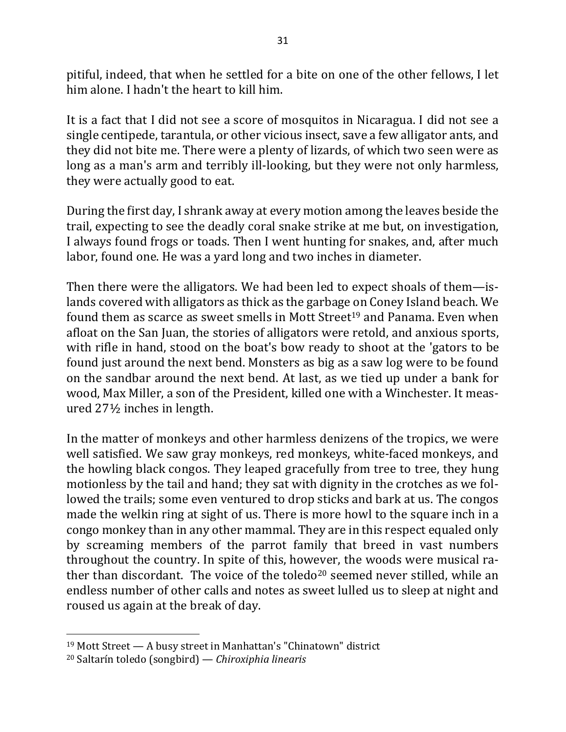pitiful, indeed, that when he settled for a bite on one of the other fellows, I let him alone. I hadn't the heart to kill him.

It is a fact that I did not see a score of mosquitos in Nicaragua. I did not see a single centipede, tarantula, or other vicious insect, save a few alligator ants, and they did not bite me. There were a plenty of lizards, of which two seen were as long as a man's arm and terribly ill-looking, but they were not only harmless, they were actually good to eat.

During the first day, I shrank away at every motion among the leaves beside the trail, expecting to see the deadly coral snake strike at me but, on investigation, I always found frogs or toads. Then I went hunting for snakes, and, after much labor, found one. He was a yard long and two inches in diameter.

Then there were the alligators. We had been led to expect shoals of them—islands covered with alligators as thick as the garbage on Coney Island beach. We found them as scarce as sweet smells in Mott Street[19] and Panama. Even when afloat on the San Juan, the stories of alligators were retold, and anxious sports, with rifle in hand, stood on the boat's bow ready to shoot at the 'gators to be found just around the next bend. Monsters as big as a saw log were to be found on the sandbar around the next bend. At last, as we tied up under a bank for wood, Max Miller, a son of the President, killed one with a Winchester. It measured 27½ inches in length.

In the matter of monkeys and other harmless denizens of the tropics, we were well satisfied. We saw gray monkeys, red monkeys, white-faced monkeys, and the howling black congos. They leaped gracefully from tree to tree, they hung motionless by the tail and hand; they sat with dignity in the crotches as we followed the trails; some even ventured to drop sticks and bark at us. The congos made the welkin ring at sight of us. There is more howl to the square inch in a congo monkey than in any other mammal. They are in this respect equaled only by screaming members of the parrot family that breed in vast numbers throughout the country. In spite of this, however, the woods were musical rather than discordant. The voice of the toledo[20] seemed never stilled, while an endless number of other calls and notes as sweet lulled us to sleep at night and roused us again at the break of day.

---

[19] Mott Street — A busy street in Manhattan's "Chinatown" district

[20] Saltarín toledo (songbird) — *Chiroxiphia linearis*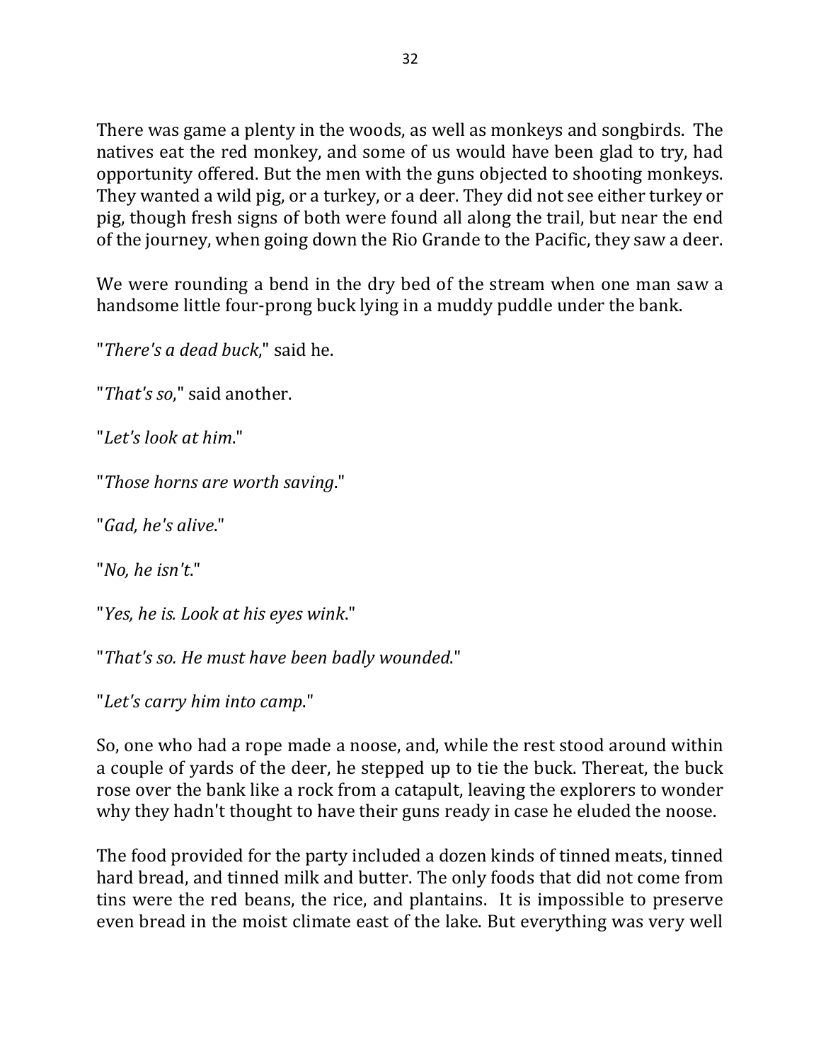There was game a plenty in the woods, as well as monkeys and songbirds. The natives eat the red monkey, and some of us would have been glad to try, had opportunity offered. But the men with the guns objected to shooting monkeys. They wanted a wild pig, or a turkey, or a deer. They did not see either turkey or pig, though fresh signs of both were found all along the trail, but near the end of the journey, when going down the Rio Grande to the Pacific, they saw a deer.

We were rounding a bend in the dry bed of the stream when one man saw a handsome little four-prong buck lying in a muddy puddle under the bank.

"*There's a dead buck*," said he.

"*That's so*," said another.

"*Let's look at him*."

"*Those horns are worth saving*."

"*Gad, he's alive*."

"*No, he isn't*."

"*Yes, he is. Look at his eyes wink*."

"*That's so. He must have been badly wounded*."

"*Let's carry him into camp*."

So, one who had a rope made a noose, and, while the rest stood around within a couple of yards of the deer, he stepped up to tie the buck. Thereat, the buck rose over the bank like a rock from a catapult, leaving the explorers to wonder why they hadn't thought to have their guns ready in case he eluded the noose.

The food provided for the party included a dozen kinds of tinned meats, tinned hard bread, and tinned milk and butter. The only foods that did not come from tins were the red beans, the rice, and plantains. It is impossible to preserve even bread in the moist climate east of the lake. But everything was very well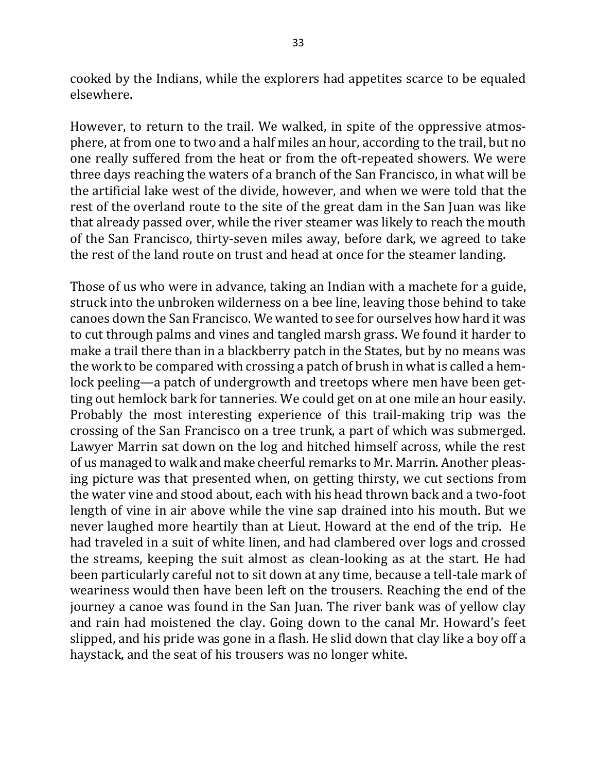cooked by the Indians, while the explorers had appetites scarce to be equaled elsewhere.

However, to return to the trail. We walked, in spite of the oppressive atmosphere, at from one to two and a half miles an hour, according to the trail, but no one really suffered from the heat or from the oft-repeated showers. We were three days reaching the waters of a branch of the San Francisco, in what will be the artificial lake west of the divide, however, and when we were told that the rest of the overland route to the site of the great dam in the San Juan was like that already passed over, while the river steamer was likely to reach the mouth of the San Francisco, thirty-seven miles away, before dark, we agreed to take the rest of the land route on trust and head at once for the steamer landing.

Those of us who were in advance, taking an Indian with a machete for a guide, struck into the unbroken wilderness on a bee line, leaving those behind to take canoes down the San Francisco. We wanted to see for ourselves how hard it was to cut through palms and vines and tangled marsh grass. We found it harder to make a trail there than in a blackberry patch in the States, but by no means was the work to be compared with crossing a patch of brush in what is called a hemlock peeling—a patch of undergrowth and treetops where men have been getting out hemlock bark for tanneries. We could get on at one mile an hour easily. Probably the most interesting experience of this trail-making trip was the crossing of the San Francisco on a tree trunk, a part of which was submerged. Lawyer Marrin sat down on the log and hitched himself across, while the rest of us managed to walk and make cheerful remarks to Mr. Marrin. Another pleasing picture was that presented when, on getting thirsty, we cut sections from the water vine and stood about, each with his head thrown back and a two-foot length of vine in air above while the vine sap drained into his mouth. But we never laughed more heartily than at Lieut. Howard at the end of the trip. He had traveled in a suit of white linen, and had clambered over logs and crossed the streams, keeping the suit almost as clean-looking as at the start. He had been particularly careful not to sit down at any time, because a tell-tale mark of weariness would then have been left on the trousers. Reaching the end of the journey a canoe was found in the San Juan. The river bank was of yellow clay and rain had moistened the clay. Going down to the canal Mr. Howard's feet slipped, and his pride was gone in a flash. He slid down that clay like a boy off a haystack, and the seat of his trousers was no longer white.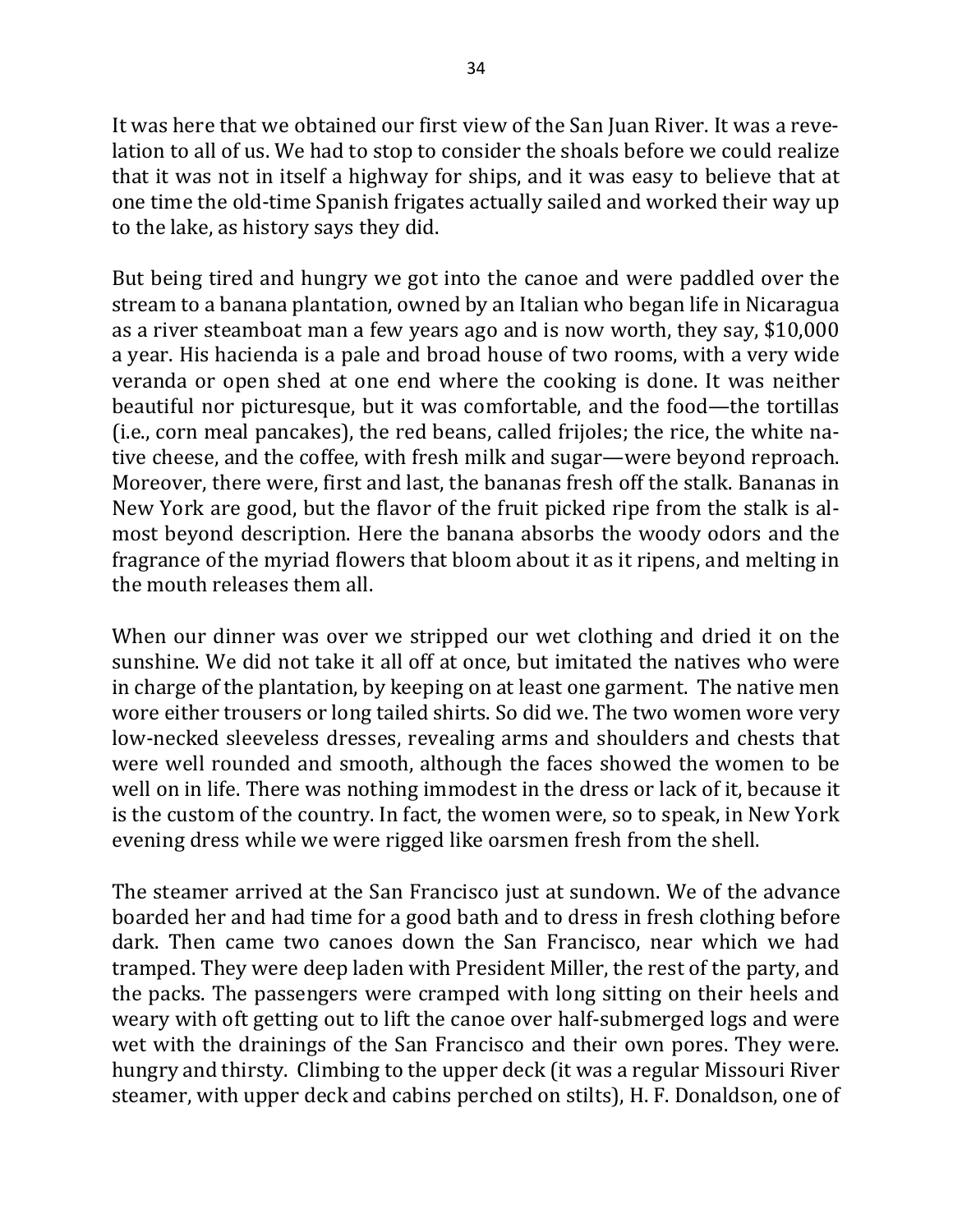It was here that we obtained our first view of the San Juan River. It was a revelation to all of us. We had to stop to consider the shoals before we could realize that it was not in itself a highway for ships, and it was easy to believe that at one time the old-time Spanish frigates actually sailed and worked their way up to the lake, as history says they did.

But being tired and hungry we got into the canoe and were paddled over the stream to a banana plantation, owned by an Italian who began life in Nicaragua as a river steamboat man a few years ago and is now worth, they say, $10,000 a year. His hacienda is a pale and broad house of two rooms, with a very wide veranda or open shed at one end where the cooking is done. It was neither beautiful nor picturesque, but it was comfortable, and the food—the tortillas (i.e., corn meal pancakes), the red beans, called frijoles; the rice, the white native cheese, and the coffee, with fresh milk and sugar—were beyond reproach. Moreover, there were, first and last, the bananas fresh off the stalk. Bananas in New York are good, but the flavor of the fruit picked ripe from the stalk is almost beyond description. Here the banana absorbs the woody odors and the fragrance of the myriad flowers that bloom about it as it ripens, and melting in the mouth releases them all.

When our dinner was over we stripped our wet clothing and dried it on the sunshine. We did not take it all off at once, but imitated the natives who were in charge of the plantation, by keeping on at least one garment. The native men wore either trousers or long tailed shirts. So did we. The two women wore very low-necked sleeveless dresses, revealing arms and shoulders and chests that were well rounded and smooth, although the faces showed the women to be well on in life. There was nothing immodest in the dress or lack of it, because it is the custom of the country. In fact, the women were, so to speak, in New York evening dress while we were rigged like oarsmen fresh from the shell.

The steamer arrived at the San Francisco just at sundown. We of the advance boarded her and had time for a good bath and to dress in fresh clothing before dark. Then came two canoes down the San Francisco, near which we had tramped. They were deep laden with President Miller, the rest of the party, and the packs. The passengers were cramped with long sitting on their heels and weary with oft getting out to lift the canoe over half-submerged logs and were wet with the drainings of the San Francisco and their own pores. They were. hungry and thirsty. Climbing to the upper deck (it was a regular Missouri River steamer, with upper deck and cabins perched on stilts), H. F. Donaldson, one of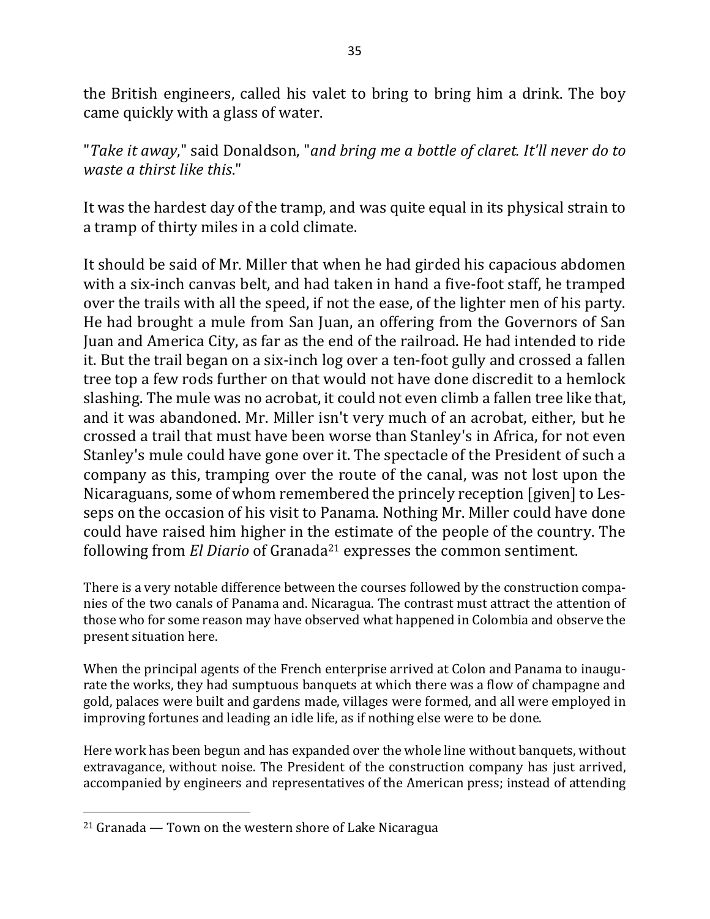the British engineers, called his valet to bring to bring him a drink. The boy came quickly with a glass of water.

"*Take it away*," said Donaldson, "*and bring me a bottle of claret. It'll never do to waste a thirst like this*."

It was the hardest day of the tramp, and was quite equal in its physical strain to a tramp of thirty miles in a cold climate.

It should be said of Mr. Miller that when he had girded his capacious abdomen with a six-inch canvas belt, and had taken in hand a five-foot staff, he tramped over the trails with all the speed, if not the ease, of the lighter men of his party. He had brought a mule from San Juan, an offering from the Governors of San Juan and America City, as far as the end of the railroad. He had intended to ride it. But the trail began on a six-inch log over a ten-foot gully and crossed a fallen tree top a few rods further on that would not have done discredit to a hemlock slashing. The mule was no acrobat, it could not even climb a fallen tree like that, and it was abandoned. Mr. Miller isn't very much of an acrobat, either, but he crossed a trail that must have been worse than Stanley's in Africa, for not even Stanley's mule could have gone over it. The spectacle of the President of such a company as this, tramping over the route of the canal, was not lost upon the Nicaraguans, some of whom remembered the princely reception [given] to Lesseps on the occasion of his visit to Panama. Nothing Mr. Miller could have done could have raised him higher in the estimate of the people of the country. The following from *El Diario* of Granada[21] expresses the common sentiment.

There is a very notable difference between the courses followed by the construction companies of the two canals of Panama and. Nicaragua. The contrast must attract the attention of those who for some reason may have observed what happened in Colombia and observe the present situation here.

When the principal agents of the French enterprise arrived at Colon and Panama to inaugurate the works, they had sumptuous banquets at which there was a flow of champagne and gold, palaces were built and gardens made, villages were formed, and all were employed in improving fortunes and leading an idle life, as if nothing else were to be done.

Here work has been begun and has expanded over the whole line without banquets, without extravagance, without noise. The President of the construction company has just arrived, accompanied by engineers and representatives of the American press; instead of attending

[21] Granada — Town on the western shore of Lake Nicaragua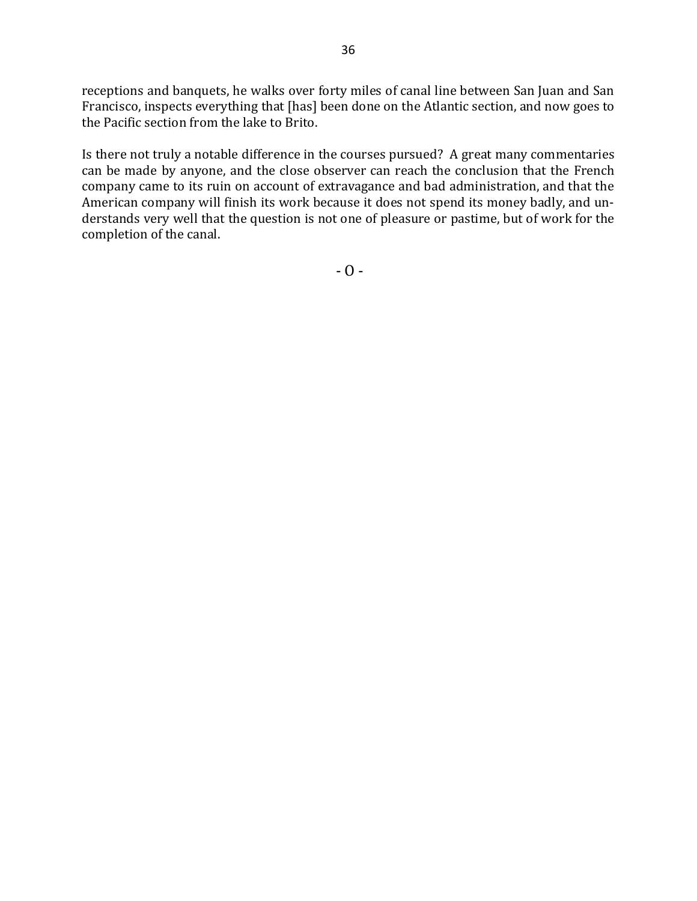receptions and banquets, he walks over forty miles of canal line between San Juan and San Francisco, inspects everything that [has] been done on the Atlantic section, and now goes to the Pacific section from the lake to Brito.

Is there not truly a notable difference in the courses pursued? A great many commentaries can be made by anyone, and the close observer can reach the conclusion that the French company came to its ruin on account of extravagance and bad administration, and that the American company will finish its work because it does not spend its money badly, and understands very well that the question is not one of pleasure or pastime, but of work for the completion of the canal.

- O -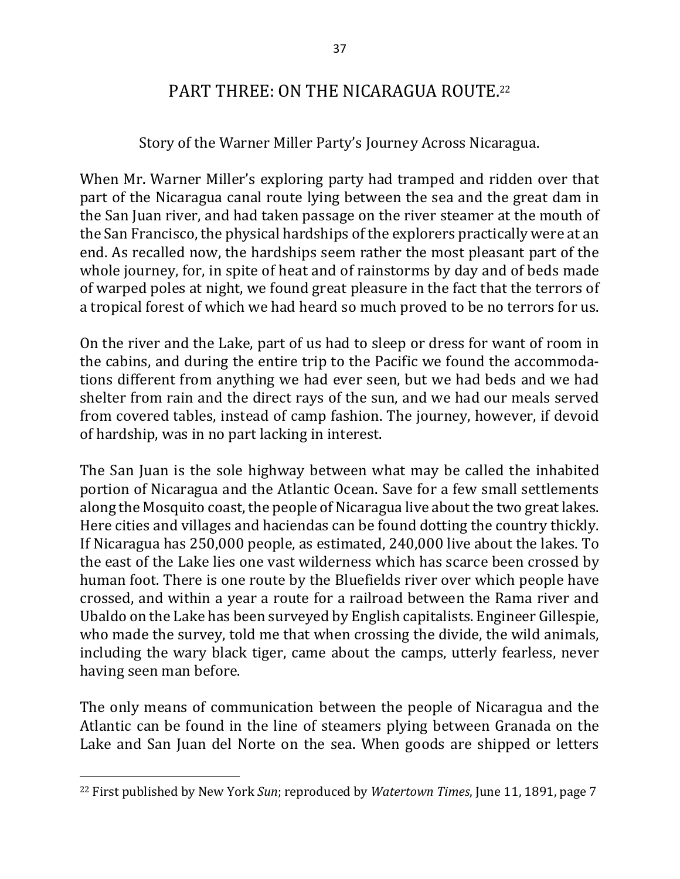## PART THREE: ON THE NICARAGUA ROUTE.[22]

Story of the Warner Miller Party's Journey Across Nicaragua.

When Mr. Warner Miller's exploring party had tramped and ridden over that part of the Nicaragua canal route lying between the sea and the great dam in the San Juan river, and had taken passage on the river steamer at the mouth of the San Francisco, the physical hardships of the explorers practically were at an end. As recalled now, the hardships seem rather the most pleasant part of the whole journey, for, in spite of heat and of rainstorms by day and of beds made of warped poles at night, we found great pleasure in the fact that the terrors of a tropical forest of which we had heard so much proved to be no terrors for us.

On the river and the Lake, part of us had to sleep or dress for want of room in the cabins, and during the entire trip to the Pacific we found the accommodations different from anything we had ever seen, but we had beds and we had shelter from rain and the direct rays of the sun, and we had our meals served from covered tables, instead of camp fashion. The journey, however, if devoid of hardship, was in no part lacking in interest.

The San Juan is the sole highway between what may be called the inhabited portion of Nicaragua and the Atlantic Ocean. Save for a few small settlements along the Mosquito coast, the people of Nicaragua live about the two great lakes. Here cities and villages and haciendas can be found dotting the country thickly. If Nicaragua has 250,000 people, as estimated, 240,000 live about the lakes. To the east of the Lake lies one vast wilderness which has scarce been crossed by human foot. There is one route by the Bluefields river over which people have crossed, and within a year a route for a railroad between the Rama river and Ubaldo on the Lake has been surveyed by English capitalists. Engineer Gillespie, who made the survey, told me that when crossing the divide, the wild animals, including the wary black tiger, came about the camps, utterly fearless, never having seen man before.

The only means of communication between the people of Nicaragua and the Atlantic can be found in the line of steamers plying between Granada on the Lake and San Juan del Norte on the sea. When goods are shipped or letters

---

[22] First published by New York *Sun*; reproduced by *Watertown Times*, June 11, 1891, page 7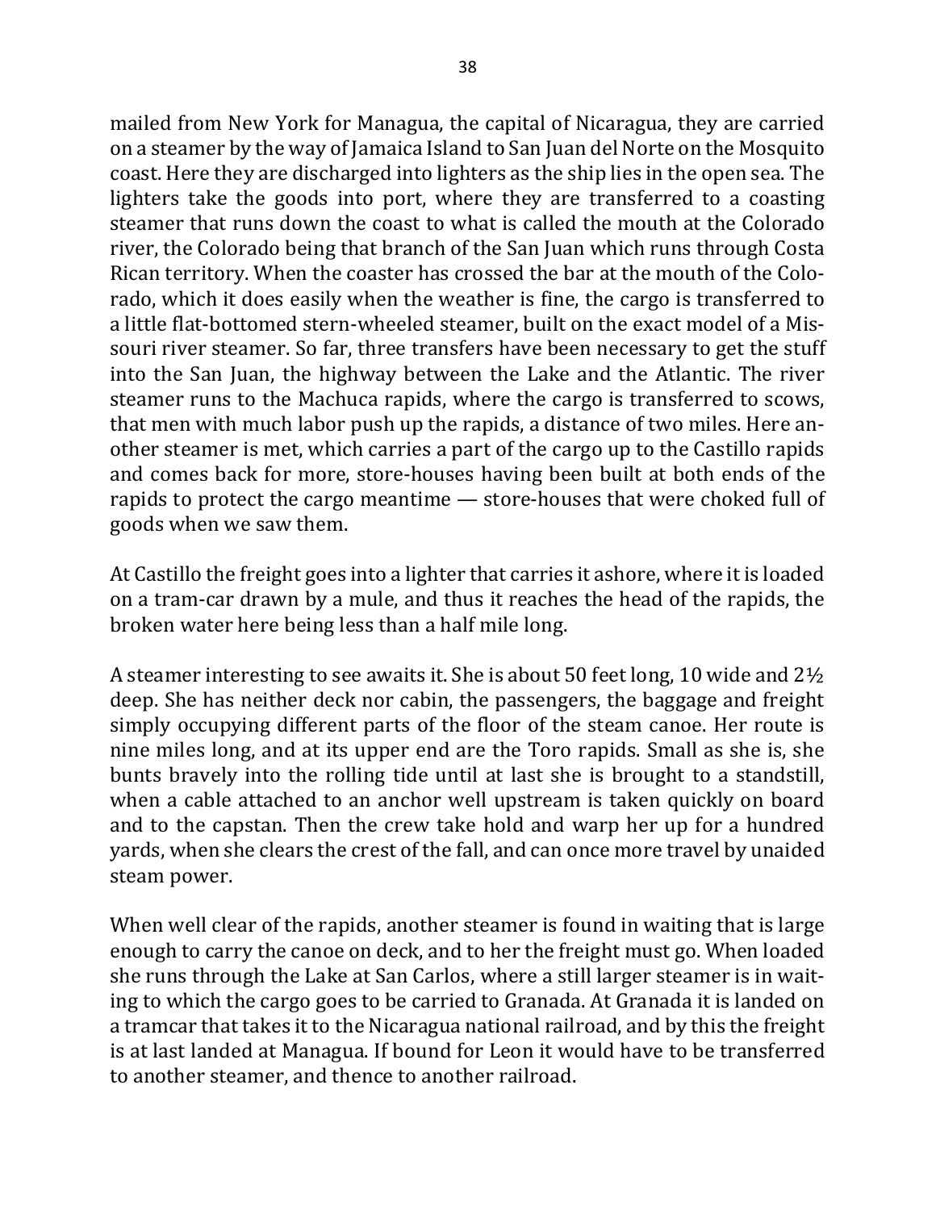mailed from New York for Managua, the capital of Nicaragua, they are carried on a steamer by the way of Jamaica Island to San Juan del Norte on the Mosquito coast. Here they are discharged into lighters as the ship lies in the open sea. The lighters take the goods into port, where they are transferred to a coasting steamer that runs down the coast to what is called the mouth at the Colorado river, the Colorado being that branch of the San Juan which runs through Costa Rican territory. When the coaster has crossed the bar at the mouth of the Colorado, which it does easily when the weather is fine, the cargo is transferred to a little flat-bottomed stern-wheeled steamer, built on the exact model of a Missouri river steamer. So far, three transfers have been necessary to get the stuff into the San Juan, the highway between the Lake and the Atlantic. The river steamer runs to the Machuca rapids, where the cargo is transferred to scows, that men with much labor push up the rapids, a distance of two miles. Here another steamer is met, which carries a part of the cargo up to the Castillo rapids and comes back for more, store-houses having been built at both ends of the rapids to protect the cargo meantime — store-houses that were choked full of goods when we saw them.

At Castillo the freight goes into a lighter that carries it ashore, where it is loaded on a tram-car drawn by a mule, and thus it reaches the head of the rapids, the broken water here being less than a half mile long.

A steamer interesting to see awaits it. She is about 50 feet long, 10 wide and 2½ deep. She has neither deck nor cabin, the passengers, the baggage and freight simply occupying different parts of the floor of the steam canoe. Her route is nine miles long, and at its upper end are the Toro rapids. Small as she is, she bunts bravely into the rolling tide until at last she is brought to a standstill, when a cable attached to an anchor well upstream is taken quickly on board and to the capstan. Then the crew take hold and warp her up for a hundred yards, when she clears the crest of the fall, and can once more travel by unaided steam power.

When well clear of the rapids, another steamer is found in waiting that is large enough to carry the canoe on deck, and to her the freight must go. When loaded she runs through the Lake at San Carlos, where a still larger steamer is in waiting to which the cargo goes to be carried to Granada. At Granada it is landed on a tramcar that takes it to the Nicaragua national railroad, and by this the freight is at last landed at Managua. If bound for Leon it would have to be transferred to another steamer, and thence to another railroad.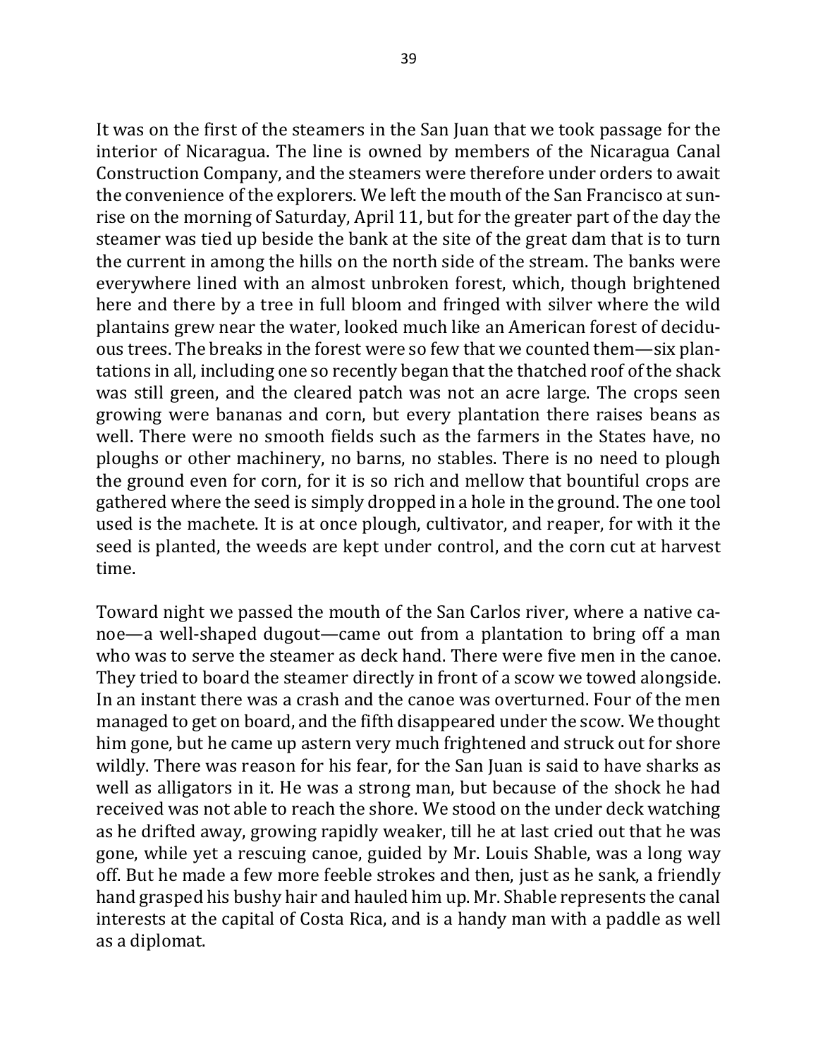It was on the first of the steamers in the San Juan that we took passage for the interior of Nicaragua. The line is owned by members of the Nicaragua Canal Construction Company, and the steamers were therefore under orders to await the convenience of the explorers. We left the mouth of the San Francisco at sunrise on the morning of Saturday, April 11, but for the greater part of the day the steamer was tied up beside the bank at the site of the great dam that is to turn the current in among the hills on the north side of the stream. The banks were everywhere lined with an almost unbroken forest, which, though brightened here and there by a tree in full bloom and fringed with silver where the wild plantains grew near the water, looked much like an American forest of deciduous trees. The breaks in the forest were so few that we counted them—six plantations in all, including one so recently began that the thatched roof of the shack was still green, and the cleared patch was not an acre large. The crops seen growing were bananas and corn, but every plantation there raises beans as well. There were no smooth fields such as the farmers in the States have, no ploughs or other machinery, no barns, no stables. There is no need to plough the ground even for corn, for it is so rich and mellow that bountiful crops are gathered where the seed is simply dropped in a hole in the ground. The one tool used is the machete. It is at once plough, cultivator, and reaper, for with it the seed is planted, the weeds are kept under control, and the corn cut at harvest time.

Toward night we passed the mouth of the San Carlos river, where a native canoe—a well-shaped dugout—came out from a plantation to bring off a man who was to serve the steamer as deck hand. There were five men in the canoe. They tried to board the steamer directly in front of a scow we towed alongside. In an instant there was a crash and the canoe was overturned. Four of the men managed to get on board, and the fifth disappeared under the scow. We thought him gone, but he came up astern very much frightened and struck out for shore wildly. There was reason for his fear, for the San Juan is said to have sharks as well as alligators in it. He was a strong man, but because of the shock he had received was not able to reach the shore. We stood on the under deck watching as he drifted away, growing rapidly weaker, till he at last cried out that he was gone, while yet a rescuing canoe, guided by Mr. Louis Shable, was a long way off. But he made a few more feeble strokes and then, just as he sank, a friendly hand grasped his bushy hair and hauled him up. Mr. Shable represents the canal interests at the capital of Costa Rica, and is a handy man with a paddle as well as a diplomat.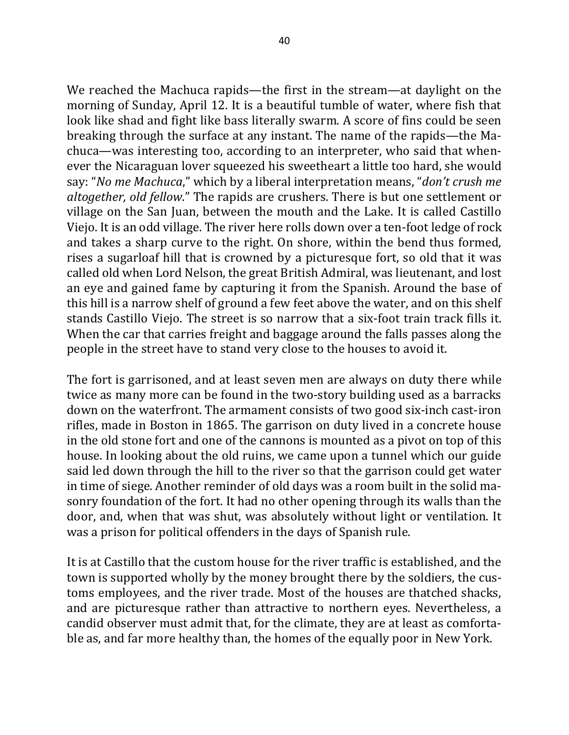We reached the Machuca rapids—the first in the stream—at daylight on the morning of Sunday, April 12. It is a beautiful tumble of water, where fish that look like shad and fight like bass literally swarm. A score of fins could be seen breaking through the surface at any instant. The name of the rapids—the Machuca—was interesting too, according to an interpreter, who said that whenever the Nicaraguan lover squeezed his sweetheart a little too hard, she would say: "*No me Machuca*," which by a liberal interpretation means, "*don't crush me altogether, old fellow*." The rapids are crushers. There is but one settlement or village on the San Juan, between the mouth and the Lake. It is called Castillo Viejo. It is an odd village. The river here rolls down over a ten-foot ledge of rock and takes a sharp curve to the right. On shore, within the bend thus formed, rises a sugarloaf hill that is crowned by a picturesque fort, so old that it was called old when Lord Nelson, the great British Admiral, was lieutenant, and lost an eye and gained fame by capturing it from the Spanish. Around the base of this hill is a narrow shelf of ground a few feet above the water, and on this shelf stands Castillo Viejo. The street is so narrow that a six-foot train track fills it. When the car that carries freight and baggage around the falls passes along the people in the street have to stand very close to the houses to avoid it.

The fort is garrisoned, and at least seven men are always on duty there while twice as many more can be found in the two-story building used as a barracks down on the waterfront. The armament consists of two good six-inch cast-iron rifles, made in Boston in 1865. The garrison on duty lived in a concrete house in the old stone fort and one of the cannons is mounted as a pivot on top of this house. In looking about the old ruins, we came upon a tunnel which our guide said led down through the hill to the river so that the garrison could get water in time of siege. Another reminder of old days was a room built in the solid masonry foundation of the fort. It had no other opening through its walls than the door, and, when that was shut, was absolutely without light or ventilation. It was a prison for political offenders in the days of Spanish rule.

It is at Castillo that the custom house for the river traffic is established, and the town is supported wholly by the money brought there by the soldiers, the customs employees, and the river trade. Most of the houses are thatched shacks, and are picturesque rather than attractive to northern eyes. Nevertheless, a candid observer must admit that, for the climate, they are at least as comfortable as, and far more healthy than, the homes of the equally poor in New York.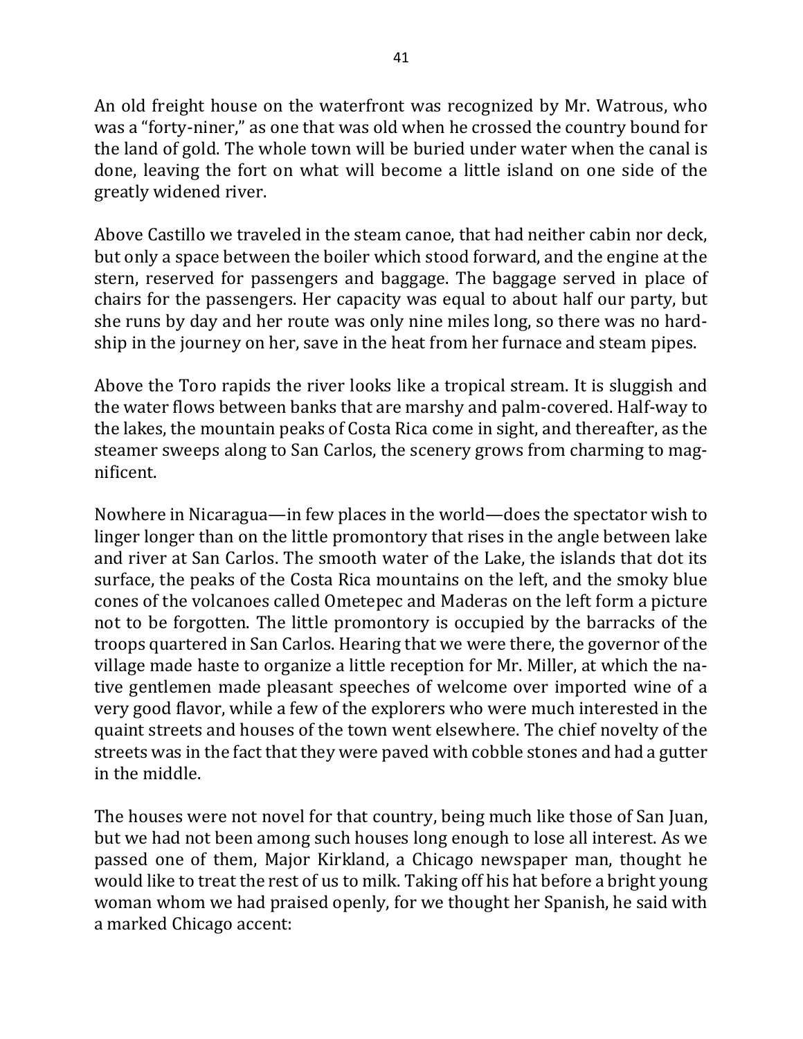An old freight house on the waterfront was recognized by Mr. Watrous, who was a "forty-niner," as one that was old when he crossed the country bound for the land of gold. The whole town will be buried under water when the canal is done, leaving the fort on what will become a little island on one side of the greatly widened river.

Above Castillo we traveled in the steam canoe, that had neither cabin nor deck, but only a space between the boiler which stood forward, and the engine at the stern, reserved for passengers and baggage. The baggage served in place of chairs for the passengers. Her capacity was equal to about half our party, but she runs by day and her route was only nine miles long, so there was no hardship in the journey on her, save in the heat from her furnace and steam pipes.

Above the Toro rapids the river looks like a tropical stream. It is sluggish and the water flows between banks that are marshy and palm-covered. Half-way to the lakes, the mountain peaks of Costa Rica come in sight, and thereafter, as the steamer sweeps along to San Carlos, the scenery grows from charming to magnificent.

Nowhere in Nicaragua—in few places in the world—does the spectator wish to linger longer than on the little promontory that rises in the angle between lake and river at San Carlos. The smooth water of the Lake, the islands that dot its surface, the peaks of the Costa Rica mountains on the left, and the smoky blue cones of the volcanoes called Ometepec and Maderas on the left form a picture not to be forgotten. The little promontory is occupied by the barracks of the troops quartered in San Carlos. Hearing that we were there, the governor of the village made haste to organize a little reception for Mr. Miller, at which the native gentlemen made pleasant speeches of welcome over imported wine of a very good flavor, while a few of the explorers who were much interested in the quaint streets and houses of the town went elsewhere. The chief novelty of the streets was in the fact that they were paved with cobble stones and had a gutter in the middle.

The houses were not novel for that country, being much like those of San Juan, but we had not been among such houses long enough to lose all interest. As we passed one of them, Major Kirkland, a Chicago newspaper man, thought he would like to treat the rest of us to milk. Taking off his hat before a bright young woman whom we had praised openly, for we thought her Spanish, he said with a marked Chicago accent: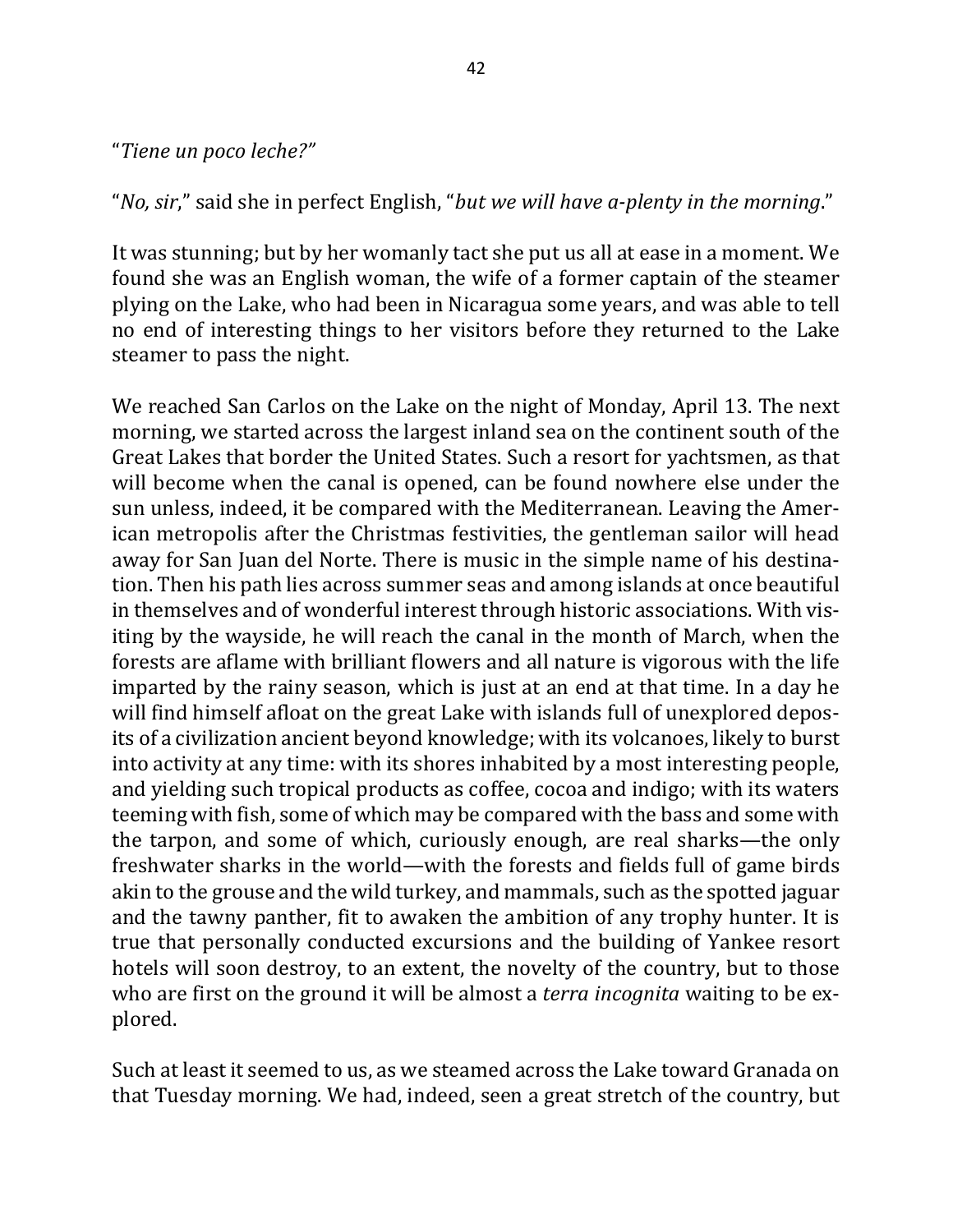"*Tiene un poco leche?*"

"*No, sir*," said she in perfect English, "*but we will have a-plenty in the morning*."

It was stunning; but by her womanly tact she put us all at ease in a moment. We found she was an English woman, the wife of a former captain of the steamer plying on the Lake, who had been in Nicaragua some years, and was able to tell no end of interesting things to her visitors before they returned to the Lake steamer to pass the night.

We reached San Carlos on the Lake on the night of Monday, April 13. The next morning, we started across the largest inland sea on the continent south of the Great Lakes that border the United States. Such a resort for yachtsmen, as that will become when the canal is opened, can be found nowhere else under the sun unless, indeed, it be compared with the Mediterranean. Leaving the American metropolis after the Christmas festivities, the gentleman sailor will head away for San Juan del Norte. There is music in the simple name of his destination. Then his path lies across summer seas and among islands at once beautiful in themselves and of wonderful interest through historic associations. With visiting by the wayside, he will reach the canal in the month of March, when the forests are aflame with brilliant flowers and all nature is vigorous with the life imparted by the rainy season, which is just at an end at that time. In a day he will find himself afloat on the great Lake with islands full of unexplored deposits of a civilization ancient beyond knowledge; with its volcanoes, likely to burst into activity at any time: with its shores inhabited by a most interesting people, and yielding such tropical products as coffee, cocoa and indigo; with its waters teeming with fish, some of which may be compared with the bass and some with the tarpon, and some of which, curiously enough, are real sharks—the only freshwater sharks in the world—with the forests and fields full of game birds akin to the grouse and the wild turkey, and mammals, such as the spotted jaguar and the tawny panther, fit to awaken the ambition of any trophy hunter. It is true that personally conducted excursions and the building of Yankee resort hotels will soon destroy, to an extent, the novelty of the country, but to those who are first on the ground it will be almost a *terra incognita* waiting to be explored.

Such at least it seemed to us, as we steamed across the Lake toward Granada on that Tuesday morning. We had, indeed, seen a great stretch of the country, but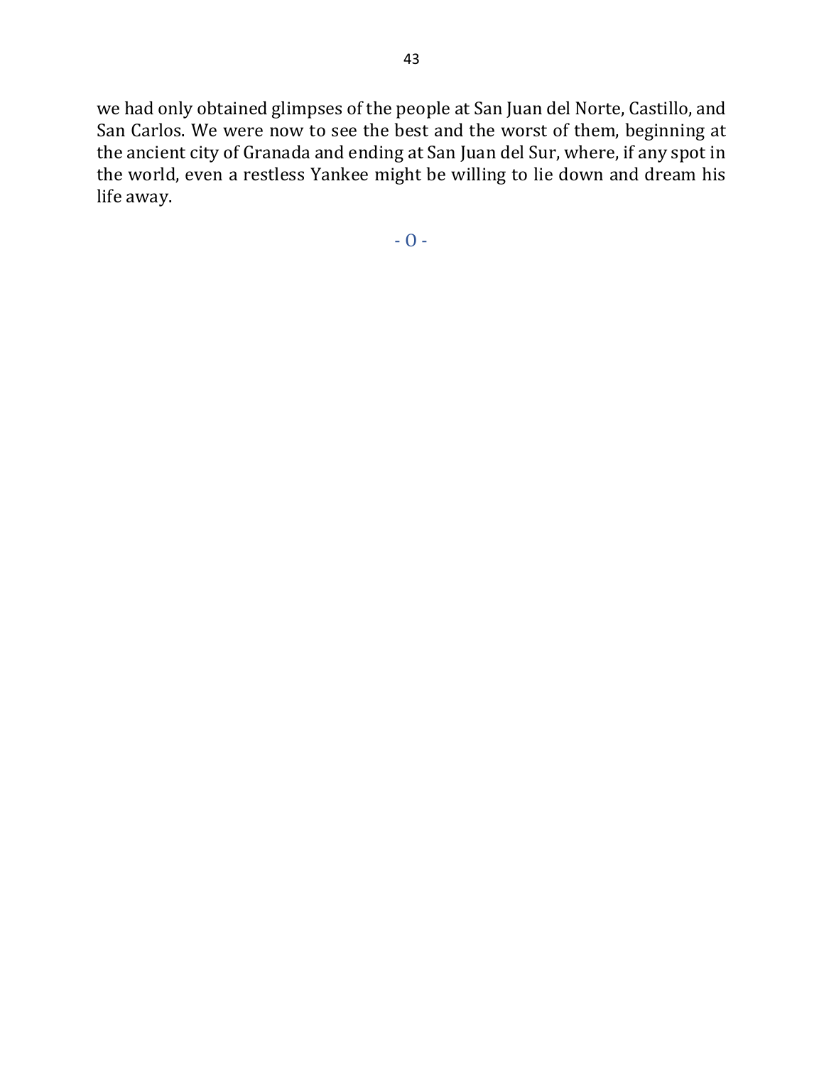we had only obtained glimpses of the people at San Juan del Norte, Castillo, and San Carlos. We were now to see the best and the worst of them, beginning at the ancient city of Granada and ending at San Juan del Sur, where, if any spot in the world, even a restless Yankee might be willing to lie down and dream his life away.

- O -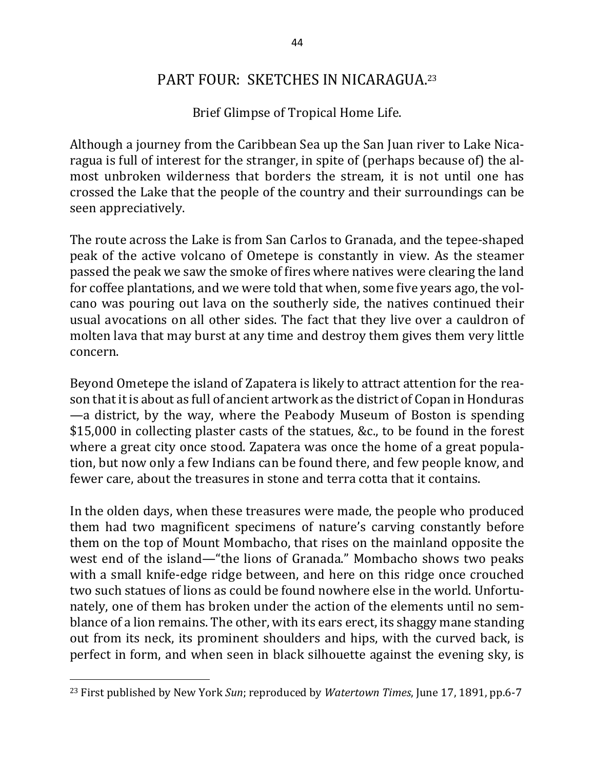# PART FOUR: SKETCHES IN NICARAGUA.[23]

Brief Glimpse of Tropical Home Life.

Although a journey from the Caribbean Sea up the San Juan river to Lake Nicaragua is full of interest for the stranger, in spite of (perhaps because of) the almost unbroken wilderness that borders the stream, it is not until one has crossed the Lake that the people of the country and their surroundings can be seen appreciatively.

The route across the Lake is from San Carlos to Granada, and the tepee-shaped peak of the active volcano of Ometepe is constantly in view. As the steamer passed the peak we saw the smoke of fires where natives were clearing the land for coffee plantations, and we were told that when, some five years ago, the volcano was pouring out lava on the southerly side, the natives continued their usual avocations on all other sides. The fact that they live over a cauldron of molten lava that may burst at any time and destroy them gives them very little concern.

Beyond Ometepe the island of Zapatera is likely to attract attention for the reason that it is about as full of ancient artwork as the district of Copan in Honduras—a district, by the way, where the Peabody Museum of Boston is spending $15,000 in collecting plaster casts of the statues, &c., to be found in the forest where a great city once stood. Zapatera was once the home of a great population, but now only a few Indians can be found there, and few people know, and fewer care, about the treasures in stone and terra cotta that it contains.

In the olden days, when these treasures were made, the people who produced them had two magnificent specimens of nature's carving constantly before them on the top of Mount Mombacho, that rises on the mainland opposite the west end of the island—"the lions of Granada." Mombacho shows two peaks with a small knife-edge ridge between, and here on this ridge once crouched two such statues of lions as could be found nowhere else in the world. Unfortunately, one of them has broken under the action of the elements until no semblance of a lion remains. The other, with its ears erect, its shaggy mane standing out from its neck, its prominent shoulders and hips, with the curved back, is perfect in form, and when seen in black silhouette against the evening sky, is

[23] First published by New York *Sun*; reproduced by *Watertown Times*, June 17, 1891, pp.6-7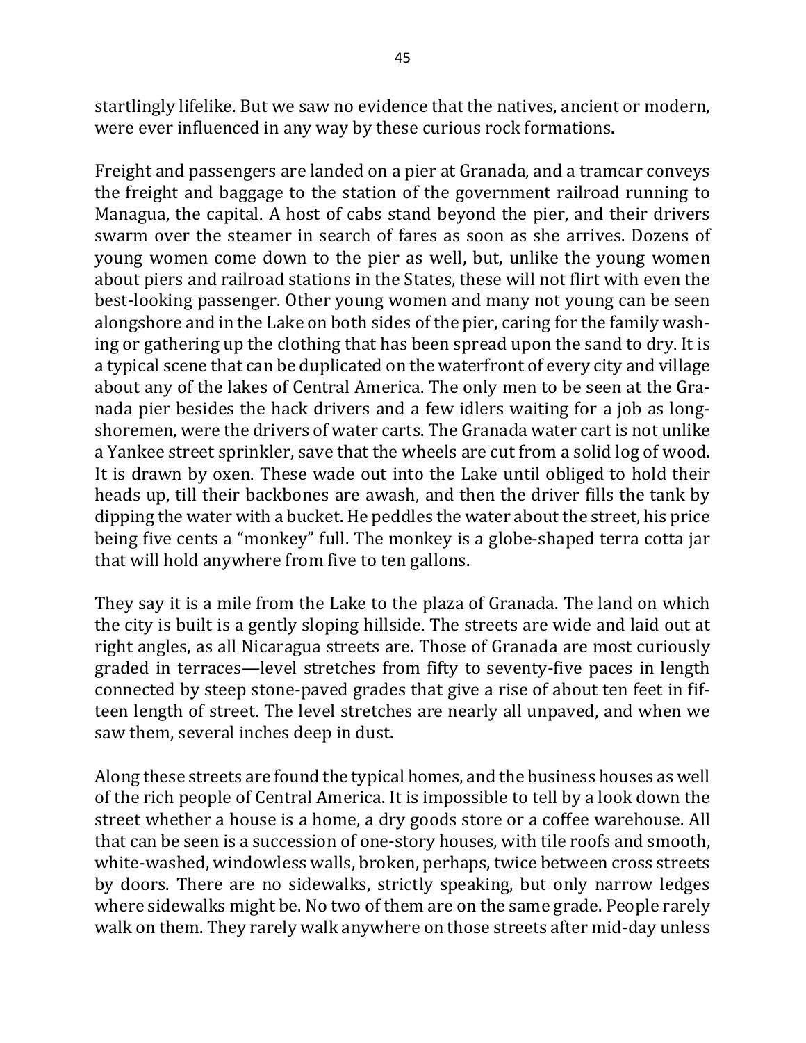startlingly lifelike. But we saw no evidence that the natives, ancient or modern, were ever influenced in any way by these curious rock formations.

Freight and passengers are landed on a pier at Granada, and a tramcar conveys the freight and baggage to the station of the government railroad running to Managua, the capital. A host of cabs stand beyond the pier, and their drivers swarm over the steamer in search of fares as soon as she arrives. Dozens of young women come down to the pier as well, but, unlike the young women about piers and railroad stations in the States, these will not flirt with even the best-looking passenger. Other young women and many not young can be seen alongshore and in the Lake on both sides of the pier, caring for the family washing or gathering up the clothing that has been spread upon the sand to dry. It is a typical scene that can be duplicated on the waterfront of every city and village about any of the lakes of Central America. The only men to be seen at the Granada pier besides the hack drivers and a few idlers waiting for a job as longshoremen, were the drivers of water carts. The Granada water cart is not unlike a Yankee street sprinkler, save that the wheels are cut from a solid log of wood. It is drawn by oxen. These wade out into the Lake until obliged to hold their heads up, till their backbones are awash, and then the driver fills the tank by dipping the water with a bucket. He peddles the water about the street, his price being five cents a "monkey" full. The monkey is a globe-shaped terra cotta jar that will hold anywhere from five to ten gallons.

They say it is a mile from the Lake to the plaza of Granada. The land on which the city is built is a gently sloping hillside. The streets are wide and laid out at right angles, as all Nicaragua streets are. Those of Granada are most curiously graded in terraces—level stretches from fifty to seventy-five paces in length connected by steep stone-paved grades that give a rise of about ten feet in fifteen length of street. The level stretches are nearly all unpaved, and when we saw them, several inches deep in dust.

Along these streets are found the typical homes, and the business houses as well of the rich people of Central America. It is impossible to tell by a look down the street whether a house is a home, a dry goods store or a coffee warehouse. All that can be seen is a succession of one-story houses, with tile roofs and smooth, white-washed, windowless walls, broken, perhaps, twice between cross streets by doors. There are no sidewalks, strictly speaking, but only narrow ledges where sidewalks might be. No two of them are on the same grade. People rarely walk on them. They rarely walk anywhere on those streets after mid-day unless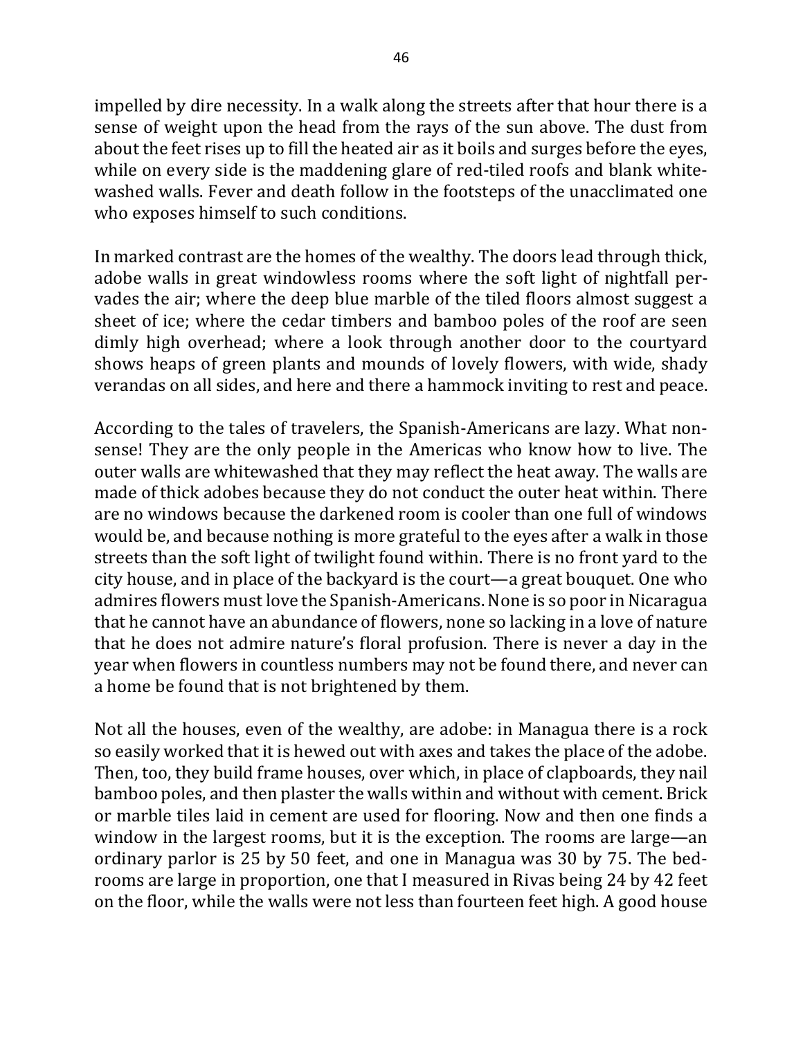impelled by dire necessity. In a walk along the streets after that hour there is a sense of weight upon the head from the rays of the sun above. The dust from about the feet rises up to fill the heated air as it boils and surges before the eyes, while on every side is the maddening glare of red-tiled roofs and blank white-washed walls. Fever and death follow in the footsteps of the unacclimated one who exposes himself to such conditions.

In marked contrast are the homes of the wealthy. The doors lead through thick, adobe walls in great windowless rooms where the soft light of nightfall pervades the air; where the deep blue marble of the tiled floors almost suggest a sheet of ice; where the cedar timbers and bamboo poles of the roof are seen dimly high overhead; where a look through another door to the courtyard shows heaps of green plants and mounds of lovely flowers, with wide, shady verandas on all sides, and here and there a hammock inviting to rest and peace.

According to the tales of travelers, the Spanish-Americans are lazy. What nonsense! They are the only people in the Americas who know how to live. The outer walls are whitewashed that they may reflect the heat away. The walls are made of thick adobes because they do not conduct the outer heat within. There are no windows because the darkened room is cooler than one full of windows would be, and because nothing is more grateful to the eyes after a walk in those streets than the soft light of twilight found within. There is no front yard to the city house, and in place of the backyard is the court—a great bouquet. One who admires flowers must love the Spanish-Americans. None is so poor in Nicaragua that he cannot have an abundance of flowers, none so lacking in a love of nature that he does not admire nature's floral profusion. There is never a day in the year when flowers in countless numbers may not be found there, and never can a home be found that is not brightened by them.

Not all the houses, even of the wealthy, are adobe: in Managua there is a rock so easily worked that it is hewed out with axes and takes the place of the adobe. Then, too, they build frame houses, over which, in place of clapboards, they nail bamboo poles, and then plaster the walls within and without with cement. Brick or marble tiles laid in cement are used for flooring. Now and then one finds a window in the largest rooms, but it is the exception. The rooms are large—an ordinary parlor is 25 by 50 feet, and one in Managua was 30 by 75. The bedrooms are large in proportion, one that I measured in Rivas being 24 by 42 feet on the floor, while the walls were not less than fourteen feet high. A good house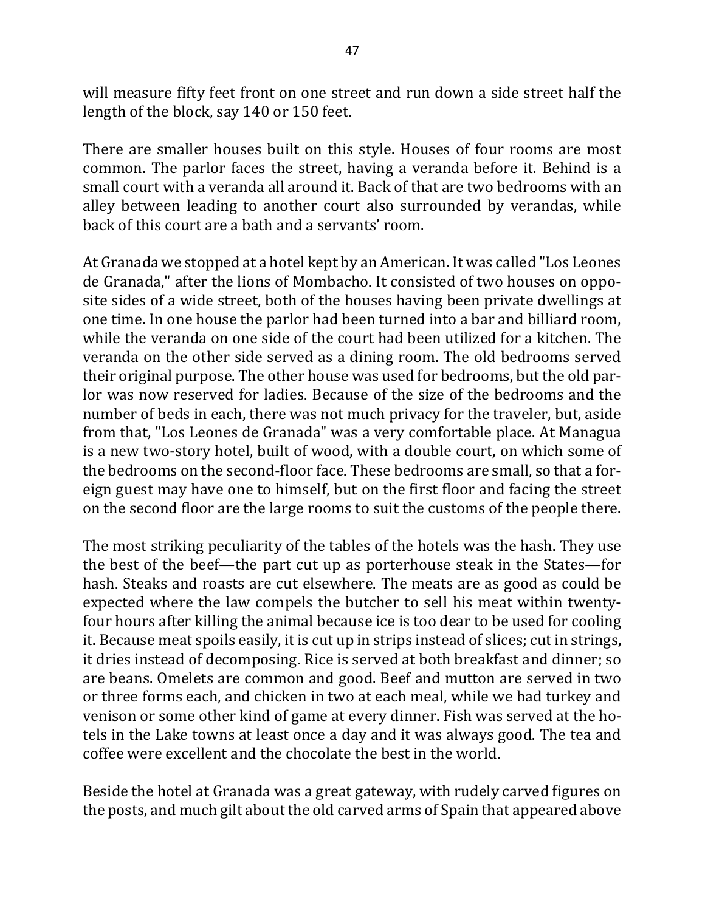will measure fifty feet front on one street and run down a side street half the length of the block, say 140 or 150 feet.

There are smaller houses built on this style. Houses of four rooms are most common. The parlor faces the street, having a veranda before it. Behind is a small court with a veranda all around it. Back of that are two bedrooms with an alley between leading to another court also surrounded by verandas, while back of this court are a bath and a servants' room.

At Granada we stopped at a hotel kept by an American. It was called "Los Leones de Granada," after the lions of Mombacho. It consisted of two houses on opposite sides of a wide street, both of the houses having been private dwellings at one time. In one house the parlor had been turned into a bar and billiard room, while the veranda on one side of the court had been utilized for a kitchen. The veranda on the other side served as a dining room. The old bedrooms served their original purpose. The other house was used for bedrooms, but the old parlor was now reserved for ladies. Because of the size of the bedrooms and the number of beds in each, there was not much privacy for the traveler, but, aside from that, "Los Leones de Granada" was a very comfortable place. At Managua is a new two-story hotel, built of wood, with a double court, on which some of the bedrooms on the second-floor face. These bedrooms are small, so that a foreign guest may have one to himself, but on the first floor and facing the street on the second floor are the large rooms to suit the customs of the people there.

The most striking peculiarity of the tables of the hotels was the hash. They use the best of the beef—the part cut up as porterhouse steak in the States—for hash. Steaks and roasts are cut elsewhere. The meats are as good as could be expected where the law compels the butcher to sell his meat within twenty-four hours after killing the animal because ice is too dear to be used for cooling it. Because meat spoils easily, it is cut up in strips instead of slices; cut in strings, it dries instead of decomposing. Rice is served at both breakfast and dinner; so are beans. Omelets are common and good. Beef and mutton are served in two or three forms each, and chicken in two at each meal, while we had turkey and venison or some other kind of game at every dinner. Fish was served at the hotels in the Lake towns at least once a day and it was always good. The tea and coffee were excellent and the chocolate the best in the world.

Beside the hotel at Granada was a great gateway, with rudely carved figures on the posts, and much gilt about the old carved arms of Spain that appeared above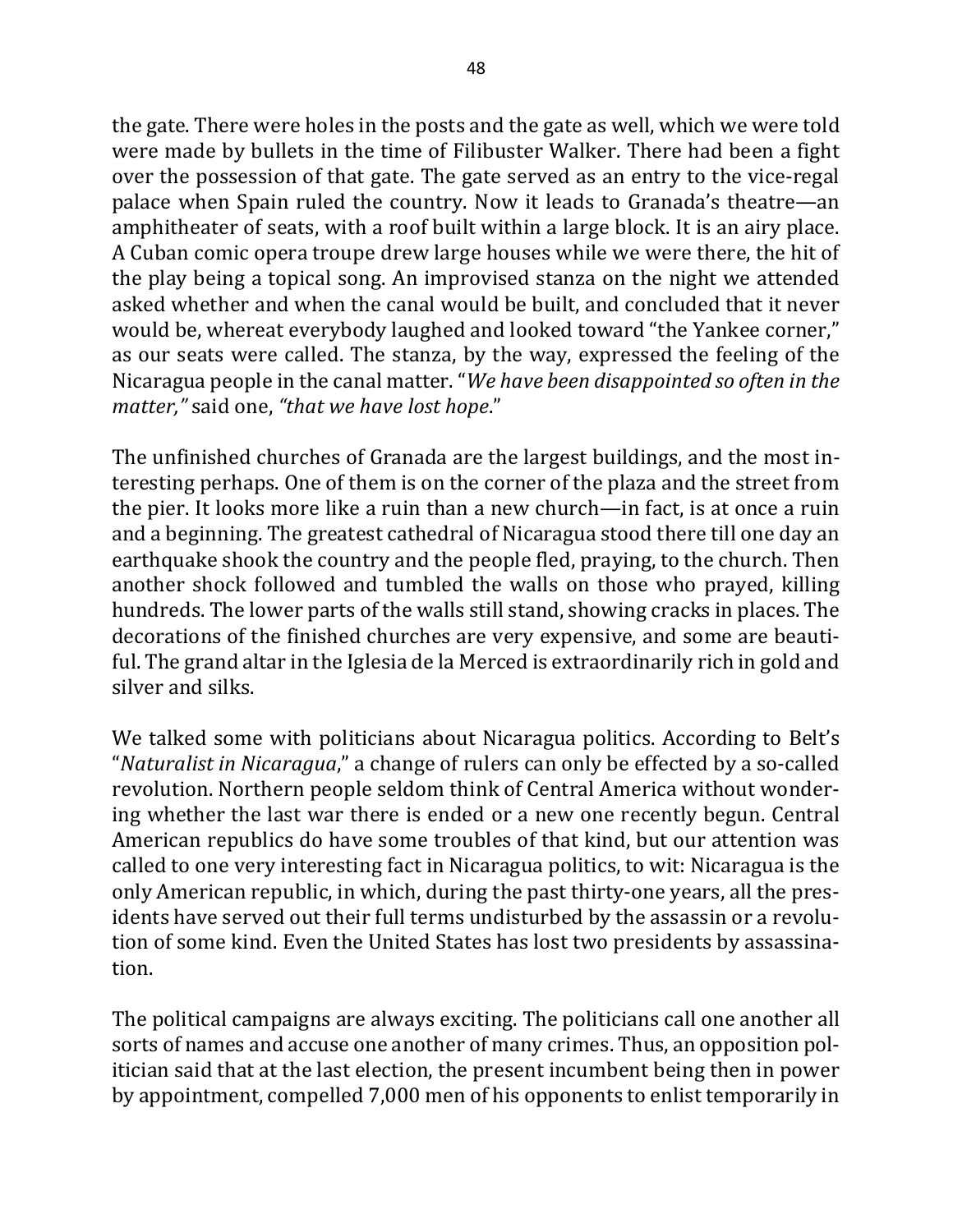the gate. There were holes in the posts and the gate as well, which we were told were made by bullets in the time of Filibuster Walker. There had been a fight over the possession of that gate. The gate served as an entry to the vice-regal palace when Spain ruled the country. Now it leads to Granada's theatre—an amphitheater of seats, with a roof built within a large block. It is an airy place. A Cuban comic opera troupe drew large houses while we were there, the hit of the play being a topical song. An improvised stanza on the night we attended asked whether and when the canal would be built, and concluded that it never would be, whereat everybody laughed and looked toward "the Yankee corner," as our seats were called. The stanza, by the way, expressed the feeling of the Nicaragua people in the canal matter. "*We have been disappointed so often in the matter,"* said one, *"that we have lost hope*."

The unfinished churches of Granada are the largest buildings, and the most interesting perhaps. One of them is on the corner of the plaza and the street from the pier. It looks more like a ruin than a new church—in fact, is at once a ruin and a beginning. The greatest cathedral of Nicaragua stood there till one day an earthquake shook the country and the people fled, praying, to the church. Then another shock followed and tumbled the walls on those who prayed, killing hundreds. The lower parts of the walls still stand, showing cracks in places. The decorations of the finished churches are very expensive, and some are beautiful. The grand altar in the Iglesia de la Merced is extraordinarily rich in gold and silver and silks.

We talked some with politicians about Nicaragua politics. According to Belt's "*Naturalist in Nicaragua*," a change of rulers can only be effected by a so-called revolution. Northern people seldom think of Central America without wondering whether the last war there is ended or a new one recently begun. Central American republics do have some troubles of that kind, but our attention was called to one very interesting fact in Nicaragua politics, to wit: Nicaragua is the only American republic, in which, during the past thirty-one years, all the presidents have served out their full terms undisturbed by the assassin or a revolution of some kind. Even the United States has lost two presidents by assassination.

The political campaigns are always exciting. The politicians call one another all sorts of names and accuse one another of many crimes. Thus, an opposition politician said that at the last election, the present incumbent being then in power by appointment, compelled 7,000 men of his opponents to enlist temporarily in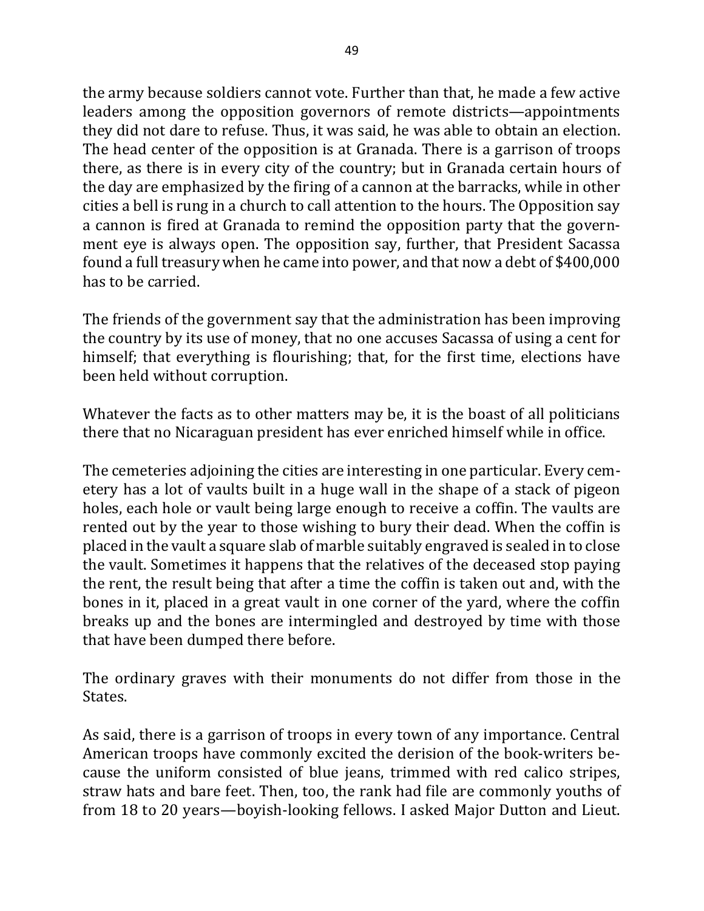the army because soldiers cannot vote. Further than that, he made a few active leaders among the opposition governors of remote districts—appointments they did not dare to refuse. Thus, it was said, he was able to obtain an election. The head center of the opposition is at Granada. There is a garrison of troops there, as there is in every city of the country; but in Granada certain hours of the day are emphasized by the firing of a cannon at the barracks, while in other cities a bell is rung in a church to call attention to the hours. The Opposition say a cannon is fired at Granada to remind the opposition party that the government eye is always open. The opposition say, further, that President Sacassa found a full treasury when he came into power, and that now a debt of $400,000 has to be carried.

The friends of the government say that the administration has been improving the country by its use of money, that no one accuses Sacassa of using a cent for himself; that everything is flourishing; that, for the first time, elections have been held without corruption.

Whatever the facts as to other matters may be, it is the boast of all politicians there that no Nicaraguan president has ever enriched himself while in office.

The cemeteries adjoining the cities are interesting in one particular. Every cemetery has a lot of vaults built in a huge wall in the shape of a stack of pigeon holes, each hole or vault being large enough to receive a coffin. The vaults are rented out by the year to those wishing to bury their dead. When the coffin is placed in the vault a square slab of marble suitably engraved is sealed in to close the vault. Sometimes it happens that the relatives of the deceased stop paying the rent, the result being that after a time the coffin is taken out and, with the bones in it, placed in a great vault in one corner of the yard, where the coffin breaks up and the bones are intermingled and destroyed by time with those that have been dumped there before.

The ordinary graves with their monuments do not differ from those in the States.

As said, there is a garrison of troops in every town of any importance. Central American troops have commonly excited the derision of the book-writers because the uniform consisted of blue jeans, trimmed with red calico stripes, straw hats and bare feet. Then, too, the rank had file are commonly youths of from 18 to 20 years—boyish-looking fellows. I asked Major Dutton and Lieut.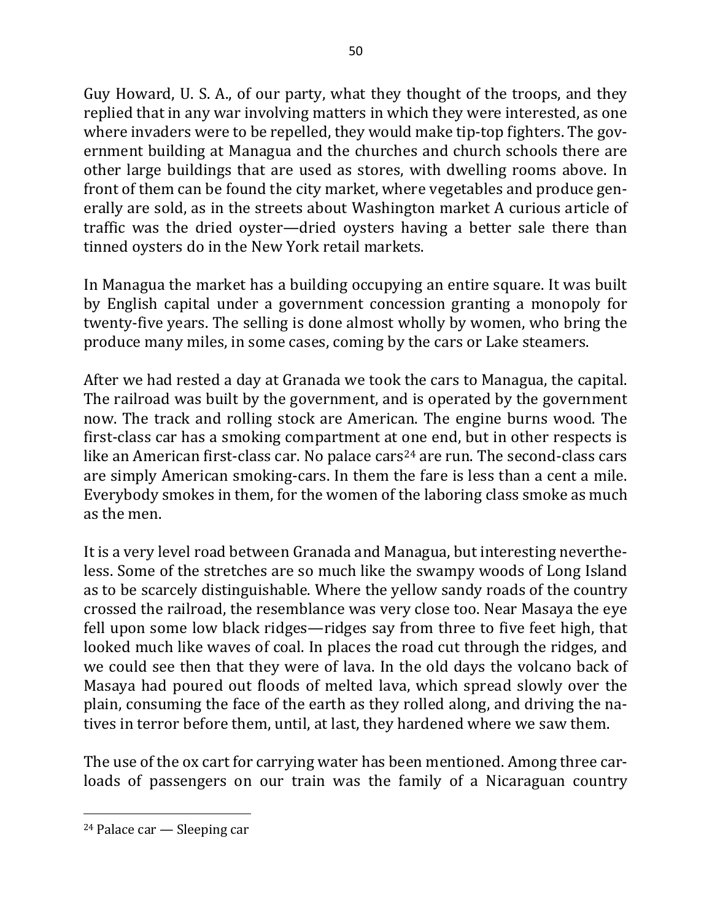Guy Howard, U. S. A., of our party, what they thought of the troops, and they replied that in any war involving matters in which they were interested, as one where invaders were to be repelled, they would make tip-top fighters. The government building at Managua and the churches and church schools there are other large buildings that are used as stores, with dwelling rooms above. In front of them can be found the city market, where vegetables and produce generally are sold, as in the streets about Washington market A curious article of traffic was the dried oyster—dried oysters having a better sale there than tinned oysters do in the New York retail markets.

In Managua the market has a building occupying an entire square. It was built by English capital under a government concession granting a monopoly for twenty-five years. The selling is done almost wholly by women, who bring the produce many miles, in some cases, coming by the cars or Lake steamers.

After we had rested a day at Granada we took the cars to Managua, the capital. The railroad was built by the government, and is operated by the government now. The track and rolling stock are American. The engine burns wood. The first-class car has a smoking compartment at one end, but in other respects is like an American first-class car. No palace cars[24] are run. The second-class cars are simply American smoking-cars. In them the fare is less than a cent a mile. Everybody smokes in them, for the women of the laboring class smoke as much as the men.

It is a very level road between Granada and Managua, but interesting nevertheless. Some of the stretches are so much like the swampy woods of Long Island as to be scarcely distinguishable. Where the yellow sandy roads of the country crossed the railroad, the resemblance was very close too. Near Masaya the eye fell upon some low black ridges—ridges say from three to five feet high, that looked much like waves of coal. In places the road cut through the ridges, and we could see then that they were of lava. In the old days the volcano back of Masaya had poured out floods of melted lava, which spread slowly over the plain, consuming the face of the earth as they rolled along, and driving the natives in terror before them, until, at last, they hardened where we saw them.

The use of the ox cart for carrying water has been mentioned. Among three carloads of passengers on our train was the family of a Nicaraguan country

[24] Palace car — Sleeping car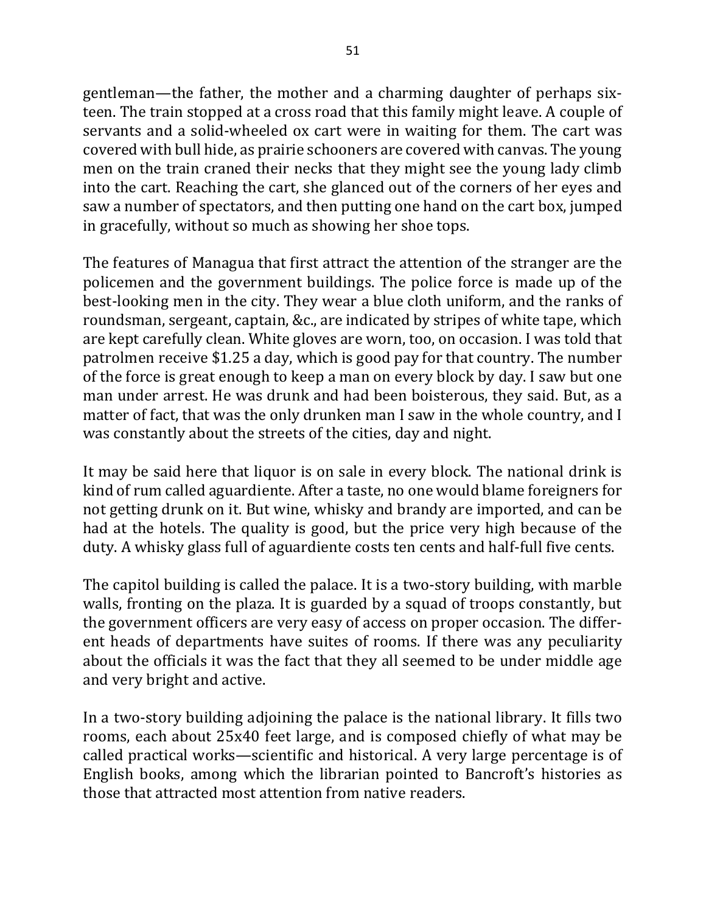gentleman—the father, the mother and a charming daughter of perhaps sixteen. The train stopped at a cross road that this family might leave. A couple of servants and a solid-wheeled ox cart were in waiting for them. The cart was covered with bull hide, as prairie schooners are covered with canvas. The young men on the train craned their necks that they might see the young lady climb into the cart. Reaching the cart, she glanced out of the corners of her eyes and saw a number of spectators, and then putting one hand on the cart box, jumped in gracefully, without so much as showing her shoe tops.

The features of Managua that first attract the attention of the stranger are the policemen and the government buildings. The police force is made up of the best-looking men in the city. They wear a blue cloth uniform, and the ranks of roundsman, sergeant, captain, &c., are indicated by stripes of white tape, which are kept carefully clean. White gloves are worn, too, on occasion. I was told that patrolmen receive $1.25 a day, which is good pay for that country. The number of the force is great enough to keep a man on every block by day. I saw but one man under arrest. He was drunk and had been boisterous, they said. But, as a matter of fact, that was the only drunken man I saw in the whole country, and I was constantly about the streets of the cities, day and night.

It may be said here that liquor is on sale in every block. The national drink is kind of rum called aguardiente. After a taste, no one would blame foreigners for not getting drunk on it. But wine, whisky and brandy are imported, and can be had at the hotels. The quality is good, but the price very high because of the duty. A whisky glass full of aguardiente costs ten cents and half-full five cents.

The capitol building is called the palace. It is a two-story building, with marble walls, fronting on the plaza. It is guarded by a squad of troops constantly, but the government officers are very easy of access on proper occasion. The different heads of departments have suites of rooms. If there was any peculiarity about the officials it was the fact that they all seemed to be under middle age and very bright and active.

In a two-story building adjoining the palace is the national library. It fills two rooms, each about 25x40 feet large, and is composed chiefly of what may be called practical works—scientific and historical. A very large percentage is of English books, among which the librarian pointed to Bancroft's histories as those that attracted most attention from native readers.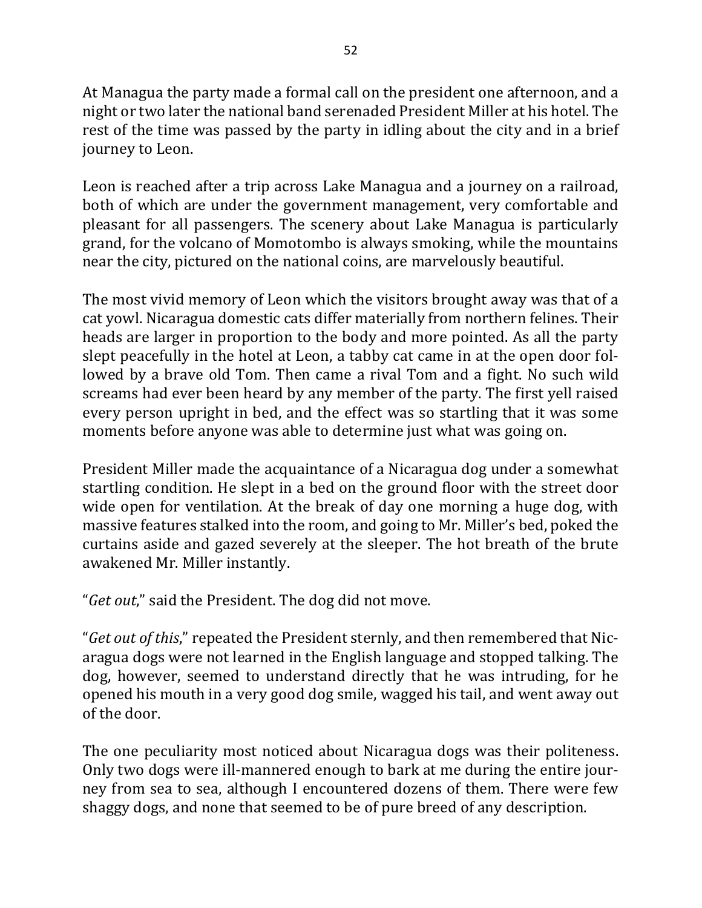At Managua the party made a formal call on the president one afternoon, and a night or two later the national band serenaded President Miller at his hotel. The rest of the time was passed by the party in idling about the city and in a brief journey to Leon.

Leon is reached after a trip across Lake Managua and a journey on a railroad, both of which are under the government management, very comfortable and pleasant for all passengers. The scenery about Lake Managua is particularly grand, for the volcano of Momotombo is always smoking, while the mountains near the city, pictured on the national coins, are marvelously beautiful.

The most vivid memory of Leon which the visitors brought away was that of a cat yowl. Nicaragua domestic cats differ materially from northern felines. Their heads are larger in proportion to the body and more pointed. As all the party slept peacefully in the hotel at Leon, a tabby cat came in at the open door followed by a brave old Tom. Then came a rival Tom and a fight. No such wild screams had ever been heard by any member of the party. The first yell raised every person upright in bed, and the effect was so startling that it was some moments before anyone was able to determine just what was going on.

President Miller made the acquaintance of a Nicaragua dog under a somewhat startling condition. He slept in a bed on the ground floor with the street door wide open for ventilation. At the break of day one morning a huge dog, with massive features stalked into the room, and going to Mr. Miller's bed, poked the curtains aside and gazed severely at the sleeper. The hot breath of the brute awakened Mr. Miller instantly.

"*Get out*," said the President. The dog did not move.

"*Get out of this*," repeated the President sternly, and then remembered that Nicaragua dogs were not learned in the English language and stopped talking. The dog, however, seemed to understand directly that he was intruding, for he opened his mouth in a very good dog smile, wagged his tail, and went away out of the door.

The one peculiarity most noticed about Nicaragua dogs was their politeness. Only two dogs were ill-mannered enough to bark at me during the entire journey from sea to sea, although I encountered dozens of them. There were few shaggy dogs, and none that seemed to be of pure breed of any description.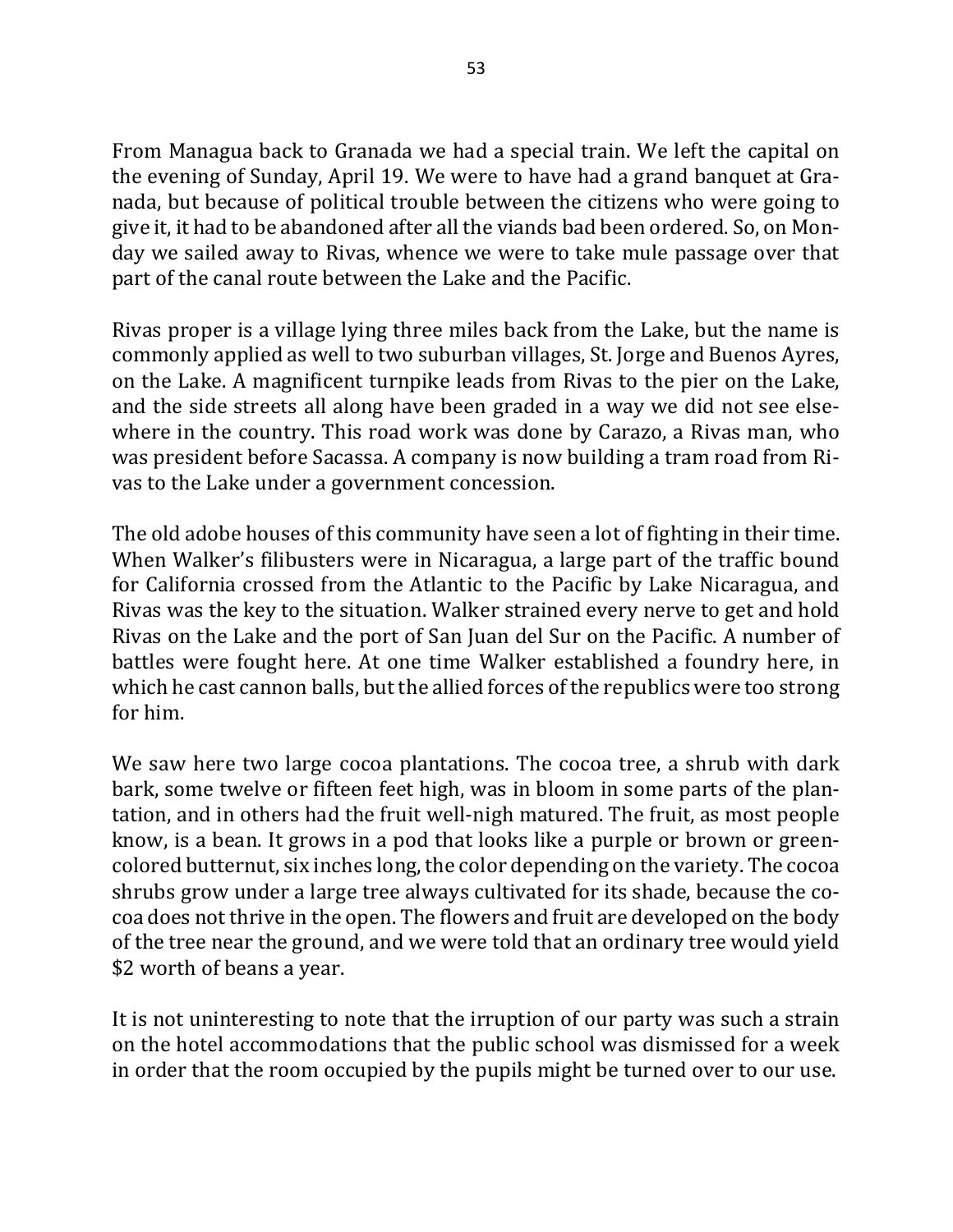From Managua back to Granada we had a special train. We left the capital on the evening of Sunday, April 19. We were to have had a grand banquet at Granada, but because of political trouble between the citizens who were going to give it, it had to be abandoned after all the viands bad been ordered. So, on Monday we sailed away to Rivas, whence we were to take mule passage over that part of the canal route between the Lake and the Pacific.

Rivas proper is a village lying three miles back from the Lake, but the name is commonly applied as well to two suburban villages, St. Jorge and Buenos Ayres, on the Lake. A magnificent turnpike leads from Rivas to the pier on the Lake, and the side streets all along have been graded in a way we did not see elsewhere in the country. This road work was done by Carazo, a Rivas man, who was president before Sacassa. A company is now building a tram road from Rivas to the Lake under a government concession.

The old adobe houses of this community have seen a lot of fighting in their time. When Walker's filibusters were in Nicaragua, a large part of the traffic bound for California crossed from the Atlantic to the Pacific by Lake Nicaragua, and Rivas was the key to the situation. Walker strained every nerve to get and hold Rivas on the Lake and the port of San Juan del Sur on the Pacific. A number of battles were fought here. At one time Walker established a foundry here, in which he cast cannon balls, but the allied forces of the republics were too strong for him.

We saw here two large cocoa plantations. The cocoa tree, a shrub with dark bark, some twelve or fifteen feet high, was in bloom in some parts of the plantation, and in others had the fruit well-nigh matured. The fruit, as most people know, is a bean. It grows in a pod that looks like a purple or brown or green-colored butternut, six inches long, the color depending on the variety. The cocoa shrubs grow under a large tree always cultivated for its shade, because the cocoa does not thrive in the open. The flowers and fruit are developed on the body of the tree near the ground, and we were told that an ordinary tree would yield $2 worth of beans a year.

It is not uninteresting to note that the irruption of our party was such a strain on the hotel accommodations that the public school was dismissed for a week in order that the room occupied by the pupils might be turned over to our use.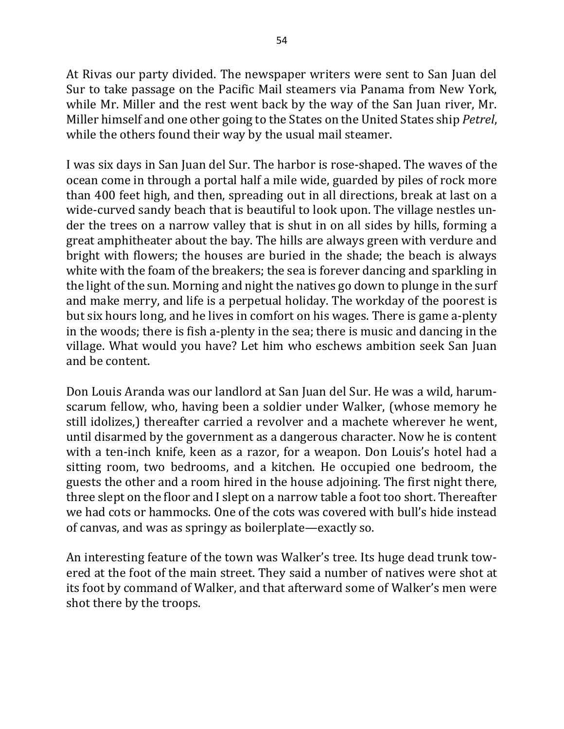At Rivas our party divided. The newspaper writers were sent to San Juan del Sur to take passage on the Pacific Mail steamers via Panama from New York, while Mr. Miller and the rest went back by the way of the San Juan river, Mr. Miller himself and one other going to the States on the United States ship *Petrel*, while the others found their way by the usual mail steamer.

I was six days in San Juan del Sur. The harbor is rose-shaped. The waves of the ocean come in through a portal half a mile wide, guarded by piles of rock more than 400 feet high, and then, spreading out in all directions, break at last on a wide-curved sandy beach that is beautiful to look upon. The village nestles under the trees on a narrow valley that is shut in on all sides by hills, forming a great amphitheater about the bay. The hills are always green with verdure and bright with flowers; the houses are buried in the shade; the beach is always white with the foam of the breakers; the sea is forever dancing and sparkling in the light of the sun. Morning and night the natives go down to plunge in the surf and make merry, and life is a perpetual holiday. The workday of the poorest is but six hours long, and he lives in comfort on his wages. There is game a-plenty in the woods; there is fish a-plenty in the sea; there is music and dancing in the village. What would you have? Let him who eschews ambition seek San Juan and be content.

Don Louis Aranda was our landlord at San Juan del Sur. He was a wild, harum-scarum fellow, who, having been a soldier under Walker, (whose memory he still idolizes,) thereafter carried a revolver and a machete wherever he went, until disarmed by the government as a dangerous character. Now he is content with a ten-inch knife, keen as a razor, for a weapon. Don Louis's hotel had a sitting room, two bedrooms, and a kitchen. He occupied one bedroom, the guests the other and a room hired in the house adjoining. The first night there, three slept on the floor and I slept on a narrow table a foot too short. Thereafter we had cots or hammocks. One of the cots was covered with bull's hide instead of canvas, and was as springy as boilerplate—exactly so.

An interesting feature of the town was Walker's tree. Its huge dead trunk towered at the foot of the main street. They said a number of natives were shot at its foot by command of Walker, and that afterward some of Walker's men were shot there by the troops.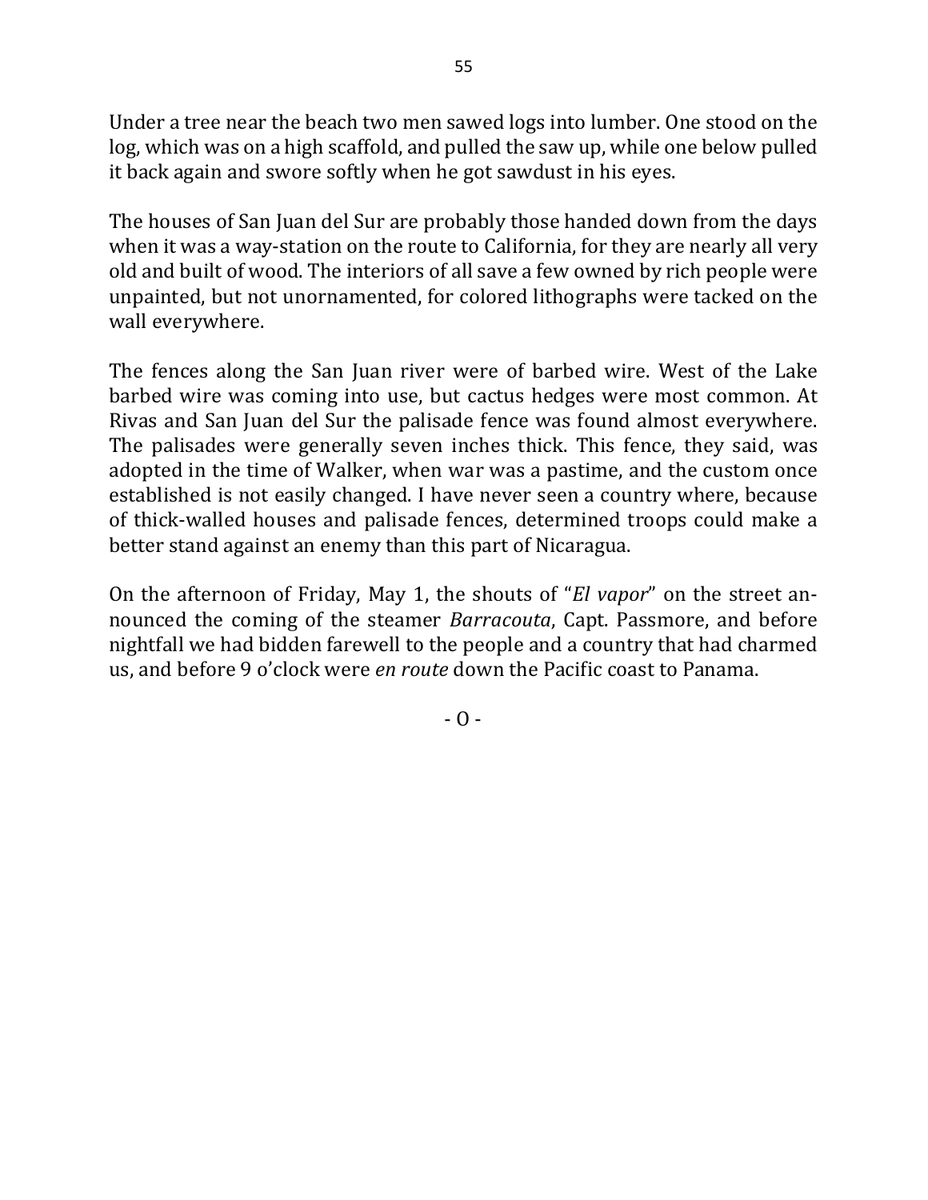Under a tree near the beach two men sawed logs into lumber. One stood on the log, which was on a high scaffold, and pulled the saw up, while one below pulled it back again and swore softly when he got sawdust in his eyes.

The houses of San Juan del Sur are probably those handed down from the days when it was a way-station on the route to California, for they are nearly all very old and built of wood. The interiors of all save a few owned by rich people were unpainted, but not unornamented, for colored lithographs were tacked on the wall everywhere.

The fences along the San Juan river were of barbed wire. West of the Lake barbed wire was coming into use, but cactus hedges were most common. At Rivas and San Juan del Sur the palisade fence was found almost everywhere. The palisades were generally seven inches thick. This fence, they said, was adopted in the time of Walker, when war was a pastime, and the custom once established is not easily changed. I have never seen a country where, because of thick-walled houses and palisade fences, determined troops could make a better stand against an enemy than this part of Nicaragua.

On the afternoon of Friday, May 1, the shouts of "*El vapor*" on the street announced the coming of the steamer *Barracouta*, Capt. Passmore, and before nightfall we had bidden farewell to the people and a country that had charmed us, and before 9 o'clock were *en route* down the Pacific coast to Panama.

- O -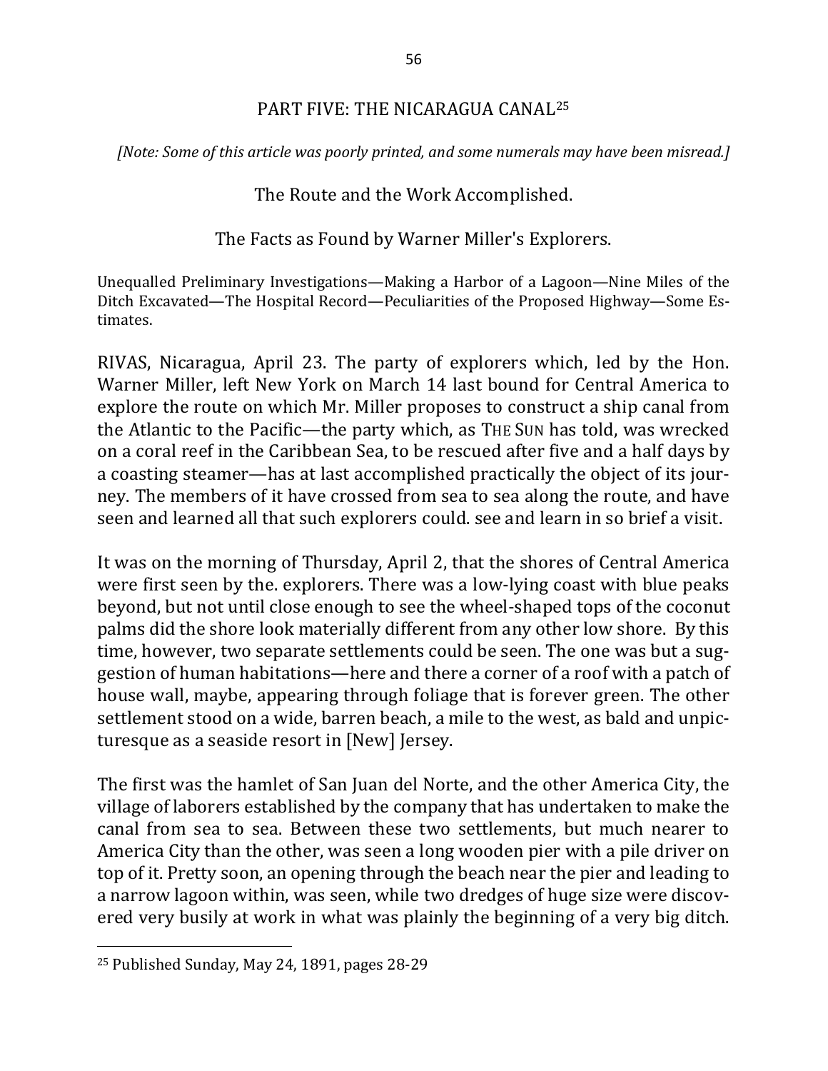## PART FIVE: THE NICARAGUA CANAL[25]

*[Note: Some of this article was poorly printed, and some numerals may have been misread.]*

### The Route and the Work Accomplished.

### The Facts as Found by Warner Miller's Explorers.

Unequalled Preliminary Investigations—Making a Harbor of a Lagoon—Nine Miles of the Ditch Excavated—The Hospital Record—Peculiarities of the Proposed Highway—Some Estimates.

RIVAS, Nicaragua, April 23. The party of explorers which, led by the Hon. Warner Miller, left New York on March 14 last bound for Central America to explore the route on which Mr. Miller proposes to construct a ship canal from the Atlantic to the Pacific—the party which, as THE SUN has told, was wrecked on a coral reef in the Caribbean Sea, to be rescued after five and a half days by a coasting steamer—has at last accomplished practically the object of its journey. The members of it have crossed from sea to sea along the route, and have seen and learned all that such explorers could. see and learn in so brief a visit.

It was on the morning of Thursday, April 2, that the shores of Central America were first seen by the. explorers. There was a low-lying coast with blue peaks beyond, but not until close enough to see the wheel-shaped tops of the coconut palms did the shore look materially different from any other low shore. By this time, however, two separate settlements could be seen. The one was but a suggestion of human habitations—here and there a corner of a roof with a patch of house wall, maybe, appearing through foliage that is forever green. The other settlement stood on a wide, barren beach, a mile to the west, as bald and unpicturesque as a seaside resort in [New] Jersey.

The first was the hamlet of San Juan del Norte, and the other America City, the village of laborers established by the company that has undertaken to make the canal from sea to sea. Between these two settlements, but much nearer to America City than the other, was seen a long wooden pier with a pile driver on top of it. Pretty soon, an opening through the beach near the pier and leading to a narrow lagoon within, was seen, while two dredges of huge size were discovered very busily at work in what was plainly the beginning of a very big ditch.

[25] Published Sunday, May 24, 1891, pages 28-29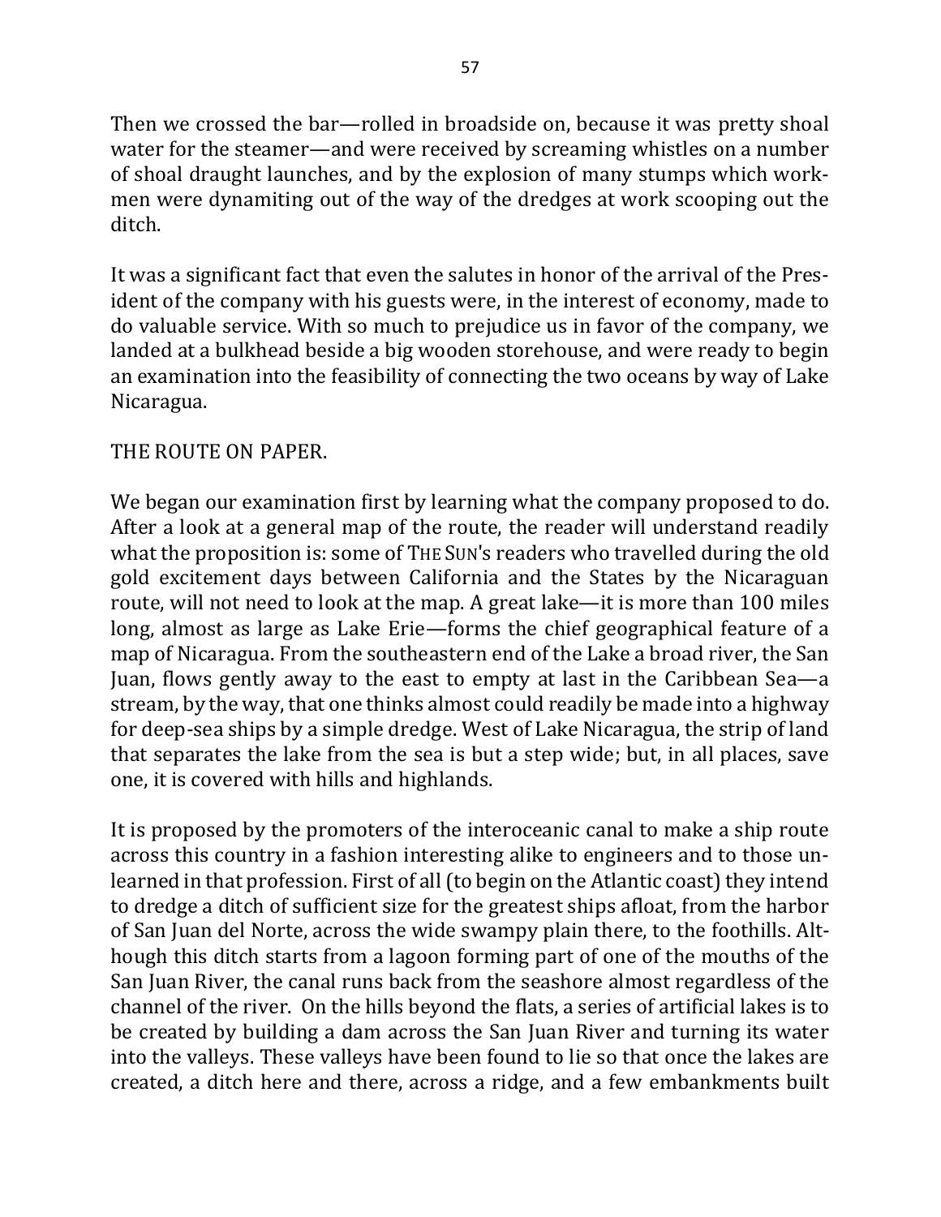Then we crossed the bar—rolled in broadside on, because it was pretty shoal water for the steamer—and were received by screaming whistles on a number of shoal draught launches, and by the explosion of many stumps which workmen were dynamiting out of the way of the dredges at work scooping out the ditch.

It was a significant fact that even the salutes in honor of the arrival of the President of the company with his guests were, in the interest of economy, made to do valuable service. With so much to prejudice us in favor of the company, we landed at a bulkhead beside a big wooden storehouse, and were ready to begin an examination into the feasibility of connecting the two oceans by way of Lake Nicaragua.

THE ROUTE ON PAPER.

We began our examination first by learning what the company proposed to do. After a look at a general map of the route, the reader will understand readily what the proposition is: some of THE SUN's readers who travelled during the old gold excitement days between California and the States by the Nicaraguan route, will not need to look at the map. A great lake—it is more than 100 miles long, almost as large as Lake Erie—forms the chief geographical feature of a map of Nicaragua. From the southeastern end of the Lake a broad river, the San Juan, flows gently away to the east to empty at last in the Caribbean Sea—a stream, by the way, that one thinks almost could readily be made into a highway for deep-sea ships by a simple dredge. West of Lake Nicaragua, the strip of land that separates the lake from the sea is but a step wide; but, in all places, save one, it is covered with hills and highlands.

It is proposed by the promoters of the interoceanic canal to make a ship route across this country in a fashion interesting alike to engineers and to those unlearned in that profession. First of all (to begin on the Atlantic coast) they intend to dredge a ditch of sufficient size for the greatest ships afloat, from the harbor of San Juan del Norte, across the wide swampy plain there, to the foothills. Although this ditch starts from a lagoon forming part of one of the mouths of the San Juan River, the canal runs back from the seashore almost regardless of the channel of the river. On the hills beyond the flats, a series of artificial lakes is to be created by building a dam across the San Juan River and turning its water into the valleys. These valleys have been found to lie so that once the lakes are created, a ditch here and there, across a ridge, and a few embankments built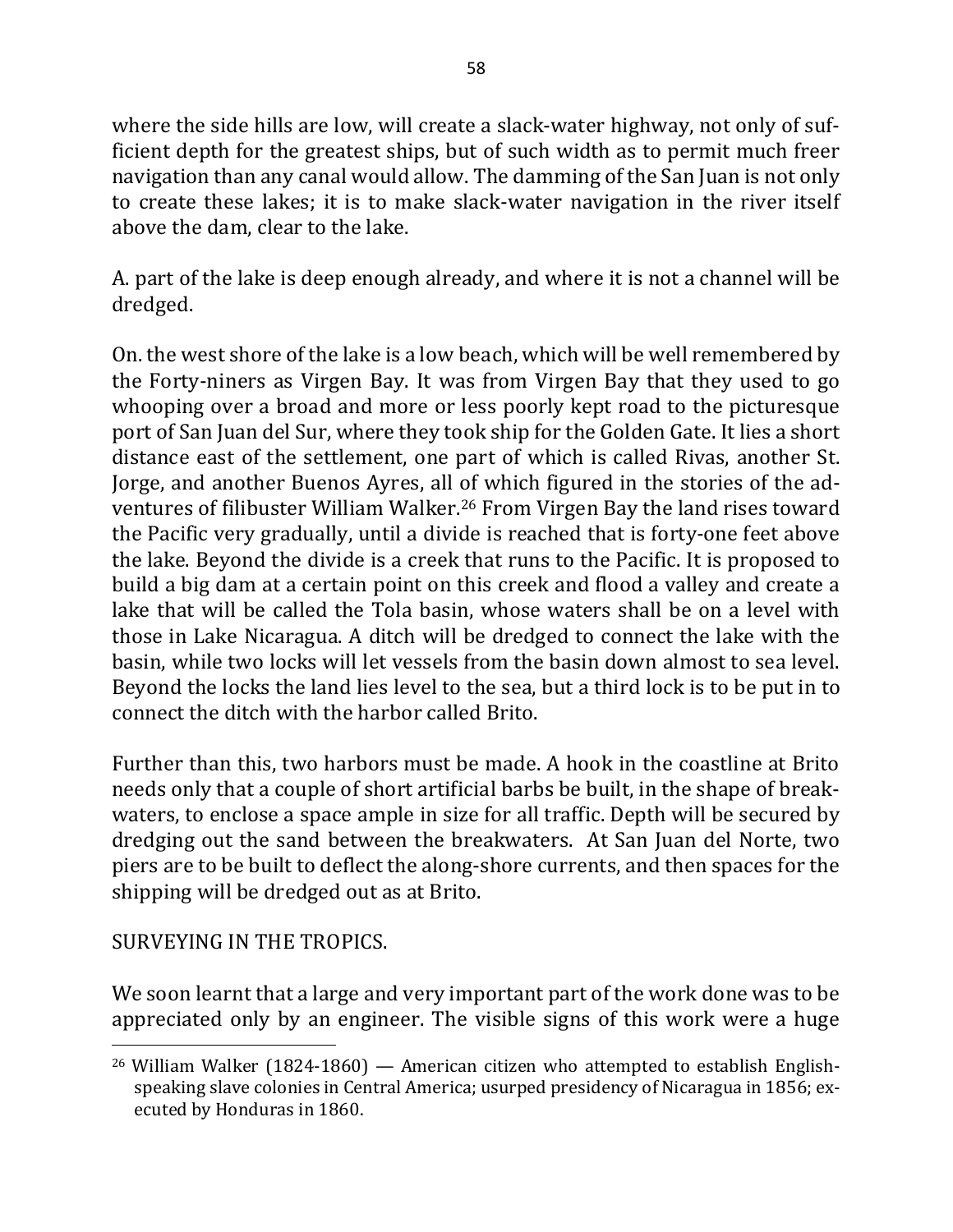where the side hills are low, will create a slack-water highway, not only of sufficient depth for the greatest ships, but of such width as to permit much freer navigation than any canal would allow. The damming of the San Juan is not only to create these lakes; it is to make slack-water navigation in the river itself above the dam, clear to the lake.

A. part of the lake is deep enough already, and where it is not a channel will be dredged.

On. the west shore of the lake is a low beach, which will be well remembered by the Forty-niners as Virgen Bay. It was from Virgen Bay that they used to go whooping over a broad and more or less poorly kept road to the picturesque port of San Juan del Sur, where they took ship for the Golden Gate. It lies a short distance east of the settlement, one part of which is called Rivas, another St. Jorge, and another Buenos Ayres, all of which figured in the stories of the adventures of filibuster William Walker.[26] From Virgen Bay the land rises toward the Pacific very gradually, until a divide is reached that is forty-one feet above the lake. Beyond the divide is a creek that runs to the Pacific. It is proposed to build a big dam at a certain point on this creek and flood a valley and create a lake that will be called the Tola basin, whose waters shall be on a level with those in Lake Nicaragua. A ditch will be dredged to connect the lake with the basin, while two locks will let vessels from the basin down almost to sea level. Beyond the locks the land lies level to the sea, but a third lock is to be put in to connect the ditch with the harbor called Brito.

Further than this, two harbors must be made. A hook in the coastline at Brito needs only that a couple of short artificial barbs be built, in the shape of breakwaters, to enclose a space ample in size for all traffic. Depth will be secured by dredging out the sand between the breakwaters. At San Juan del Norte, two piers are to be built to deflect the along-shore currents, and then spaces for the shipping will be dredged out as at Brito.

## SURVEYING IN THE TROPICS.

We soon learnt that a large and very important part of the work done was to be appreciated only by an engineer. The visible signs of this work were a huge

[26] William Walker (1824-1860) — American citizen who attempted to establish English-speaking slave colonies in Central America; usurped presidency of Nicaragua in 1856; executed by Honduras in 1860.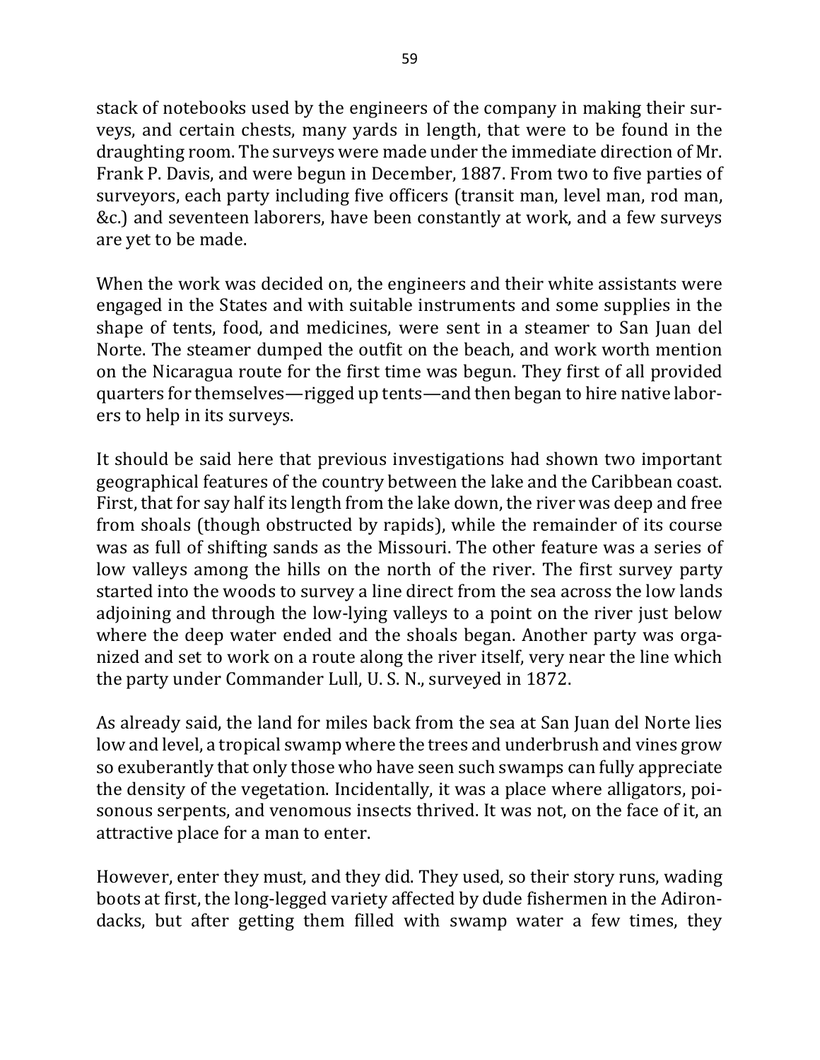stack of notebooks used by the engineers of the company in making their surveys, and certain chests, many yards in length, that were to be found in the draughting room. The surveys were made under the immediate direction of Mr. Frank P. Davis, and were begun in December, 1887. From two to five parties of surveyors, each party including five officers (transit man, level man, rod man, &c.) and seventeen laborers, have been constantly at work, and a few surveys are yet to be made.

When the work was decided on, the engineers and their white assistants were engaged in the States and with suitable instruments and some supplies in the shape of tents, food, and medicines, were sent in a steamer to San Juan del Norte. The steamer dumped the outfit on the beach, and work worth mention on the Nicaragua route for the first time was begun. They first of all provided quarters for themselves—rigged up tents—and then began to hire native laborers to help in its surveys.

It should be said here that previous investigations had shown two important geographical features of the country between the lake and the Caribbean coast. First, that for say half its length from the lake down, the river was deep and free from shoals (though obstructed by rapids), while the remainder of its course was as full of shifting sands as the Missouri. The other feature was a series of low valleys among the hills on the north of the river. The first survey party started into the woods to survey a line direct from the sea across the low lands adjoining and through the low-lying valleys to a point on the river just below where the deep water ended and the shoals began. Another party was organized and set to work on a route along the river itself, very near the line which the party under Commander Lull, U. S. N., surveyed in 1872.

As already said, the land for miles back from the sea at San Juan del Norte lies low and level, a tropical swamp where the trees and underbrush and vines grow so exuberantly that only those who have seen such swamps can fully appreciate the density of the vegetation. Incidentally, it was a place where alligators, poisonous serpents, and venomous insects thrived. It was not, on the face of it, an attractive place for a man to enter.

However, enter they must, and they did. They used, so their story runs, wading boots at first, the long-legged variety affected by dude fishermen in the Adirondacks, but after getting them filled with swamp water a few times, they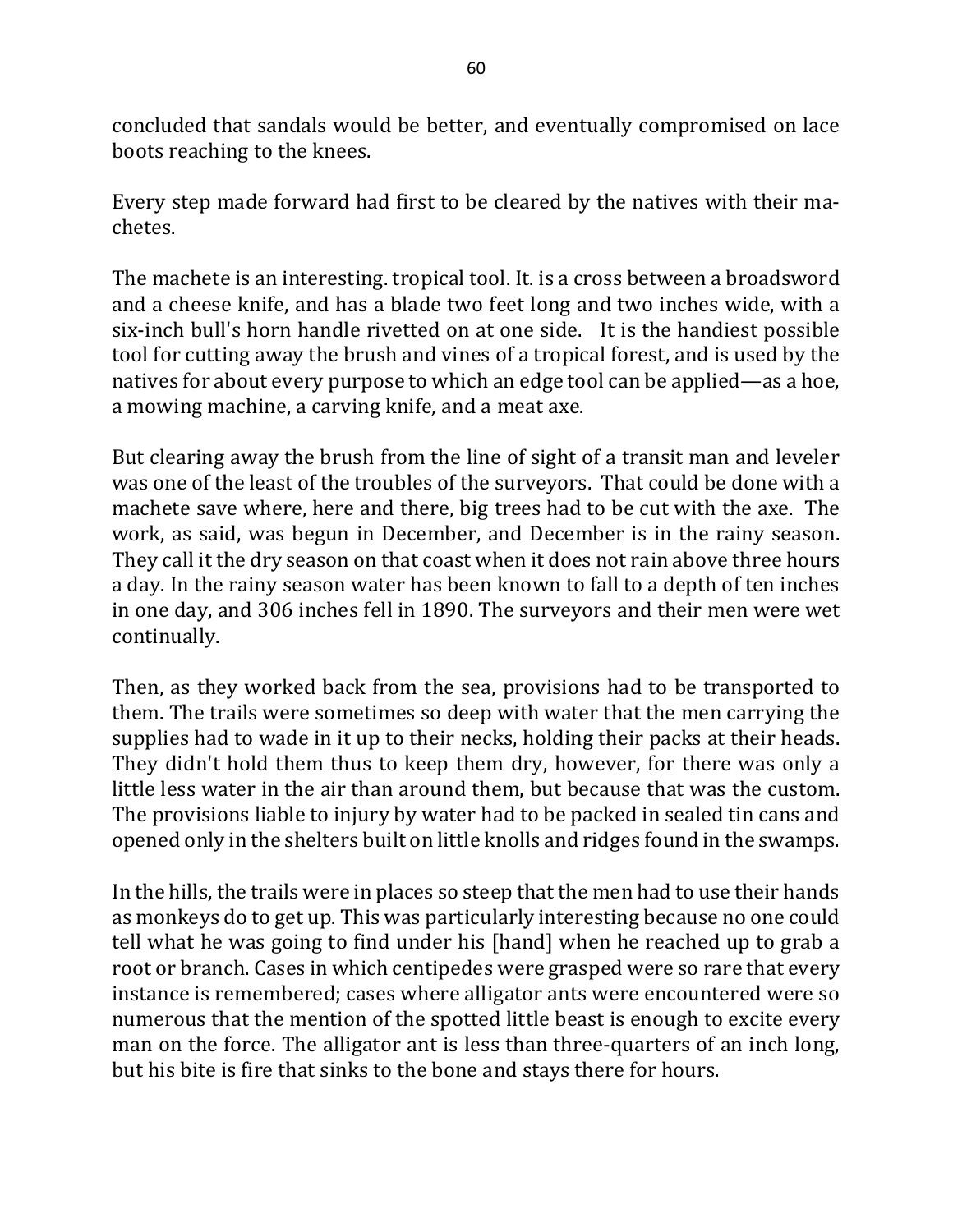concluded that sandals would be better, and eventually compromised on lace boots reaching to the knees.

Every step made forward had first to be cleared by the natives with their machetes.

The machete is an interesting. tropical tool. It. is a cross between a broadsword and a cheese knife, and has a blade two feet long and two inches wide, with a six-inch bull's horn handle rivetted on at one side.   It is the handiest possible tool for cutting away the brush and vines of a tropical forest, and is used by the natives for about every purpose to which an edge tool can be applied—as a hoe, a mowing machine, a carving knife, and a meat axe.

But clearing away the brush from the line of sight of a transit man and leveler was one of the least of the troubles of the surveyors.  That could be done with a machete save where, here and there, big trees had to be cut with the axe.  The work, as said, was begun in December, and December is in the rainy season. They call it the dry season on that coast when it does not rain above three hours a day. In the rainy season water has been known to fall to a depth of ten inches in one day, and 306 inches fell in 1890. The surveyors and their men were wet continually.

Then, as they worked back from the sea, provisions had to be transported to them. The trails were sometimes so deep with water that the men carrying the supplies had to wade in it up to their necks, holding their packs at their heads. They didn't hold them thus to keep them dry, however, for there was only a little less water in the air than around them, but because that was the custom. The provisions liable to injury by water had to be packed in sealed tin cans and opened only in the shelters built on little knolls and ridges found in the swamps.

In the hills, the trails were in places so steep that the men had to use their hands as monkeys do to get up. This was particularly interesting because no one could tell what he was going to find under his [hand] when he reached up to grab a root or branch. Cases in which centipedes were grasped were so rare that every instance is remembered; cases where alligator ants were encountered were so numerous that the mention of the spotted little beast is enough to excite every man on the force. The alligator ant is less than three-quarters of an inch long, but his bite is fire that sinks to the bone and stays there for hours.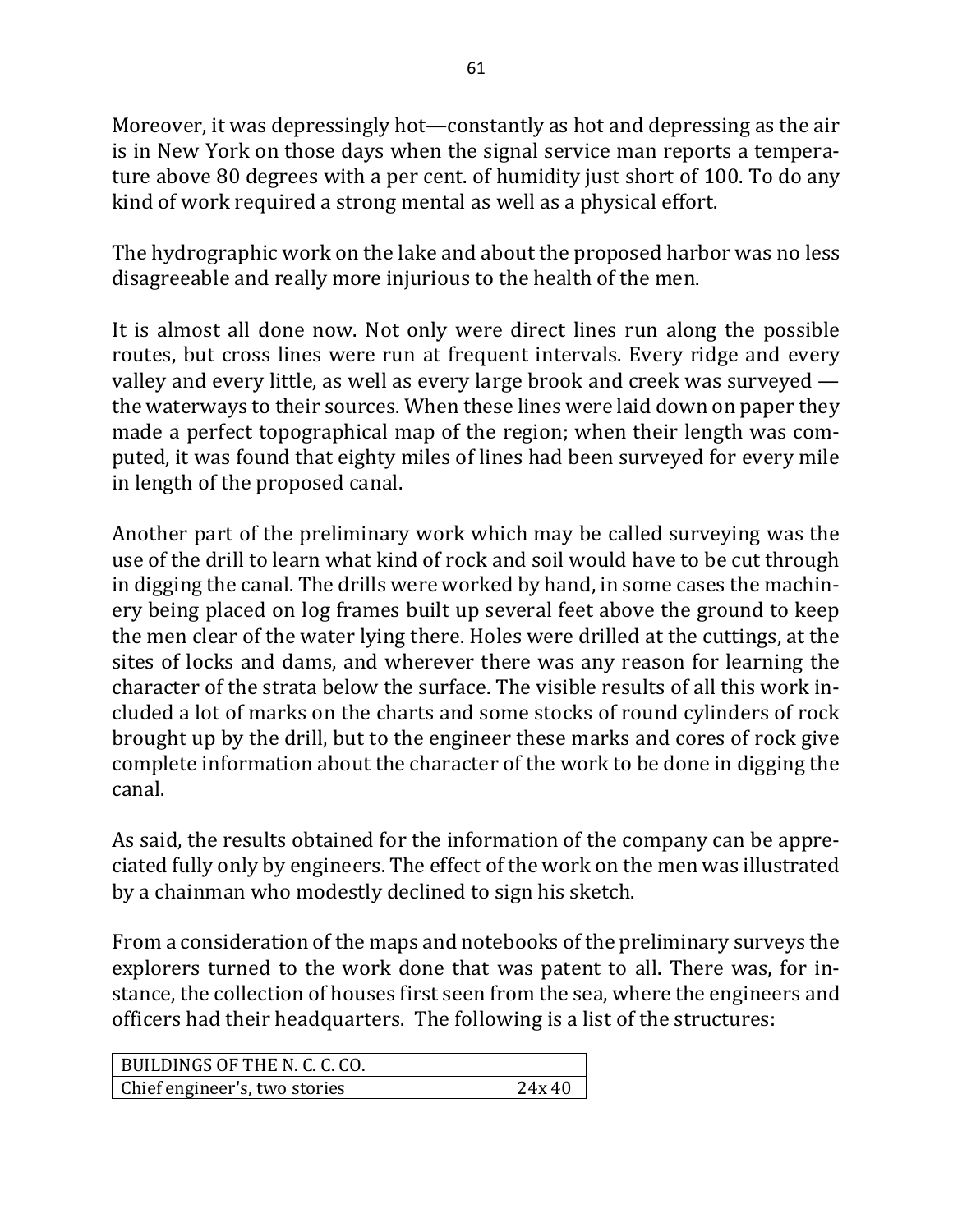Moreover, it was depressingly hot—constantly as hot and depressing as the air is in New York on those days when the signal service man reports a temperature above 80 degrees with a per cent. of humidity just short of 100. To do any kind of work required a strong mental as well as a physical effort.

The hydrographic work on the lake and about the proposed harbor was no less disagreeable and really more injurious to the health of the men.

It is almost all done now. Not only were direct lines run along the possible routes, but cross lines were run at frequent intervals. Every ridge and every valley and every little, as well as every large brook and creek was surveyed — the waterways to their sources. When these lines were laid down on paper they made a perfect topographical map of the region; when their length was computed, it was found that eighty miles of lines had been surveyed for every mile in length of the proposed canal.

Another part of the preliminary work which may be called surveying was the use of the drill to learn what kind of rock and soil would have to be cut through in digging the canal. The drills were worked by hand, in some cases the machinery being placed on log frames built up several feet above the ground to keep the men clear of the water lying there. Holes were drilled at the cuttings, at the sites of locks and dams, and wherever there was any reason for learning the character of the strata below the surface. The visible results of all this work included a lot of marks on the charts and some stocks of round cylinders of rock brought up by the drill, but to the engineer these marks and cores of rock give complete information about the character of the work to be done in digging the canal.

As said, the results obtained for the information of the company can be appreciated fully only by engineers. The effect of the work on the men was illustrated by a chainman who modestly declined to sign his sketch.

From a consideration of the maps and notebooks of the preliminary surveys the explorers turned to the work done that was patent to all. There was, for instance, the collection of houses first seen from the sea, where the engineers and officers had their headquarters. The following is a list of the structures:

| BUILDINGS OF THE N. C. C. CO. | |
|---|---|
| Chief engineer's, two stories | 24x 40 |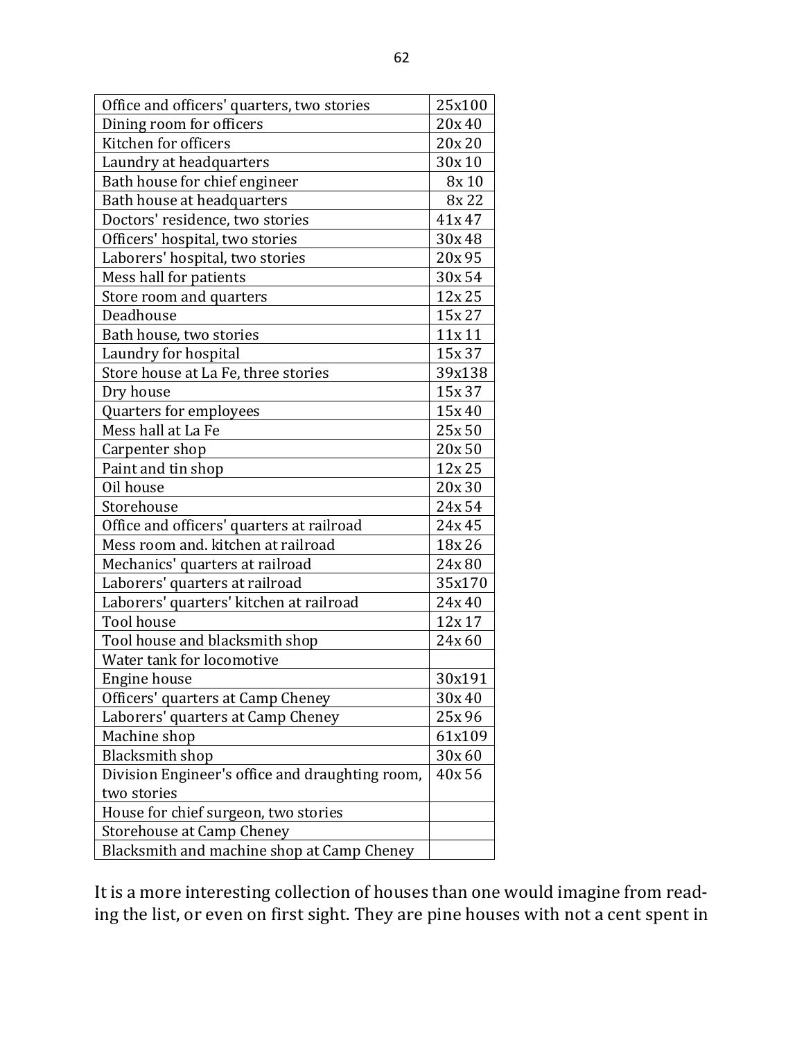| Office and officers' quarters, two stories | 25x100 |
|---|---|
| Dining room for officers | 20x 40 |
| Kitchen for officers | 20x 20 |
| Laundry at headquarters | 30x 10 |
| Bath house for chief engineer | 8x 10 |
| Bath house at headquarters | 8x 22 |
| Doctors' residence, two stories | 41x 47 |
| Officers' hospital, two stories | 30x 48 |
| Laborers' hospital, two stories | 20x 95 |
| Mess hall for patients | 30x 54 |
| Store room and quarters | 12x 25 |
| Deadhouse | 15x 27 |
| Bath house, two stories | 11x 11 |
| Laundry for hospital | 15x 37 |
| Store house at La Fe, three stories | 39x138 |
| Dry house | 15x 37 |
| Quarters for employees | 15x 40 |
| Mess hall at La Fe | 25x 50 |
| Carpenter shop | 20x 50 |
| Paint and tin shop | 12x 25 |
| Oil house | 20x 30 |
| Storehouse | 24x 54 |
| Office and officers' quarters at railroad | 24x 45 |
| Mess room and. kitchen at railroad | 18x 26 |
| Mechanics' quarters at railroad | 24x 80 |
| Laborers' quarters at railroad | 35x170 |
| Laborers' quarters' kitchen at railroad | 24x 40 |
| Tool house | 12x 17 |
| Tool house and blacksmith shop | 24x 60 |
| Water tank for locomotive | |
| Engine house | 30x191 |
| Officers' quarters at Camp Cheney | 30x 40 |
| Laborers' quarters at Camp Cheney | 25x 96 |
| Machine shop | 61x109 |
| Blacksmith shop | 30x 60 |
| Division Engineer's office and draughting room, two stories | 40x 56 |
| House for chief surgeon, two stories | |
| Storehouse at Camp Cheney | |
| Blacksmith and machine shop at Camp Cheney | |

It is a more interesting collection of houses than one would imagine from reading the list, or even on first sight. They are pine houses with not a cent spent in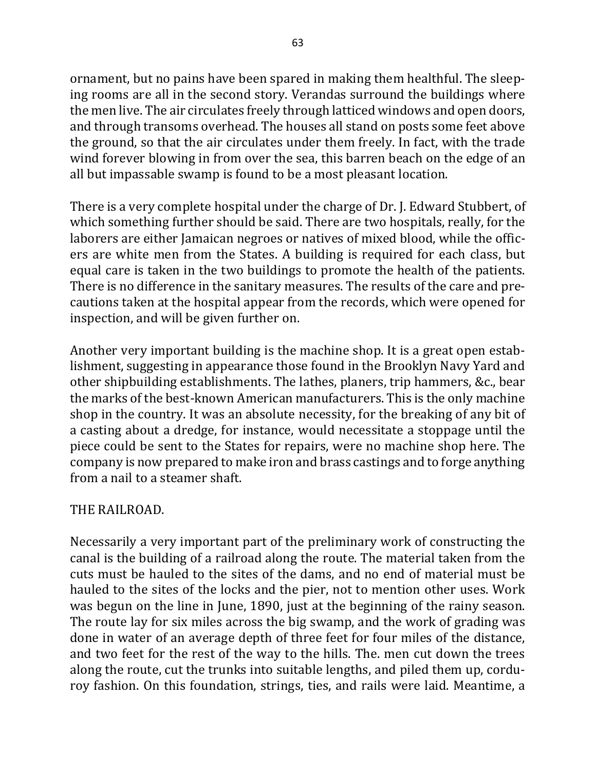ornament, but no pains have been spared in making them healthful. The sleeping rooms are all in the second story. Verandas surround the buildings where the men live. The air circulates freely through latticed windows and open doors, and through transoms overhead. The houses all stand on posts some feet above the ground, so that the air circulates under them freely. In fact, with the trade wind forever blowing in from over the sea, this barren beach on the edge of an all but impassable swamp is found to be a most pleasant location.

There is a very complete hospital under the charge of Dr. J. Edward Stubbert, of which something further should be said. There are two hospitals, really, for the laborers are either Jamaican negroes or natives of mixed blood, while the officers are white men from the States. A building is required for each class, but equal care is taken in the two buildings to promote the health of the patients. There is no difference in the sanitary measures. The results of the care and precautions taken at the hospital appear from the records, which were opened for inspection, and will be given further on.

Another very important building is the machine shop. It is a great open establishment, suggesting in appearance those found in the Brooklyn Navy Yard and other shipbuilding establishments. The lathes, planers, trip hammers, &c., bear the marks of the best-known American manufacturers. This is the only machine shop in the country. It was an absolute necessity, for the breaking of any bit of a casting about a dredge, for instance, would necessitate a stoppage until the piece could be sent to the States for repairs, were no machine shop here. The company is now prepared to make iron and brass castings and to forge anything from a nail to a steamer shaft.

THE RAILROAD.

Necessarily a very important part of the preliminary work of constructing the canal is the building of a railroad along the route. The material taken from the cuts must be hauled to the sites of the dams, and no end of material must be hauled to the sites of the locks and the pier, not to mention other uses. Work was begun on the line in June, 1890, just at the beginning of the rainy season. The route lay for six miles across the big swamp, and the work of grading was done in water of an average depth of three feet for four miles of the distance, and two feet for the rest of the way to the hills. The. men cut down the trees along the route, cut the trunks into suitable lengths, and piled them up, corduroy fashion. On this foundation, strings, ties, and rails were laid. Meantime, a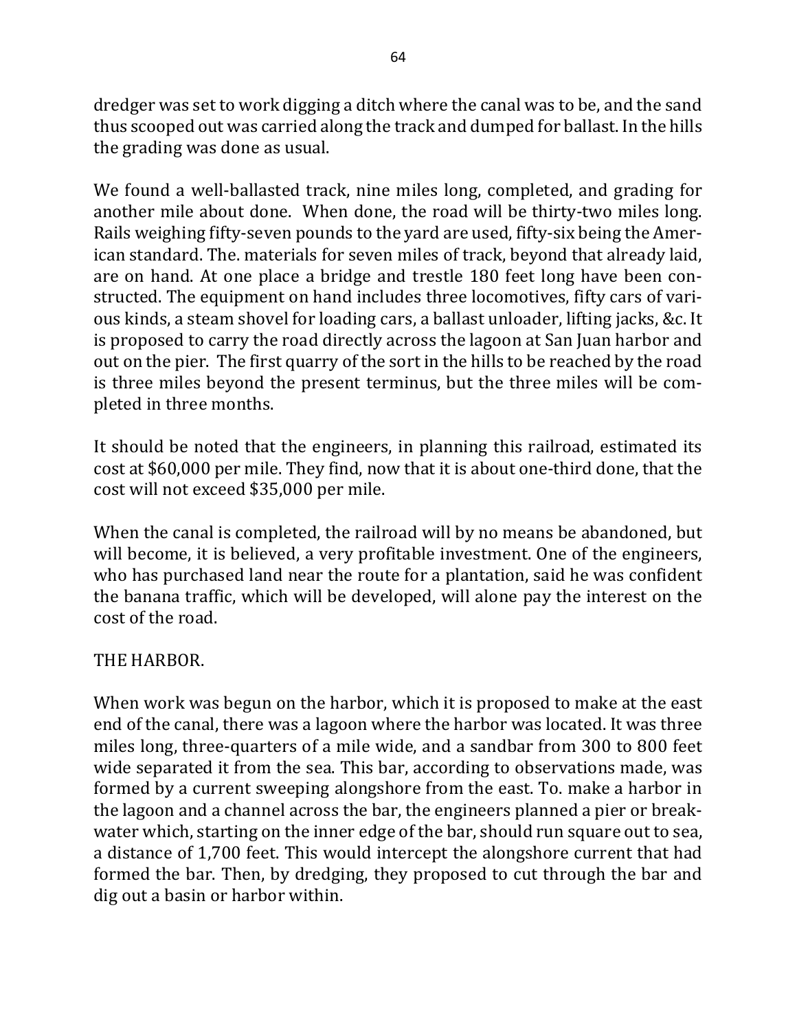dredger was set to work digging a ditch where the canal was to be, and the sand thus scooped out was carried along the track and dumped for ballast. In the hills the grading was done as usual.

We found a well-ballasted track, nine miles long, completed, and grading for another mile about done. When done, the road will be thirty-two miles long. Rails weighing fifty-seven pounds to the yard are used, fifty-six being the American standard. The. materials for seven miles of track, beyond that already laid, are on hand. At one place a bridge and trestle 180 feet long have been constructed. The equipment on hand includes three locomotives, fifty cars of various kinds, a steam shovel for loading cars, a ballast unloader, lifting jacks, &c. It is proposed to carry the road directly across the lagoon at San Juan harbor and out on the pier. The first quarry of the sort in the hills to be reached by the road is three miles beyond the present terminus, but the three miles will be completed in three months.

It should be noted that the engineers, in planning this railroad, estimated its cost at $60,000 per mile. They find, now that it is about one-third done, that the cost will not exceed $35,000 per mile.

When the canal is completed, the railroad will by no means be abandoned, but will become, it is believed, a very profitable investment. One of the engineers, who has purchased land near the route for a plantation, said he was confident the banana traffic, which will be developed, will alone pay the interest on the cost of the road.

## THE HARBOR.

When work was begun on the harbor, which it is proposed to make at the east end of the canal, there was a lagoon where the harbor was located. It was three miles long, three-quarters of a mile wide, and a sandbar from 300 to 800 feet wide separated it from the sea. This bar, according to observations made, was formed by a current sweeping alongshore from the east. To. make a harbor in the lagoon and a channel across the bar, the engineers planned a pier or breakwater which, starting on the inner edge of the bar, should run square out to sea, a distance of 1,700 feet. This would intercept the alongshore current that had formed the bar. Then, by dredging, they proposed to cut through the bar and dig out a basin or harbor within.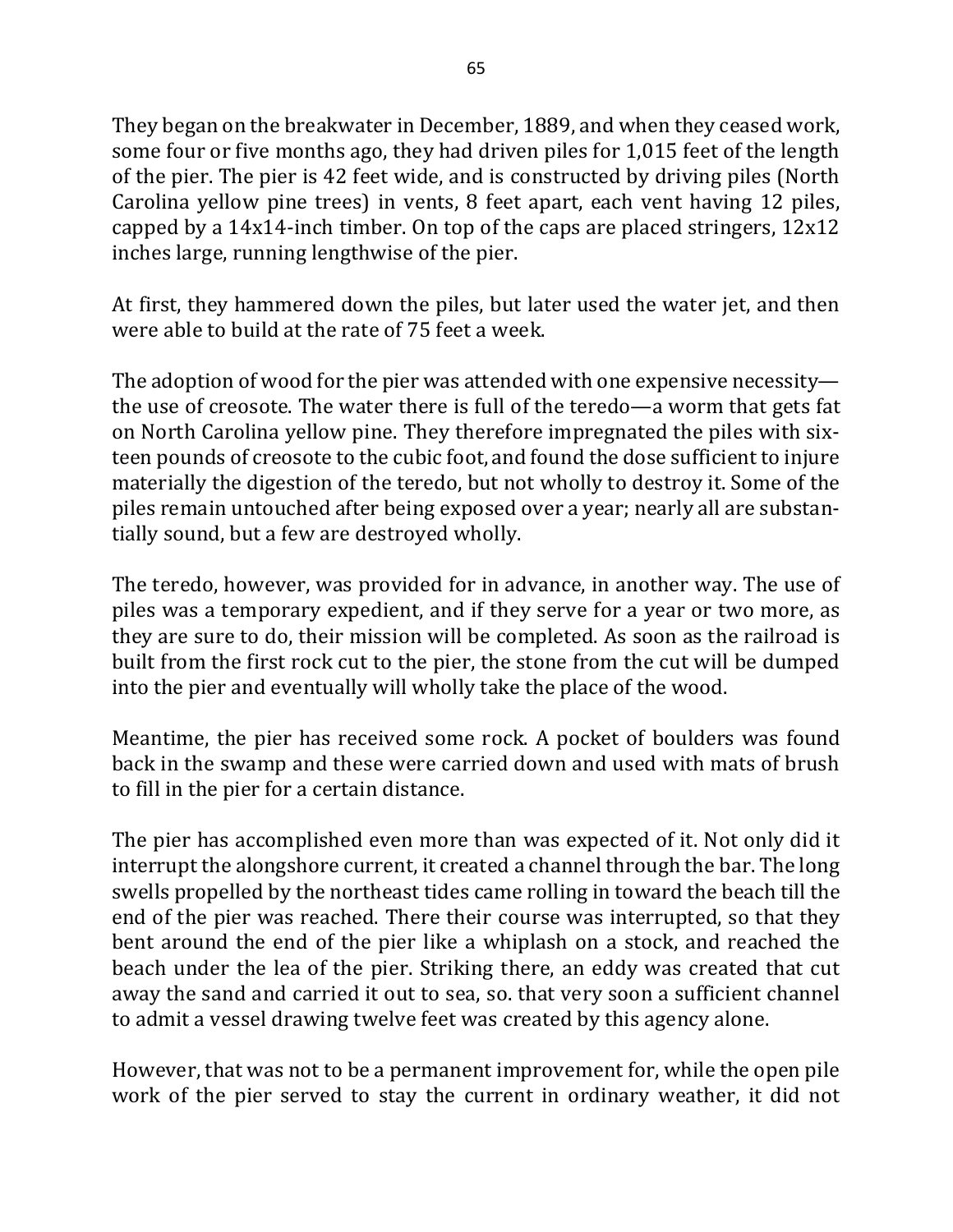They began on the breakwater in December, 1889, and when they ceased work, some four or five months ago, they had driven piles for 1,015 feet of the length of the pier. The pier is 42 feet wide, and is constructed by driving piles (North Carolina yellow pine trees) in vents, 8 feet apart, each vent having 12 piles, capped by a 14x14-inch timber. On top of the caps are placed stringers, 12x12 inches large, running lengthwise of the pier.

At first, they hammered down the piles, but later used the water jet, and then were able to build at the rate of 75 feet a week.

The adoption of wood for the pier was attended with one expensive necessity—the use of creosote. The water there is full of the teredo—a worm that gets fat on North Carolina yellow pine. They therefore impregnated the piles with sixteen pounds of creosote to the cubic foot, and found the dose sufficient to injure materially the digestion of the teredo, but not wholly to destroy it. Some of the piles remain untouched after being exposed over a year; nearly all are substantially sound, but a few are destroyed wholly.

The teredo, however, was provided for in advance, in another way. The use of piles was a temporary expedient, and if they serve for a year or two more, as they are sure to do, their mission will be completed. As soon as the railroad is built from the first rock cut to the pier, the stone from the cut will be dumped into the pier and eventually will wholly take the place of the wood.

Meantime, the pier has received some rock. A pocket of boulders was found back in the swamp and these were carried down and used with mats of brush to fill in the pier for a certain distance.

The pier has accomplished even more than was expected of it. Not only did it interrupt the alongshore current, it created a channel through the bar. The long swells propelled by the northeast tides came rolling in toward the beach till the end of the pier was reached. There their course was interrupted, so that they bent around the end of the pier like a whiplash on a stock, and reached the beach under the lea of the pier. Striking there, an eddy was created that cut away the sand and carried it out to sea, so. that very soon a sufficient channel to admit a vessel drawing twelve feet was created by this agency alone.

However, that was not to be a permanent improvement for, while the open pile work of the pier served to stay the current in ordinary weather, it did not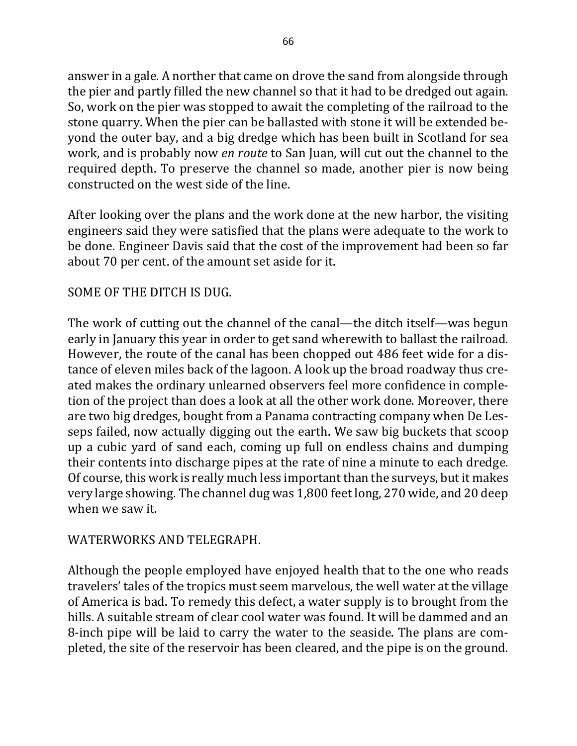answer in a gale. A norther that came on drove the sand from alongside through the pier and partly filled the new channel so that it had to be dredged out again. So, work on the pier was stopped to await the completing of the railroad to the stone quarry. When the pier can be ballasted with stone it will be extended beyond the outer bay, and a big dredge which has been built in Scotland for sea work, and is probably now *en route* to San Juan, will cut out the channel to the required depth. To preserve the channel so made, another pier is now being constructed on the west side of the line.

After looking over the plans and the work done at the new harbor, the visiting engineers said they were satisfied that the plans were adequate to the work to be done. Engineer Davis said that the cost of the improvement had been so far about 70 per cent. of the amount set aside for it.

SOME OF THE DITCH IS DUG.

The work of cutting out the channel of the canal—the ditch itself—was begun early in January this year in order to get sand wherewith to ballast the railroad. However, the route of the canal has been chopped out 486 feet wide for a distance of eleven miles back of the lagoon. A look up the broad roadway thus created makes the ordinary unlearned observers feel more confidence in completion of the project than does a look at all the other work done. Moreover, there are two big dredges, bought from a Panama contracting company when De Lesseps failed, now actually digging out the earth. We saw big buckets that scoop up a cubic yard of sand each, coming up full on endless chains and dumping their contents into discharge pipes at the rate of nine a minute to each dredge. Of course, this work is really much less important than the surveys, but it makes very large showing. The channel dug was 1,800 feet long, 270 wide, and 20 deep when we saw it.

WATERWORKS AND TELEGRAPH.

Although the people employed have enjoyed health that to the one who reads travelers' tales of the tropics must seem marvelous, the well water at the village of America is bad. To remedy this defect, a water supply is to brought from the hills. A suitable stream of clear cool water was found. It will be dammed and an 8-inch pipe will be laid to carry the water to the seaside. The plans are completed, the site of the reservoir has been cleared, and the pipe is on the ground.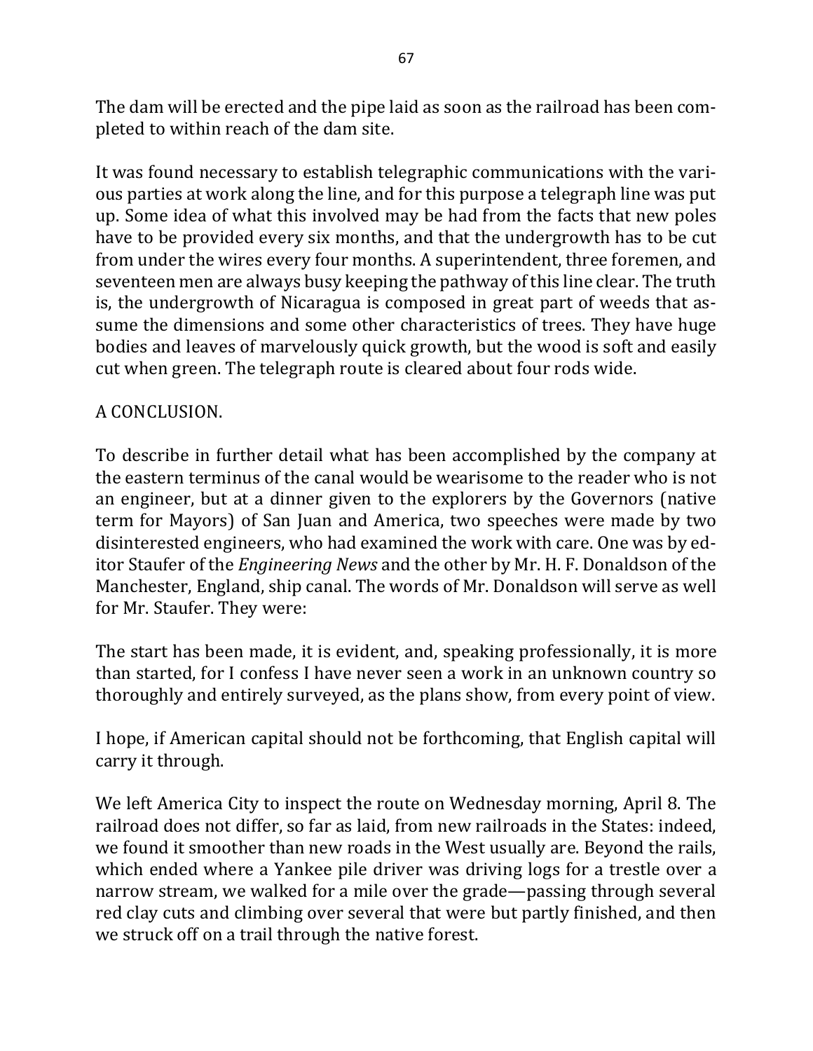The dam will be erected and the pipe laid as soon as the railroad has been completed to within reach of the dam site.

It was found necessary to establish telegraphic communications with the various parties at work along the line, and for this purpose a telegraph line was put up. Some idea of what this involved may be had from the facts that new poles have to be provided every six months, and that the undergrowth has to be cut from under the wires every four months. A superintendent, three foremen, and seventeen men are always busy keeping the pathway of this line clear. The truth is, the undergrowth of Nicaragua is composed in great part of weeds that assume the dimensions and some other characteristics of trees. They have huge bodies and leaves of marvelously quick growth, but the wood is soft and easily cut when green. The telegraph route is cleared about four rods wide.

## A CONCLUSION.

To describe in further detail what has been accomplished by the company at the eastern terminus of the canal would be wearisome to the reader who is not an engineer, but at a dinner given to the explorers by the Governors (native term for Mayors) of San Juan and America, two speeches were made by two disinterested engineers, who had examined the work with care. One was by editor Staufer of the *Engineering News* and the other by Mr. H. F. Donaldson of the Manchester, England, ship canal. The words of Mr. Donaldson will serve as well for Mr. Staufer. They were:

The start has been made, it is evident, and, speaking professionally, it is more than started, for I confess I have never seen a work in an unknown country so thoroughly and entirely surveyed, as the plans show, from every point of view.

I hope, if American capital should not be forthcoming, that English capital will carry it through.

We left America City to inspect the route on Wednesday morning, April 8. The railroad does not differ, so far as laid, from new railroads in the States: indeed, we found it smoother than new roads in the West usually are. Beyond the rails, which ended where a Yankee pile driver was driving logs for a trestle over a narrow stream, we walked for a mile over the grade—passing through several red clay cuts and climbing over several that were but partly finished, and then we struck off on a trail through the native forest.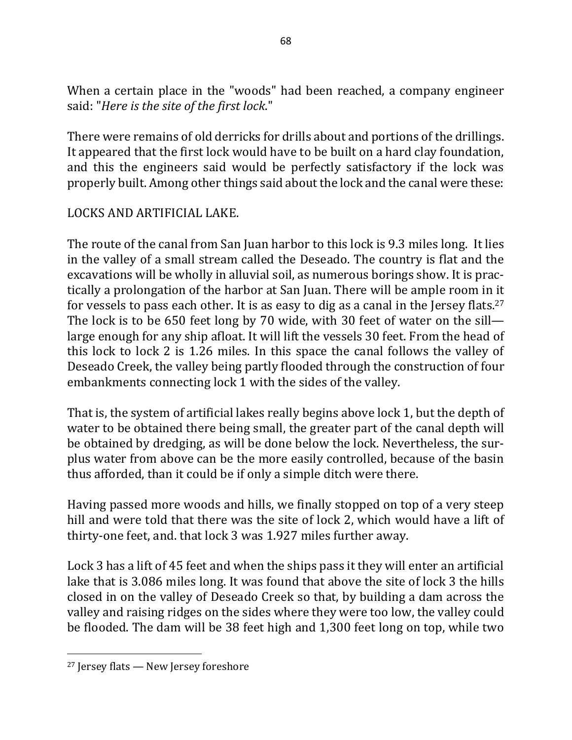When a certain place in the "woods" had been reached, a company engineer said: "*Here is the site of the first lock*."

There were remains of old derricks for drills about and portions of the drillings. It appeared that the first lock would have to be built on a hard clay foundation, and this the engineers said would be perfectly satisfactory if the lock was properly built. Among other things said about the lock and the canal were these:

LOCKS AND ARTIFICIAL LAKE.

The route of the canal from San Juan harbor to this lock is 9.3 miles long. It lies in the valley of a small stream called the Deseado. The country is flat and the excavations will be wholly in alluvial soil, as numerous borings show. It is practically a prolongation of the harbor at San Juan. There will be ample room in it for vessels to pass each other. It is as easy to dig as a canal in the Jersey flats.[27] The lock is to be 650 feet long by 70 wide, with 30 feet of water on the sill—large enough for any ship afloat. It will lift the vessels 30 feet. From the head of this lock to lock 2 is 1.26 miles. In this space the canal follows the valley of Deseado Creek, the valley being partly flooded through the construction of four embankments connecting lock 1 with the sides of the valley.

That is, the system of artificial lakes really begins above lock 1, but the depth of water to be obtained there being small, the greater part of the canal depth will be obtained by dredging, as will be done below the lock. Nevertheless, the surplus water from above can be the more easily controlled, because of the basin thus afforded, than it could be if only a simple ditch were there.

Having passed more woods and hills, we finally stopped on top of a very steep hill and were told that there was the site of lock 2, which would have a lift of thirty-one feet, and. that lock 3 was 1.927 miles further away.

Lock 3 has a lift of 45 feet and when the ships pass it they will enter an artificial lake that is 3.086 miles long. It was found that above the site of lock 3 the hills closed in on the valley of Deseado Creek so that, by building a dam across the valley and raising ridges on the sides where they were too low, the valley could be flooded. The dam will be 38 feet high and 1,300 feet long on top, while two

[27] Jersey flats — New Jersey foreshore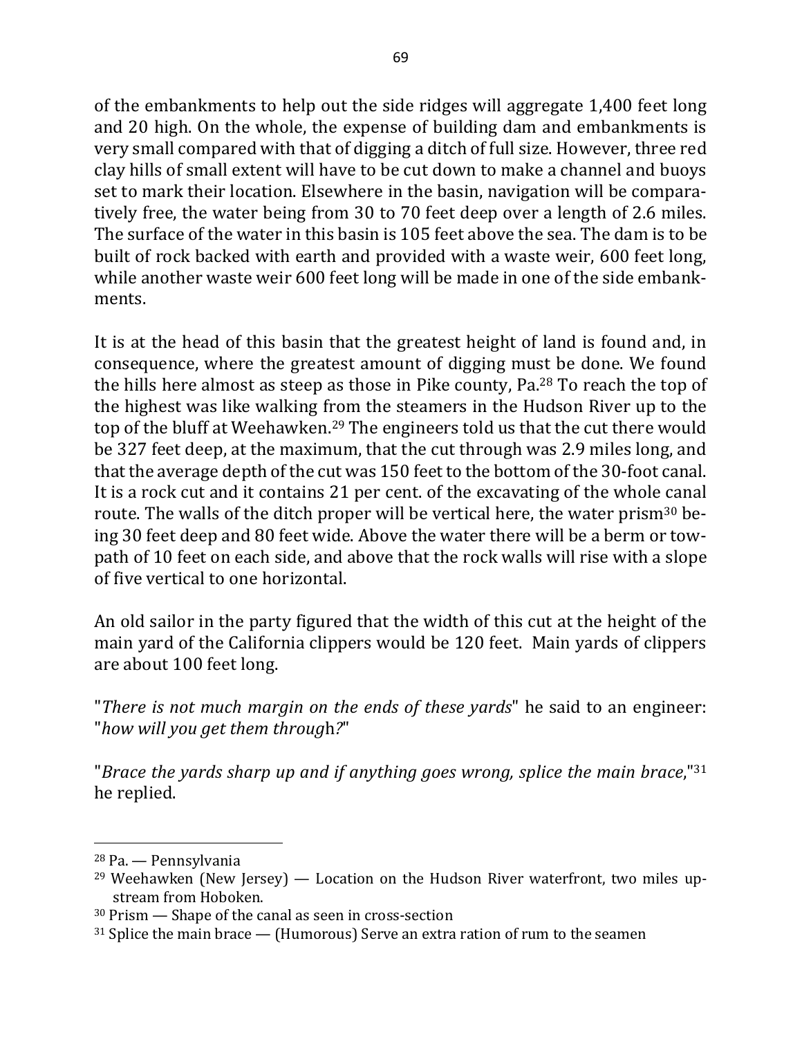of the embankments to help out the side ridges will aggregate 1,400 feet long and 20 high. On the whole, the expense of building dam and embankments is very small compared with that of digging a ditch of full size. However, three red clay hills of small extent will have to be cut down to make a channel and buoys set to mark their location. Elsewhere in the basin, navigation will be comparatively free, the water being from 30 to 70 feet deep over a length of 2.6 miles. The surface of the water in this basin is 105 feet above the sea. The dam is to be built of rock backed with earth and provided with a waste weir, 600 feet long, while another waste weir 600 feet long will be made in one of the side embankments.

It is at the head of this basin that the greatest height of land is found and, in consequence, where the greatest amount of digging must be done. We found the hills here almost as steep as those in Pike county, Pa.[28] To reach the top of the highest was like walking from the steamers in the Hudson River up to the top of the bluff at Weehawken.[29] The engineers told us that the cut there would be 327 feet deep, at the maximum, that the cut through was 2.9 miles long, and that the average depth of the cut was 150 feet to the bottom of the 30-foot canal. It is a rock cut and it contains 21 per cent. of the excavating of the whole canal route. The walls of the ditch proper will be vertical here, the water prism[30] being 30 feet deep and 80 feet wide. Above the water there will be a berm or tow-path of 10 feet on each side, and above that the rock walls will rise with a slope of five vertical to one horizontal.

An old sailor in the party figured that the width of this cut at the height of the main yard of the California clippers would be 120 feet. Main yards of clippers are about 100 feet long.

"*There is not much margin on the ends of these yards*" he said to an engineer: "*how will you get them through?*"

"*Brace the yards sharp up and if anything goes wrong, splice the main brace*,"[31] he replied.

---

[28] Pa. — Pennsylvania

[29] Weehawken (New Jersey) — Location on the Hudson River waterfront, two miles upstream from Hoboken.

[30] Prism — Shape of the canal as seen in cross-section

[31] Splice the main brace — (Humorous) Serve an extra ration of rum to the seamen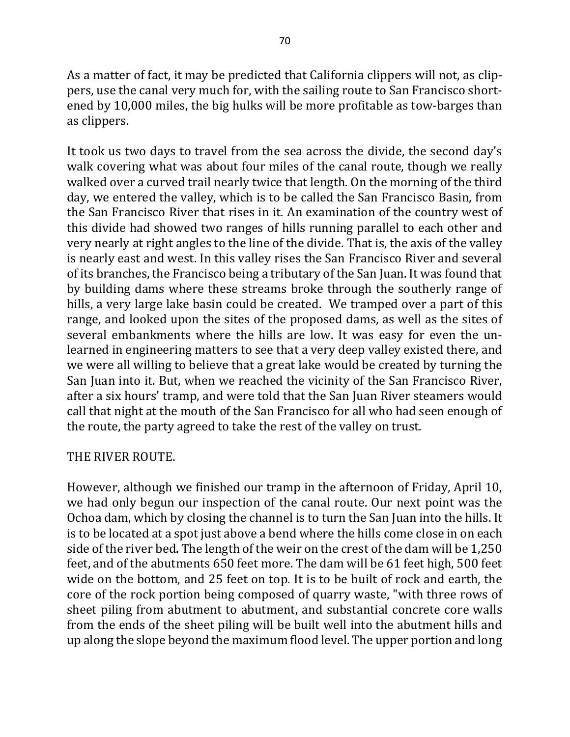As a matter of fact, it may be predicted that California clippers will not, as clippers, use the canal very much for, with the sailing route to San Francisco shortened by 10,000 miles, the big hulks will be more profitable as tow-barges than as clippers.

It took us two days to travel from the sea across the divide, the second day's walk covering what was about four miles of the canal route, though we really walked over a curved trail nearly twice that length. On the morning of the third day, we entered the valley, which is to be called the San Francisco Basin, from the San Francisco River that rises in it. An examination of the country west of this divide had showed two ranges of hills running parallel to each other and very nearly at right angles to the line of the divide. That is, the axis of the valley is nearly east and west. In this valley rises the San Francisco River and several of its branches, the Francisco being a tributary of the San Juan. It was found that by building dams where these streams broke through the southerly range of hills, a very large lake basin could be created. We tramped over a part of this range, and looked upon the sites of the proposed dams, as well as the sites of several embankments where the hills are low. It was easy for even the unlearned in engineering matters to see that a very deep valley existed there, and we were all willing to believe that a great lake would be created by turning the San Juan into it. But, when we reached the vicinity of the San Francisco River, after a six hours' tramp, and were told that the San Juan River steamers would call that night at the mouth of the San Francisco for all who had seen enough of the route, the party agreed to take the rest of the valley on trust.

## THE RIVER ROUTE.

However, although we finished our tramp in the afternoon of Friday, April 10, we had only begun our inspection of the canal route. Our next point was the Ochoa dam, which by closing the channel is to turn the San Juan into the hills. It is to be located at a spot just above a bend where the hills come close in on each side of the river bed. The length of the weir on the crest of the dam will be 1,250 feet, and of the abutments 650 feet more. The dam will be 61 feet high, 500 feet wide on the bottom, and 25 feet on top. It is to be built of rock and earth, the core of the rock portion being composed of quarry waste, "with three rows of sheet piling from abutment to abutment, and substantial concrete core walls from the ends of the sheet piling will be built well into the abutment hills and up along the slope beyond the maximum flood level. The upper portion and long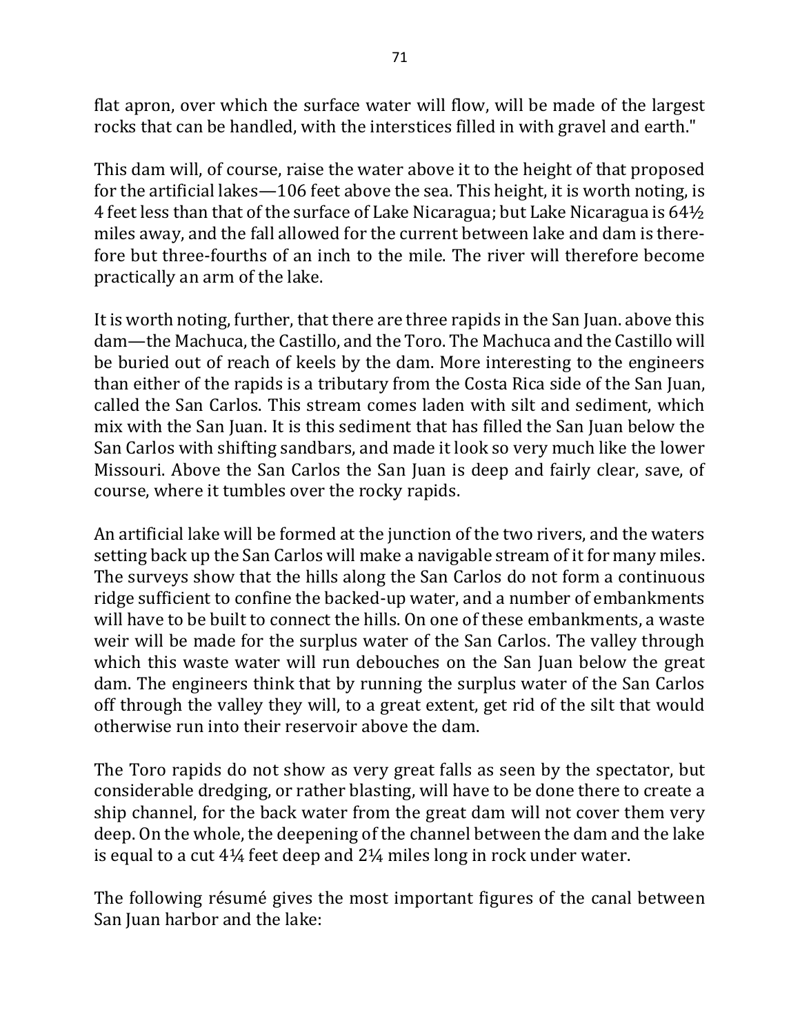flat apron, over which the surface water will flow, will be made of the largest rocks that can be handled, with the interstices filled in with gravel and earth."

This dam will, of course, raise the water above it to the height of that proposed for the artificial lakes—106 feet above the sea. This height, it is worth noting, is 4 feet less than that of the surface of Lake Nicaragua; but Lake Nicaragua is 64½ miles away, and the fall allowed for the current between lake and dam is therefore but three-fourths of an inch to the mile. The river will therefore become practically an arm of the lake.

It is worth noting, further, that there are three rapids in the San Juan. above this dam—the Machuca, the Castillo, and the Toro. The Machuca and the Castillo will be buried out of reach of keels by the dam. More interesting to the engineers than either of the rapids is a tributary from the Costa Rica side of the San Juan, called the San Carlos. This stream comes laden with silt and sediment, which mix with the San Juan. It is this sediment that has filled the San Juan below the San Carlos with shifting sandbars, and made it look so very much like the lower Missouri. Above the San Carlos the San Juan is deep and fairly clear, save, of course, where it tumbles over the rocky rapids.

An artificial lake will be formed at the junction of the two rivers, and the waters setting back up the San Carlos will make a navigable stream of it for many miles. The surveys show that the hills along the San Carlos do not form a continuous ridge sufficient to confine the backed-up water, and a number of embankments will have to be built to connect the hills. On one of these embankments, a waste weir will be made for the surplus water of the San Carlos. The valley through which this waste water will run debouches on the San Juan below the great dam. The engineers think that by running the surplus water of the San Carlos off through the valley they will, to a great extent, get rid of the silt that would otherwise run into their reservoir above the dam.

The Toro rapids do not show as very great falls as seen by the spectator, but considerable dredging, or rather blasting, will have to be done there to create a ship channel, for the back water from the great dam will not cover them very deep. On the whole, the deepening of the channel between the dam and the lake is equal to a cut 4¼ feet deep and 2¼ miles long in rock under water.

The following résumé gives the most important figures of the canal between San Juan harbor and the lake: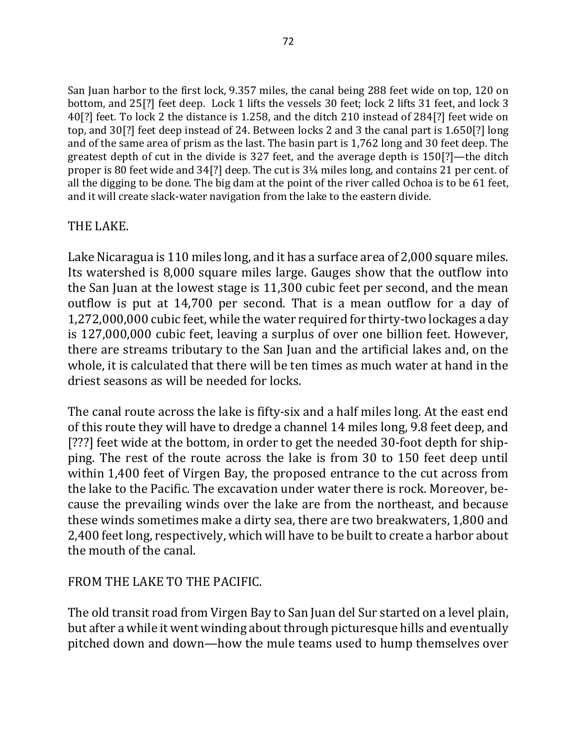San Juan harbor to the first lock, 9.357 miles, the canal being 288 feet wide on top, 120 on bottom, and 25[?] feet deep. Lock 1 lifts the vessels 30 feet; lock 2 lifts 31 feet, and lock 3 40[?] feet. To lock 2 the distance is 1.258, and the ditch 210 instead of 284[?] feet wide on top, and 30[?] feet deep instead of 24. Between locks 2 and 3 the canal part is 1.650[?] long and of the same area of prism as the last. The basin part is 1,762 long and 30 feet deep. The greatest depth of cut in the divide is 327 feet, and the average depth is 150[?]—the ditch proper is 80 feet wide and 34[?] deep. The cut is 3¼ miles long, and contains 21 per cent. of all the digging to be done. The big dam at the point of the river called Ochoa is to be 61 feet, and it will create slack-water navigation from the lake to the eastern divide.

## THE LAKE.

Lake Nicaragua is 110 miles long, and it has a surface area of 2,000 square miles. Its watershed is 8,000 square miles large. Gauges show that the outflow into the San Juan at the lowest stage is 11,300 cubic feet per second, and the mean outflow is put at 14,700 per second. That is a mean outflow for a day of 1,272,000,000 cubic feet, while the water required for thirty-two lockages a day is 127,000,000 cubic feet, leaving a surplus of over one billion feet. However, there are streams tributary to the San Juan and the artificial lakes and, on the whole, it is calculated that there will be ten times as much water at hand in the driest seasons as will be needed for locks.

The canal route across the lake is fifty-six and a half miles long. At the east end of this route they will have to dredge a channel 14 miles long, 9.8 feet deep, and [???] feet wide at the bottom, in order to get the needed 30-foot depth for shipping. The rest of the route across the lake is from 30 to 150 feet deep until within 1,400 feet of Virgen Bay, the proposed entrance to the cut across from the lake to the Pacific. The excavation under water there is rock. Moreover, because the prevailing winds over the lake are from the northeast, and because these winds sometimes make a dirty sea, there are two breakwaters, 1,800 and 2,400 feet long, respectively, which will have to be built to create a harbor about the mouth of the canal.

## FROM THE LAKE TO THE PACIFIC.

The old transit road from Virgen Bay to San Juan del Sur started on a level plain, but after a while it went winding about through picturesque hills and eventually pitched down and down—how the mule teams used to hump themselves over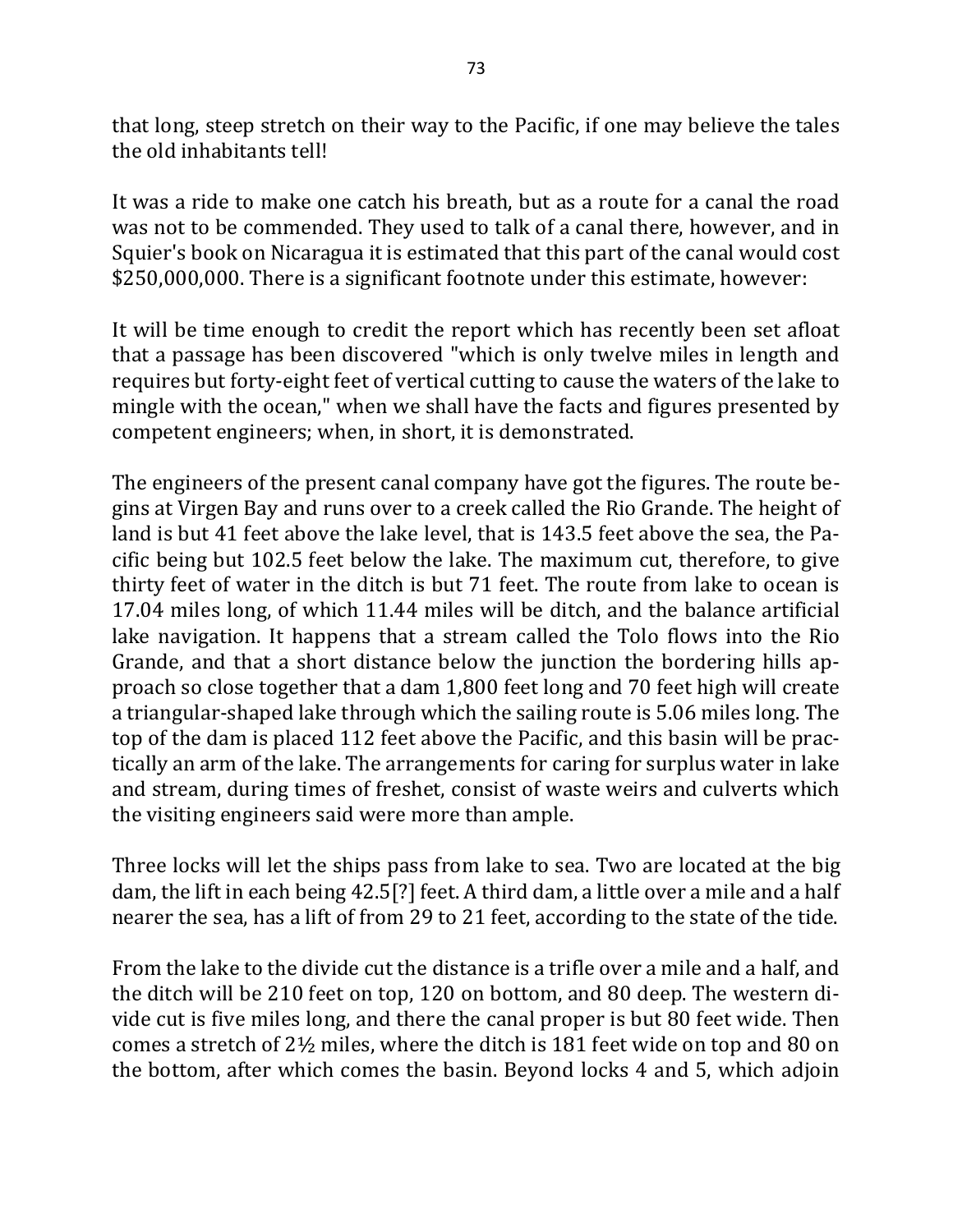that long, steep stretch on their way to the Pacific, if one may believe the tales the old inhabitants tell!

It was a ride to make one catch his breath, but as a route for a canal the road was not to be commended. They used to talk of a canal there, however, and in Squier's book on Nicaragua it is estimated that this part of the canal would cost $250,000,000. There is a significant footnote under this estimate, however:

It will be time enough to credit the report which has recently been set afloat that a passage has been discovered "which is only twelve miles in length and requires but forty-eight feet of vertical cutting to cause the waters of the lake to mingle with the ocean," when we shall have the facts and figures presented by competent engineers; when, in short, it is demonstrated.

The engineers of the present canal company have got the figures. The route begins at Virgen Bay and runs over to a creek called the Rio Grande. The height of land is but 41 feet above the lake level, that is 143.5 feet above the sea, the Pacific being but 102.5 feet below the lake. The maximum cut, therefore, to give thirty feet of water in the ditch is but 71 feet. The route from lake to ocean is 17.04 miles long, of which 11.44 miles will be ditch, and the balance artificial lake navigation. It happens that a stream called the Tolo flows into the Rio Grande, and that a short distance below the junction the bordering hills approach so close together that a dam 1,800 feet long and 70 feet high will create a triangular-shaped lake through which the sailing route is 5.06 miles long. The top of the dam is placed 112 feet above the Pacific, and this basin will be practically an arm of the lake. The arrangements for caring for surplus water in lake and stream, during times of freshet, consist of waste weirs and culverts which the visiting engineers said were more than ample.

Three locks will let the ships pass from lake to sea. Two are located at the big dam, the lift in each being 42.5[?] feet. A third dam, a little over a mile and a half nearer the sea, has a lift of from 29 to 21 feet, according to the state of the tide.

From the lake to the divide cut the distance is a trifle over a mile and a half, and the ditch will be 210 feet on top, 120 on bottom, and 80 deep. The western divide cut is five miles long, and there the canal proper is but 80 feet wide. Then comes a stretch of 2½ miles, where the ditch is 181 feet wide on top and 80 on the bottom, after which comes the basin. Beyond locks 4 and 5, which adjoin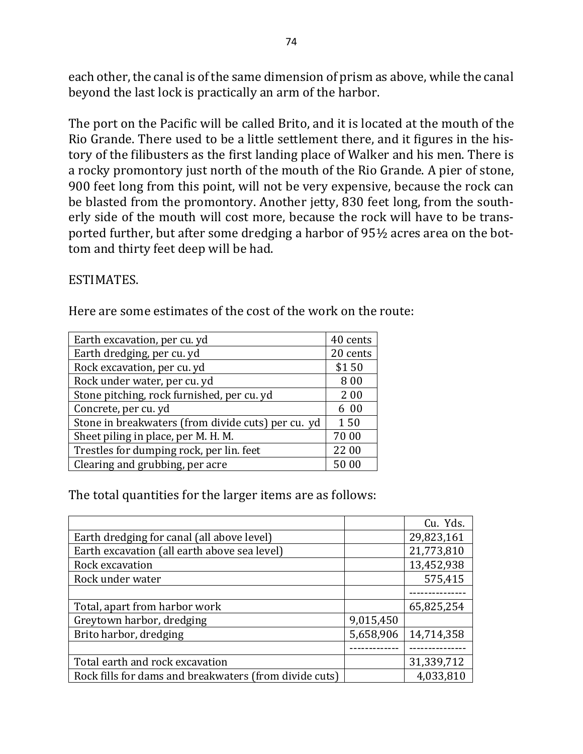each other, the canal is of the same dimension of prism as above, while the canal beyond the last lock is practically an arm of the harbor.

The port on the Pacific will be called Brito, and it is located at the mouth of the Rio Grande. There used to be a little settlement there, and it figures in the history of the filibusters as the first landing place of Walker and his men. There is a rocky promontory just north of the mouth of the Rio Grande. A pier of stone, 900 feet long from this point, will not be very expensive, because the rock can be blasted from the promontory. Another jetty, 830 feet long, from the southerly side of the mouth will cost more, because the rock will have to be transported further, but after some dredging a harbor of 95½ acres area on the bottom and thirty feet deep will be had.

ESTIMATES.

Here are some estimates of the cost of the work on the route:

| | |
|---|---|
| Earth excavation, per cu. yd | 40 cents |
| Earth dredging, per cu. yd | 20 cents |
| Rock excavation, per cu. yd | $1 50 |
| Rock under water, per cu. yd | 8 00 |
| Stone pitching, rock furnished, per cu. yd | 2 00 |
| Concrete, per cu. yd | 6 00 |
| Stone in breakwaters (from divide cuts) per cu. yd | 1 50 |
| Sheet piling in place, per M. H. M. | 70 00 |
| Trestles for dumping rock, per lin. feet | 22 00 |
| Clearing and grubbing, per acre | 50 00 |

The total quantities for the larger items are as follows:

| | | Cu. Yds. |
|---|---|---|
| Earth dredging for canal (all above level) | | 29,823,161 |
| Earth excavation (all earth above sea level) | | 21,773,810 |
| Rock excavation | | 13,452,938 |
| Rock under water | | 575,415 |
| | | -------------- |
| Total, apart from harbor work | | 65,825,254 |
| Greytown harbor, dredging | 9,015,450 | |
| Brito harbor, dredging | 5,658,906 | 14,714,358 |
| | ------------ | -------------- |
| Total earth and rock excavation | | 31,339,712 |
| Rock fills for dams and breakwaters (from divide cuts) | | 4,033,810 |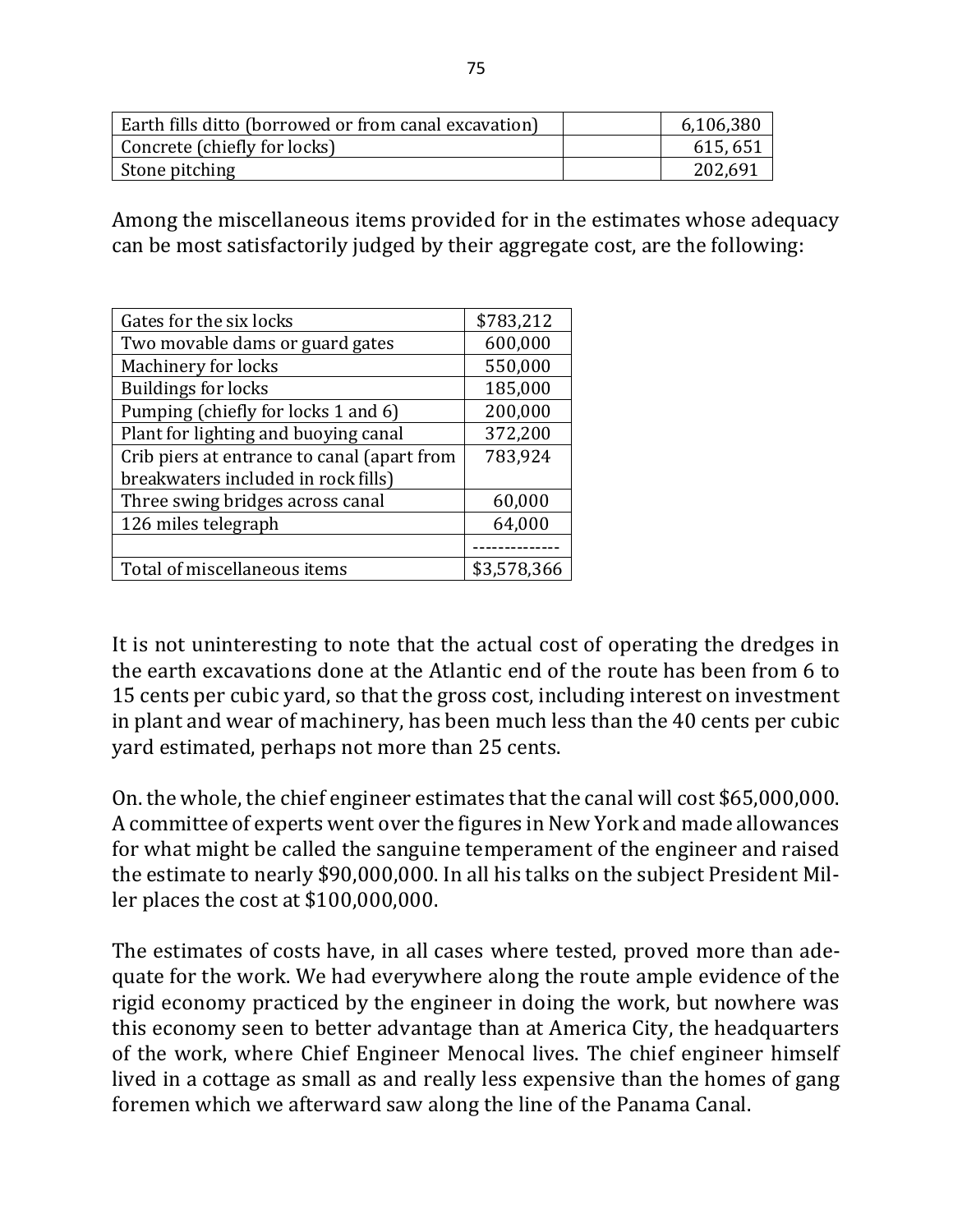| | | |
|---|---|---|
| Earth fills ditto (borrowed or from canal excavation) | | 6,106,380 |
| Concrete (chiefly for locks) | | 615, 651 |
| Stone pitching | | 202,691 |

Among the miscellaneous items provided for in the estimates whose adequacy can be most satisfactorily judged by their aggregate cost, are the following:

| | |
|---|---|
| Gates for the six locks | $783,212 |
| Two movable dams or guard gates | 600,000 |
| Machinery for locks | 550,000 |
| Buildings for locks | 185,000 |
| Pumping (chiefly for locks 1 and 6) | 200,000 |
| Plant for lighting and buoying canal | 372,200 |
| Crib piers at entrance to canal (apart from breakwaters included in rock fills) | 783,924 |
| Three swing bridges across canal | 60,000 |
| 126 miles telegraph | 64,000 |
| | -------------- |
| Total of miscellaneous items | $3,578,366 |

It is not uninteresting to note that the actual cost of operating the dredges in the earth excavations done at the Atlantic end of the route has been from 6 to 15 cents per cubic yard, so that the gross cost, including interest on investment in plant and wear of machinery, has been much less than the 40 cents per cubic yard estimated, perhaps not more than 25 cents.

On. the whole, the chief engineer estimates that the canal will cost $65,000,000. A committee of experts went over the figures in New York and made allowances for what might be called the sanguine temperament of the engineer and raised the estimate to nearly $90,000,000. In all his talks on the subject President Miller places the cost at $100,000,000.

The estimates of costs have, in all cases where tested, proved more than adequate for the work. We had everywhere along the route ample evidence of the rigid economy practiced by the engineer in doing the work, but nowhere was this economy seen to better advantage than at America City, the headquarters of the work, where Chief Engineer Menocal lives. The chief engineer himself lived in a cottage as small as and really less expensive than the homes of gang foremen which we afterward saw along the line of the Panama Canal.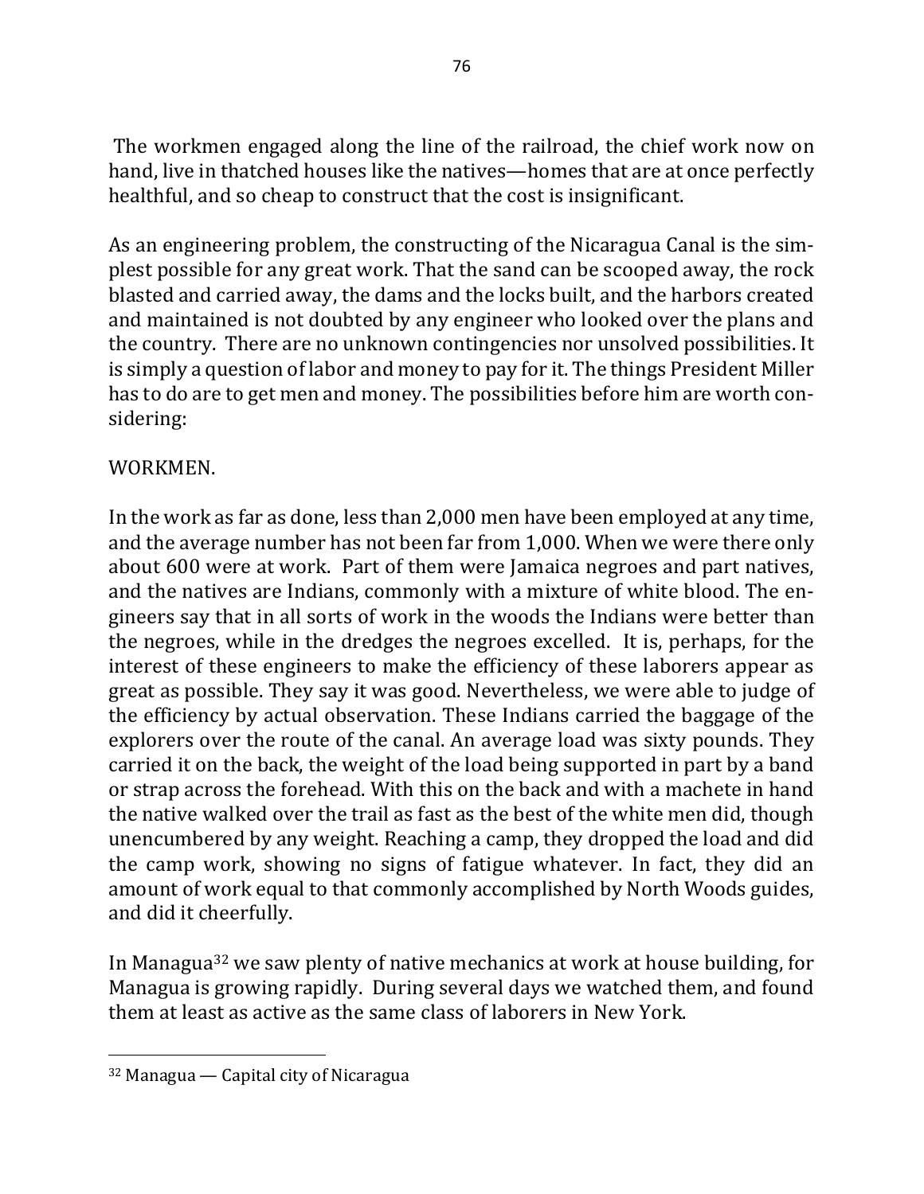The workmen engaged along the line of the railroad, the chief work now on hand, live in thatched houses like the natives—homes that are at once perfectly healthful, and so cheap to construct that the cost is insignificant.

As an engineering problem, the constructing of the Nicaragua Canal is the simplest possible for any great work. That the sand can be scooped away, the rock blasted and carried away, the dams and the locks built, and the harbors created and maintained is not doubted by any engineer who looked over the plans and the country. There are no unknown contingencies nor unsolved possibilities. It is simply a question of labor and money to pay for it. The things President Miller has to do are to get men and money. The possibilities before him are worth considering:

WORKMEN.

In the work as far as done, less than 2,000 men have been employed at any time, and the average number has not been far from 1,000. When we were there only about 600 were at work. Part of them were Jamaica negroes and part natives, and the natives are Indians, commonly with a mixture of white blood. The engineers say that in all sorts of work in the woods the Indians were better than the negroes, while in the dredges the negroes excelled. It is, perhaps, for the interest of these engineers to make the efficiency of these laborers appear as great as possible. They say it was good. Nevertheless, we were able to judge of the efficiency by actual observation. These Indians carried the baggage of the explorers over the route of the canal. An average load was sixty pounds. They carried it on the back, the weight of the load being supported in part by a band or strap across the forehead. With this on the back and with a machete in hand the native walked over the trail as fast as the best of the white men did, though unencumbered by any weight. Reaching a camp, they dropped the load and did the camp work, showing no signs of fatigue whatever. In fact, they did an amount of work equal to that commonly accomplished by North Woods guides, and did it cheerfully.

In Managua[32] we saw plenty of native mechanics at work at house building, for Managua is growing rapidly. During several days we watched them, and found them at least as active as the same class of laborers in New York.

---

[32] Managua — Capital city of Nicaragua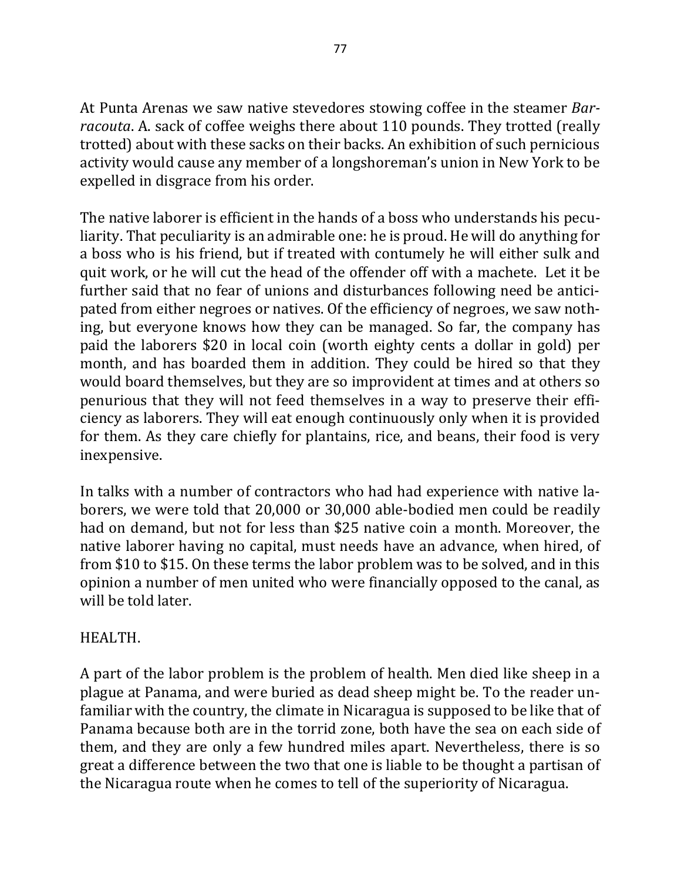At Punta Arenas we saw native stevedores stowing coffee in the steamer *Barracouta*. A. sack of coffee weighs there about 110 pounds. They trotted (really trotted) about with these sacks on their backs. An exhibition of such pernicious activity would cause any member of a longshoreman's union in New York to be expelled in disgrace from his order.

The native laborer is efficient in the hands of a boss who understands his peculiarity. That peculiarity is an admirable one: he is proud. He will do anything for a boss who is his friend, but if treated with contumely he will either sulk and quit work, or he will cut the head of the offender off with a machete. Let it be further said that no fear of unions and disturbances following need be anticipated from either negroes or natives. Of the efficiency of negroes, we saw nothing, but everyone knows how they can be managed. So far, the company has paid the laborers $20 in local coin (worth eighty cents a dollar in gold) per month, and has boarded them in addition. They could be hired so that they would board themselves, but they are so improvident at times and at others so penurious that they will not feed themselves in a way to preserve their efficiency as laborers. They will eat enough continuously only when it is provided for them. As they care chiefly for plantains, rice, and beans, their food is very inexpensive.

In talks with a number of contractors who had had experience with native laborers, we were told that 20,000 or 30,000 able-bodied men could be readily had on demand, but not for less than $25 native coin a month. Moreover, the native laborer having no capital, must needs have an advance, when hired, of from $10 to $15. On these terms the labor problem was to be solved, and in this opinion a number of men united who were financially opposed to the canal, as will be told later.

## HEALTH.

A part of the labor problem is the problem of health. Men died like sheep in a plague at Panama, and were buried as dead sheep might be. To the reader unfamiliar with the country, the climate in Nicaragua is supposed to be like that of Panama because both are in the torrid zone, both have the sea on each side of them, and they are only a few hundred miles apart. Nevertheless, there is so great a difference between the two that one is liable to be thought a partisan of the Nicaragua route when he comes to tell of the superiority of Nicaragua.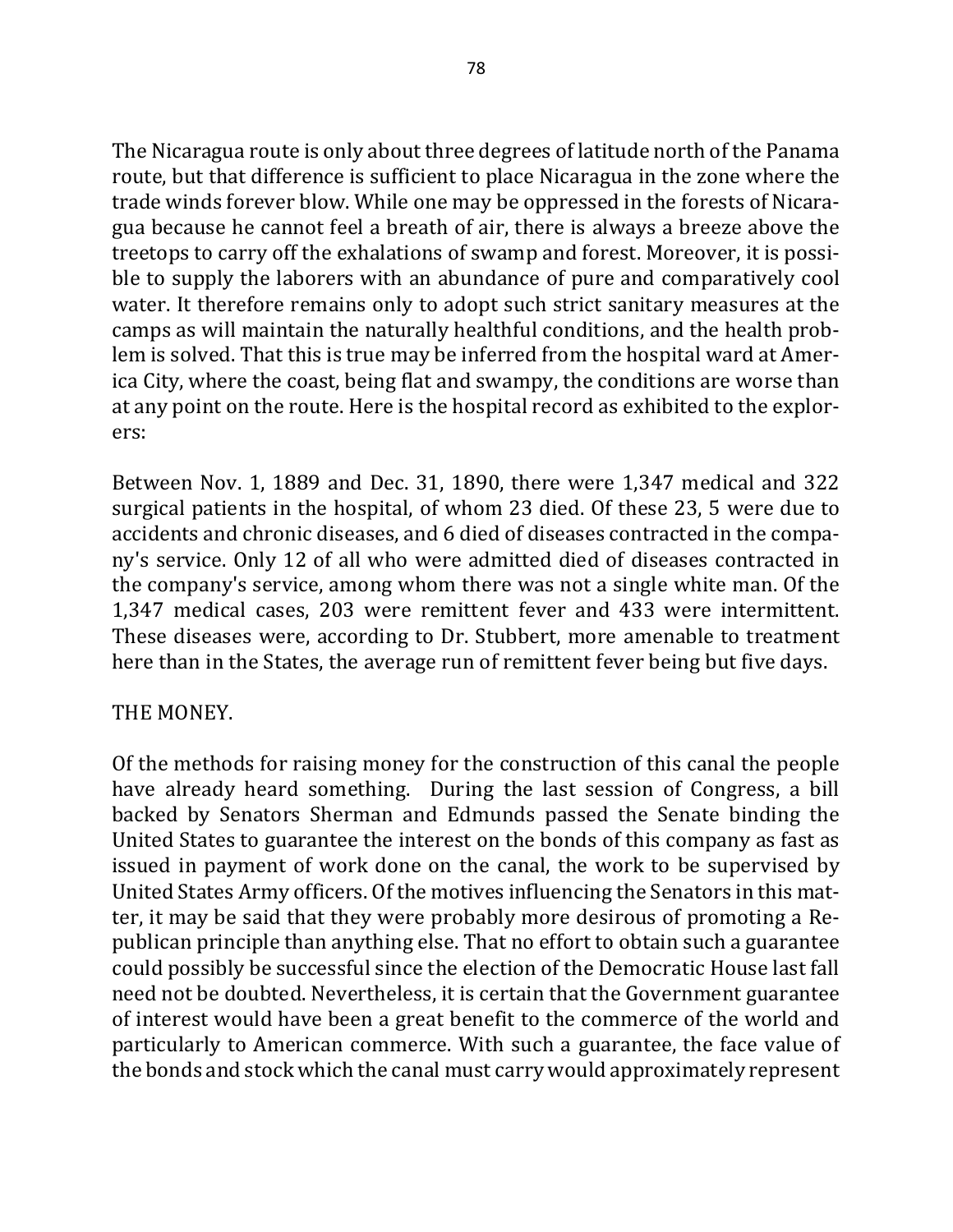The Nicaragua route is only about three degrees of latitude north of the Panama route, but that difference is sufficient to place Nicaragua in the zone where the trade winds forever blow. While one may be oppressed in the forests of Nicaragua because he cannot feel a breath of air, there is always a breeze above the treetops to carry off the exhalations of swamp and forest. Moreover, it is possible to supply the laborers with an abundance of pure and comparatively cool water. It therefore remains only to adopt such strict sanitary measures at the camps as will maintain the naturally healthful conditions, and the health problem is solved. That this is true may be inferred from the hospital ward at America City, where the coast, being flat and swampy, the conditions are worse than at any point on the route. Here is the hospital record as exhibited to the explorers:

Between Nov. 1, 1889 and Dec. 31, 1890, there were 1,347 medical and 322 surgical patients in the hospital, of whom 23 died. Of these 23, 5 were due to accidents and chronic diseases, and 6 died of diseases contracted in the company's service. Only 12 of all who were admitted died of diseases contracted in the company's service, among whom there was not a single white man. Of the 1,347 medical cases, 203 were remittent fever and 433 were intermittent. These diseases were, according to Dr. Stubbert, more amenable to treatment here than in the States, the average run of remittent fever being but five days.

THE MONEY.

Of the methods for raising money for the construction of this canal the people have already heard something. During the last session of Congress, a bill backed by Senators Sherman and Edmunds passed the Senate binding the United States to guarantee the interest on the bonds of this company as fast as issued in payment of work done on the canal, the work to be supervised by United States Army officers. Of the motives influencing the Senators in this matter, it may be said that they were probably more desirous of promoting a Republican principle than anything else. That no effort to obtain such a guarantee could possibly be successful since the election of the Democratic House last fall need not be doubted. Nevertheless, it is certain that the Government guarantee of interest would have been a great benefit to the commerce of the world and particularly to American commerce. With such a guarantee, the face value of the bonds and stock which the canal must carry would approximately represent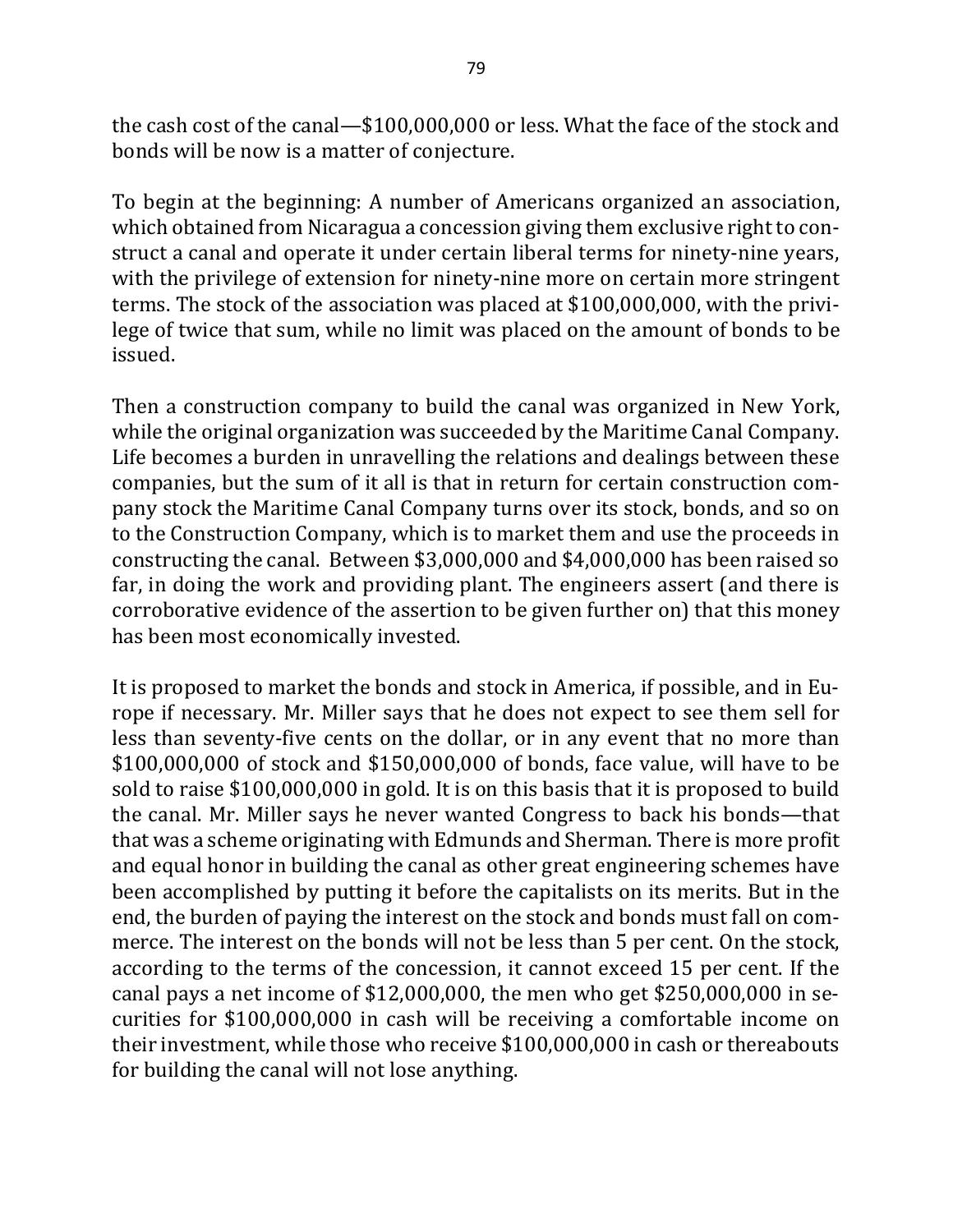the cash cost of the canal—$100,000,000 or less. What the face of the stock and bonds will be now is a matter of conjecture.

To begin at the beginning: A number of Americans organized an association, which obtained from Nicaragua a concession giving them exclusive right to construct a canal and operate it under certain liberal terms for ninety-nine years, with the privilege of extension for ninety-nine more on certain more stringent terms. The stock of the association was placed at $100,000,000, with the privilege of twice that sum, while no limit was placed on the amount of bonds to be issued.

Then a construction company to build the canal was organized in New York, while the original organization was succeeded by the Maritime Canal Company. Life becomes a burden in unravelling the relations and dealings between these companies, but the sum of it all is that in return for certain construction company stock the Maritime Canal Company turns over its stock, bonds, and so on to the Construction Company, which is to market them and use the proceeds in constructing the canal. Between $3,000,000 and $4,000,000 has been raised so far, in doing the work and providing plant. The engineers assert (and there is corroborative evidence of the assertion to be given further on) that this money has been most economically invested.

It is proposed to market the bonds and stock in America, if possible, and in Europe if necessary. Mr. Miller says that he does not expect to see them sell for less than seventy-five cents on the dollar, or in any event that no more than $100,000,000 of stock and $150,000,000 of bonds, face value, will have to be sold to raise $100,000,000 in gold. It is on this basis that it is proposed to build the canal. Mr. Miller says he never wanted Congress to back his bonds—that that was a scheme originating with Edmunds and Sherman. There is more profit and equal honor in building the canal as other great engineering schemes have been accomplished by putting it before the capitalists on its merits. But in the end, the burden of paying the interest on the stock and bonds must fall on commerce. The interest on the bonds will not be less than 5 per cent. On the stock, according to the terms of the concession, it cannot exceed 15 per cent. If the canal pays a net income of $12,000,000, the men who get $250,000,000 in securities for $100,000,000 in cash will be receiving a comfortable income on their investment, while those who receive $100,000,000 in cash or thereabouts for building the canal will not lose anything.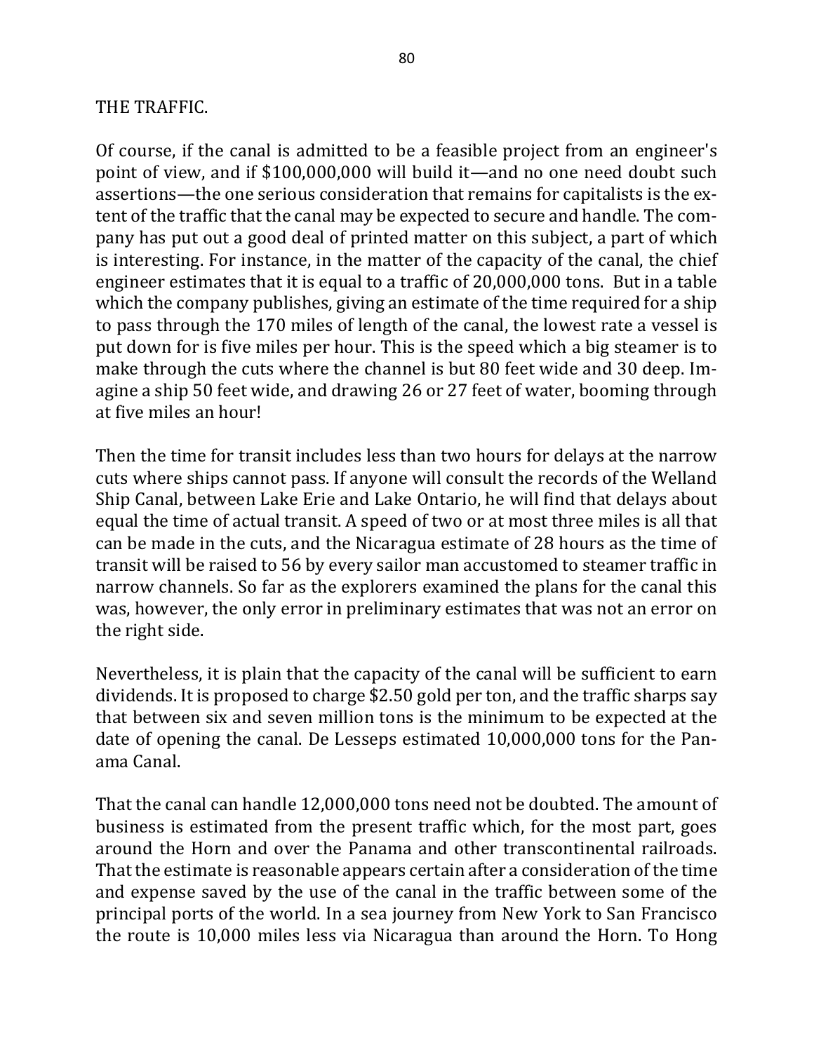## THE TRAFFIC.

Of course, if the canal is admitted to be a feasible project from an engineer's point of view, and if $100,000,000 will build it—and no one need doubt such assertions—the one serious consideration that remains for capitalists is the extent of the traffic that the canal may be expected to secure and handle. The company has put out a good deal of printed matter on this subject, a part of which is interesting. For instance, in the matter of the capacity of the canal, the chief engineer estimates that it is equal to a traffic of 20,000,000 tons. But in a table which the company publishes, giving an estimate of the time required for a ship to pass through the 170 miles of length of the canal, the lowest rate a vessel is put down for is five miles per hour. This is the speed which a big steamer is to make through the cuts where the channel is but 80 feet wide and 30 deep. Imagine a ship 50 feet wide, and drawing 26 or 27 feet of water, booming through at five miles an hour!

Then the time for transit includes less than two hours for delays at the narrow cuts where ships cannot pass. If anyone will consult the records of the Welland Ship Canal, between Lake Erie and Lake Ontario, he will find that delays about equal the time of actual transit. A speed of two or at most three miles is all that can be made in the cuts, and the Nicaragua estimate of 28 hours as the time of transit will be raised to 56 by every sailor man accustomed to steamer traffic in narrow channels. So far as the explorers examined the plans for the canal this was, however, the only error in preliminary estimates that was not an error on the right side.

Nevertheless, it is plain that the capacity of the canal will be sufficient to earn dividends. It is proposed to charge $2.50 gold per ton, and the traffic sharps say that between six and seven million tons is the minimum to be expected at the date of opening the canal. De Lesseps estimated 10,000,000 tons for the Panama Canal.

That the canal can handle 12,000,000 tons need not be doubted. The amount of business is estimated from the present traffic which, for the most part, goes around the Horn and over the Panama and other transcontinental railroads. That the estimate is reasonable appears certain after a consideration of the time and expense saved by the use of the canal in the traffic between some of the principal ports of the world. In a sea journey from New York to San Francisco the route is 10,000 miles less via Nicaragua than around the Horn. To Hong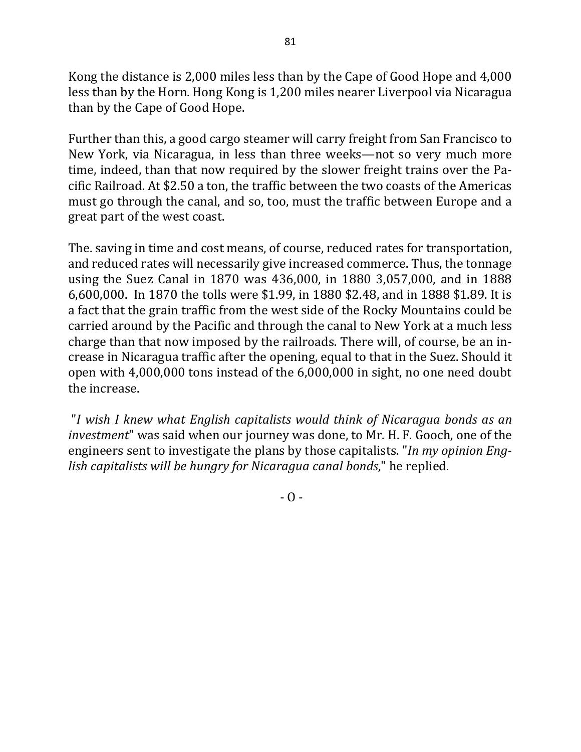Kong the distance is 2,000 miles less than by the Cape of Good Hope and 4,000 less than by the Horn. Hong Kong is 1,200 miles nearer Liverpool via Nicaragua than by the Cape of Good Hope.

Further than this, a good cargo steamer will carry freight from San Francisco to New York, via Nicaragua, in less than three weeks—not so very much more time, indeed, than that now required by the slower freight trains over the Pacific Railroad. At $2.50 a ton, the traffic between the two coasts of the Americas must go through the canal, and so, too, must the traffic between Europe and a great part of the west coast.

The. saving in time and cost means, of course, reduced rates for transportation, and reduced rates will necessarily give increased commerce. Thus, the tonnage using the Suez Canal in 1870 was 436,000, in 1880 3,057,000, and in 1888 6,600,000. In 1870 the tolls were $1.99, in 1880 $2.48, and in 1888 $1.89. It is a fact that the grain traffic from the west side of the Rocky Mountains could be carried around by the Pacific and through the canal to New York at a much less charge than that now imposed by the railroads. There will, of course, be an increase in Nicaragua traffic after the opening, equal to that in the Suez. Should it open with 4,000,000 tons instead of the 6,000,000 in sight, no one need doubt the increase.

"*I wish I knew what English capitalists would think of Nicaragua bonds as an investment*" was said when our journey was done, to Mr. H. F. Gooch, one of the engineers sent to investigate the plans by those capitalists. "*In my opinion English capitalists will be hungry for Nicaragua canal bonds*," he replied.

- O -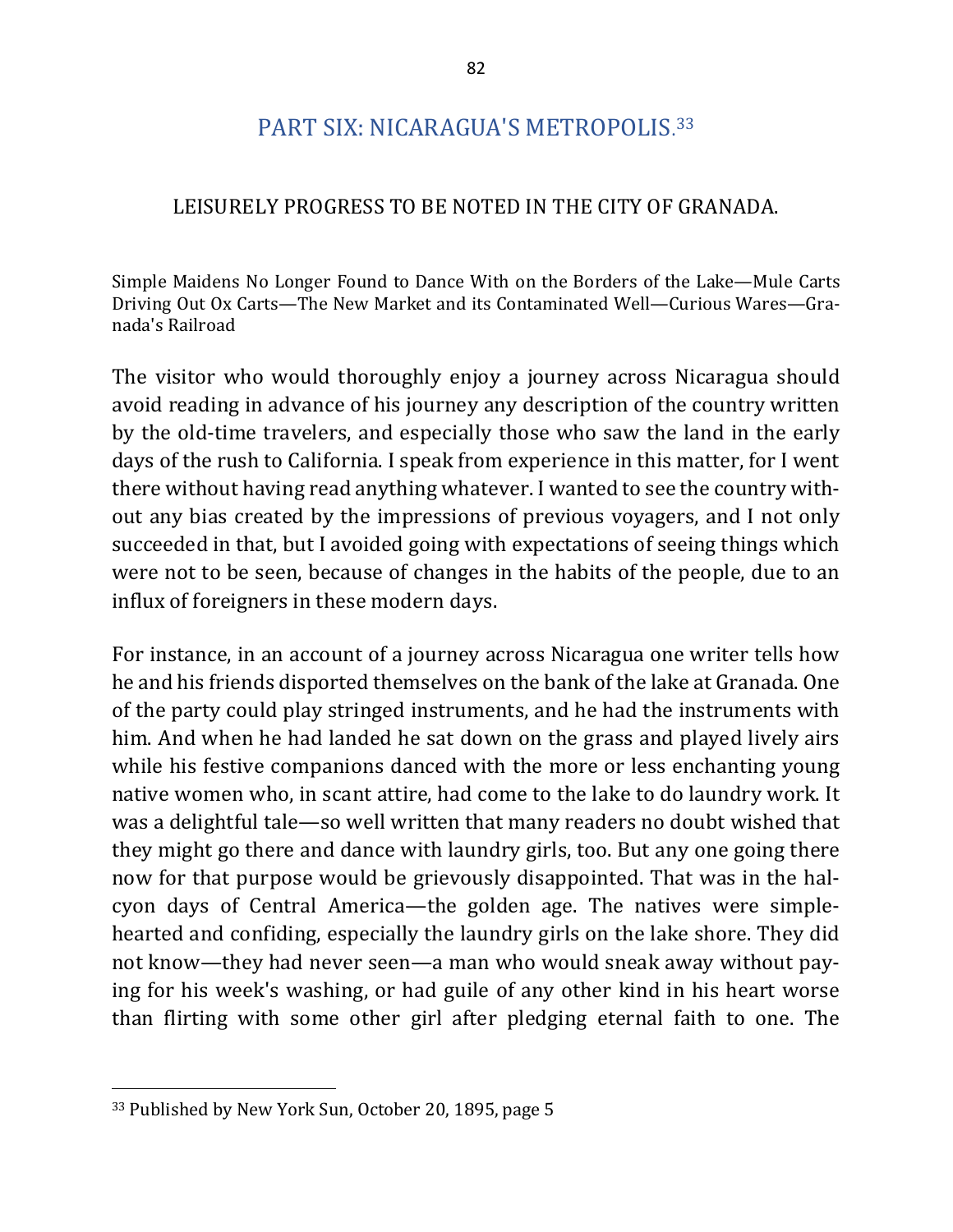# PART SIX: NICARAGUA'S METROPOLIS.[33]

## LEISURELY PROGRESS TO BE NOTED IN THE CITY OF GRANADA.

Simple Maidens No Longer Found to Dance With on the Borders of the Lake—Mule Carts Driving Out Ox Carts—The New Market and its Contaminated Well—Curious Wares—Granada's Railroad

The visitor who would thoroughly enjoy a journey across Nicaragua should avoid reading in advance of his journey any description of the country written by the old-time travelers, and especially those who saw the land in the early days of the rush to California. I speak from experience in this matter, for I went there without having read anything whatever. I wanted to see the country without any bias created by the impressions of previous voyagers, and I not only succeeded in that, but I avoided going with expectations of seeing things which were not to be seen, because of changes in the habits of the people, due to an influx of foreigners in these modern days.

For instance, in an account of a journey across Nicaragua one writer tells how he and his friends disported themselves on the bank of the lake at Granada. One of the party could play stringed instruments, and he had the instruments with him. And when he had landed he sat down on the grass and played lively airs while his festive companions danced with the more or less enchanting young native women who, in scant attire, had come to the lake to do laundry work. It was a delightful tale—so well written that many readers no doubt wished that they might go there and dance with laundry girls, too. But any one going there now for that purpose would be grievously disappointed. That was in the halcyon days of Central America—the golden age. The natives were simple-hearted and confiding, especially the laundry girls on the lake shore. They did not know—they had never seen—a man who would sneak away without paying for his week's washing, or had guile of any other kind in his heart worse than flirting with some other girl after pledging eternal faith to one. The

[33] Published by New York Sun, October 20, 1895, page 5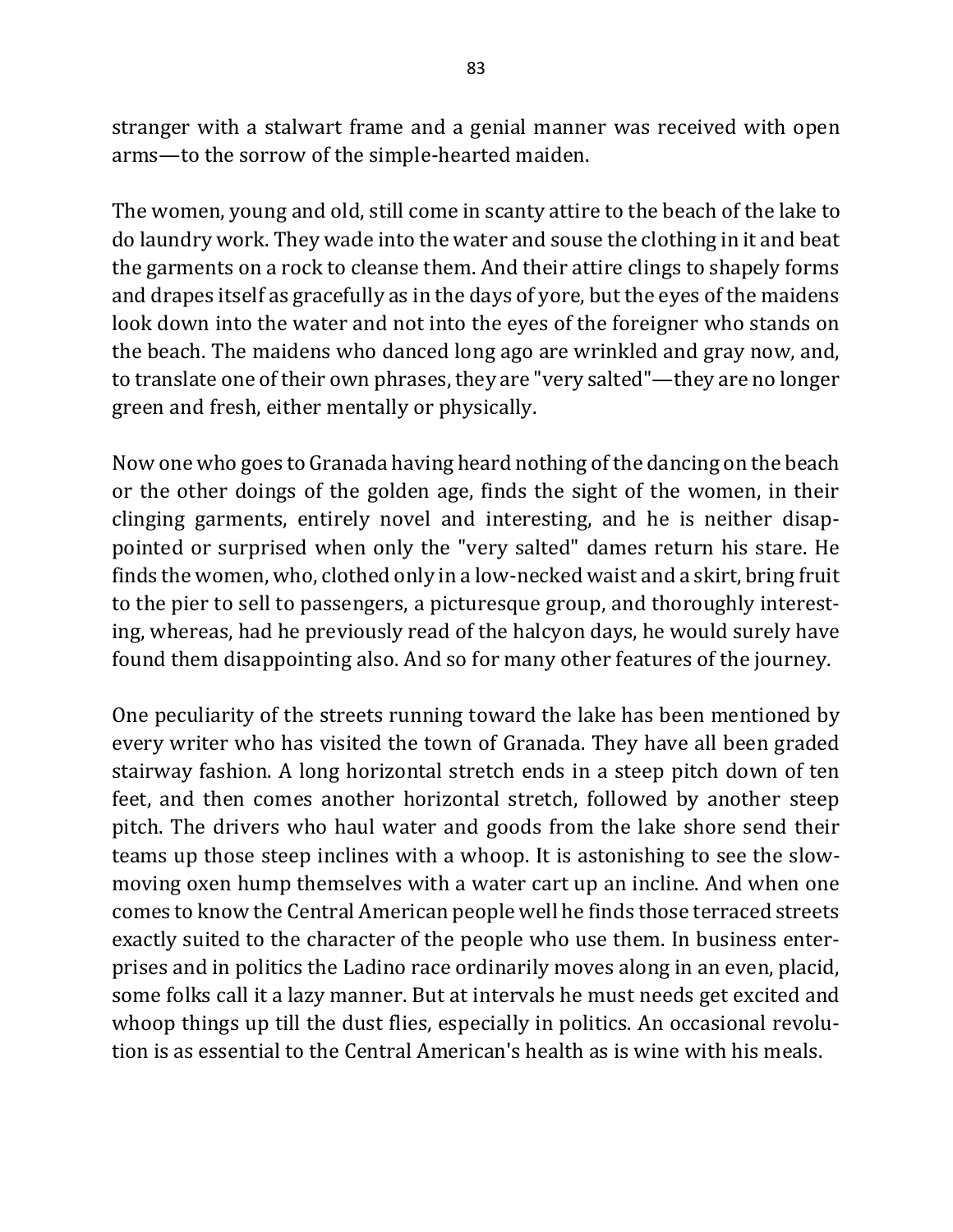stranger with a stalwart frame and a genial manner was received with open arms—to the sorrow of the simple-hearted maiden.

The women, young and old, still come in scanty attire to the beach of the lake to do laundry work. They wade into the water and souse the clothing in it and beat the garments on a rock to cleanse them. And their attire clings to shapely forms and drapes itself as gracefully as in the days of yore, but the eyes of the maidens look down into the water and not into the eyes of the foreigner who stands on the beach. The maidens who danced long ago are wrinkled and gray now, and, to translate one of their own phrases, they are "very salted"—they are no longer green and fresh, either mentally or physically.

Now one who goes to Granada having heard nothing of the dancing on the beach or the other doings of the golden age, finds the sight of the women, in their clinging garments, entirely novel and interesting, and he is neither disappointed or surprised when only the "very salted" dames return his stare. He finds the women, who, clothed only in a low-necked waist and a skirt, bring fruit to the pier to sell to passengers, a picturesque group, and thoroughly interesting, whereas, had he previously read of the halcyon days, he would surely have found them disappointing also. And so for many other features of the journey.

One peculiarity of the streets running toward the lake has been mentioned by every writer who has visited the town of Granada. They have all been graded stairway fashion. A long horizontal stretch ends in a steep pitch down of ten feet, and then comes another horizontal stretch, followed by another steep pitch. The drivers who haul water and goods from the lake shore send their teams up those steep inclines with a whoop. It is astonishing to see the slow-moving oxen hump themselves with a water cart up an incline. And when one comes to know the Central American people well he finds those terraced streets exactly suited to the character of the people who use them. In business enterprises and in politics the Ladino race ordinarily moves along in an even, placid, some folks call it a lazy manner. But at intervals he must needs get excited and whoop things up till the dust flies, especially in politics. An occasional revolution is as essential to the Central American's health as is wine with his meals.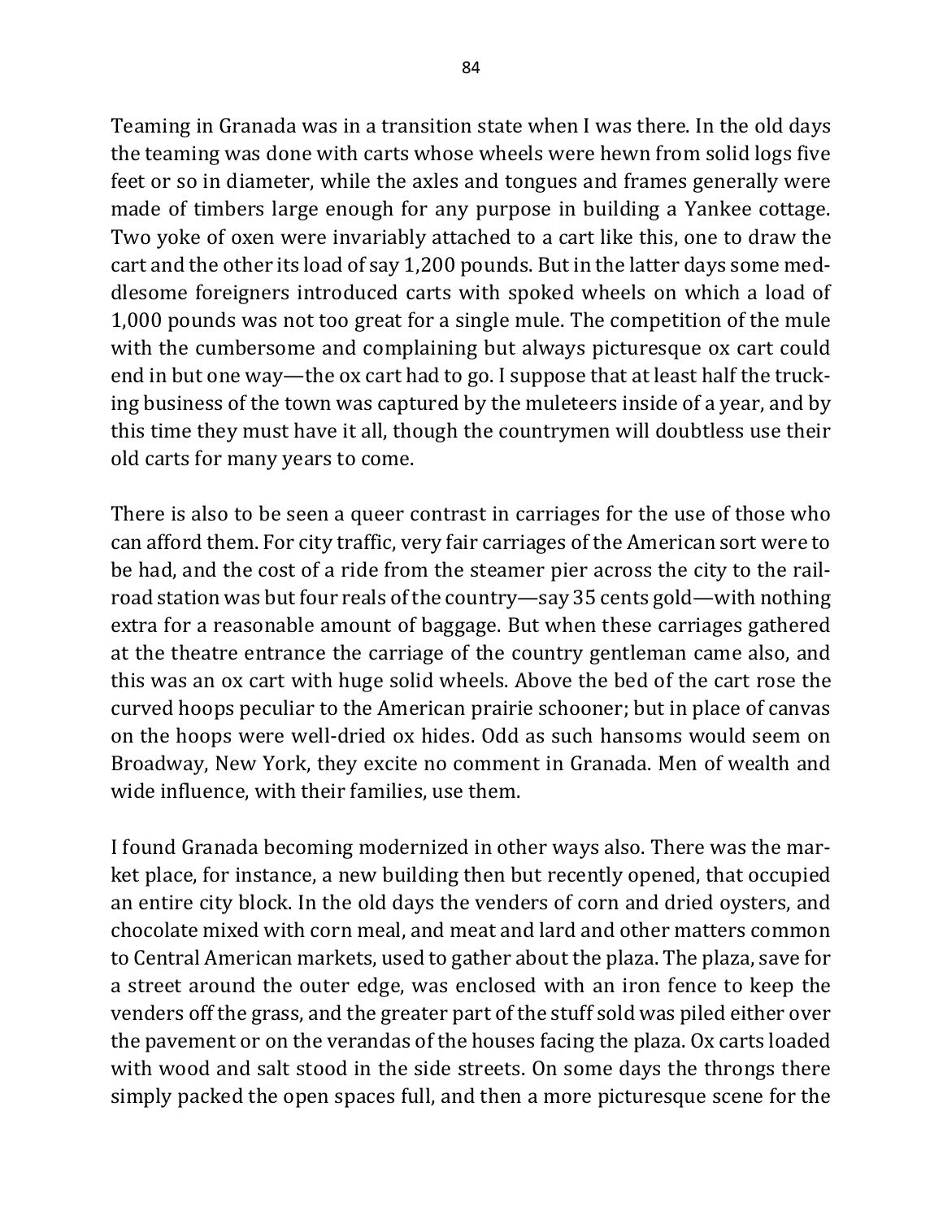Teaming in Granada was in a transition state when I was there. In the old days the teaming was done with carts whose wheels were hewn from solid logs five feet or so in diameter, while the axles and tongues and frames generally were made of timbers large enough for any purpose in building a Yankee cottage. Two yoke of oxen were invariably attached to a cart like this, one to draw the cart and the other its load of say 1,200 pounds. But in the latter days some meddlesome foreigners introduced carts with spoked wheels on which a load of 1,000 pounds was not too great for a single mule. The competition of the mule with the cumbersome and complaining but always picturesque ox cart could end in but one way—the ox cart had to go. I suppose that at least half the trucking business of the town was captured by the muleteers inside of a year, and by this time they must have it all, though the countrymen will doubtless use their old carts for many years to come.

There is also to be seen a queer contrast in carriages for the use of those who can afford them. For city traffic, very fair carriages of the American sort were to be had, and the cost of a ride from the steamer pier across the city to the railroad station was but four reals of the country—say 35 cents gold—with nothing extra for a reasonable amount of baggage. But when these carriages gathered at the theatre entrance the carriage of the country gentleman came also, and this was an ox cart with huge solid wheels. Above the bed of the cart rose the curved hoops peculiar to the American prairie schooner; but in place of canvas on the hoops were well-dried ox hides. Odd as such hansoms would seem on Broadway, New York, they excite no comment in Granada. Men of wealth and wide influence, with their families, use them.

I found Granada becoming modernized in other ways also. There was the market place, for instance, a new building then but recently opened, that occupied an entire city block. In the old days the venders of corn and dried oysters, and chocolate mixed with corn meal, and meat and lard and other matters common to Central American markets, used to gather about the plaza. The plaza, save for a street around the outer edge, was enclosed with an iron fence to keep the venders off the grass, and the greater part of the stuff sold was piled either over the pavement or on the verandas of the houses facing the plaza. Ox carts loaded with wood and salt stood in the side streets. On some days the throngs there simply packed the open spaces full, and then a more picturesque scene for the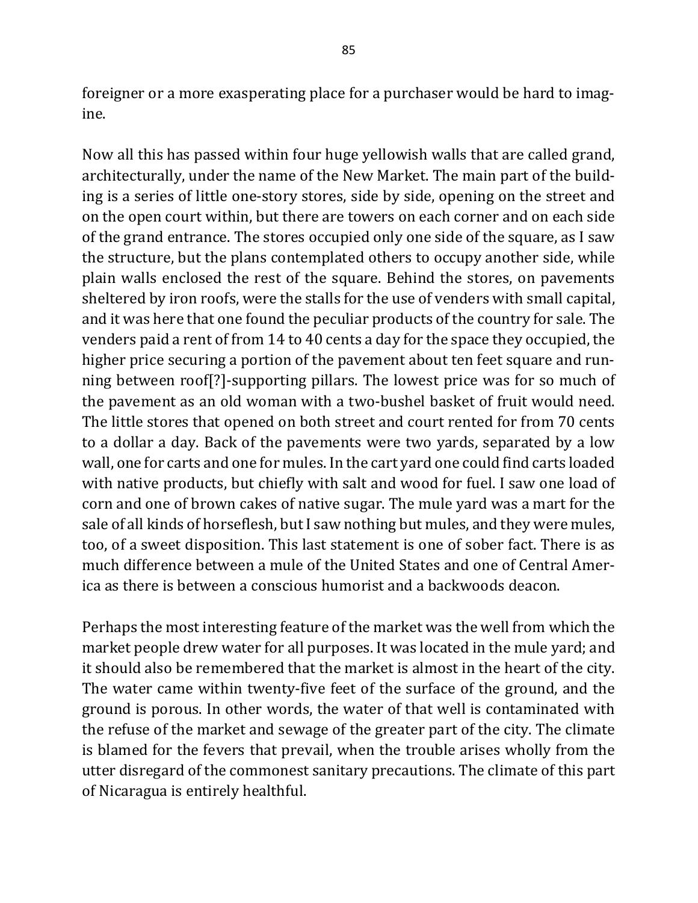foreigner or a more exasperating place for a purchaser would be hard to imagine.

Now all this has passed within four huge yellowish walls that are called grand, architecturally, under the name of the New Market. The main part of the building is a series of little one-story stores, side by side, opening on the street and on the open court within, but there are towers on each corner and on each side of the grand entrance. The stores occupied only one side of the square, as I saw the structure, but the plans contemplated others to occupy another side, while plain walls enclosed the rest of the square. Behind the stores, on pavements sheltered by iron roofs, were the stalls for the use of venders with small capital, and it was here that one found the peculiar products of the country for sale. The venders paid a rent of from 14 to 40 cents a day for the space they occupied, the higher price securing a portion of the pavement about ten feet square and running between roof[?]-supporting pillars. The lowest price was for so much of the pavement as an old woman with a two-bushel basket of fruit would need. The little stores that opened on both street and court rented for from 70 cents to a dollar a day. Back of the pavements were two yards, separated by a low wall, one for carts and one for mules. In the cart yard one could find carts loaded with native products, but chiefly with salt and wood for fuel. I saw one load of corn and one of brown cakes of native sugar. The mule yard was a mart for the sale of all kinds of horseflesh, but I saw nothing but mules, and they were mules, too, of a sweet disposition. This last statement is one of sober fact. There is as much difference between a mule of the United States and one of Central America as there is between a conscious humorist and a backwoods deacon.

Perhaps the most interesting feature of the market was the well from which the market people drew water for all purposes. It was located in the mule yard; and it should also be remembered that the market is almost in the heart of the city. The water came within twenty-five feet of the surface of the ground, and the ground is porous. In other words, the water of that well is contaminated with the refuse of the market and sewage of the greater part of the city. The climate is blamed for the fevers that prevail, when the trouble arises wholly from the utter disregard of the commonest sanitary precautions. The climate of this part of Nicaragua is entirely healthful.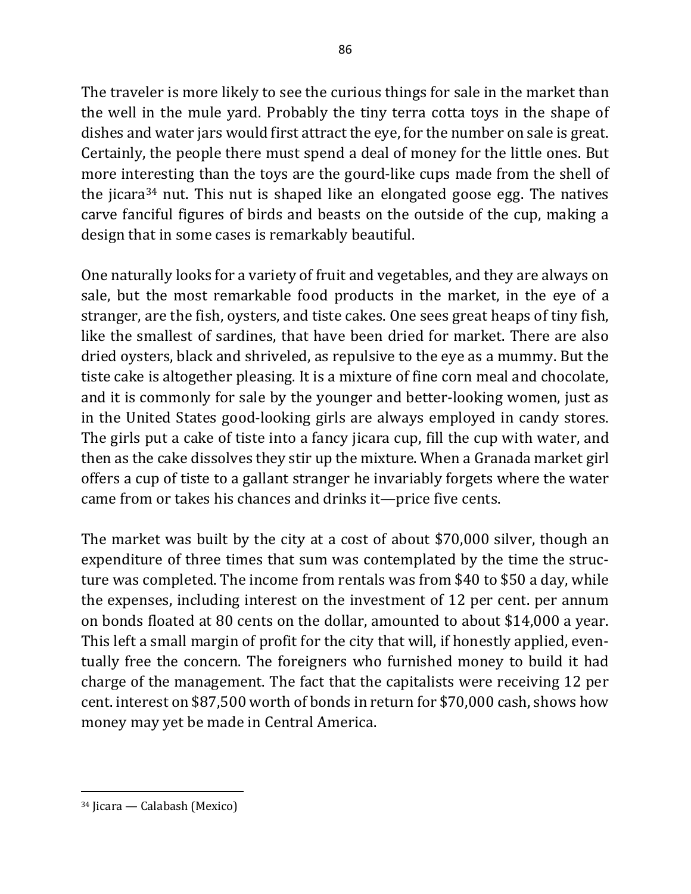The traveler is more likely to see the curious things for sale in the market than the well in the mule yard. Probably the tiny terra cotta toys in the shape of dishes and water jars would first attract the eye, for the number on sale is great. Certainly, the people there must spend a deal of money for the little ones. But more interesting than the toys are the gourd-like cups made from the shell of the jicara[34] nut. This nut is shaped like an elongated goose egg. The natives carve fanciful figures of birds and beasts on the outside of the cup, making a design that in some cases is remarkably beautiful.

One naturally looks for a variety of fruit and vegetables, and they are always on sale, but the most remarkable food products in the market, in the eye of a stranger, are the fish, oysters, and tiste cakes. One sees great heaps of tiny fish, like the smallest of sardines, that have been dried for market. There are also dried oysters, black and shriveled, as repulsive to the eye as a mummy. But the tiste cake is altogether pleasing. It is a mixture of fine corn meal and chocolate, and it is commonly for sale by the younger and better-looking women, just as in the United States good-looking girls are always employed in candy stores. The girls put a cake of tiste into a fancy jicara cup, fill the cup with water, and then as the cake dissolves they stir up the mixture. When a Granada market girl offers a cup of tiste to a gallant stranger he invariably forgets where the water came from or takes his chances and drinks it—price five cents.

The market was built by the city at a cost of about $70,000 silver, though an expenditure of three times that sum was contemplated by the time the structure was completed. The income from rentals was from $40 to $50 a day, while the expenses, including interest on the investment of 12 per cent. per annum on bonds floated at 80 cents on the dollar, amounted to about $14,000 a year. This left a small margin of profit for the city that will, if honestly applied, eventually free the concern. The foreigners who furnished money to build it had charge of the management. The fact that the capitalists were receiving 12 per cent. interest on $87,500 worth of bonds in return for $70,000 cash, shows how money may yet be made in Central America.

---

[34] Jicara — Calabash (Mexico)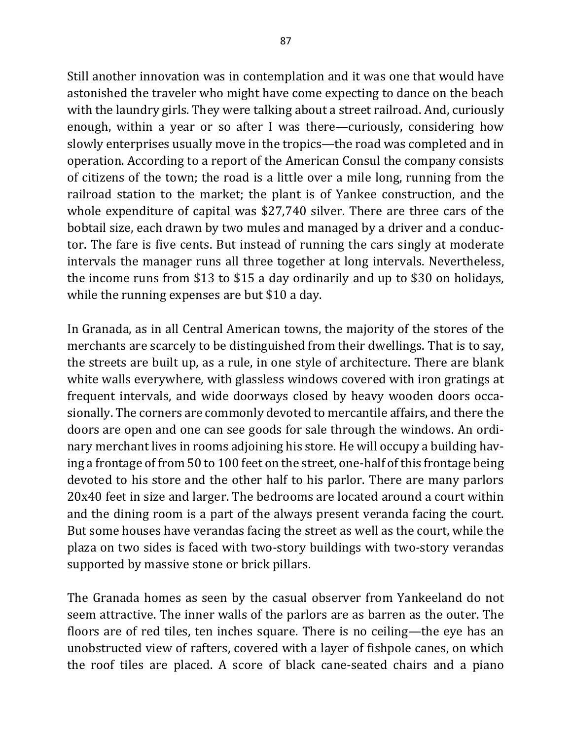Still another innovation was in contemplation and it was one that would have astonished the traveler who might have come expecting to dance on the beach with the laundry girls. They were talking about a street railroad. And, curiously enough, within a year or so after I was there—curiously, considering how slowly enterprises usually move in the tropics—the road was completed and in operation. According to a report of the American Consul the company consists of citizens of the town; the road is a little over a mile long, running from the railroad station to the market; the plant is of Yankee construction, and the whole expenditure of capital was $27,740 silver. There are three cars of the bobtail size, each drawn by two mules and managed by a driver and a conductor. The fare is five cents. But instead of running the cars singly at moderate intervals the manager runs all three together at long intervals. Nevertheless, the income runs from $13 to $15 a day ordinarily and up to $30 on holidays, while the running expenses are but $10 a day.

In Granada, as in all Central American towns, the majority of the stores of the merchants are scarcely to be distinguished from their dwellings. That is to say, the streets are built up, as a rule, in one style of architecture. There are blank white walls everywhere, with glassless windows covered with iron gratings at frequent intervals, and wide doorways closed by heavy wooden doors occasionally. The corners are commonly devoted to mercantile affairs, and there the doors are open and one can see goods for sale through the windows. An ordinary merchant lives in rooms adjoining his store. He will occupy a building having a frontage of from 50 to 100 feet on the street, one-half of this frontage being devoted to his store and the other half to his parlor. There are many parlors 20x40 feet in size and larger. The bedrooms are located around a court within and the dining room is a part of the always present veranda facing the court. But some houses have verandas facing the street as well as the court, while the plaza on two sides is faced with two-story buildings with two-story verandas supported by massive stone or brick pillars.

The Granada homes as seen by the casual observer from Yankeeland do not seem attractive. The inner walls of the parlors are as barren as the outer. The floors are of red tiles, ten inches square. There is no ceiling—the eye has an unobstructed view of rafters, covered with a layer of fishpole canes, on which the roof tiles are placed. A score of black cane-seated chairs and a piano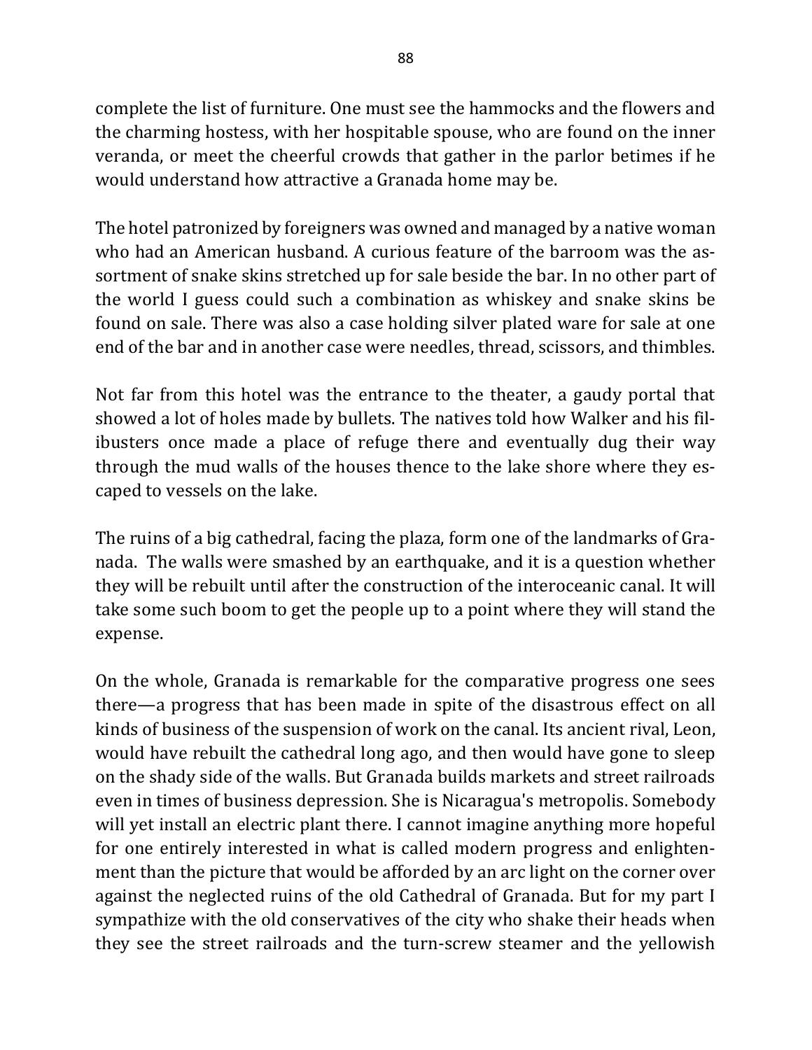complete the list of furniture. One must see the hammocks and the flowers and the charming hostess, with her hospitable spouse, who are found on the inner veranda, or meet the cheerful crowds that gather in the parlor betimes if he would understand how attractive a Granada home may be.

The hotel patronized by foreigners was owned and managed by a native woman who had an American husband. A curious feature of the barroom was the assortment of snake skins stretched up for sale beside the bar. In no other part of the world I guess could such a combination as whiskey and snake skins be found on sale. There was also a case holding silver plated ware for sale at one end of the bar and in another case were needles, thread, scissors, and thimbles.

Not far from this hotel was the entrance to the theater, a gaudy portal that showed a lot of holes made by bullets. The natives told how Walker and his filibusters once made a place of refuge there and eventually dug their way through the mud walls of the houses thence to the lake shore where they escaped to vessels on the lake.

The ruins of a big cathedral, facing the plaza, form one of the landmarks of Granada. The walls were smashed by an earthquake, and it is a question whether they will be rebuilt until after the construction of the interoceanic canal. It will take some such boom to get the people up to a point where they will stand the expense.

On the whole, Granada is remarkable for the comparative progress one sees there—a progress that has been made in spite of the disastrous effect on all kinds of business of the suspension of work on the canal. Its ancient rival, Leon, would have rebuilt the cathedral long ago, and then would have gone to sleep on the shady side of the walls. But Granada builds markets and street railroads even in times of business depression. She is Nicaragua's metropolis. Somebody will yet install an electric plant there. I cannot imagine anything more hopeful for one entirely interested in what is called modern progress and enlightenment than the picture that would be afforded by an arc light on the corner over against the neglected ruins of the old Cathedral of Granada. But for my part I sympathize with the old conservatives of the city who shake their heads when they see the street railroads and the turn-screw steamer and the yellowish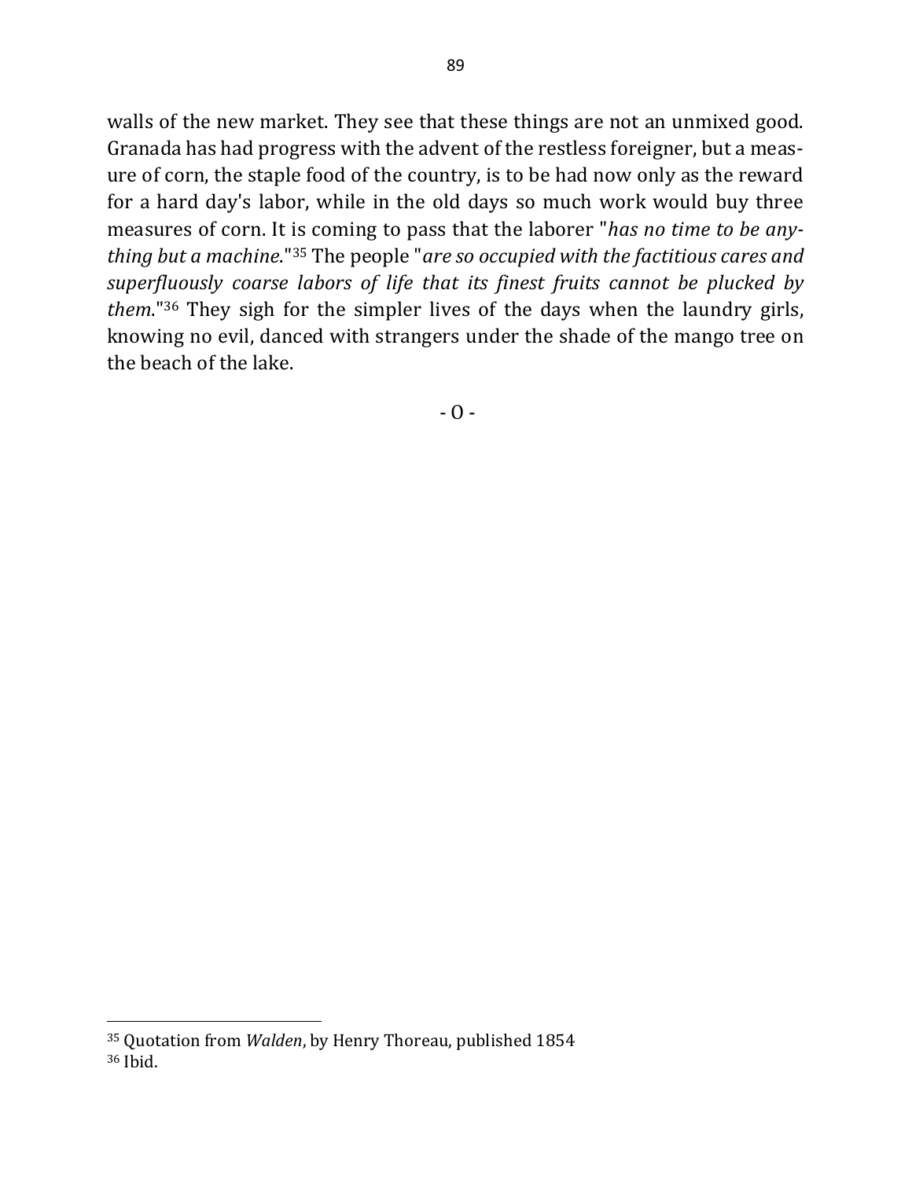walls of the new market. They see that these things are not an unmixed good. Granada has had progress with the advent of the restless foreigner, but a measure of corn, the staple food of the country, is to be had now only as the reward for a hard day's labor, while in the old days so much work would buy three measures of corn. It is coming to pass that the laborer "*has no time to be anything but a machine*."[35] The people "*are so occupied with the factitious cares and superfluously coarse labors of life that its finest fruits cannot be plucked by them*."[36] They sigh for the simpler lives of the days when the laundry girls, knowing no evil, danced with strangers under the shade of the mango tree on the beach of the lake.

- O -

---

[35] Quotation from *Walden*, by Henry Thoreau, published 1854

[36] Ibid.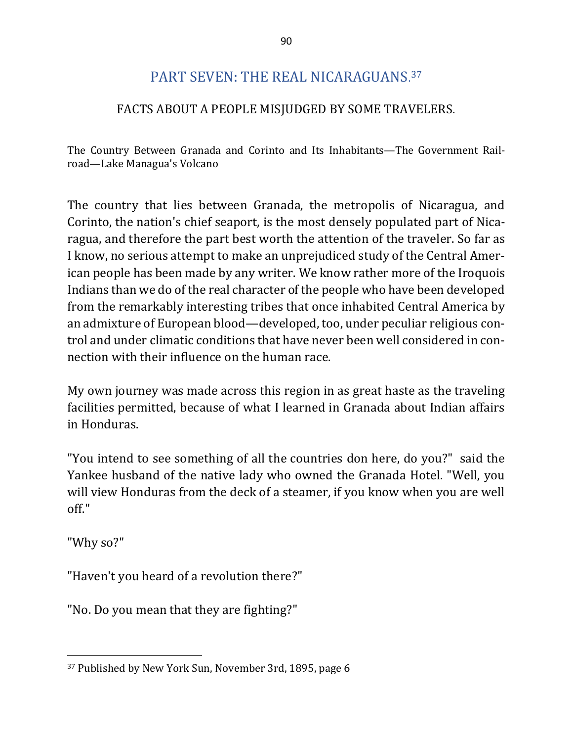## PART SEVEN: THE REAL NICARAGUANS.[37]

### FACTS ABOUT A PEOPLE MISJUDGED BY SOME TRAVELERS.

The Country Between Granada and Corinto and Its Inhabitants—The Government Railroad—Lake Managua's Volcano

The country that lies between Granada, the metropolis of Nicaragua, and Corinto, the nation's chief seaport, is the most densely populated part of Nicaragua, and therefore the part best worth the attention of the traveler. So far as I know, no serious attempt to make an unprejudiced study of the Central American people has been made by any writer. We know rather more of the Iroquois Indians than we do of the real character of the people who have been developed from the remarkably interesting tribes that once inhabited Central America by an admixture of European blood—developed, too, under peculiar religious control and under climatic conditions that have never been well considered in connection with their influence on the human race.

My own journey was made across this region in as great haste as the traveling facilities permitted, because of what I learned in Granada about Indian affairs in Honduras.

"You intend to see something of all the countries don here, do you?" said the Yankee husband of the native lady who owned the Granada Hotel. "Well, you will view Honduras from the deck of a steamer, if you know when you are well off."

"Why so?"

"Haven't you heard of a revolution there?"

"No. Do you mean that they are fighting?"

---

[37] Published by New York Sun, November 3rd, 1895, page 6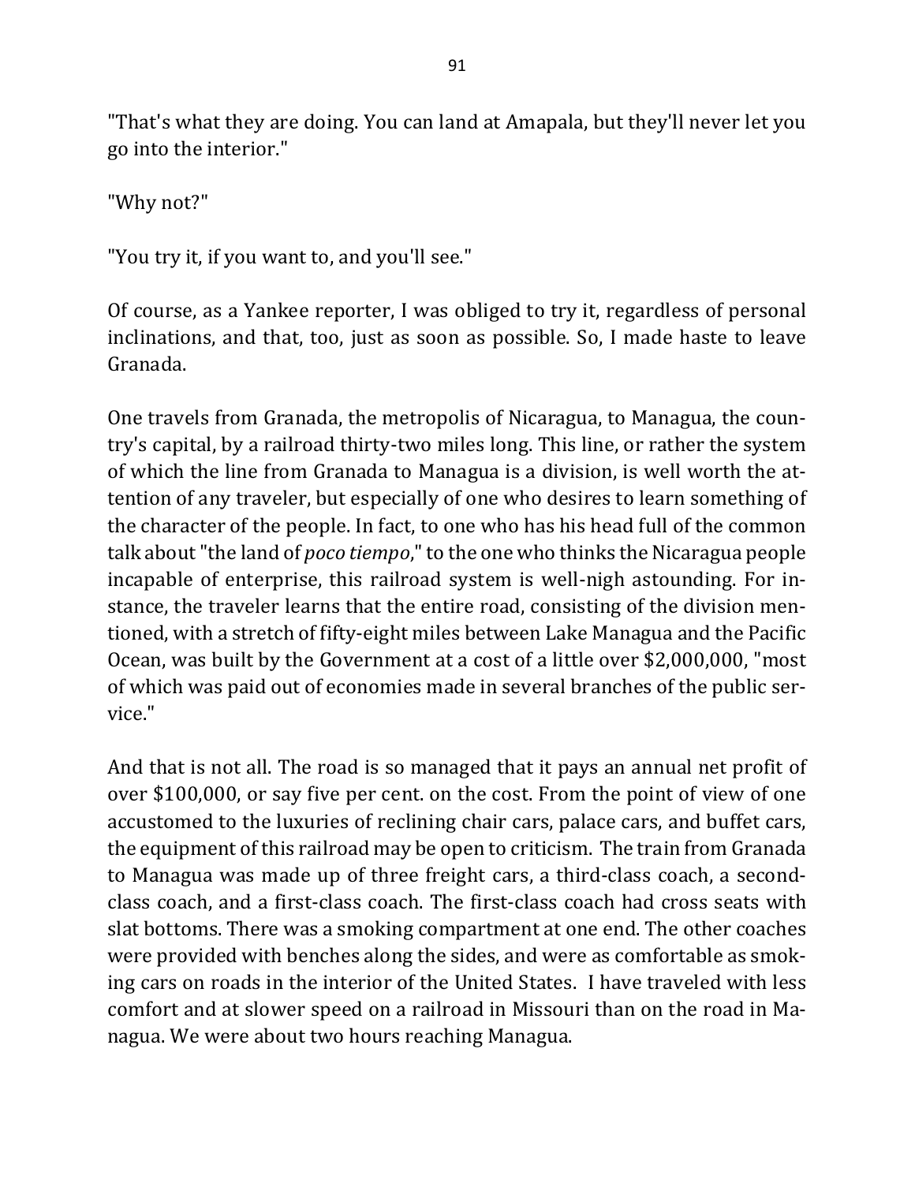"That's what they are doing. You can land at Amapala, but they'll never let you go into the interior."

"Why not?"

"You try it, if you want to, and you'll see."

Of course, as a Yankee reporter, I was obliged to try it, regardless of personal inclinations, and that, too, just as soon as possible. So, I made haste to leave Granada.

One travels from Granada, the metropolis of Nicaragua, to Managua, the country's capital, by a railroad thirty-two miles long. This line, or rather the system of which the line from Granada to Managua is a division, is well worth the attention of any traveler, but especially of one who desires to learn something of the character of the people. In fact, to one who has his head full of the common talk about "the land of *poco tiempo*," to the one who thinks the Nicaragua people incapable of enterprise, this railroad system is well-nigh astounding. For instance, the traveler learns that the entire road, consisting of the division mentioned, with a stretch of fifty-eight miles between Lake Managua and the Pacific Ocean, was built by the Government at a cost of a little over $2,000,000, "most of which was paid out of economies made in several branches of the public service."

And that is not all. The road is so managed that it pays an annual net profit of over $100,000, or say five per cent. on the cost. From the point of view of one accustomed to the luxuries of reclining chair cars, palace cars, and buffet cars, the equipment of this railroad may be open to criticism. The train from Granada to Managua was made up of three freight cars, a third-class coach, a second-class coach, and a first-class coach. The first-class coach had cross seats with slat bottoms. There was a smoking compartment at one end. The other coaches were provided with benches along the sides, and were as comfortable as smoking cars on roads in the interior of the United States. I have traveled with less comfort and at slower speed on a railroad in Missouri than on the road in Managua. We were about two hours reaching Managua.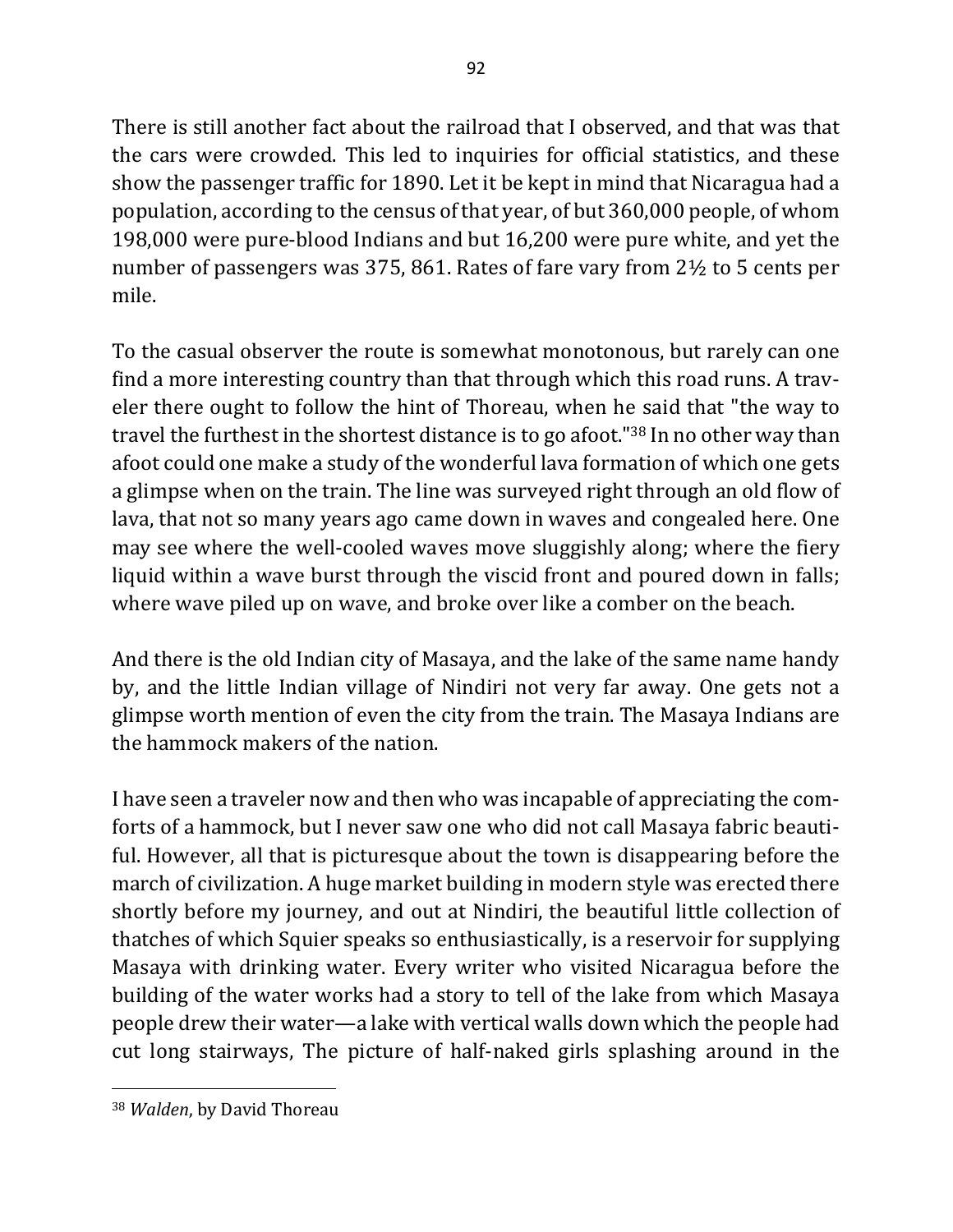There is still another fact about the railroad that I observed, and that was that the cars were crowded. This led to inquiries for official statistics, and these show the passenger traffic for 1890. Let it be kept in mind that Nicaragua had a population, according to the census of that year, of but 360,000 people, of whom 198,000 were pure-blood Indians and but 16,200 were pure white, and yet the number of passengers was 375, 861. Rates of fare vary from 2½ to 5 cents per mile.

To the casual observer the route is somewhat monotonous, but rarely can one find a more interesting country than that through which this road runs. A traveler there ought to follow the hint of Thoreau, when he said that "the way to travel the furthest in the shortest distance is to go afoot."[38] In no other way than afoot could one make a study of the wonderful lava formation of which one gets a glimpse when on the train. The line was surveyed right through an old flow of lava, that not so many years ago came down in waves and congealed here. One may see where the well-cooled waves move sluggishly along; where the fiery liquid within a wave burst through the viscid front and poured down in falls; where wave piled up on wave, and broke over like a comber on the beach.

And there is the old Indian city of Masaya, and the lake of the same name handy by, and the little Indian village of Nindiri not very far away. One gets not a glimpse worth mention of even the city from the train. The Masaya Indians are the hammock makers of the nation.

I have seen a traveler now and then who was incapable of appreciating the comforts of a hammock, but I never saw one who did not call Masaya fabric beautiful. However, all that is picturesque about the town is disappearing before the march of civilization. A huge market building in modern style was erected there shortly before my journey, and out at Nindiri, the beautiful little collection of thatches of which Squier speaks so enthusiastically, is a reservoir for supplying Masaya with drinking water. Every writer who visited Nicaragua before the building of the water works had a story to tell of the lake from which Masaya people drew their water—a lake with vertical walls down which the people had cut long stairways, The picture of half-naked girls splashing around in the

---

[38] *Walden*, by David Thoreau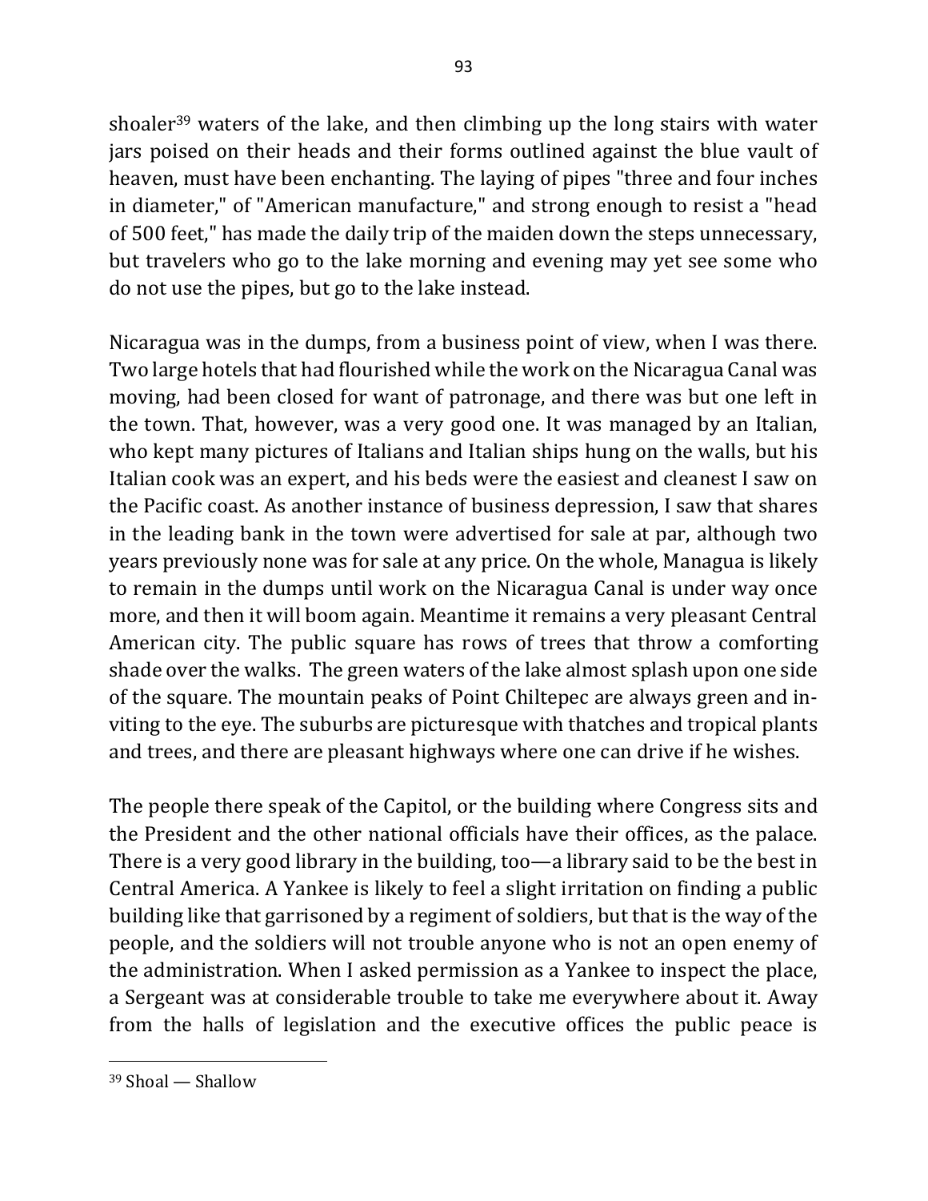shoaler[39] waters of the lake, and then climbing up the long stairs with water jars poised on their heads and their forms outlined against the blue vault of heaven, must have been enchanting. The laying of pipes "three and four inches in diameter," of "American manufacture," and strong enough to resist a "head of 500 feet," has made the daily trip of the maiden down the steps unnecessary, but travelers who go to the lake morning and evening may yet see some who do not use the pipes, but go to the lake instead.

Nicaragua was in the dumps, from a business point of view, when I was there. Two large hotels that had flourished while the work on the Nicaragua Canal was moving, had been closed for want of patronage, and there was but one left in the town. That, however, was a very good one. It was managed by an Italian, who kept many pictures of Italians and Italian ships hung on the walls, but his Italian cook was an expert, and his beds were the easiest and cleanest I saw on the Pacific coast. As another instance of business depression, I saw that shares in the leading bank in the town were advertised for sale at par, although two years previously none was for sale at any price. On the whole, Managua is likely to remain in the dumps until work on the Nicaragua Canal is under way once more, and then it will boom again. Meantime it remains a very pleasant Central American city. The public square has rows of trees that throw a comforting shade over the walks. The green waters of the lake almost splash upon one side of the square. The mountain peaks of Point Chiltepec are always green and inviting to the eye. The suburbs are picturesque with thatches and tropical plants and trees, and there are pleasant highways where one can drive if he wishes.

The people there speak of the Capitol, or the building where Congress sits and the President and the other national officials have their offices, as the palace. There is a very good library in the building, too—a library said to be the best in Central America. A Yankee is likely to feel a slight irritation on finding a public building like that garrisoned by a regiment of soldiers, but that is the way of the people, and the soldiers will not trouble anyone who is not an open enemy of the administration. When I asked permission as a Yankee to inspect the place, a Sergeant was at considerable trouble to take me everywhere about it. Away from the halls of legislation and the executive offices the public peace is

---

[39] Shoal — Shallow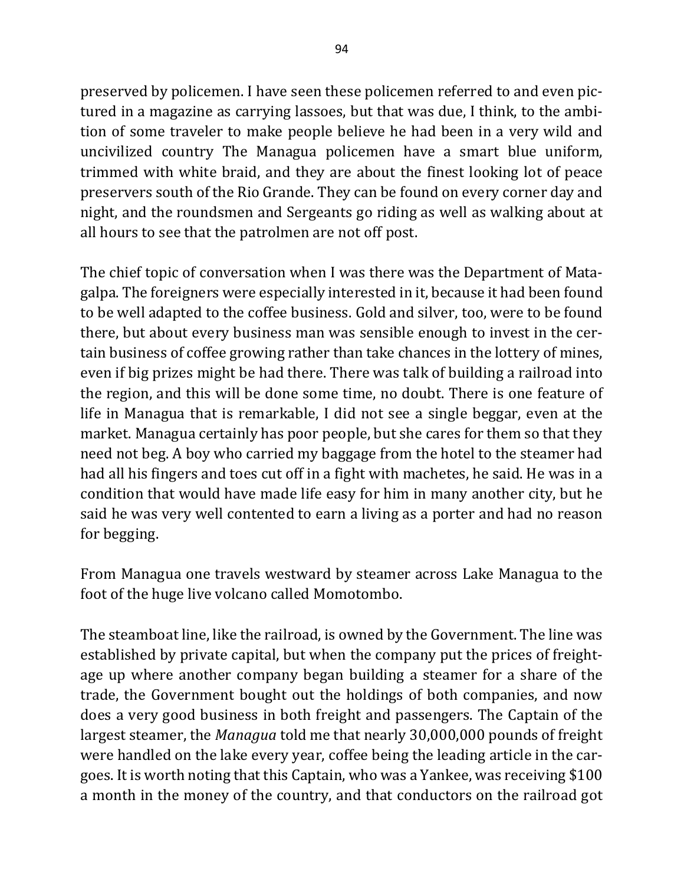preserved by policemen. I have seen these policemen referred to and even pictured in a magazine as carrying lassoes, but that was due, I think, to the ambition of some traveler to make people believe he had been in a very wild and uncivilized country The Managua policemen have a smart blue uniform, trimmed with white braid, and they are about the finest looking lot of peace preservers south of the Rio Grande. They can be found on every corner day and night, and the roundsmen and Sergeants go riding as well as walking about at all hours to see that the patrolmen are not off post.

The chief topic of conversation when I was there was the Department of Matagalpa. The foreigners were especially interested in it, because it had been found to be well adapted to the coffee business. Gold and silver, too, were to be found there, but about every business man was sensible enough to invest in the certain business of coffee growing rather than take chances in the lottery of mines, even if big prizes might be had there. There was talk of building a railroad into the region, and this will be done some time, no doubt. There is one feature of life in Managua that is remarkable, I did not see a single beggar, even at the market. Managua certainly has poor people, but she cares for them so that they need not beg. A boy who carried my baggage from the hotel to the steamer had had all his fingers and toes cut off in a fight with machetes, he said. He was in a condition that would have made life easy for him in many another city, but he said he was very well contented to earn a living as a porter and had no reason for begging.

From Managua one travels westward by steamer across Lake Managua to the foot of the huge live volcano called Momotombo.

The steamboat line, like the railroad, is owned by the Government. The line was established by private capital, but when the company put the prices of freightage up where another company began building a steamer for a share of the trade, the Government bought out the holdings of both companies, and now does a very good business in both freight and passengers. The Captain of the largest steamer, the *Managua* told me that nearly 30,000,000 pounds of freight were handled on the lake every year, coffee being the leading article in the cargoes. It is worth noting that this Captain, who was a Yankee, was receiving $100 a month in the money of the country, and that conductors on the railroad got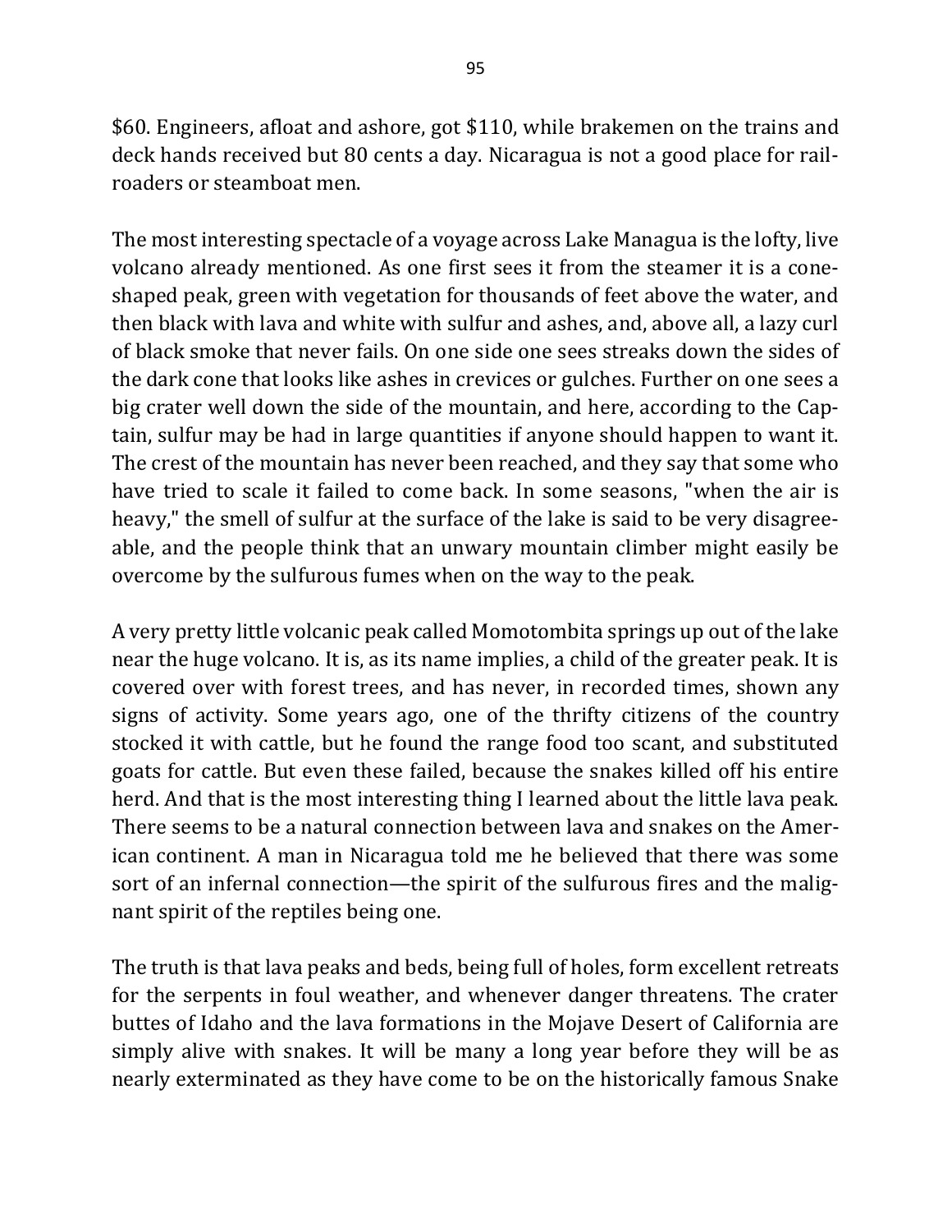$60. Engineers, afloat and ashore, got $110, while brakemen on the trains and deck hands received but 80 cents a day. Nicaragua is not a good place for railroaders or steamboat men.

The most interesting spectacle of a voyage across Lake Managua is the lofty, live volcano already mentioned. As one first sees it from the steamer it is a cone-shaped peak, green with vegetation for thousands of feet above the water, and then black with lava and white with sulfur and ashes, and, above all, a lazy curl of black smoke that never fails. On one side one sees streaks down the sides of the dark cone that looks like ashes in crevices or gulches. Further on one sees a big crater well down the side of the mountain, and here, according to the Captain, sulfur may be had in large quantities if anyone should happen to want it. The crest of the mountain has never been reached, and they say that some who have tried to scale it failed to come back. In some seasons, "when the air is heavy," the smell of sulfur at the surface of the lake is said to be very disagreeable, and the people think that an unwary mountain climber might easily be overcome by the sulfurous fumes when on the way to the peak.

A very pretty little volcanic peak called Momotombita springs up out of the lake near the huge volcano. It is, as its name implies, a child of the greater peak. It is covered over with forest trees, and has never, in recorded times, shown any signs of activity. Some years ago, one of the thrifty citizens of the country stocked it with cattle, but he found the range food too scant, and substituted goats for cattle. But even these failed, because the snakes killed off his entire herd. And that is the most interesting thing I learned about the little lava peak. There seems to be a natural connection between lava and snakes on the American continent. A man in Nicaragua told me he believed that there was some sort of an infernal connection—the spirit of the sulfurous fires and the malignant spirit of the reptiles being one.

The truth is that lava peaks and beds, being full of holes, form excellent retreats for the serpents in foul weather, and whenever danger threatens. The crater buttes of Idaho and the lava formations in the Mojave Desert of California are simply alive with snakes. It will be many a long year before they will be as nearly exterminated as they have come to be on the historically famous Snake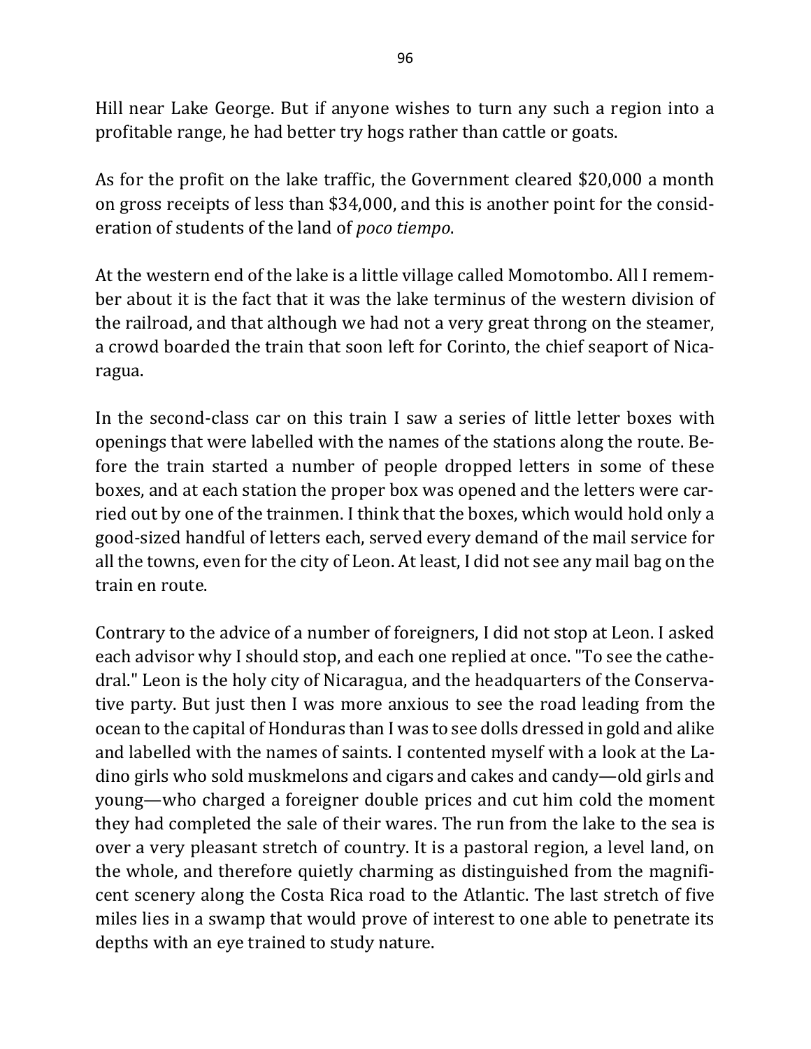Hill near Lake George. But if anyone wishes to turn any such a region into a profitable range, he had better try hogs rather than cattle or goats.

As for the profit on the lake traffic, the Government cleared $20,000 a month on gross receipts of less than $34,000, and this is another point for the consideration of students of the land of *poco tiempo*.

At the western end of the lake is a little village called Momotombo. All I remember about it is the fact that it was the lake terminus of the western division of the railroad, and that although we had not a very great throng on the steamer, a crowd boarded the train that soon left for Corinto, the chief seaport of Nicaragua.

In the second-class car on this train I saw a series of little letter boxes with openings that were labelled with the names of the stations along the route. Before the train started a number of people dropped letters in some of these boxes, and at each station the proper box was opened and the letters were carried out by one of the trainmen. I think that the boxes, which would hold only a good-sized handful of letters each, served every demand of the mail service for all the towns, even for the city of Leon. At least, I did not see any mail bag on the train en route.

Contrary to the advice of a number of foreigners, I did not stop at Leon. I asked each advisor why I should stop, and each one replied at once. "To see the cathedral." Leon is the holy city of Nicaragua, and the headquarters of the Conservative party. But just then I was more anxious to see the road leading from the ocean to the capital of Honduras than I was to see dolls dressed in gold and alike and labelled with the names of saints. I contented myself with a look at the Ladino girls who sold muskmelons and cigars and cakes and candy—old girls and young—who charged a foreigner double prices and cut him cold the moment they had completed the sale of their wares. The run from the lake to the sea is over a very pleasant stretch of country. It is a pastoral region, a level land, on the whole, and therefore quietly charming as distinguished from the magnificent scenery along the Costa Rica road to the Atlantic. The last stretch of five miles lies in a swamp that would prove of interest to one able to penetrate its depths with an eye trained to study nature.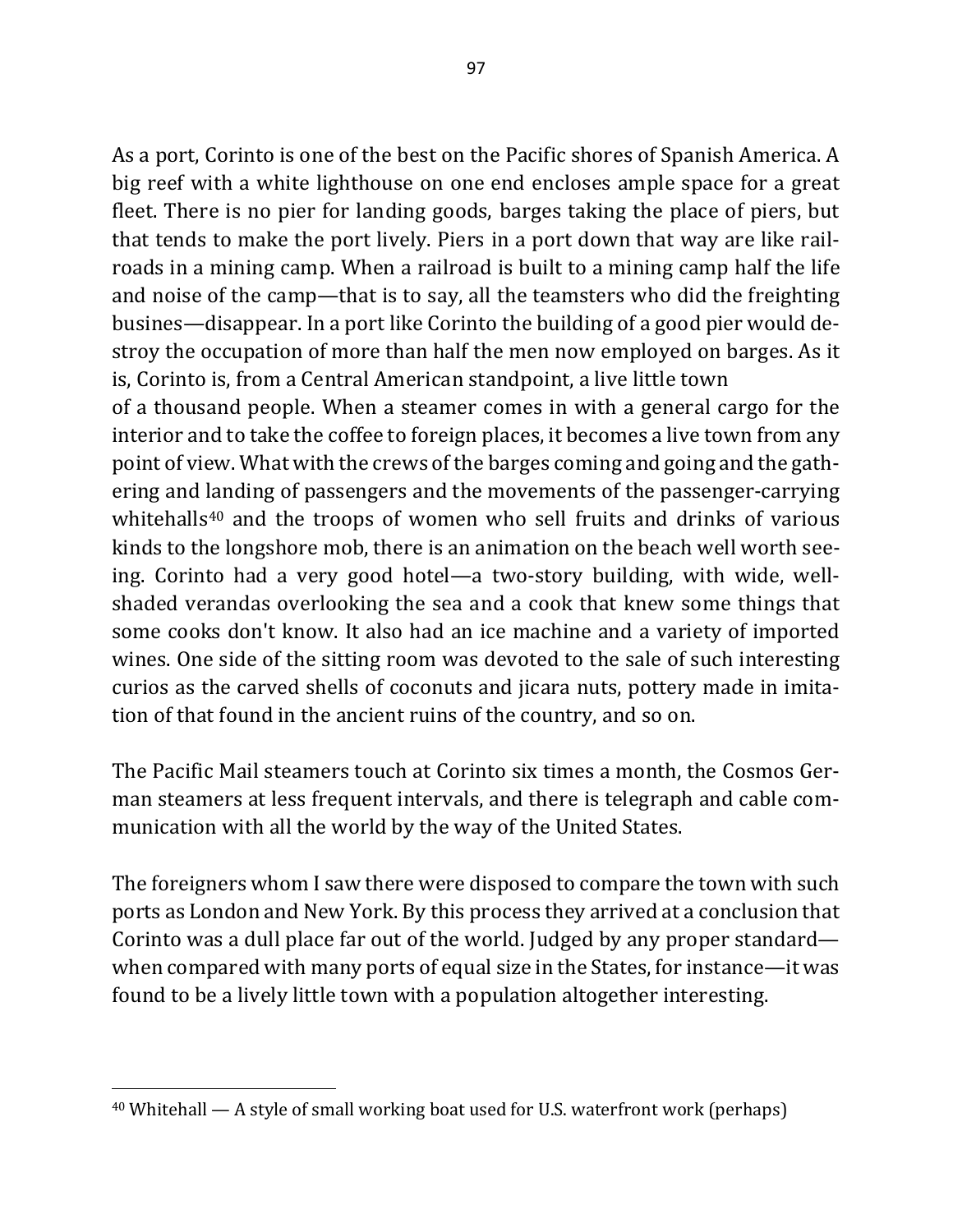As a port, Corinto is one of the best on the Pacific shores of Spanish America. A big reef with a white lighthouse on one end encloses ample space for a great fleet. There is no pier for landing goods, barges taking the place of piers, but that tends to make the port lively. Piers in a port down that way are like railroads in a mining camp. When a railroad is built to a mining camp half the life and noise of the camp—that is to say, all the teamsters who did the freighting busines—disappear. In a port like Corinto the building of a good pier would destroy the occupation of more than half the men now employed on barges. As it is, Corinto is, from a Central American standpoint, a live little town of a thousand people. When a steamer comes in with a general cargo for the interior and to take the coffee to foreign places, it becomes a live town from any point of view. What with the crews of the barges coming and going and the gathering and landing of passengers and the movements of the passenger-carrying whitehalls[40] and the troops of women who sell fruits and drinks of various kinds to the longshore mob, there is an animation on the beach well worth seeing. Corinto had a very good hotel—a two-story building, with wide, well-shaded verandas overlooking the sea and a cook that knew some things that some cooks don't know. It also had an ice machine and a variety of imported wines. One side of the sitting room was devoted to the sale of such interesting curios as the carved shells of coconuts and jicara nuts, pottery made in imitation of that found in the ancient ruins of the country, and so on.

The Pacific Mail steamers touch at Corinto six times a month, the Cosmos German steamers at less frequent intervals, and there is telegraph and cable communication with all the world by the way of the United States.

The foreigners whom I saw there were disposed to compare the town with such ports as London and New York. By this process they arrived at a conclusion that Corinto was a dull place far out of the world. Judged by any proper standard—when compared with many ports of equal size in the States, for instance—it was found to be a lively little town with a population altogether interesting.

---

[40] Whitehall — A style of small working boat used for U.S. waterfront work (perhaps)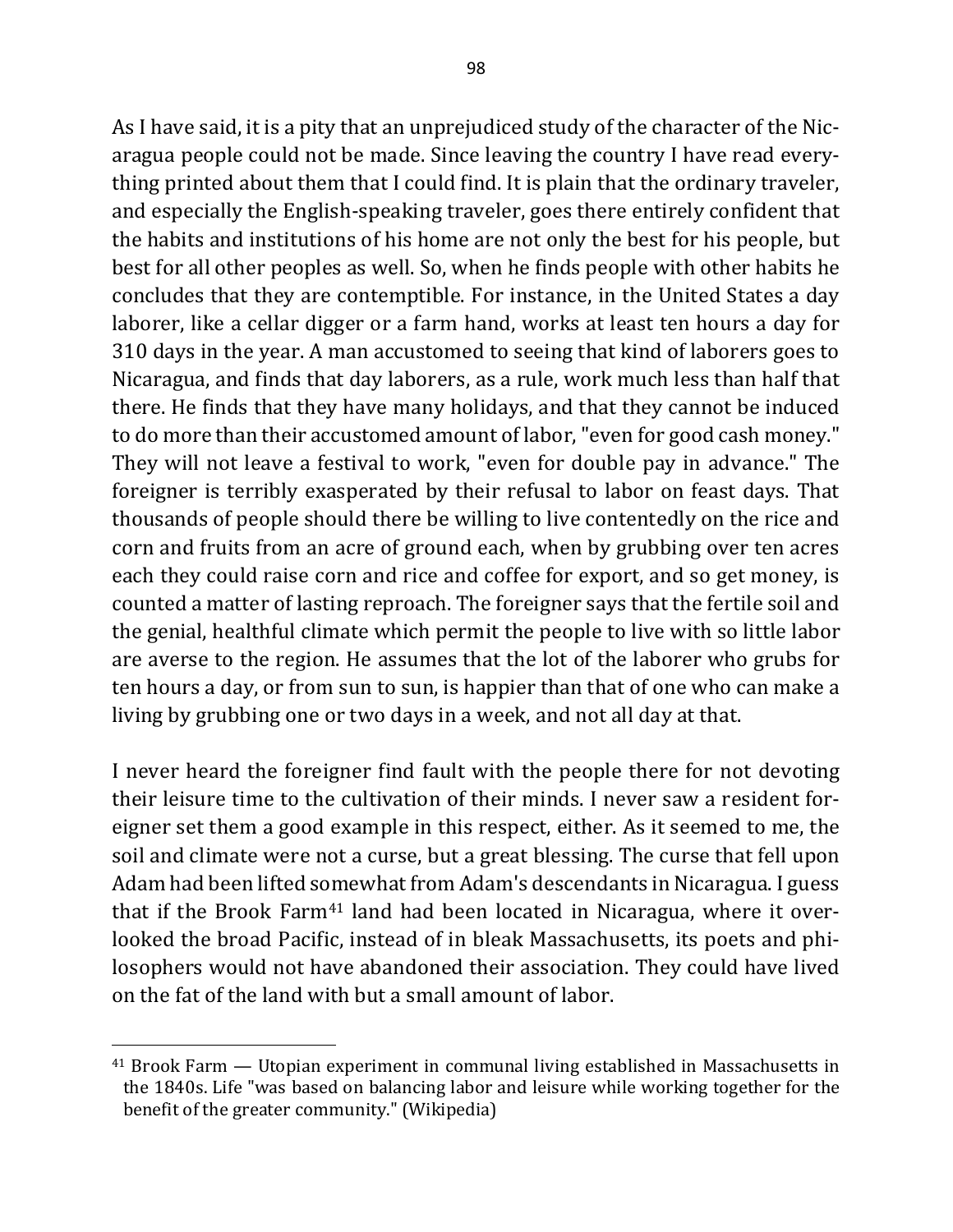As I have said, it is a pity that an unprejudiced study of the character of the Nicaragua people could not be made. Since leaving the country I have read everything printed about them that I could find. It is plain that the ordinary traveler, and especially the English-speaking traveler, goes there entirely confident that the habits and institutions of his home are not only the best for his people, but best for all other peoples as well. So, when he finds people with other habits he concludes that they are contemptible. For instance, in the United States a day laborer, like a cellar digger or a farm hand, works at least ten hours a day for 310 days in the year. A man accustomed to seeing that kind of laborers goes to Nicaragua, and finds that day laborers, as a rule, work much less than half that there. He finds that they have many holidays, and that they cannot be induced to do more than their accustomed amount of labor, "even for good cash money." They will not leave a festival to work, "even for double pay in advance." The foreigner is terribly exasperated by their refusal to labor on feast days. That thousands of people should there be willing to live contentedly on the rice and corn and fruits from an acre of ground each, when by grubbing over ten acres each they could raise corn and rice and coffee for export, and so get money, is counted a matter of lasting reproach. The foreigner says that the fertile soil and the genial, healthful climate which permit the people to live with so little labor are averse to the region. He assumes that the lot of the laborer who grubs for ten hours a day, or from sun to sun, is happier than that of one who can make a living by grubbing one or two days in a week, and not all day at that.

I never heard the foreigner find fault with the people there for not devoting their leisure time to the cultivation of their minds. I never saw a resident foreigner set them a good example in this respect, either. As it seemed to me, the soil and climate were not a curse, but a great blessing. The curse that fell upon Adam had been lifted somewhat from Adam's descendants in Nicaragua. I guess that if the Brook Farm[41] land had been located in Nicaragua, where it overlooked the broad Pacific, instead of in bleak Massachusetts, its poets and philosophers would not have abandoned their association. They could have lived on the fat of the land with but a small amount of labor.

---

[41] Brook Farm — Utopian experiment in communal living established in Massachusetts in the 1840s. Life "was based on balancing labor and leisure while working together for the benefit of the greater community." (Wikipedia)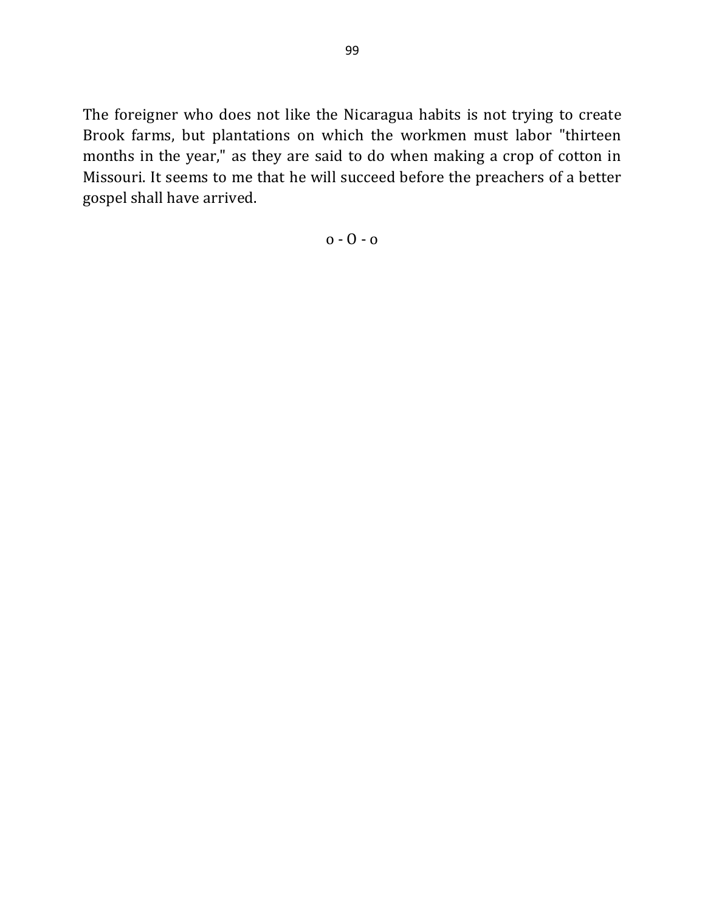The foreigner who does not like the Nicaragua habits is not trying to create Brook farms, but plantations on which the workmen must labor "thirteen months in the year," as they are said to do when making a crop of cotton in Missouri. It seems to me that he will succeed before the preachers of a better gospel shall have arrived.

o - O - o